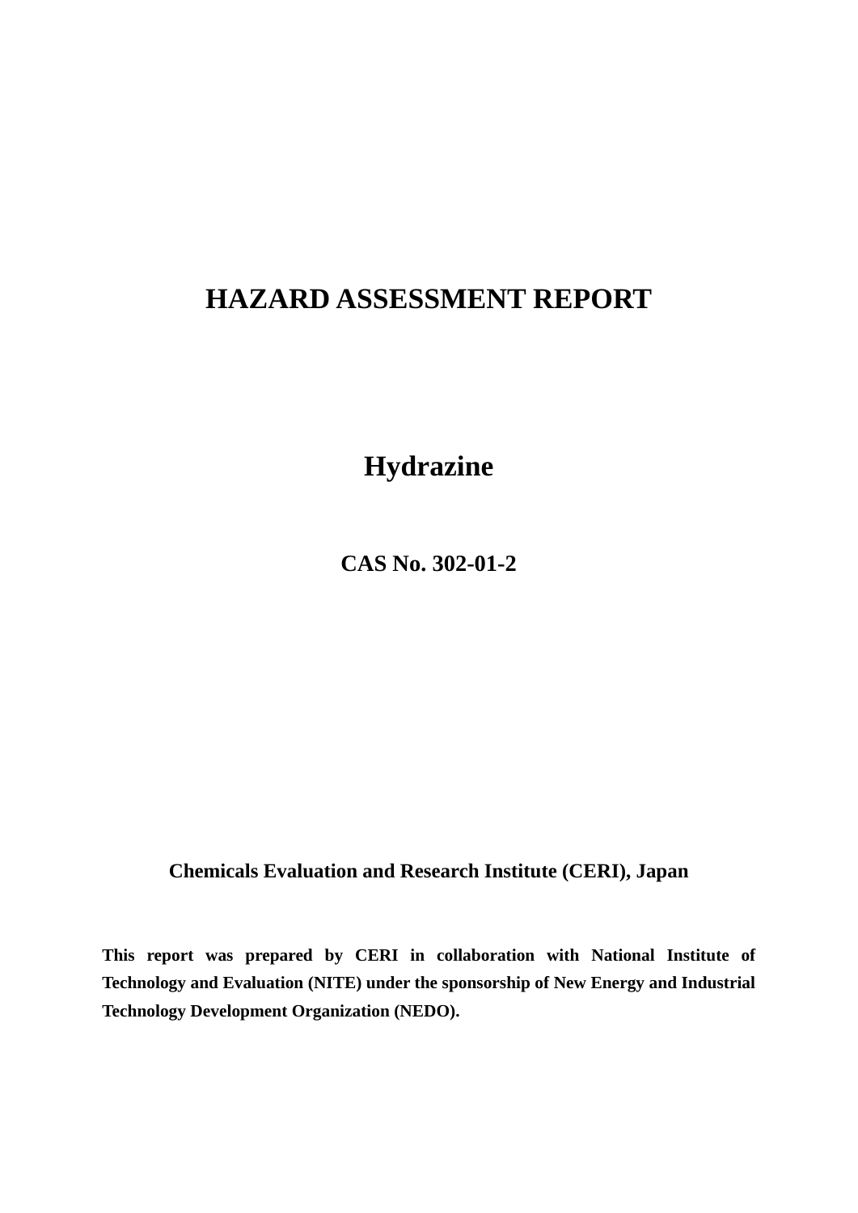# HAZARD ASSESSMENT REPORT

## Hydrazine

### CAS No. 302-01-2

**Chemicals Evaluation and Research Institute (CERI), Japan**

**This report was prepared by CERI in collaboration with National Institute of Technology and Evaluation (NITE) under the sponsorship of New Energy and Industrial Technology Development Organization (NEDO).**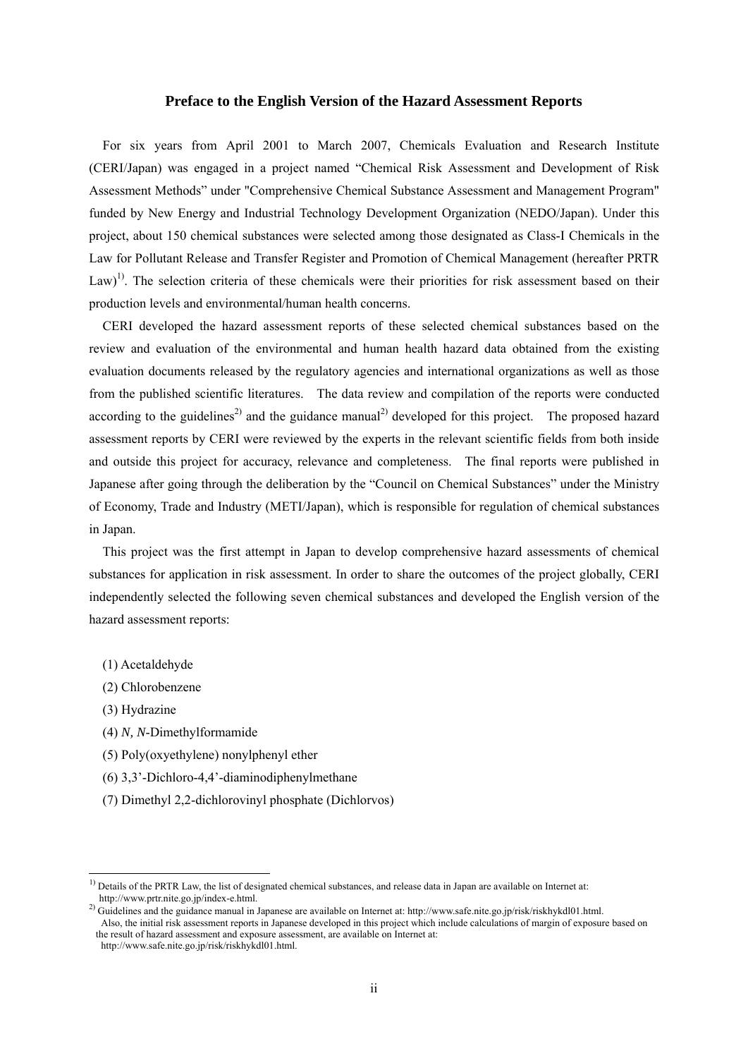## Preface to the English Version of the Hazard Assessment Reports

For six years from April 2001 to March 2007, Chemicals Evaluation and Research Institute (CERI/Japan) was engaged in a project named "Chemical Risk Assessment and Development of Risk Assessment Methods" under "Comprehensive Chemical Substance Assessment and Management Program" funded by New Energy and Industrial Technology Development Organization (NEDO/Japan). Under this project, about 150 chemical substances were selected among those designated as Class-I Chemicals in the Law for Pollutant Release and Transfer Register and Promotion of Chemical Management (hereafter PRTR Law)[1)]. The selection criteria of these chemicals were their priorities for risk assessment based on their production levels and environmental/human health concerns.

CERI developed the hazard assessment reports of these selected chemical substances based on the review and evaluation of the environmental and human health hazard data obtained from the existing evaluation documents released by the regulatory agencies and international organizations as well as those from the published scientific literatures. The data review and compilation of the reports were conducted according to the guidelines[2)] and the guidance manual[2)] developed for this project. The proposed hazard assessment reports by CERI were reviewed by the experts in the relevant scientific fields from both inside and outside this project for accuracy, relevance and completeness. The final reports were published in Japanese after going through the deliberation by the "Council on Chemical Substances" under the Ministry of Economy, Trade and Industry (METI/Japan), which is responsible for regulation of chemical substances in Japan.

This project was the first attempt in Japan to develop comprehensive hazard assessments of chemical substances for application in risk assessment. In order to share the outcomes of the project globally, CERI independently selected the following seven chemical substances and developed the English version of the hazard assessment reports:

(1) Acetaldehyde
(2) Chlorobenzene
(3) Hydrazine
(4) *N, N*-Dimethylformamide
(5) Poly(oxyethylene) nonylphenyl ether
(6) 3,3'-Dichloro-4,4'-diaminodiphenylmethane
(7) Dimethyl 2,2-dichlorovinyl phosphate (Dichlorvos)

---

1) Details of the PRTR Law, the list of designated chemical substances, and release data in Japan are available on Internet at: http://www.prtr.nite.go.jp/index-e.html.

2) Guidelines and the guidance manual in Japanese are available on Internet at: http://www.safe.nite.go.jp/risk/riskhykdl01.html. Also, the initial risk assessment reports in Japanese developed in this project which include calculations of margin of exposure based on the result of hazard assessment and exposure assessment, are available on Internet at: http://www.safe.nite.go.jp/risk/riskhykdl01.html.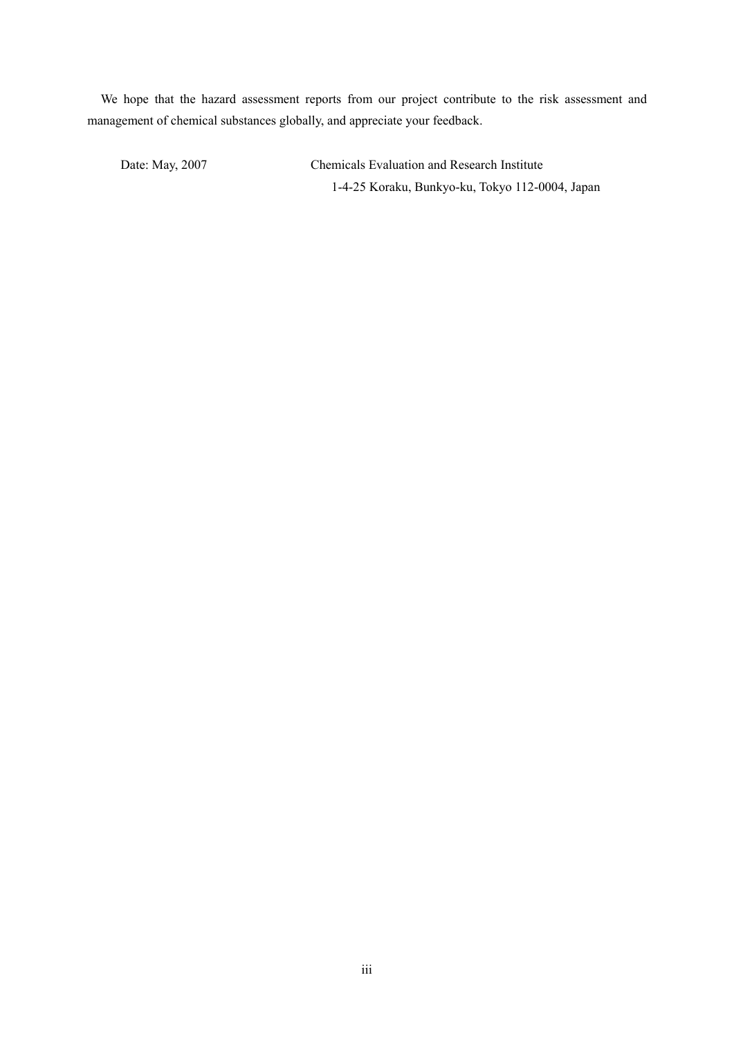We hope that the hazard assessment reports from our project contribute to the risk assessment and management of chemical substances globally, and appreciate your feedback.

Date: May, 2007

Chemicals Evaluation and Research Institute
1-4-25 Koraku, Bunkyo-ku, Tokyo 112-0004, Japan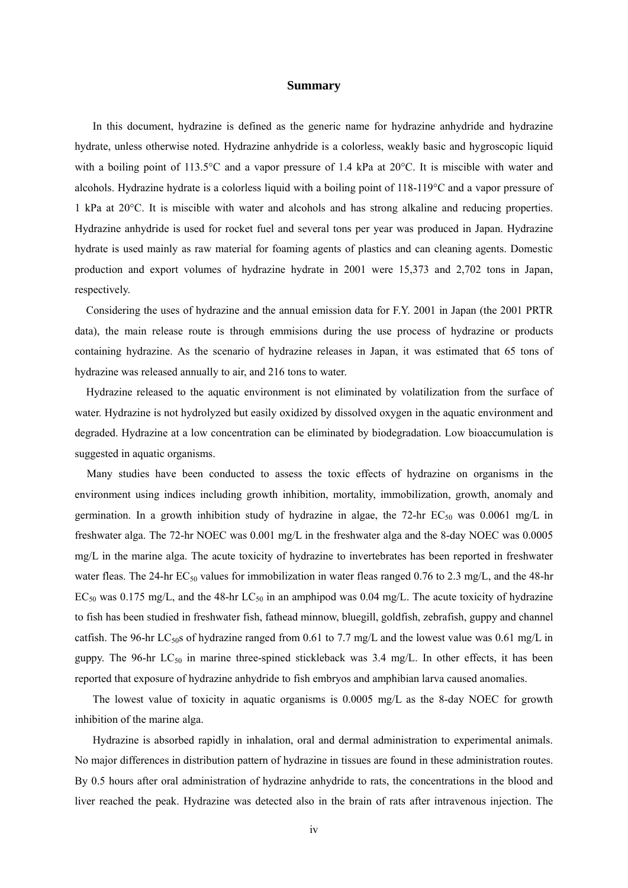## Summary

In this document, hydrazine is defined as the generic name for hydrazine anhydride and hydrazine hydrate, unless otherwise noted. Hydrazine anhydride is a colorless, weakly basic and hygroscopic liquid with a boiling point of 113.5°C and a vapor pressure of 1.4 kPa at 20°C. It is miscible with water and alcohols. Hydrazine hydrate is a colorless liquid with a boiling point of 118-119°C and a vapor pressure of 1 kPa at 20°C. It is miscible with water and alcohols and has strong alkaline and reducing properties. Hydrazine anhydride is used for rocket fuel and several tons per year was produced in Japan. Hydrazine hydrate is used mainly as raw material for foaming agents of plastics and can cleaning agents. Domestic production and export volumes of hydrazine hydrate in 2001 were 15,373 and 2,702 tons in Japan, respectively.

Considering the uses of hydrazine and the annual emission data for F.Y. 2001 in Japan (the 2001 PRTR data), the main release route is through emmisions during the use process of hydrazine or products containing hydrazine. As the scenario of hydrazine releases in Japan, it was estimated that 65 tons of hydrazine was released annually to air, and 216 tons to water.

Hydrazine released to the aquatic environment is not eliminated by volatilization from the surface of water. Hydrazine is not hydrolyzed but easily oxidized by dissolved oxygen in the aquatic environment and degraded. Hydrazine at a low concentration can be eliminated by biodegradation. Low bioaccumulation is suggested in aquatic organisms.

Many studies have been conducted to assess the toxic effects of hydrazine on organisms in the environment using indices including growth inhibition, mortality, immobilization, growth, anomaly and germination. In a growth inhibition study of hydrazine in algae, the 72-hr $EC_{50}$ was 0.0061 mg/L in freshwater alga. The 72-hr NOEC was 0.001 mg/L in the freshwater alga and the 8-day NOEC was 0.0005 mg/L in the marine alga. The acute toxicity of hydrazine to invertebrates has been reported in freshwater water fleas. The 24-hr $EC_{50}$ values for immobilization in water fleas ranged 0.76 to 2.3 mg/L, and the 48-hr $EC_{50}$ was 0.175 mg/L, and the 48-hr $LC_{50}$ in an amphipod was 0.04 mg/L. The acute toxicity of hydrazine to fish has been studied in freshwater fish, fathead minnow, bluegill, goldfish, zebrafish, guppy and channel catfish. The 96-hr $LC_{50}$s of hydrazine ranged from 0.61 to 7.7 mg/L and the lowest value was 0.61 mg/L in guppy. The 96-hr $LC_{50}$ in marine three-spined stickleback was 3.4 mg/L. In other effects, it has been reported that exposure of hydrazine anhydride to fish embryos and amphibian larva caused anomalies.

The lowest value of toxicity in aquatic organisms is 0.0005 mg/L as the 8-day NOEC for growth inhibition of the marine alga.

Hydrazine is absorbed rapidly in inhalation, oral and dermal administration to experimental animals. No major differences in distribution pattern of hydrazine in tissues are found in these administration routes. By 0.5 hours after oral administration of hydrazine anhydride to rats, the concentrations in the blood and liver reached the peak. Hydrazine was detected also in the brain of rats after intravenous injection. The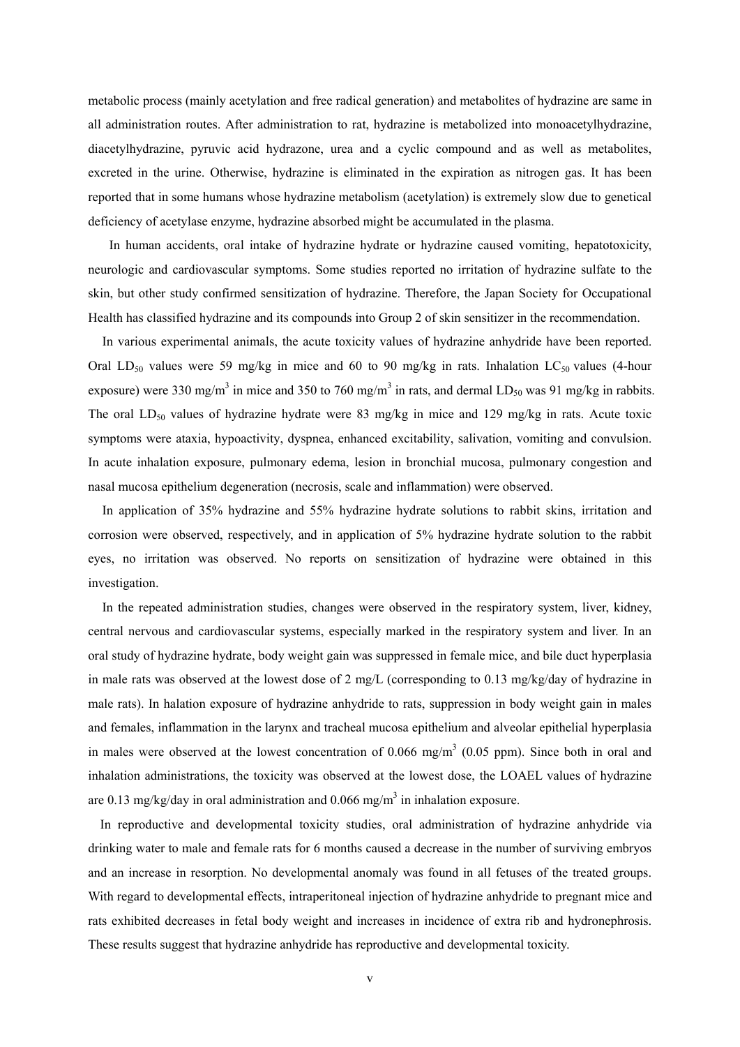metabolic process (mainly acetylation and free radical generation) and metabolites of hydrazine are same in all administration routes. After administration to rat, hydrazine is metabolized into monoacetylhydrazine, diacetylhydrazine, pyruvic acid hydrazone, urea and a cyclic compound and as well as metabolites, excreted in the urine. Otherwise, hydrazine is eliminated in the expiration as nitrogen gas. It has been reported that in some humans whose hydrazine metabolism (acetylation) is extremely slow due to genetical deficiency of acetylase enzyme, hydrazine absorbed might be accumulated in the plasma.

In human accidents, oral intake of hydrazine hydrate or hydrazine caused vomiting, hepatotoxicity, neurologic and cardiovascular symptoms. Some studies reported no irritation of hydrazine sulfate to the skin, but other study confirmed sensitization of hydrazine. Therefore, the Japan Society for Occupational Health has classified hydrazine and its compounds into Group 2 of skin sensitizer in the recommendation.

In various experimental animals, the acute toxicity values of hydrazine anhydride have been reported. Oral $LD_{50}$ values were 59 mg/kg in mice and 60 to 90 mg/kg in rats. Inhalation $LC_{50}$ values (4-hour exposure) were 330 mg/m$^3$ in mice and 350 to 760 mg/m$^3$ in rats, and dermal $LD_{50}$ was 91 mg/kg in rabbits. The oral $LD_{50}$ values of hydrazine hydrate were 83 mg/kg in mice and 129 mg/kg in rats. Acute toxic symptoms were ataxia, hypoactivity, dyspnea, enhanced excitability, salivation, vomiting and convulsion. In acute inhalation exposure, pulmonary edema, lesion in bronchial mucosa, pulmonary congestion and nasal mucosa epithelium degeneration (necrosis, scale and inflammation) were observed.

In application of 35% hydrazine and 55% hydrazine hydrate solutions to rabbit skins, irritation and corrosion were observed, respectively, and in application of 5% hydrazine hydrate solution to the rabbit eyes, no irritation was observed. No reports on sensitization of hydrazine were obtained in this investigation.

In the repeated administration studies, changes were observed in the respiratory system, liver, kidney, central nervous and cardiovascular systems, especially marked in the respiratory system and liver. In an oral study of hydrazine hydrate, body weight gain was suppressed in female mice, and bile duct hyperplasia in male rats was observed at the lowest dose of 2 mg/L (corresponding to 0.13 mg/kg/day of hydrazine in male rats). In halation exposure of hydrazine anhydride to rats, suppression in body weight gain in males and females, inflammation in the larynx and tracheal mucosa epithelium and alveolar epithelial hyperplasia in males were observed at the lowest concentration of 0.066 mg/m$^3$ (0.05 ppm). Since both in oral and inhalation administrations, the toxicity was observed at the lowest dose, the LOAEL values of hydrazine are 0.13 mg/kg/day in oral administration and 0.066 mg/m$^3$ in inhalation exposure.

In reproductive and developmental toxicity studies, oral administration of hydrazine anhydride via drinking water to male and female rats for 6 months caused a decrease in the number of surviving embryos and an increase in resorption. No developmental anomaly was found in all fetuses of the treated groups. With regard to developmental effects, intraperitoneal injection of hydrazine anhydride to pregnant mice and rats exhibited decreases in fetal body weight and increases in incidence of extra rib and hydronephrosis. These results suggest that hydrazine anhydride has reproductive and developmental toxicity.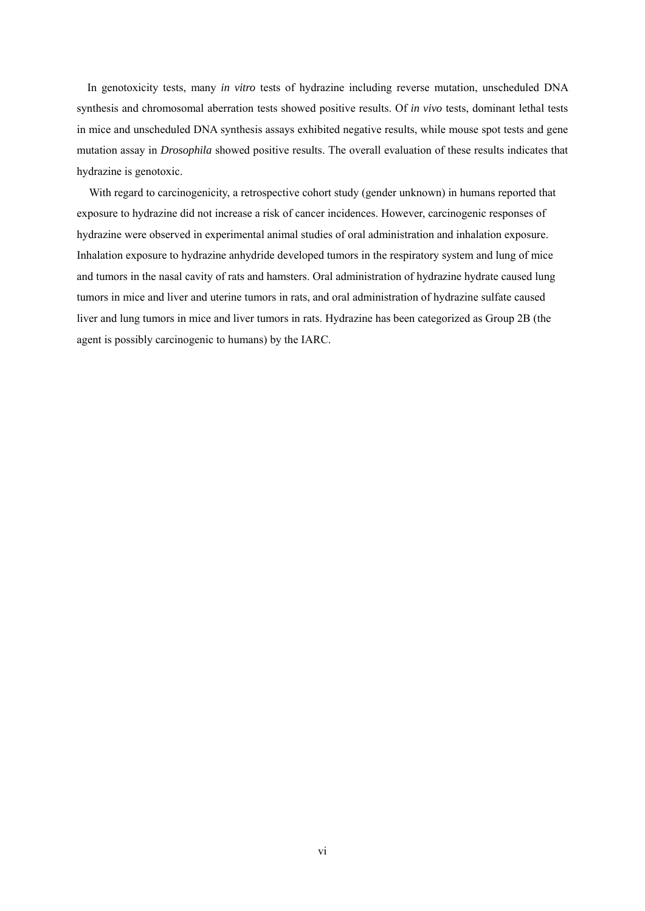In genotoxicity tests, many *in vitro* tests of hydrazine including reverse mutation, unscheduled DNA synthesis and chromosomal aberration tests showed positive results. Of *in vivo* tests, dominant lethal tests in mice and unscheduled DNA synthesis assays exhibited negative results, while mouse spot tests and gene mutation assay in *Drosophila* showed positive results. The overall evaluation of these results indicates that hydrazine is genotoxic.

With regard to carcinogenicity, a retrospective cohort study (gender unknown) in humans reported that exposure to hydrazine did not increase a risk of cancer incidences. However, carcinogenic responses of hydrazine were observed in experimental animal studies of oral administration and inhalation exposure. Inhalation exposure to hydrazine anhydride developed tumors in the respiratory system and lung of mice and tumors in the nasal cavity of rats and hamsters. Oral administration of hydrazine hydrate caused lung tumors in mice and liver and uterine tumors in rats, and oral administration of hydrazine sulfate caused liver and lung tumors in mice and liver tumors in rats. Hydrazine has been categorized as Group 2B (the agent is possibly carcinogenic to humans) by the IARC.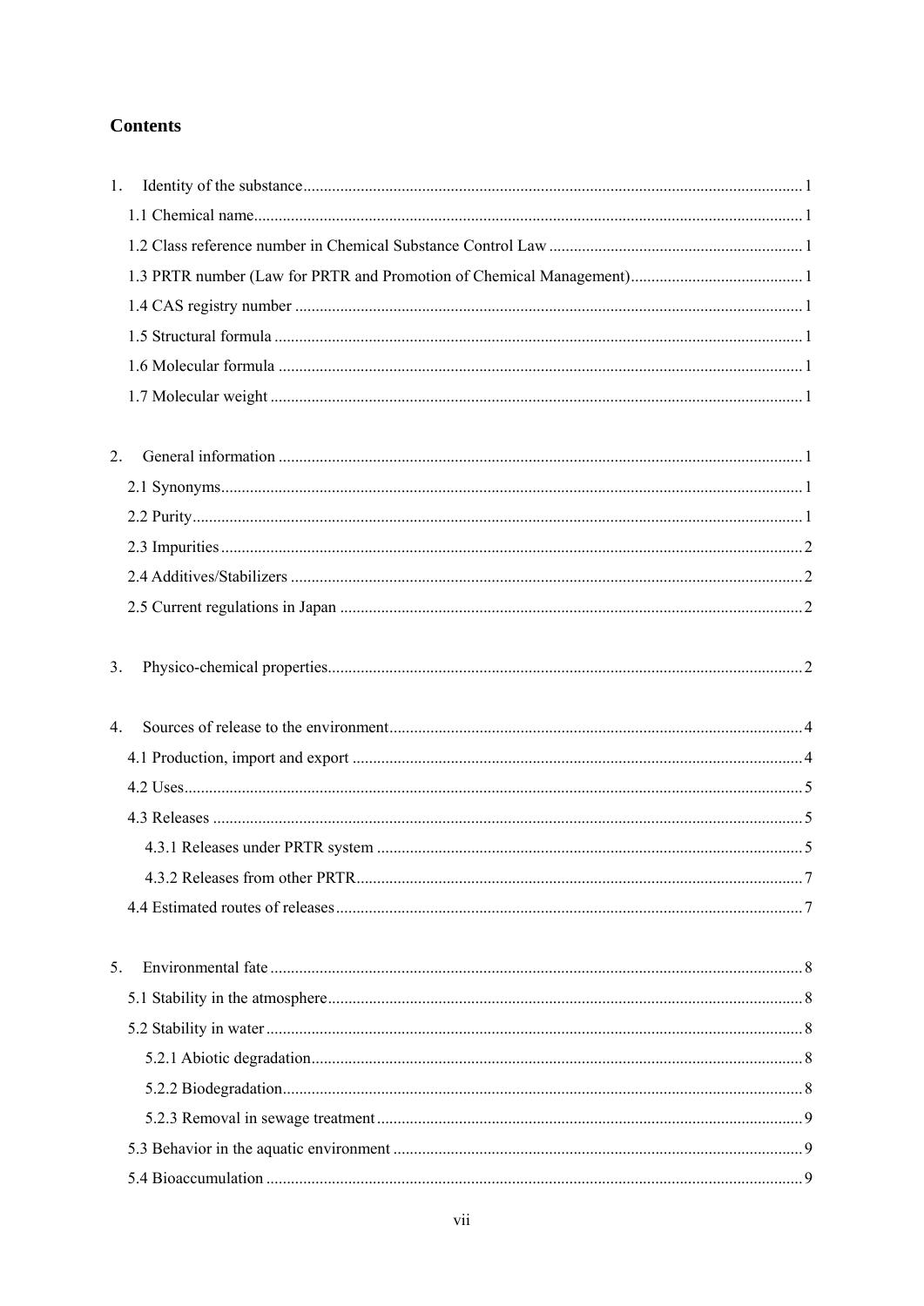## Contents

1. Identity of the substance ........................................................................................................................ 1
   - 1.1 Chemical name ................................................................................................................................ 1
   - 1.2 Class reference number in Chemical Substance Control Law ........................................................ 1
   - 1.3 PRTR number (Law for PRTR and Promotion of Chemical Management) ...................................... 1
   - 1.4 CAS registry number ....................................................................................................................... 1
   - 1.5 Structural formula ............................................................................................................................ 1
   - 1.6 Molecular formula ........................................................................................................................... 1
   - 1.7 Molecular weight ............................................................................................................................. 1

2. General information .................................................................................................................................. 1
   - 2.1 Synonyms ......................................................................................................................................... 1
   - 2.2 Purity ................................................................................................................................................ 1
   - 2.3 Impurities ......................................................................................................................................... 2
   - 2.4 Additives/Stabilizers ........................................................................................................................ 2
   - 2.5 Current regulations in Japan ............................................................................................................ 2

3. Physico-chemical properties ..................................................................................................................... 2

4. Sources of release to the environment ...................................................................................................... 4
   - 4.1 Production, import and export ......................................................................................................... 4
   - 4.2 Uses .................................................................................................................................................. 5
   - 4.3 Releases ........................................................................................................................................... 5
     - 4.3.1 Releases under PRTR system ................................................................................................... 5
     - 4.3.2 Releases from other PRTR ........................................................................................................ 7
   - 4.4 Estimated routes of releases ............................................................................................................. 7

5. Environmental fate .................................................................................................................................... 8
   - 5.1 Stability in the atmosphere ............................................................................................................... 8
   - 5.2 Stability in water .............................................................................................................................. 8
     - 5.2.1 Abiotic degradation .................................................................................................................. 8
     - 5.2.2 Biodegradation .......................................................................................................................... 8
     - 5.2.3 Removal in sewage treatment ................................................................................................... 9
   - 5.3 Behavior in the aquatic environment ............................................................................................... 9
   - 5.4 Bioaccumulation .............................................................................................................................. 9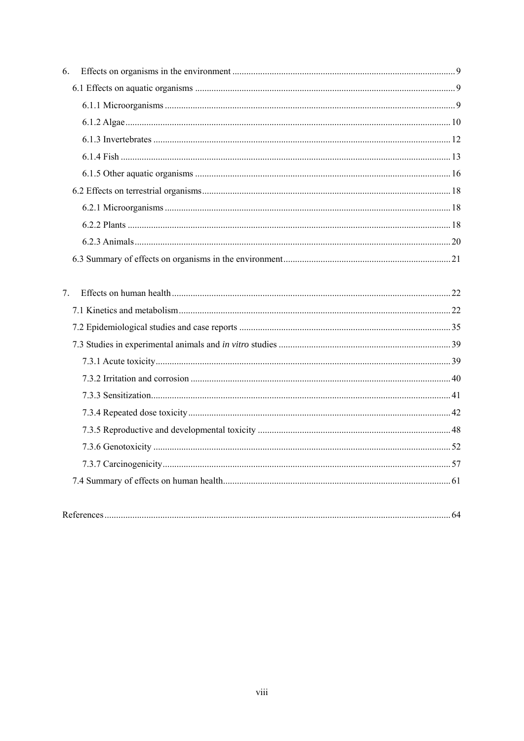6. Effects on organisms in the environment ... 9

6.1 Effects on aquatic organisms ... 9

6.1.1 Microorganisms ... 9

6.1.2 Algae ... 10

6.1.3 Invertebrates ... 12

6.1.4 Fish ... 13

6.1.5 Other aquatic organisms ... 16

6.2 Effects on terrestrial organisms ... 18

6.2.1 Microorganisms ... 18

6.2.2 Plants ... 18

6.2.3 Animals ... 20

6.3 Summary of effects on organisms in the environment ... 21

7. Effects on human health ... 22

7.1 Kinetics and metabolism ... 22

7.2 Epidemiological studies and case reports ... 35

7.3 Studies in experimental animals and *in vitro* studies ... 39

7.3.1 Acute toxicity ... 39

7.3.2 Irritation and corrosion ... 40

7.3.3 Sensitization ... 41

7.3.4 Repeated dose toxicity ... 42

7.3.5 Reproductive and developmental toxicity ... 48

7.3.6 Genotoxicity ... 52

7.3.7 Carcinogenicity ... 57

7.4 Summary of effects on human health ... 61

References ... 64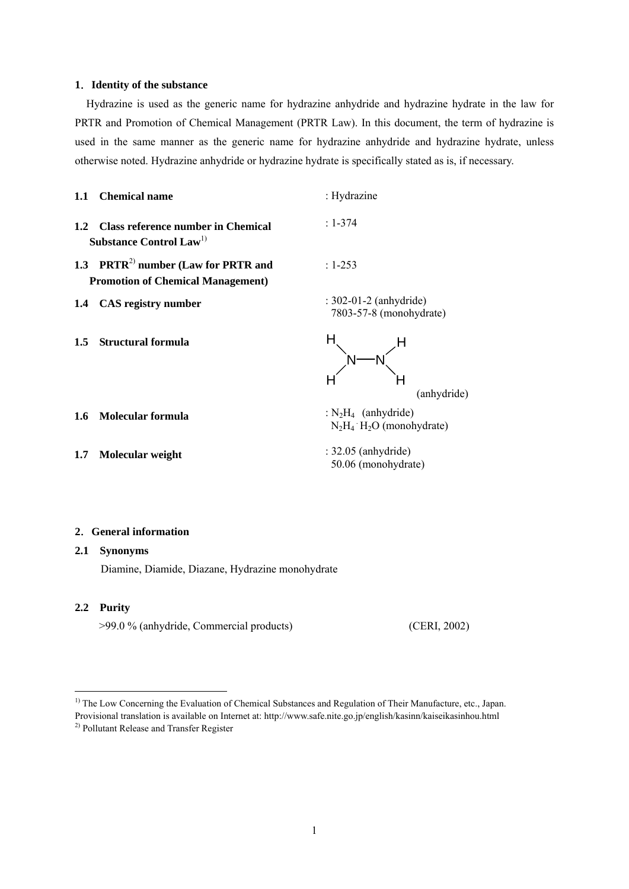## 1. Identity of the substance

Hydrazine is used as the generic name for hydrazine anhydride and hydrazine hydrate in the law for PRTR and Promotion of Chemical Management (PRTR Law). In this document, the term of hydrazine is used in the same manner as the generic name for hydrazine anhydride and hydrazine hydrate, unless otherwise noted. Hydrazine anhydride or hydrazine hydrate is specifically stated as is, if necessary.

**1.1 Chemical name** : Hydrazine

**1.2 Class reference number in Chemical Substance Control Law**[1] : 1-374

**1.3 PRTR**[2] **number (Law for PRTR and Promotion of Chemical Management)** : 1-253

**1.4 CAS registry number** : 302-01-2 (anhydride)
7803-57-8 (monohydrate)

**1.5 Structural formula**

$$\begin{array}{ccc} H & & H \\ & N-N & \\ H & & H \end{array}$$

(anhydride)

**1.6 Molecular formula** : $N_2H_4$ (anhydride)
$N_2H_4 \cdot H_2O$ (monohydrate)

**1.7 Molecular weight** : 32.05 (anhydride)
50.06 (monohydrate)

## 2. General information

### 2.1 Synonyms

Diamine, Diamide, Diazane, Hydrazine monohydrate

### 2.2 Purity

>99.0 % (anhydride, Commercial products) (CERI, 2002)

---

[1] The Low Concerning the Evaluation of Chemical Substances and Regulation of Their Manufacture, etc., Japan. Provisional translation is available on Internet at: http://www.safe.nite.go.jp/english/kasinn/kaiseikasinhou.html

[2] Pollutant Release and Transfer Register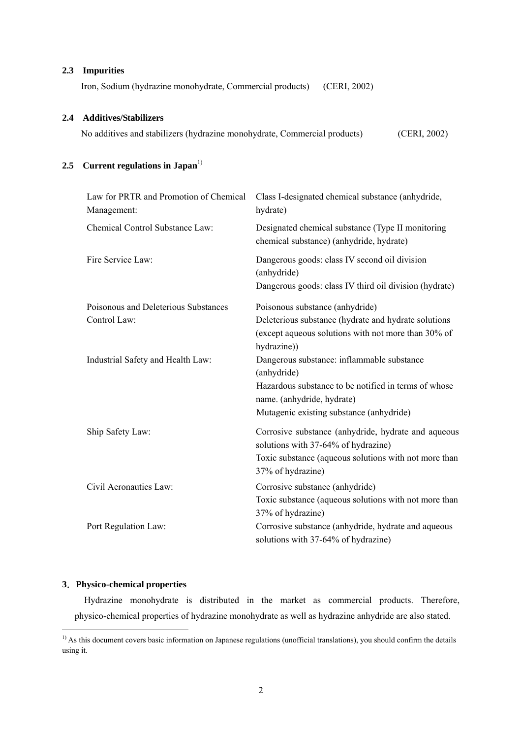### 2.3 Impurities

Iron, Sodium (hydrazine monohydrate, Commercial products) (CERI, 2002)

### 2.4 Additives/Stabilizers

No additives and stabilizers (hydrazine monohydrate, Commercial products) (CERI, 2002)

### 2.5 Current regulations in Japan[1]

| | |
|---|---|
| Law for PRTR and Promotion of Chemical Management: | Class I-designated chemical substance (anhydride, hydrate) |
| Chemical Control Substance Law: | Designated chemical substance (Type II monitoring chemical substance) (anhydride, hydrate) |
| Fire Service Law: | Dangerous goods: class IV second oil division (anhydride)<br>Dangerous goods: class IV third oil division (hydrate) |
| Poisonous and Deleterious Substances Control Law: | Poisonous substance (anhydride)<br>Deleterious substance (hydrate and hydrate solutions (except aqueous solutions with not more than 30% of hydrazine)) |
| Industrial Safety and Health Law: | Dangerous substance: inflammable substance (anhydride)<br>Hazardous substance to be notified in terms of whose name. (anhydride, hydrate)<br>Mutagenic existing substance (anhydride) |
| Ship Safety Law: | Corrosive substance (anhydride, hydrate and aqueous solutions with 37-64% of hydrazine)<br>Toxic substance (aqueous solutions with not more than 37% of hydrazine) |
| Civil Aeronautics Law: | Corrosive substance (anhydride)<br>Toxic substance (aqueous solutions with not more than 37% of hydrazine) |
| Port Regulation Law: | Corrosive substance (anhydride, hydrate and aqueous solutions with 37-64% of hydrazine) |

## 3. Physico-chemical properties

Hydrazine monohydrate is distributed in the market as commercial products. Therefore, physico-chemical properties of hydrazine monohydrate as well as hydrazine anhydride are also stated.

---

[1] As this document covers basic information on Japanese regulations (unofficial translations), you should confirm the details using it.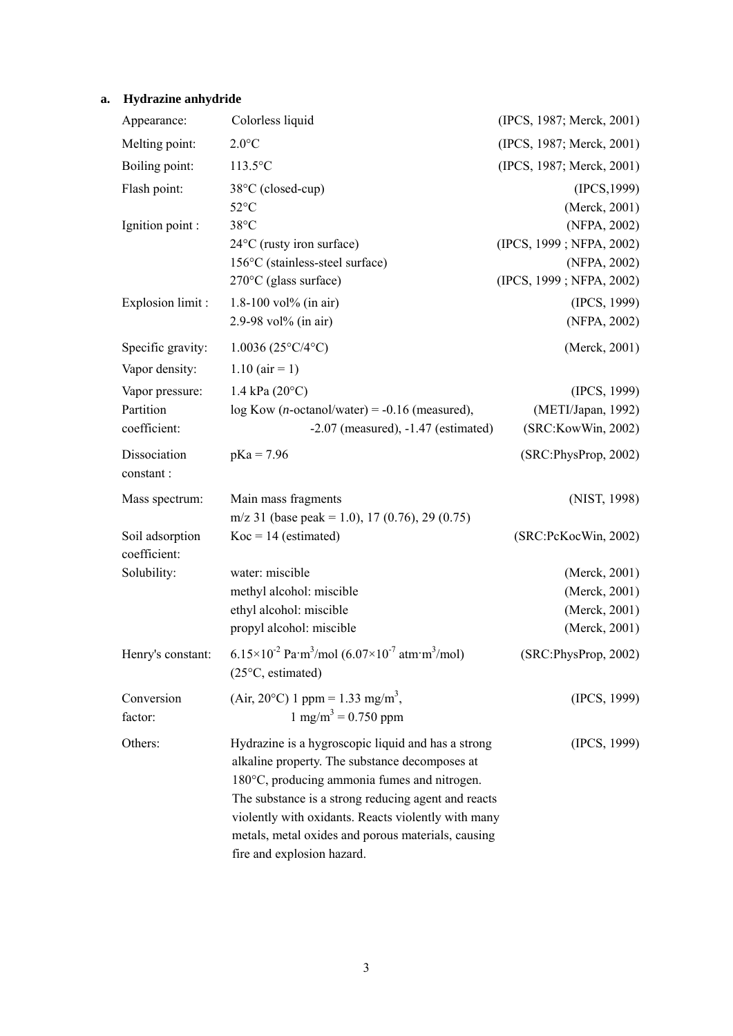## a. Hydrazine anhydride

| Property | Value | Source |
|---|---|---|
| Appearance: | Colorless liquid | (IPCS, 1987; Merck, 2001) |
| Melting point: | 2.0°C | (IPCS, 1987; Merck, 2001) |
| Boiling point: | 113.5°C | (IPCS, 1987; Merck, 2001) |
| Flash point: | 38°C (closed-cup) | (IPCS,1999) |
| | 52°C | (Merck, 2001) |
| Ignition point : | 38°C | (NFPA, 2002) |
| | 24°C (rusty iron surface) | (IPCS, 1999 ; NFPA, 2002) |
| | 156°C (stainless-steel surface) | (NFPA, 2002) |
| | 270°C (glass surface) | (IPCS, 1999 ; NFPA, 2002) |
| Explosion limit : | 1.8-100 vol% (in air) | (IPCS, 1999) |
| | 2.9-98 vol% (in air) | (NFPA, 2002) |
| Specific gravity: | 1.0036 (25°C/4°C) | (Merck, 2001) |
| Vapor density: | 1.10 (air = 1) | |
| Vapor pressure: | 1.4 kPa (20°C) | (IPCS, 1999) |
| Partition coefficient: | log Kow (*n*-octanol/water) = -0.16 (measured), | (METI/Japan, 1992) |
| | -2.07 (measured), -1.47 (estimated) | (SRC:KowWin, 2002) |
| Dissociation constant : | pKa = 7.96 | (SRC:PhysProp, 2002) |
| Mass spectrum: | Main mass fragments m/z 31 (base peak = 1.0), 17 (0.76), 29 (0.75) | (NIST, 1998) |
| Soil adsorption coefficient: | Koc = 14 (estimated) | (SRC:PcKocWin, 2002) |
| Solubility: | water: miscible | (Merck, 2001) |
| | methyl alcohol: miscible | (Merck, 2001) |
| | ethyl alcohol: miscible | (Merck, 2001) |
| | propyl alcohol: miscible | (Merck, 2001) |
| Henry's constant: | $6.15\times10^{-2}$ Pa·m$^3$/mol ($6.07\times10^{-7}$ atm·m$^3$/mol) (25°C, estimated) | (SRC:PhysProp, 2002) |
| Conversion factor: | (Air, 20°C) 1 ppm = 1.33 mg/m$^3$, 1 mg/m$^3$ = 0.750 ppm | (IPCS, 1999) |
| Others: | Hydrazine is a hygroscopic liquid and has a strong alkaline property. The substance decomposes at 180°C, producing ammonia fumes and nitrogen. The substance is a strong reducing agent and reacts violently with oxidants. Reacts violently with many metals, metal oxides and porous materials, causing fire and explosion hazard. | (IPCS, 1999) |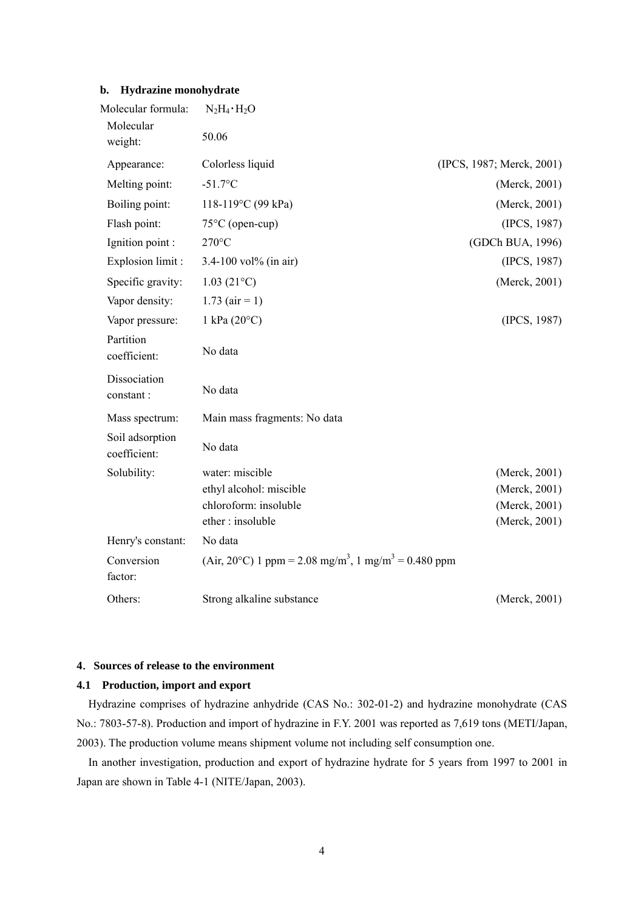### b. Hydrazine monohydrate

| | | |
|---|---|---|
| Molecular formula: | $N_2H_4 \cdot H_2O$ | |
| Molecular weight: | 50.06 | |
| Appearance: | Colorless liquid | (IPCS, 1987; Merck, 2001) |
| Melting point: | -51.7°C | (Merck, 2001) |
| Boiling point: | 118-119°C (99 kPa) | (Merck, 2001) |
| Flash point: | 75°C (open-cup) | (IPCS, 1987) |
| Ignition point : | 270°C | (GDCh BUA, 1996) |
| Explosion limit : | 3.4-100 vol% (in air) | (IPCS, 1987) |
| Specific gravity: | 1.03 (21°C) | (Merck, 2001) |
| Vapor density: | 1.73 (air = 1) | |
| Vapor pressure: | 1 kPa (20°C) | (IPCS, 1987) |
| Partition coefficient: | No data | |
| Dissociation constant : | No data | |
| Mass spectrum: | Main mass fragments: No data | |
| Soil adsorption coefficient: | No data | |
| Solubility: | water: miscible | (Merck, 2001) |
| | ethyl alcohol: miscible | (Merck, 2001) |
| | chloroform: insoluble | (Merck, 2001) |
| | ether : insoluble | (Merck, 2001) |
| Henry's constant: | No data | |
| Conversion factor: | (Air, 20°C) 1 ppm = 2.08 mg/$m^3$, 1 mg/$m^3$ = 0.480 ppm | |
| Others: | Strong alkaline substance | (Merck, 2001) |

## 4. Sources of release to the environment

### 4.1 Production, import and export

Hydrazine comprises of hydrazine anhydride (CAS No.: 302-01-2) and hydrazine monohydrate (CAS No.: 7803-57-8). Production and import of hydrazine in F.Y. 2001 was reported as 7,619 tons (METI/Japan, 2003). The production volume means shipment volume not including self consumption one.

In another investigation, production and export of hydrazine hydrate for 5 years from 1997 to 2001 in Japan are shown in Table 4-1 (NITE/Japan, 2003).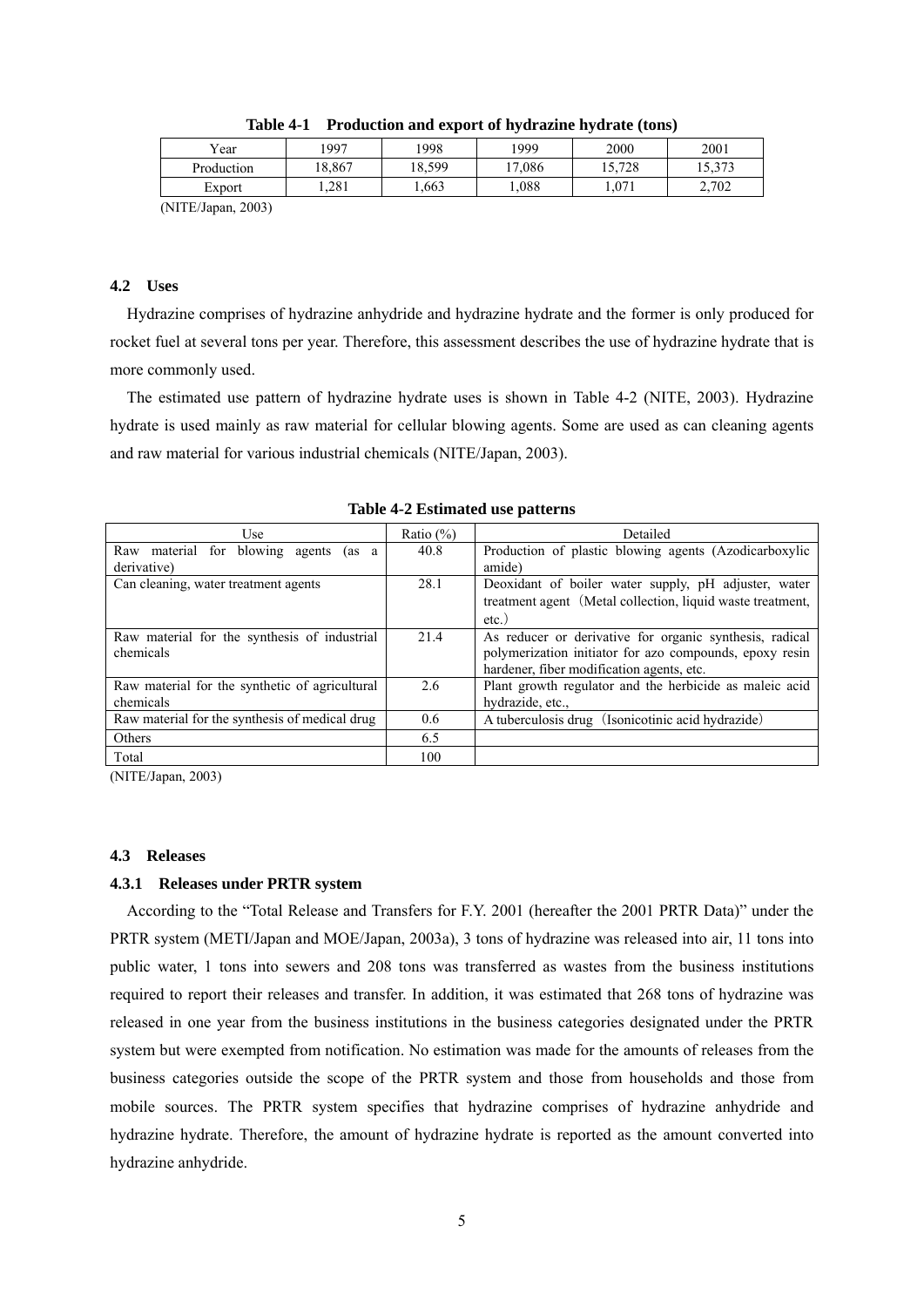**Table 4-1 Production and export of hydrazine hydrate (tons)**

| Year | 1997 | 1998 | 1999 | 2000 | 2001 |
|---|---|---|---|---|---|
| Production | 18,867 | 18,599 | 17,086 | 15,728 | 15,373 |
| Export | 1,281 | 1,663 | 1,088 | 1,071 | 2,702 |

(NITE/Japan, 2003)

### 4.2 Uses

Hydrazine comprises of hydrazine anhydride and hydrazine hydrate and the former is only produced for rocket fuel at several tons per year. Therefore, this assessment describes the use of hydrazine hydrate that is more commonly used.

The estimated use pattern of hydrazine hydrate uses is shown in Table 4-2 (NITE, 2003). Hydrazine hydrate is used mainly as raw material for cellular blowing agents. Some are used as can cleaning agents and raw material for various industrial chemicals (NITE/Japan, 2003).

**Table 4-2 Estimated use patterns**

| Use | Ratio (%) | Detailed |
|---|---|---|
| Raw material for blowing agents (as a derivative) | 40.8 | Production of plastic blowing agents (Azodicarboxylic amide) |
| Can cleaning, water treatment agents | 28.1 | Deoxidant of boiler water supply, pH adjuster, water treatment agent（Metal collection, liquid waste treatment, etc.） |
| Raw material for the synthesis of industrial chemicals | 21.4 | As reducer or derivative for organic synthesis, radical polymerization initiator for azo compounds, epoxy resin hardener, fiber modification agents, etc. |
| Raw material for the synthetic of agricultural chemicals | 2.6 | Plant growth regulator and the herbicide as maleic acid hydrazide, etc., |
| Raw material for the synthesis of medical drug | 0.6 | A tuberculosis drug（Isonicotinic acid hydrazide） |
| Others | 6.5 | |
| Total | 100 | |

(NITE/Japan, 2003)

### 4.3 Releases

#### 4.3.1 Releases under PRTR system

According to the "Total Release and Transfers for F.Y. 2001 (hereafter the 2001 PRTR Data)" under the PRTR system (METI/Japan and MOE/Japan, 2003a), 3 tons of hydrazine was released into air, 11 tons into public water, 1 tons into sewers and 208 tons was transferred as wastes from the business institutions required to report their releases and transfer. In addition, it was estimated that 268 tons of hydrazine was released in one year from the business institutions in the business categories designated under the PRTR system but were exempted from notification. No estimation was made for the amounts of releases from the business categories outside the scope of the PRTR system and those from households and those from mobile sources. The PRTR system specifies that hydrazine comprises of hydrazine anhydride and hydrazine hydrate. Therefore, the amount of hydrazine hydrate is reported as the amount converted into hydrazine anhydride.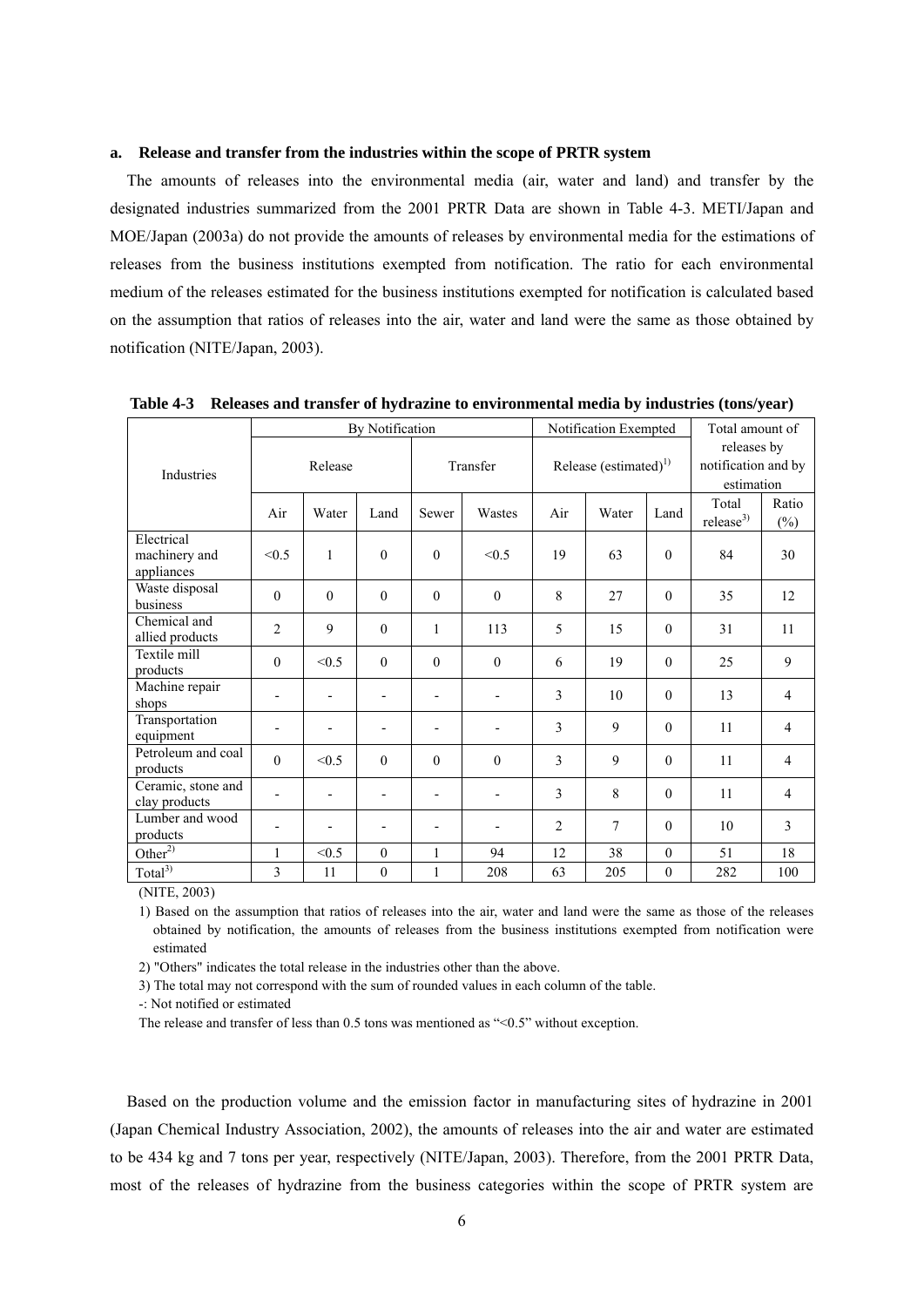### a. Release and transfer from the industries within the scope of PRTR system

The amounts of releases into the environmental media (air, water and land) and transfer by the designated industries summarized from the 2001 PRTR Data are shown in Table 4-3. METI/Japan and MOE/Japan (2003a) do not provide the amounts of releases by environmental media for the estimations of releases from the business institutions exempted from notification. The ratio for each environmental medium of the releases estimated for the business institutions exempted for notification is calculated based on the assumption that ratios of releases into the air, water and land were the same as those obtained by notification (NITE/Japan, 2003).

**Table 4-3 Releases and transfer of hydrazine to environmental media by industries (tons/year)**

| Industries | By Notification | | | | | Notification Exempted | | | Total amount of releases by notification and by estimation | |
|---|---|---|---|---|---|---|---|---|---|---|
| | Release | | | Transfer | | Release (estimated)[1] | | | | |
| | Air | Water | Land | Sewer | Wastes | Air | Water | Land | Total release[3] | Ratio (%) |
| Electrical machinery and appliances | <0.5 | 1 | 0 | 0 | <0.5 | 19 | 63 | 0 | 84 | 30 |
| Waste disposal business | 0 | 0 | 0 | 0 | 0 | 8 | 27 | 0 | 35 | 12 |
| Chemical and allied products | 2 | 9 | 0 | 1 | 113 | 5 | 15 | 0 | 31 | 11 |
| Textile mill products | 0 | <0.5 | 0 | 0 | 0 | 6 | 19 | 0 | 25 | 9 |
| Machine repair shops | - | - | - | - | - | 3 | 10 | 0 | 13 | 4 |
| Transportation equipment | - | - | - | - | - | 3 | 9 | 0 | 11 | 4 |
| Petroleum and coal products | 0 | <0.5 | 0 | 0 | 0 | 3 | 9 | 0 | 11 | 4 |
| Ceramic, stone and clay products | - | - | - | - | - | 3 | 8 | 0 | 11 | 4 |
| Lumber and wood products | - | - | - | - | - | 2 | 7 | 0 | 10 | 3 |
| Other[2] | 1 | <0.5 | 0 | 1 | 94 | 12 | 38 | 0 | 51 | 18 |
| Total[3] | 3 | 11 | 0 | 1 | 208 | 63 | 205 | 0 | 282 | 100 |

(NITE, 2003)

1) Based on the assumption that ratios of releases into the air, water and land were the same as those of the releases obtained by notification, the amounts of releases from the business institutions exempted from notification were estimated

2) "Others" indicates the total release in the industries other than the above.

3) The total may not correspond with the sum of rounded values in each column of the table.

-: Not notified or estimated

The release and transfer of less than 0.5 tons was mentioned as "<0.5" without exception.

Based on the production volume and the emission factor in manufacturing sites of hydrazine in 2001 (Japan Chemical Industry Association, 2002), the amounts of releases into the air and water are estimated to be 434 kg and 7 tons per year, respectively (NITE/Japan, 2003). Therefore, from the 2001 PRTR Data, most of the releases of hydrazine from the business categories within the scope of PRTR system are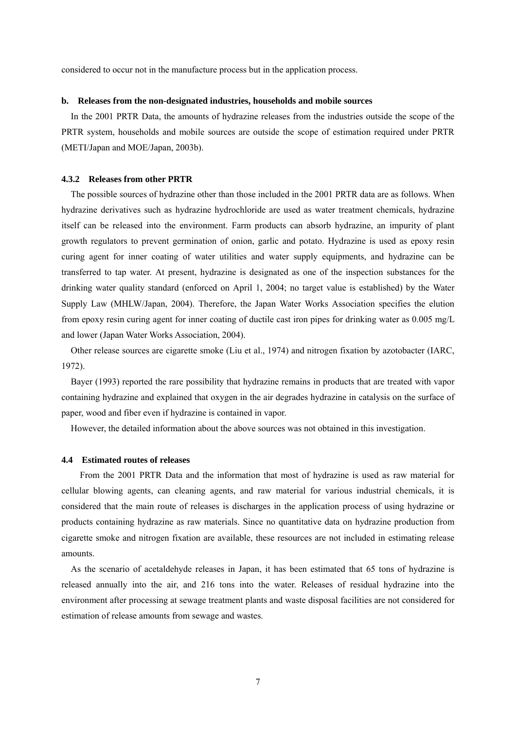considered to occur not in the manufacture process but in the application process.

#### b. Releases from the non-designated industries, households and mobile sources

In the 2001 PRTR Data, the amounts of hydrazine releases from the industries outside the scope of the PRTR system, households and mobile sources are outside the scope of estimation required under PRTR (METI/Japan and MOE/Japan, 2003b).

### 4.3.2 Releases from other PRTR

The possible sources of hydrazine other than those included in the 2001 PRTR data are as follows. When hydrazine derivatives such as hydrazine hydrochloride are used as water treatment chemicals, hydrazine itself can be released into the environment. Farm products can absorb hydrazine, an impurity of plant growth regulators to prevent germination of onion, garlic and potato. Hydrazine is used as epoxy resin curing agent for inner coating of water utilities and water supply equipments, and hydrazine can be transferred to tap water. At present, hydrazine is designated as one of the inspection substances for the drinking water quality standard (enforced on April 1, 2004; no target value is established) by the Water Supply Law (MHLW/Japan, 2004). Therefore, the Japan Water Works Association specifies the elution from epoxy resin curing agent for inner coating of ductile cast iron pipes for drinking water as 0.005 mg/L and lower (Japan Water Works Association, 2004).

Other release sources are cigarette smoke (Liu et al., 1974) and nitrogen fixation by azotobacter (IARC, 1972).

Bayer (1993) reported the rare possibility that hydrazine remains in products that are treated with vapor containing hydrazine and explained that oxygen in the air degrades hydrazine in catalysis on the surface of paper, wood and fiber even if hydrazine is contained in vapor.

However, the detailed information about the above sources was not obtained in this investigation.

## 4.4 Estimated routes of releases

From the 2001 PRTR Data and the information that most of hydrazine is used as raw material for cellular blowing agents, can cleaning agents, and raw material for various industrial chemicals, it is considered that the main route of releases is discharges in the application process of using hydrazine or products containing hydrazine as raw materials. Since no quantitative data on hydrazine production from cigarette smoke and nitrogen fixation are available, these resources are not included in estimating release amounts.

As the scenario of acetaldehyde releases in Japan, it has been estimated that 65 tons of hydrazine is released annually into the air, and 216 tons into the water. Releases of residual hydrazine into the environment after processing at sewage treatment plants and waste disposal facilities are not considered for estimation of release amounts from sewage and wastes.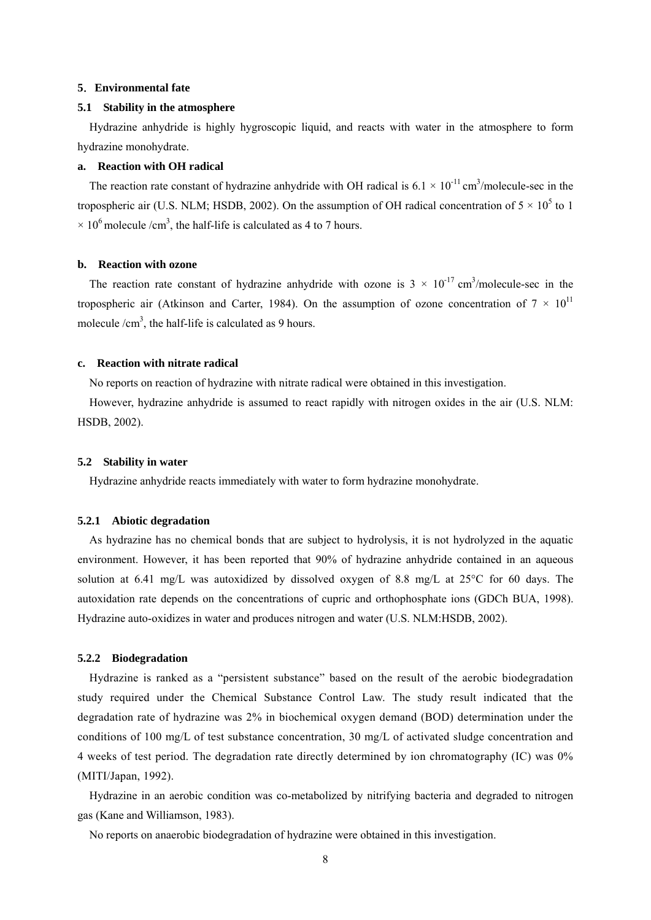## 5. Environmental fate

### 5.1 Stability in the atmosphere

Hydrazine anhydride is highly hygroscopic liquid, and reacts with water in the atmosphere to form hydrazine monohydrate.

#### a. Reaction with OH radical

The reaction rate constant of hydrazine anhydride with OH radical is $6.1 \times 10^{-11}$ $cm^3$/molecule-sec in the tropospheric air (U.S. NLM; HSDB, 2002). On the assumption of OH radical concentration of $5 \times 10^5$ to $1 \times 10^6$ molecule /$cm^3$, the half-life is calculated as 4 to 7 hours.

#### b. Reaction with ozone

The reaction rate constant of hydrazine anhydride with ozone is $3 \times 10^{-17}$ $cm^3$/molecule-sec in the tropospheric air (Atkinson and Carter, 1984). On the assumption of ozone concentration of $7 \times 10^{11}$ molecule /$cm^3$, the half-life is calculated as 9 hours.

#### c. Reaction with nitrate radical

No reports on reaction of hydrazine with nitrate radical were obtained in this investigation.

However, hydrazine anhydride is assumed to react rapidly with nitrogen oxides in the air (U.S. NLM: HSDB, 2002).

### 5.2 Stability in water

Hydrazine anhydride reacts immediately with water to form hydrazine monohydrate.

#### 5.2.1 Abiotic degradation

As hydrazine has no chemical bonds that are subject to hydrolysis, it is not hydrolyzed in the aquatic environment. However, it has been reported that 90% of hydrazine anhydride contained in an aqueous solution at 6.41 mg/L was autoxidized by dissolved oxygen of 8.8 mg/L at 25°C for 60 days. The autoxidation rate depends on the concentrations of cupric and orthophosphate ions (GDCh BUA, 1998). Hydrazine auto-oxidizes in water and produces nitrogen and water (U.S. NLM:HSDB, 2002).

#### 5.2.2 Biodegradation

Hydrazine is ranked as a "persistent substance" based on the result of the aerobic biodegradation study required under the Chemical Substance Control Law. The study result indicated that the degradation rate of hydrazine was 2% in biochemical oxygen demand (BOD) determination under the conditions of 100 mg/L of test substance concentration, 30 mg/L of activated sludge concentration and 4 weeks of test period. The degradation rate directly determined by ion chromatography (IC) was 0% (MITI/Japan, 1992).

Hydrazine in an aerobic condition was co-metabolized by nitrifying bacteria and degraded to nitrogen gas (Kane and Williamson, 1983).

No reports on anaerobic biodegradation of hydrazine were obtained in this investigation.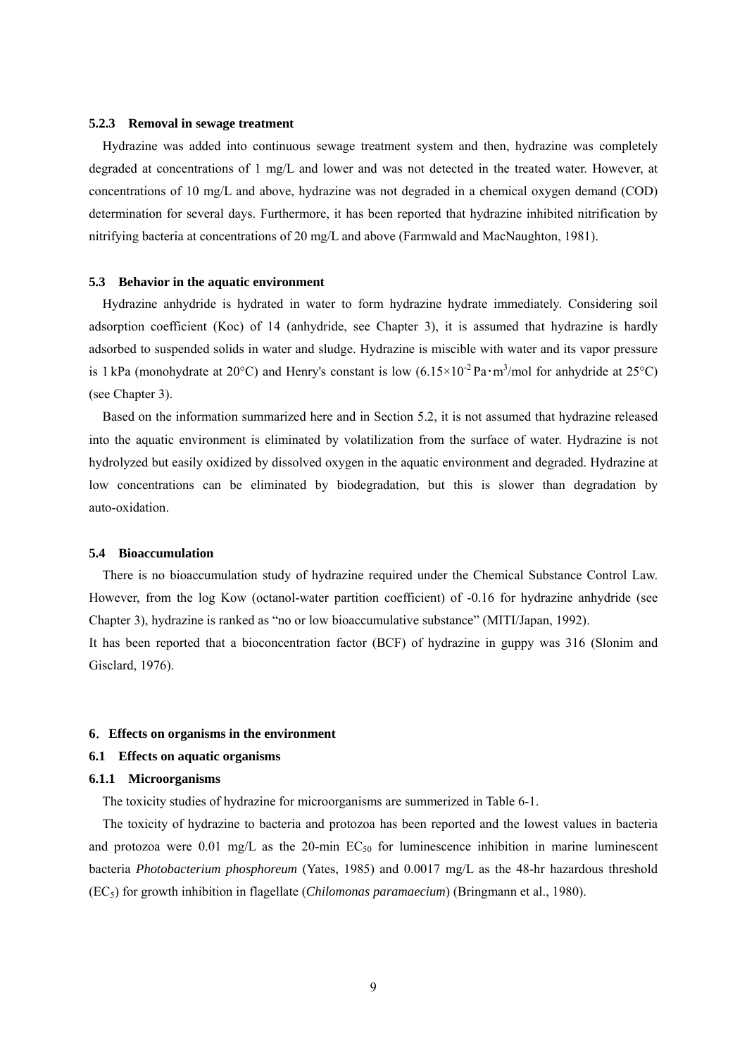### 5.2.3 Removal in sewage treatment

Hydrazine was added into continuous sewage treatment system and then, hydrazine was completely degraded at concentrations of 1 mg/L and lower and was not detected in the treated water. However, at concentrations of 10 mg/L and above, hydrazine was not degraded in a chemical oxygen demand (COD) determination for several days. Furthermore, it has been reported that hydrazine inhibited nitrification by nitrifying bacteria at concentrations of 20 mg/L and above (Farmwald and MacNaughton, 1981).

## 5.3 Behavior in the aquatic environment

Hydrazine anhydride is hydrated in water to form hydrazine hydrate immediately. Considering soil adsorption coefficient (Koc) of 14 (anhydride, see Chapter 3), it is assumed that hydrazine is hardly adsorbed to suspended solids in water and sludge. Hydrazine is miscible with water and its vapor pressure is 1 kPa (monohydrate at 20°C) and Henry's constant is low ($6.15\times10^{-2}$ Pa・$m^3$/mol for anhydride at 25°C) (see Chapter 3).

Based on the information summarized here and in Section 5.2, it is not assumed that hydrazine released into the aquatic environment is eliminated by volatilization from the surface of water. Hydrazine is not hydrolyzed but easily oxidized by dissolved oxygen in the aquatic environment and degraded. Hydrazine at low concentrations can be eliminated by biodegradation, but this is slower than degradation by auto-oxidation.

## 5.4 Bioaccumulation

There is no bioaccumulation study of hydrazine required under the Chemical Substance Control Law. However, from the log Kow (octanol-water partition coefficient) of -0.16 for hydrazine anhydride (see Chapter 3), hydrazine is ranked as "no or low bioaccumulative substance" (MITI/Japan, 1992).

It has been reported that a bioconcentration factor (BCF) of hydrazine in guppy was 316 (Slonim and Gisclard, 1976).

# 6. Effects on organisms in the environment

## 6.1 Effects on aquatic organisms

### 6.1.1 Microorganisms

The toxicity studies of hydrazine for microorganisms are summerized in Table 6-1.

The toxicity of hydrazine to bacteria and protozoa has been reported and the lowest values in bacteria and protozoa were 0.01 mg/L as the 20-min $EC_{50}$ for luminescence inhibition in marine luminescent bacteria *Photobacterium phosphoreum* (Yates, 1985) and 0.0017 mg/L as the 48-hr hazardous threshold ($EC_5$) for growth inhibition in flagellate (*Chilomonas paramaecium*) (Bringmann et al., 1980).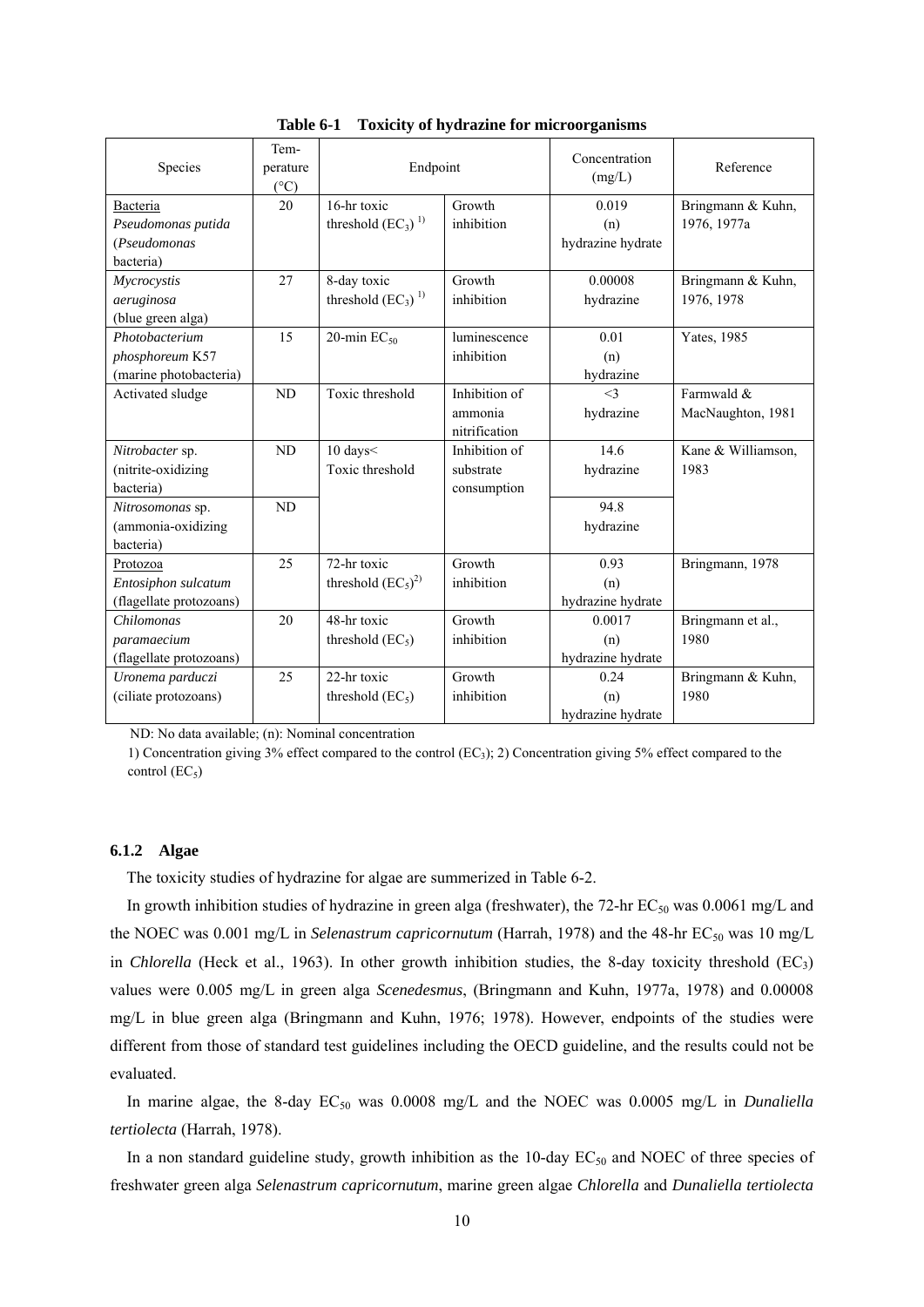**Table 6-1 Toxicity of hydrazine for microorganisms**

| Species | Temperature (°C) | Endpoint | | Concentration (mg/L) | Reference |
|---|---|---|---|---|---|
| Bacteria<br>*Pseudomonas putida*<br>(*Pseudomonas* bacteria) | 20 | 16-hr toxic threshold ($EC_3$) [1)] | Growth inhibition | 0.019<br>(n)<br>hydrazine hydrate | Bringmann & Kuhn, 1976, 1977a |
| *Mycrocystis aeruginosa*<br>(blue green alga) | 27 | 8-day toxic threshold ($EC_3$) [1)] | Growth inhibition | 0.00008<br>hydrazine | Bringmann & Kuhn, 1976, 1978 |
| *Photobacterium phosphoreum* K57<br>(marine photobacteria) | 15 | 20-min $EC_{50}$ | luminescence inhibition | 0.01<br>(n)<br>hydrazine | Yates, 1985 |
| Activated sludge | ND | Toxic threshold | Inhibition of ammonia nitrification | <3<br>hydrazine | Farmwald & MacNaughton, 1981 |
| *Nitrobacter* sp.<br>(nitrite-oxidizing bacteria) | ND | 10 days<<br>Toxic threshold | Inhibition of substrate consumption | 14.6<br>hydrazine | Kane & Williamson, 1983 |
| *Nitrosomonas* sp.<br>(ammonia-oxidizing bacteria) | ND | | | 94.8<br>hydrazine | |
| Protozoa<br>*Entosiphon sulcatum*<br>(flagellate protozoans) | 25 | 72-hr toxic threshold ($EC_5$)[2)] | Growth inhibition | 0.93<br>(n)<br>hydrazine hydrate | Bringmann, 1978 |
| *Chilomonas paramaecium*<br>(flagellate protozoans) | 20 | 48-hr toxic threshold ($EC_5$) | Growth inhibition | 0.0017<br>(n)<br>hydrazine hydrate | Bringmann et al., 1980 |
| *Uronema parduczi*<br>(ciliate protozoans) | 25 | 22-hr toxic threshold ($EC_5$) | Growth inhibition | 0.24<br>(n)<br>hydrazine hydrate | Bringmann & Kuhn, 1980 |

ND: No data available; (n): Nominal concentration

1) Concentration giving 3% effect compared to the control ($EC_3$); 2) Concentration giving 5% effect compared to the control ($EC_5$)

### 6.1.2 Algae

The toxicity studies of hydrazine for algae are summerized in Table 6-2.

In growth inhibition studies of hydrazine in green alga (freshwater), the 72-hr $EC_{50}$ was 0.0061 mg/L and the NOEC was 0.001 mg/L in *Selenastrum capricornutum* (Harrah, 1978) and the 48-hr $EC_{50}$ was 10 mg/L in *Chlorella* (Heck et al., 1963). In other growth inhibition studies, the 8-day toxicity threshold ($EC_3$) values were 0.005 mg/L in green alga *Scenedesmus*, (Bringmann and Kuhn, 1977a, 1978) and 0.00008 mg/L in blue green alga (Bringmann and Kuhn, 1976; 1978). However, endpoints of the studies were different from those of standard test guidelines including the OECD guideline, and the results could not be evaluated.

In marine algae, the 8-day $EC_{50}$ was 0.0008 mg/L and the NOEC was 0.0005 mg/L in *Dunaliella tertiolecta* (Harrah, 1978).

In a non standard guideline study, growth inhibition as the 10-day $EC_{50}$ and NOEC of three species of freshwater green alga *Selenastrum capricornutum*, marine green algae *Chlorella* and *Dunaliella tertiolecta*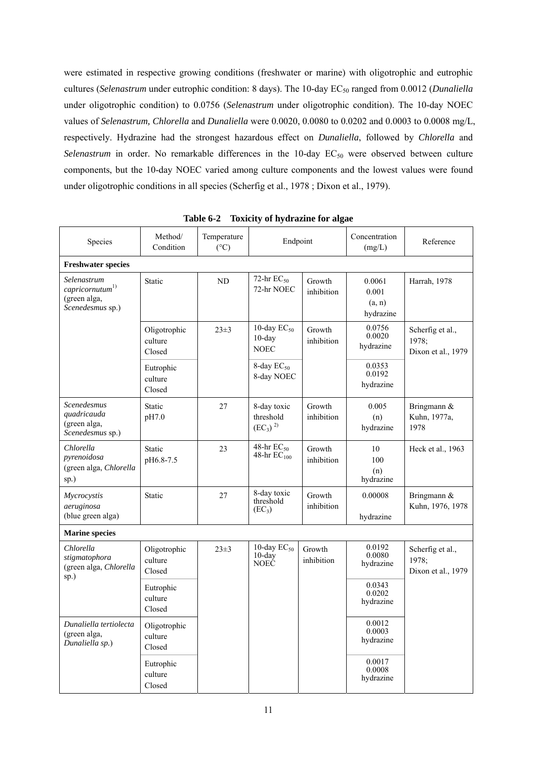were estimated in respective growing conditions (freshwater or marine) with oligotrophic and eutrophic cultures (*Selenastrum* under eutrophic condition: 8 days). The 10-day $EC_{50}$ ranged from 0.0012 (*Dunaliella* under oligotrophic condition) to 0.0756 (*Selenastrum* under oligotrophic condition). The 10-day NOEC values of *Selenastrum, Chlorella* and *Dunaliella* were 0.0020, 0.0080 to 0.0202 and 0.0003 to 0.0008 mg/L, respectively. Hydrazine had the strongest hazardous effect on *Dunaliella*, followed by *Chlorella* and *Selenastrum* in order. No remarkable differences in the 10-day $EC_{50}$ were observed between culture components, but the 10-day NOEC varied among culture components and the lowest values were found under oligotrophic conditions in all species (Scherfig et al., 1978 ; Dixon et al., 1979).

**Table 6-2 Toxicity of hydrazine for algae**

| Species | Method/ Condition | Temperature (°C) | Endpoint | | Concentration (mg/L) | Reference |
|---|---|---|---|---|---|---|
| **Freshwater species** | | | | | | |
| *Selenastrum capricornutum*[1] (green alga, *Scenedesmus* sp.) | Static | ND | 72-hr $EC_{50}$<br>72-hr NOEC | Growth inhibition | 0.0061<br>0.001<br>(a, n)<br>hydrazine | Harrah, 1978 |
| | Oligotrophic culture Closed | 23±3 | 10-day $EC_{50}$<br>10-day NOEC | Growth inhibition | 0.0756<br>0.0020<br>hydrazine | Scherfig et al., 1978;<br>Dixon et al., 1979 |
| | Eutrophic culture Closed | | 8-day $EC_{50}$<br>8-day NOEC | | 0.0353<br>0.0192<br>hydrazine | |
| *Scenedesmus quadricauda* (green alga, *Scenedesmus* sp.) | Static pH7.0 | 27 | 8-day toxic threshold ($EC_3$)[2] | Growth inhibition | 0.005<br>(n)<br>hydrazine | Bringmann & Kuhn, 1977a, 1978 |
| *Chlorella pyrenoidosa* (green alga, *Chlorella* sp.) | Static pH6.8-7.5 | 23 | 48-hr $EC_{50}$<br>48-hr $EC_{100}$ | Growth inhibition | 10<br>100<br>(n)<br>hydrazine | Heck et al., 1963 |
| *Mycrocystis aeruginosa* (blue green alga) | Static | 27 | 8-day toxic threshold ($EC_3$) | Growth inhibition | 0.00008<br>hydrazine | Bringmann & Kuhn, 1976, 1978 |
| **Marine species** | | | | | | |
| *Chlorella stigmatophora* (green alga, *Chlorella* sp.) | Oligotrophic culture Closed | 23±3 | 10-day $EC_{50}$<br>10-day NOEC | Growth inhibition | 0.0192<br>0.0080<br>hydrazine | Scherfig et al., 1978;<br>Dixon et al., 1979 |
| | Eutrophic culture Closed | | | | 0.0343<br>0.0202<br>hydrazine | |
| *Dunaliella tertiolecta* (green alga, *Dunaliella sp.*) | Oligotrophic culture Closed | | | | 0.0012<br>0.0003<br>hydrazine | |
| | Eutrophic culture Closed | | | | 0.0017<br>0.0008<br>hydrazine | |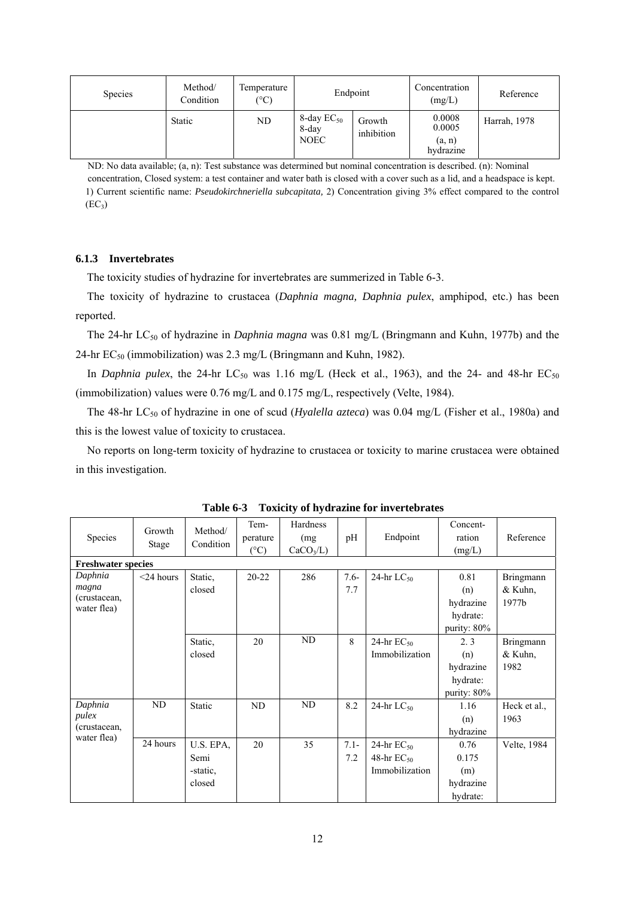| Species | Method/ Condition | Temperature (°C) | Endpoint | | Concentration (mg/L) | Reference |
|---|---|---|---|---|---|---|
| | Static | ND | 8-day $EC_{50}$ 8-day NOEC | Growth inhibition | 0.0008 0.0005 (a, n) hydrazine | Harrah, 1978 |

ND: No data available; (a, n): Test substance was determined but nominal concentration is described. (n): Nominal concentration, Closed system: a test container and water bath is closed with a cover such as a lid, and a headspace is kept.
1) Current scientific name: *Pseudokirchneriella subcapitata,* 2) Concentration giving 3% effect compared to the control ($EC_3$)

### 6.1.3 Invertebrates

The toxicity studies of hydrazine for invertebrates are summerized in Table 6-3.

The toxicity of hydrazine to crustacea (*Daphnia magna, Daphnia pulex*, amphipod, etc.) has been reported.

The 24-hr $LC_{50}$ of hydrazine in *Daphnia magna* was 0.81 mg/L (Bringmann and Kuhn, 1977b) and the 24-hr $EC_{50}$ (immobilization) was 2.3 mg/L (Bringmann and Kuhn, 1982).

In *Daphnia pulex*, the 24-hr $LC_{50}$ was 1.16 mg/L (Heck et al., 1963), and the 24- and 48-hr $EC_{50}$ (immobilization) values were 0.76 mg/L and 0.175 mg/L, respectively (Velte, 1984).

The 48-hr $LC_{50}$ of hydrazine in one of scud (*Hyalella azteca*) was 0.04 mg/L (Fisher et al., 1980a) and this is the lowest value of toxicity to crustacea.

No reports on long-term toxicity of hydrazine to crustacea or toxicity to marine crustacea were obtained in this investigation.

**Table 6-3 Toxicity of hydrazine for invertebrates**

| Species | Growth Stage | Method/ Condition | Tem-perature (°C) | Hardness (mg $CaCO_3$/L) | pH | Endpoint | Concent-ration (mg/L) | Reference |
|---|---|---|---|---|---|---|---|---|
| **Freshwater species** | | | | | | | | |
| *Daphnia magna* (crustacean, water flea) | <24 hours | Static, closed | 20-22 | 286 | 7.6-7.7 | 24-hr $LC_{50}$ | 0.81 (n) hydrazine hydrate: purity: 80% | Bringmann & Kuhn, 1977b |
| | | Static, closed | 20 | ND | 8 | 24-hr $EC_{50}$ Immobilization | 2. 3 (n) hydrazine hydrate: purity: 80% | Bringmann & Kuhn, 1982 |
| *Daphnia pulex* (crustacean, water flea) | ND | Static | ND | ND | 8.2 | 24-hr $LC_{50}$ | 1.16 (n) hydrazine | Heck et al., 1963 |
| | 24 hours | U.S. EPA, Semi -static, closed | 20 | 35 | 7.1-7.2 | 24-hr $EC_{50}$ 48-hr $EC_{50}$ Immobilization | 0.76 0.175 (m) hydrazine hydrate: | Velte, 1984 |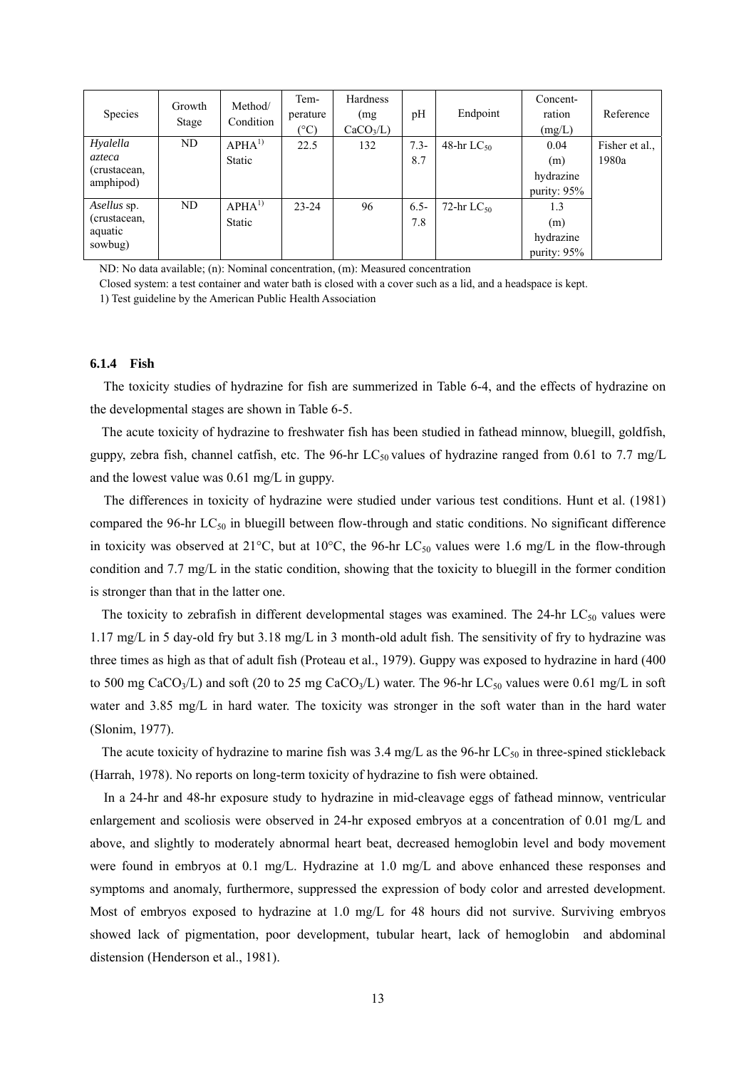| Species | Growth Stage | Method/ Condition | Tem-perature (°C) | Hardness (mg $CaCO_3$/L) | pH | Endpoint | Concent-ration (mg/L) | Reference |
|---|---|---|---|---|---|---|---|---|
| *Hyalella azteca* (crustacean, amphipod) | ND | APHA[1) ] Static | 22.5 | 132 | 7.3-8.7 | 48-hr $LC_{50}$ | 0.04 (m) hydrazine purity: 95% | Fisher et al., 1980a |
| *Asellus* sp. (crustacean, aquatic sowbug) | ND | APHA[1) ] Static | 23-24 | 96 | 6.5-7.8 | 72-hr $LC_{50}$ | 1.3 (m) hydrazine purity: 95% | |

ND: No data available; (n): Nominal concentration, (m): Measured concentration

Closed system: a test container and water bath is closed with a cover such as a lid, and a headspace is kept.

1) Test guideline by the American Public Health Association

### 6.1.4 Fish

The toxicity studies of hydrazine for fish are summerized in Table 6-4, and the effects of hydrazine on the developmental stages are shown in Table 6-5.

The acute toxicity of hydrazine to freshwater fish has been studied in fathead minnow, bluegill, goldfish, guppy, zebra fish, channel catfish, etc. The 96-hr $LC_{50}$ values of hydrazine ranged from 0.61 to 7.7 mg/L and the lowest value was 0.61 mg/L in guppy.

The differences in toxicity of hydrazine were studied under various test conditions. Hunt et al. (1981) compared the 96-hr $LC_{50}$ in bluegill between flow-through and static conditions. No significant difference in toxicity was observed at 21°C, but at 10°C, the 96-hr $LC_{50}$ values were 1.6 mg/L in the flow-through condition and 7.7 mg/L in the static condition, showing that the toxicity to bluegill in the former condition is stronger than that in the latter one.

The toxicity to zebrafish in different developmental stages was examined. The 24-hr $LC_{50}$ values were 1.17 mg/L in 5 day-old fry but 3.18 mg/L in 3 month-old adult fish. The sensitivity of fry to hydrazine was three times as high as that of adult fish (Proteau et al., 1979). Guppy was exposed to hydrazine in hard (400 to 500 mg $CaCO_3$/L) and soft (20 to 25 mg $CaCO_3$/L) water. The 96-hr $LC_{50}$ values were 0.61 mg/L in soft water and 3.85 mg/L in hard water. The toxicity was stronger in the soft water than in the hard water (Slonim, 1977).

The acute toxicity of hydrazine to marine fish was 3.4 mg/L as the 96-hr $LC_{50}$ in three-spined stickleback (Harrah, 1978). No reports on long-term toxicity of hydrazine to fish were obtained.

In a 24-hr and 48-hr exposure study to hydrazine in mid-cleavage eggs of fathead minnow, ventricular enlargement and scoliosis were observed in 24-hr exposed embryos at a concentration of 0.01 mg/L and above, and slightly to moderately abnormal heart beat, decreased hemoglobin level and body movement were found in embryos at 0.1 mg/L. Hydrazine at 1.0 mg/L and above enhanced these responses and symptoms and anomaly, furthermore, suppressed the expression of body color and arrested development. Most of embryos exposed to hydrazine at 1.0 mg/L for 48 hours did not survive. Surviving embryos showed lack of pigmentation, poor development, tubular heart, lack of hemoglobin and abdominal distension (Henderson et al., 1981).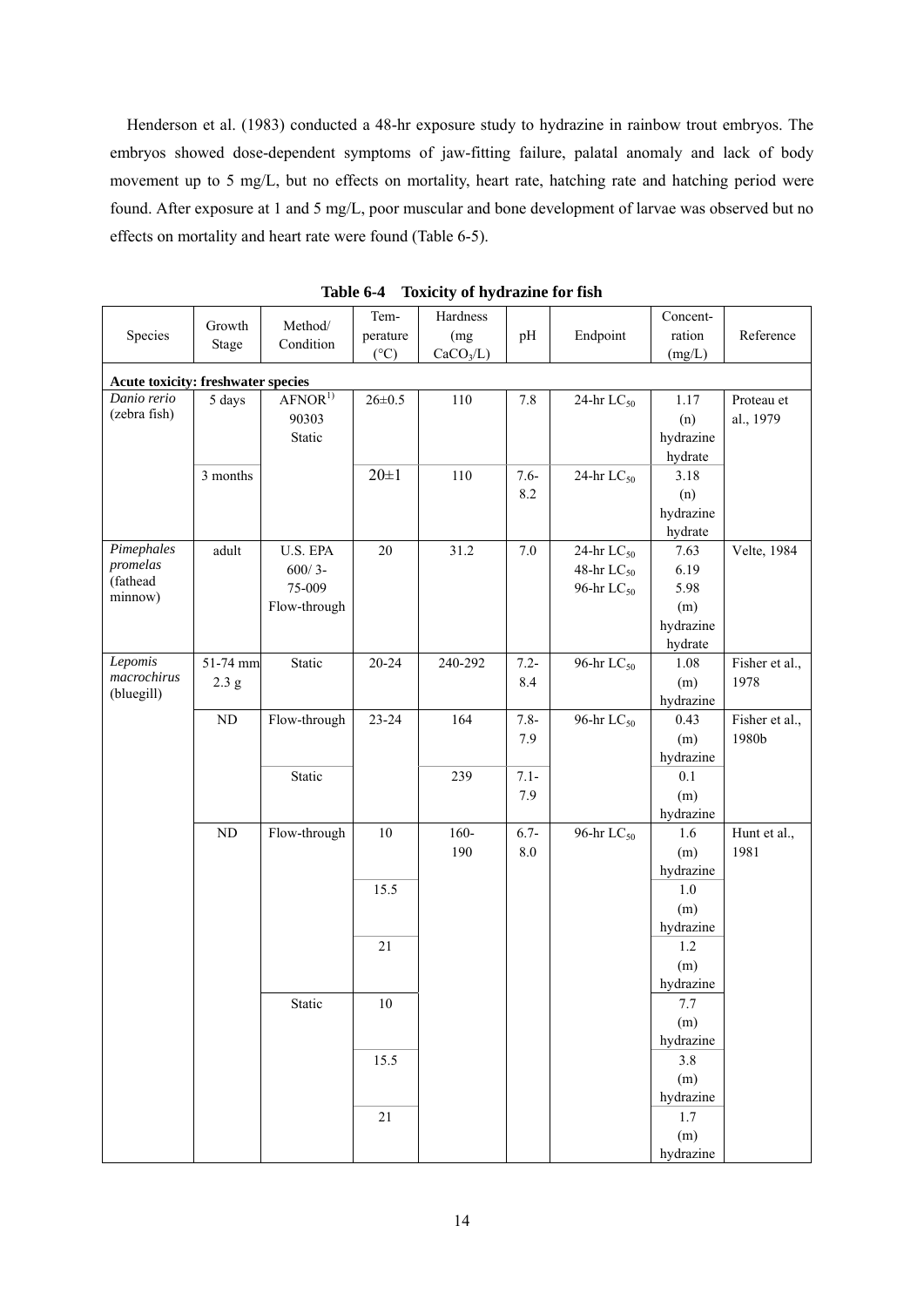Henderson et al. (1983) conducted a 48-hr exposure study to hydrazine in rainbow trout embryos. The embryos showed dose-dependent symptoms of jaw-fitting failure, palatal anomaly and lack of body movement up to 5 mg/L, but no effects on mortality, heart rate, hatching rate and hatching period were found. After exposure at 1 and 5 mg/L, poor muscular and bone development of larvae was observed but no effects on mortality and heart rate were found (Table 6-5).

**Table 6-4 Toxicity of hydrazine for fish**

| Species | Growth Stage | Method/ Condition | Temperature (°C) | Hardness (mg $CaCO_3$/L) | pH | Endpoint | Concentration (mg/L) | Reference |
|---|---|---|---|---|---|---|---|---|
| **Acute toxicity: freshwater species** | | | | | | | | |
| *Danio rerio* (zebra fish) | 5 days | AFNOR[1] 90303 Static | 26±0.5 | 110 | 7.8 | 24-hr $LC_{50}$ | 1.17 (n) hydrazine hydrate | Proteau et al., 1979 |
| | 3 months | | 20±1 | 110 | 7.6-8.2 | 24-hr $LC_{50}$ | 3.18 (n) hydrazine hydrate | |
| *Pimephales promelas* (fathead minnow) | adult | U.S. EPA 600/ 3-75-009 Flow-through | 20 | 31.2 | 7.0 | 24-hr $LC_{50}$<br>48-hr $LC_{50}$<br>96-hr $LC_{50}$ | 7.63<br>6.19<br>5.98<br>(m) hydrazine hydrate | Velte, 1984 |
| *Lepomis macrochirus* (bluegill) | 51-74 mm 2.3 g | Static | 20-24 | 240-292 | 7.2-8.4 | 96-hr $LC_{50}$ | 1.08 (m) hydrazine | Fisher et al., 1978 |
| | ND | Flow-through | 23-24 | 164 | 7.8-7.9 | 96-hr $LC_{50}$ | 0.43 (m) hydrazine | Fisher et al., 1980b |
| | | Static | | 239 | 7.1-7.9 | | 0.1 (m) hydrazine | |
| | ND | Flow-through | 10 | 160-190 | 6.7-8.0 | 96-hr $LC_{50}$ | 1.6 (m) hydrazine | Hunt et al., 1981 |
| | | | 15.5 | | | | 1.0 (m) hydrazine | |
| | | | 21 | | | | 1.2 (m) hydrazine | |
| | | Static | 10 | | | | 7.7 (m) hydrazine | |
| | | | 15.5 | | | | 3.8 (m) hydrazine | |
| | | | 21 | | | | 1.7 (m) hydrazine | |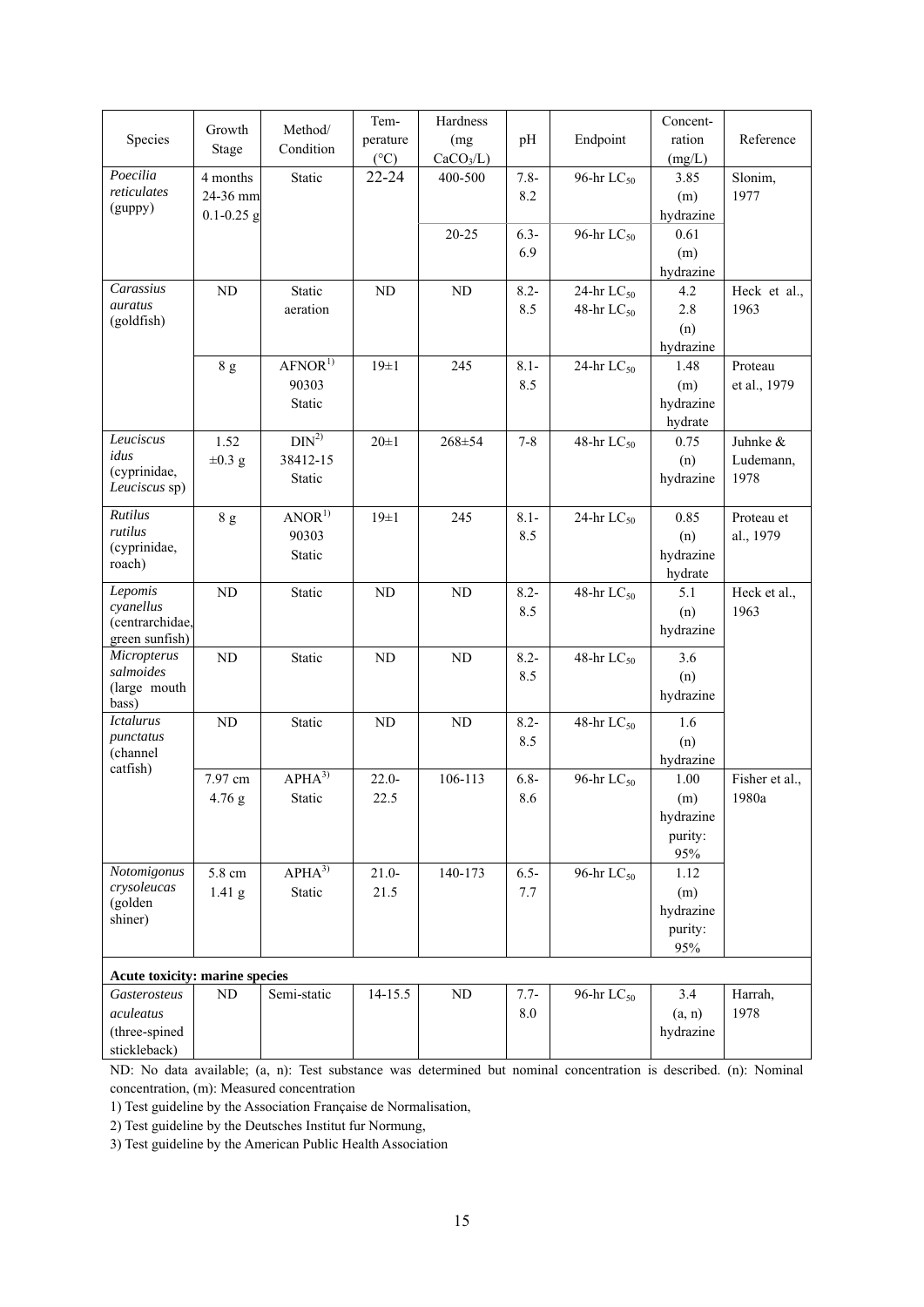| Species | Growth Stage | Method/ Condition | Tem-perature (°C) | Hardness (mg $CaCO_3$/L) | pH | Endpoint | Concent-ration (mg/L) | Reference |
|---|---|---|---|---|---|---|---|---|
| *Poecilia reticulates* (guppy) | 4 months 24-36 mm 0.1-0.25 g | Static | 22-24 | 400-500 | 7.8-8.2 | 96-hr $LC_{50}$ | 3.85 (m) hydrazine | Slonim, 1977 |
| | | | | 20-25 | 6.3-6.9 | 96-hr $LC_{50}$ | 0.61 (m) hydrazine | |
| *Carassius auratus* (goldfish) | ND | Static aeration | ND | ND | 8.2-8.5 | 24-hr $LC_{50}$ 48-hr $LC_{50}$ | 4.2 2.8 (n) hydrazine | Heck et al., 1963 |
| | 8 g | AFNOR[1] 90303 Static | 19±1 | 245 | 8.1-8.5 | 24-hr $LC_{50}$ | 1.48 (m) hydrazine hydrate | Proteau et al., 1979 |
| *Leuciscus idus* (cyprinidae, *Leuciscus* sp) | 1.52 ±0.3 g | DIN[2] 38412-15 Static | 20±1 | 268±54 | 7-8 | 48-hr $LC_{50}$ | 0.75 (n) hydrazine | Juhnke & Ludemann, 1978 |
| *Rutilus rutilus* (cyprinidae, roach) | 8 g | ANOR[1] 90303 Static | 19±1 | 245 | 8.1-8.5 | 24-hr $LC_{50}$ | 0.85 (n) hydrazine hydrate | Proteau et al., 1979 |
| *Lepomis cyanellus* (centrarchidae, green sunfish) | ND | Static | ND | ND | 8.2-8.5 | 48-hr $LC_{50}$ | 5.1 (n) hydrazine | Heck et al., 1963 |
| *Micropterus salmoides* (large mouth bass) | ND | Static | ND | ND | 8.2-8.5 | 48-hr $LC_{50}$ | 3.6 (n) hydrazine | |
| *Ictalurus punctatus* (channel catfish) | ND | Static | ND | ND | 8.2-8.5 | 48-hr $LC_{50}$ | 1.6 (n) hydrazine | |
| | 7.97 cm 4.76 g | APHA[3] Static | 22.0-22.5 | 106-113 | 6.8-8.6 | 96-hr $LC_{50}$ | 1.00 (m) hydrazine purity: 95% | Fisher et al., 1980a |
| *Notomigonus crysoleucas* (golden shiner) | 5.8 cm 1.41 g | APHA[3] Static | 21.0-21.5 | 140-173 | 6.5-7.7 | 96-hr $LC_{50}$ | 1.12 (m) hydrazine purity: 95% | |
| **Acute toxicity: marine species** | | | | | | | | |
| *Gasterosteus aculeatus* (three-spined stickleback) | ND | Semi-static | 14-15.5 | ND | 7.7-8.0 | 96-hr $LC_{50}$ | 3.4 (a, n) hydrazine | Harrah, 1978 |

ND: No data available; (a, n): Test substance was determined but nominal concentration is described. (n): Nominal concentration, (m): Measured concentration

1) Test guideline by the Association Française de Normalisation,

2) Test guideline by the Deutsches Institut fur Normung,

3) Test guideline by the American Public Health Association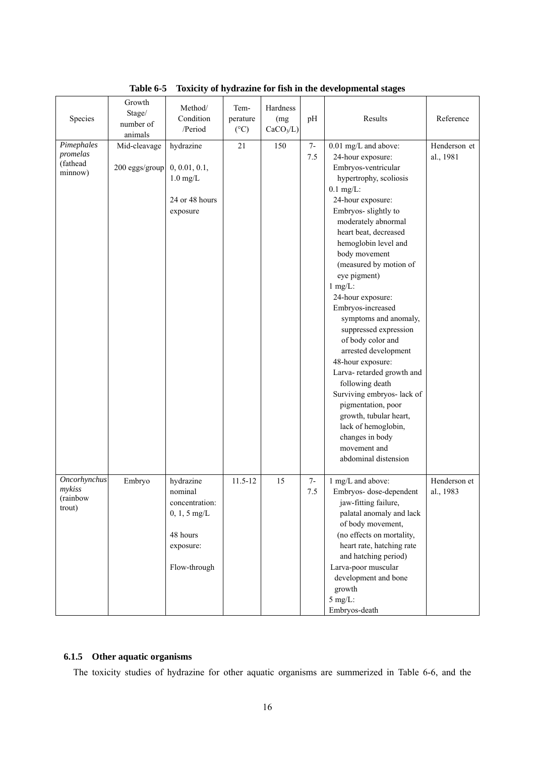**Table 6-5 Toxicity of hydrazine for fish in the developmental stages**

| Species | Growth Stage/ number of animals | Method/ Condition /Period | Tem-perature (°C) | Hardness (mg $CaCO_3$/L) | pH | Results | Reference |
|---|---|---|---|---|---|---|---|
| *Pimephales promelas* (fathead minnow) | Mid-cleavage<br><br>200 eggs/group | hydrazine<br><br>0, 0.01, 0.1, 1.0 mg/L<br><br>24 or 48 hours exposure | 21 | 150 | 7-7.5 | 0.01 mg/L and above:<br>24-hour exposure:<br>Embryos-ventricular hypertrophy, scoliosis<br>0.1 mg/L:<br>24-hour exposure:<br>Embryos- slightly to moderately abnormal heart beat, decreased hemoglobin level and body movement (measured by motion of eye pigment)<br>1 mg/L:<br>24-hour exposure:<br>Embryos-increased symptoms and anomaly, suppressed expression of body color and arrested development<br>48-hour exposure:<br>Larva- retarded growth and following death<br>Surviving embryos- lack of pigmentation, poor growth, tubular heart, lack of hemoglobin, changes in body movement and abdominal distension | Henderson et al., 1981 |
| *Oncorhynchus mykiss* (rainbow trout) | Embryo | hydrazine nominal concentration: 0, 1, 5 mg/L<br><br>48 hours exposure:<br><br>Flow-through | 11.5-12 | 15 | 7-7.5 | 1 mg/L and above:<br>Embryos- dose-dependent jaw-fitting failure, palatal anomaly and lack of body movement, (no effects on mortality, heart rate, hatching rate and hatching period)<br>Larva-poor muscular development and bone growth<br>5 mg/L:<br>Embryos-death | Henderson et al., 1983 |

### 6.1.5 Other aquatic organisms

The toxicity studies of hydrazine for other aquatic organisms are summerized in Table 6-6, and the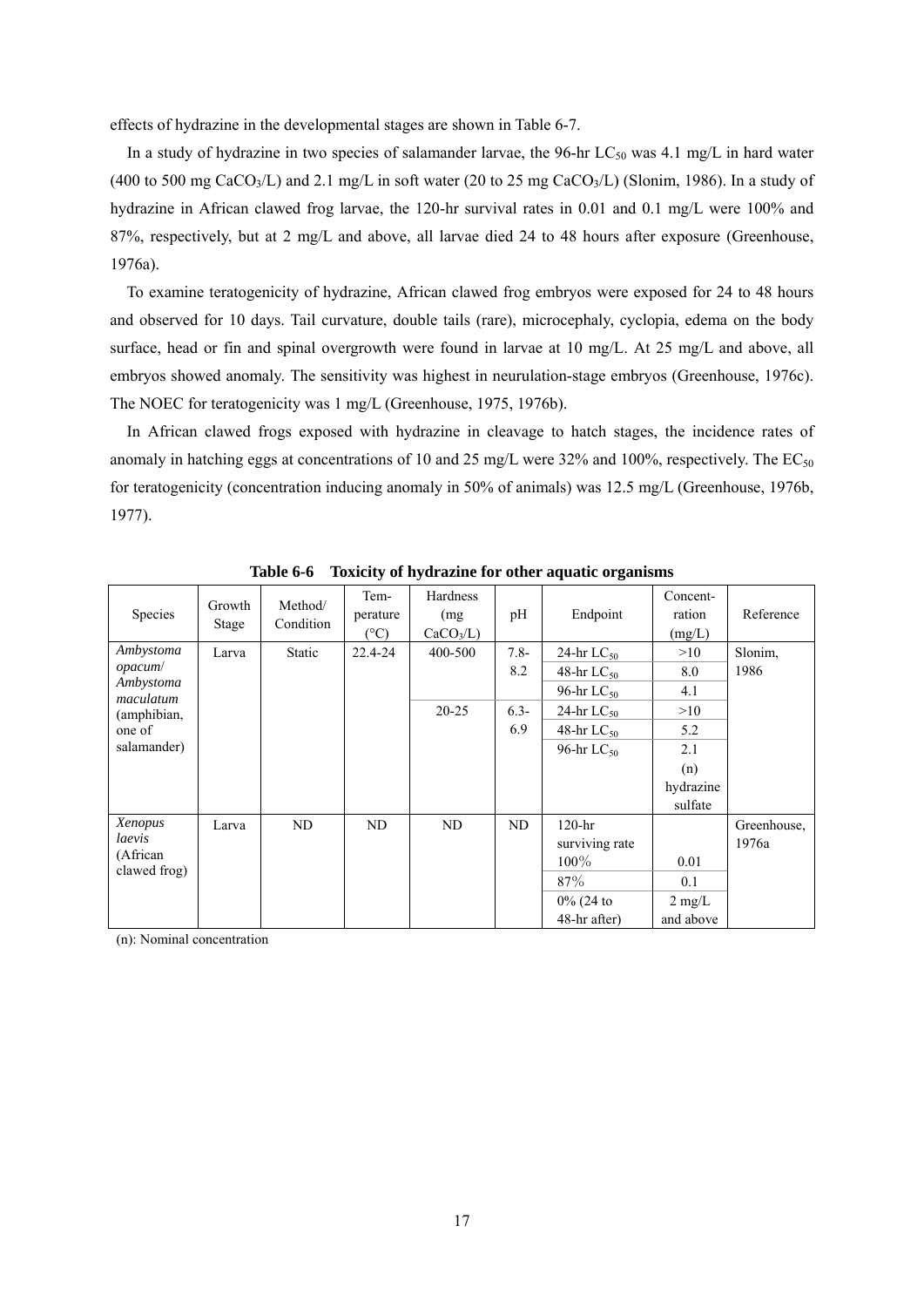effects of hydrazine in the developmental stages are shown in Table 6-7.

In a study of hydrazine in two species of salamander larvae, the 96-hr $LC_{50}$ was 4.1 mg/L in hard water (400 to 500 mg $CaCO_3$/L) and 2.1 mg/L in soft water (20 to 25 mg $CaCO_3$/L) (Slonim, 1986). In a study of hydrazine in African clawed frog larvae, the 120-hr survival rates in 0.01 and 0.1 mg/L were 100% and 87%, respectively, but at 2 mg/L and above, all larvae died 24 to 48 hours after exposure (Greenhouse, 1976a).

To examine teratogenicity of hydrazine, African clawed frog embryos were exposed for 24 to 48 hours and observed for 10 days. Tail curvature, double tails (rare), microcephaly, cyclopia, edema on the body surface, head or fin and spinal overgrowth were found in larvae at 10 mg/L. At 25 mg/L and above, all embryos showed anomaly. The sensitivity was highest in neurulation-stage embryos (Greenhouse, 1976c). The NOEC for teratogenicity was 1 mg/L (Greenhouse, 1975, 1976b).

In African clawed frogs exposed with hydrazine in cleavage to hatch stages, the incidence rates of anomaly in hatching eggs at concentrations of 10 and 25 mg/L were 32% and 100%, respectively. The $EC_{50}$ for teratogenicity (concentration inducing anomaly in 50% of animals) was 12.5 mg/L (Greenhouse, 1976b, 1977).

**Table 6-6 Toxicity of hydrazine for other aquatic organisms**

| Species | Growth Stage | Method/ Condition | Temperature (°C) | Hardness (mg $CaCO_3$/L) | pH | Endpoint | Concentration (mg/L) | Reference |
|---|---|---|---|---|---|---|---|---|
| *Ambystoma opacum*/ *Ambystoma maculatum* (amphibian, one of salamander) | Larva | Static | 22.4-24 | 400-500 | 7.8-8.2 | 24-hr $LC_{50}$ | >10 | Slonim, 1986 |
| | | | | | | 48-hr $LC_{50}$ | 8.0 | |
| | | | | | | 96-hr $LC_{50}$ | 4.1 | |
| | | | | 20-25 | 6.3-6.9 | 24-hr $LC_{50}$ | >10 | |
| | | | | | | 48-hr $LC_{50}$ | 5.2 | |
| | | | | | | 96-hr $LC_{50}$ | 2.1 (n) hydrazine sulfate | |
| *Xenopus laevis* (African clawed frog) | Larva | ND | ND | ND | ND | 120-hr surviving rate 100% | 0.01 | Greenhouse, 1976a |
| | | | | | | 87% | 0.1 | |
| | | | | | | 0% (24 to 48-hr after) | 2 mg/L and above | |

(n): Nominal concentration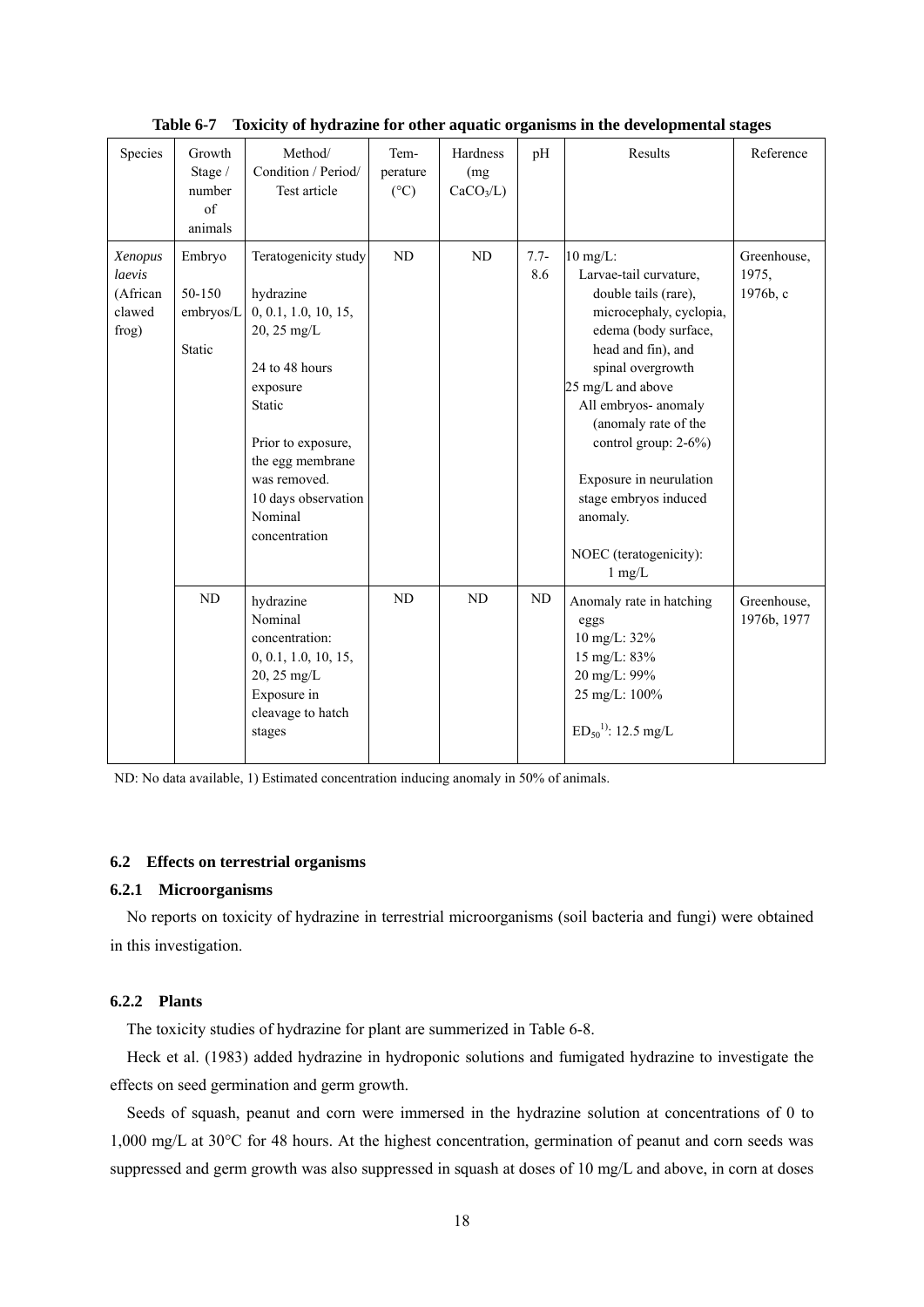**Table 6-7 Toxicity of hydrazine for other aquatic organisms in the developmental stages**

| Species | Growth Stage / number of animals | Method/ Condition / Period/ Test article | Tem-perature (°C) | Hardness (mg $CaCO_3$/L) | pH | Results | Reference |
|---|---|---|---|---|---|---|---|
| *Xenopus laevis* (African clawed frog) | Embryo<br><br>50-150 embryos/L<br><br>Static | Teratogenicity study<br><br>hydrazine<br>0, 0.1, 1.0, 10, 15, 20, 25 mg/L<br><br>24 to 48 hours exposure<br>Static<br><br>Prior to exposure, the egg membrane was removed.<br>10 days observation<br>Nominal concentration | ND | ND | 7.7-8.6 | 10 mg/L:<br>Larvae-tail curvature, double tails (rare), microcephaly, cyclopia, edema (body surface, head and fin), and spinal overgrowth<br>25 mg/L and above<br>All embryos- anomaly (anomaly rate of the control group: 2-6%)<br><br>Exposure in neurulation stage embryos induced anomaly.<br><br>NOEC (teratogenicity): 1 mg/L | Greenhouse, 1975, 1976b, c |
| | ND | hydrazine<br>Nominal concentration:<br>0, 0.1, 1.0, 10, 15, 20, 25 mg/L<br>Exposure in cleavage to hatch stages | ND | ND | ND | Anomaly rate in hatching eggs<br>10 mg/L: 32%<br>15 mg/L: 83%<br>20 mg/L: 99%<br>25 mg/L: 100%<br><br>$ED_{50}$[1]: 12.5 mg/L | Greenhouse, 1976b, 1977 |

ND: No data available, 1) Estimated concentration inducing anomaly in 50% of animals.

## 6.2 Effects on terrestrial organisms

### 6.2.1 Microorganisms

No reports on toxicity of hydrazine in terrestrial microorganisms (soil bacteria and fungi) were obtained in this investigation.

### 6.2.2 Plants

The toxicity studies of hydrazine for plant are summerized in Table 6-8.

Heck et al. (1983) added hydrazine in hydroponic solutions and fumigated hydrazine to investigate the effects on seed germination and germ growth.

Seeds of squash, peanut and corn were immersed in the hydrazine solution at concentrations of 0 to 1,000 mg/L at 30°C for 48 hours. At the highest concentration, germination of peanut and corn seeds was suppressed and germ growth was also suppressed in squash at doses of 10 mg/L and above, in corn at doses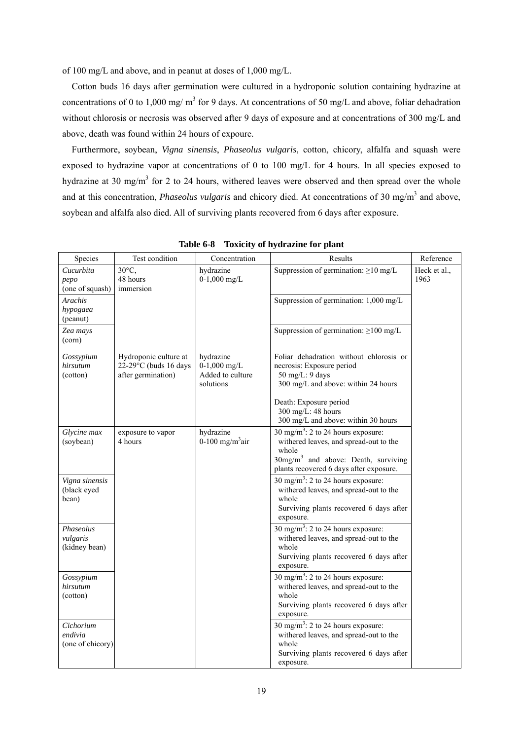of 100 mg/L and above, and in peanut at doses of 1,000 mg/L.

Cotton buds 16 days after germination were cultured in a hydroponic solution containing hydrazine at concentrations of 0 to 1,000 mg/ $m^3$ for 9 days. At concentrations of 50 mg/L and above, foliar dehadration without chlorosis or necrosis was observed after 9 days of exposure and at concentrations of 300 mg/L and above, death was found within 24 hours of expoure.

Furthermore, soybean, *Vigna sinensis*, *Phaseolus vulgaris*, cotton, chicory, alfalfa and squash were exposed to hydrazine vapor at concentrations of 0 to 100 mg/L for 4 hours. In all species exposed to hydrazine at 30 mg/$m^3$ for 2 to 24 hours, withered leaves were observed and then spread over the whole and at this concentration, *Phaseolus vulgaris* and chicory died. At concentrations of 30 mg/$m^3$ and above, soybean and alfalfa also died. All of surviving plants recovered from 6 days after exposure.

**Table 6-8 Toxicity of hydrazine for plant**

| Species | Test condition | Concentration | Results | Reference |
|---|---|---|---|---|
| *Cucurbita pepo* (one of squash) | 30°C, 48 hours immersion | hydrazine 0-1,000 mg/L | Suppression of germination: ≥10 mg/L | Heck et al., 1963 |
| *Arachis hypogaea* (peanut) | | | Suppression of germination: 1,000 mg/L | |
| *Zea mays* (corn) | | | Suppression of germination: ≥100 mg/L | |
| *Gossypium hirsutum* (cotton) | Hydroponic culture at 22-29°C (buds 16 days after germination) | hydrazine 0-1,000 mg/L Added to culture solutions | Foliar dehadration without chlorosis or necrosis: Exposure period 50 mg/L: 9 days 300 mg/L and above: within 24 hours<br><br>Death: Exposure period 300 mg/L: 48 hours 300 mg/L and above: within 30 hours | |
| *Glycine max* (soybean) | exposure to vapor 4 hours | hydrazine 0-100 mg/$m^3$air | 30 mg/$m^3$: 2 to 24 hours exposure: withered leaves, and spread-out to the whole<br>30mg/$m^3$ and above: Death, surviving plants recovered 6 days after exposure. | |
| *Vigna sinensis* (black eyed bean) | | | 30 mg/$m^3$: 2 to 24 hours exposure: withered leaves, and spread-out to the whole<br>Surviving plants recovered 6 days after exposure. | |
| *Phaseolus vulgaris* (kidney bean) | | | 30 mg/$m^3$: 2 to 24 hours exposure: withered leaves, and spread-out to the whole<br>Surviving plants recovered 6 days after exposure. | |
| *Gossypium hirsutum* (cotton) | | | 30 mg/$m^3$: 2 to 24 hours exposure: withered leaves, and spread-out to the whole<br>Surviving plants recovered 6 days after exposure. | |
| *Cichorium endivia* (one of chicory) | | | 30 mg/$m^3$: 2 to 24 hours exposure: withered leaves, and spread-out to the whole<br>Surviving plants recovered 6 days after exposure. | |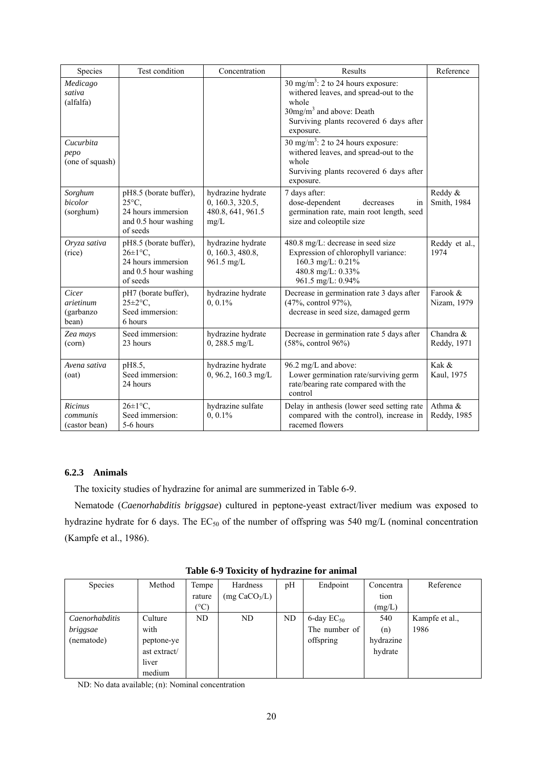| Species | Test condition | Concentration | Results | Reference |
|---|---|---|---|---|
| *Medicago sativa* (alfalfa) | | | 30 $mg/m^3$: 2 to 24 hours exposure: withered leaves, and spread-out to the whole<br>30mg/$m^3$ and above: Death<br>Surviving plants recovered 6 days after exposure. | |
| *Cucurbita pepo* (one of squash) | | | 30 $mg/m^3$: 2 to 24 hours exposure: withered leaves, and spread-out to the whole<br>Surviving plants recovered 6 days after exposure. | |
| *Sorghum bicolor* (sorghum) | pH8.5 (borate buffer), 25°C, 24 hours immersion and 0.5 hour washing of seeds | hydrazine hydrate 0, 160.3, 320.5, 480.8, 641, 961.5 mg/L | 7 days after:<br>dose-dependent decreases in germination rate, main root length, seed size and coleoptile size | Reddy & Smith, 1984 |
| *Oryza sativa* (rice) | pH8.5 (borate buffer), 26±1°C, 24 hours immersion and 0.5 hour washing of seeds | hydrazine hydrate 0, 160.3, 480.8, 961.5 mg/L | 480.8 mg/L: decrease in seed size<br>Expression of chlorophyll variance:<br>160.3 mg/L: 0.21%<br>480.8 mg/L: 0.33%<br>961.5 mg/L: 0.94% | Reddy et al., 1974 |
| *Cicer arietinum* (garbanzo bean) | pH7 (borate buffer), 25±2°C, Seed immersion: 6 hours | hydrazine hydrate 0, 0.1% | Decrease in germination rate 3 days after (47%, control 97%),<br>decrease in seed size, damaged germ | Farook & Nizam, 1979 |
| *Zea mays* (corn) | Seed immersion: 23 hours | hydrazine hydrate 0, 288.5 mg/L | Decrease in germination rate 5 days after (58%, control 96%) | Chandra & Reddy, 1971 |
| *Avena sativa* (oat) | pH8.5, Seed immersion: 24 hours | hydrazine hydrate 0, 96.2, 160.3 mg/L | 96.2 mg/L and above:<br>Lower germination rate/surviving germ rate/bearing rate compared with the control | Kak & Kaul, 1975 |
| *Ricinus communis* (castor bean) | 26±1°C, Seed immersion: 5-6 hours | hydrazine sulfate 0, 0.1% | Delay in anthesis (lower seed setting rate compared with the control), increase in racemed flowers | Athma & Reddy, 1985 |

### 6.2.3 Animals

The toxicity studies of hydrazine for animal are summerized in Table 6-9.

Nematode (*Caenorhabditis briggsae*) cultured in peptone-yeast extract/liver medium was exposed to hydrazine hydrate for 6 days. The $EC_{50}$ of the number of offspring was 540 mg/L (nominal concentration (Kampfe et al., 1986).

**Table 6-9 Toxicity of hydrazine for animal**

| Species | Method | Temperature (°C) | Hardness (mg $CaCO_3$/L) | pH | Endpoint | Concentration (mg/L) | Reference |
|---|---|---|---|---|---|---|---|
| *Caenorhabditis briggsae* (nematode) | Culture with peptone-yeast extract/ liver medium | ND | ND | ND | 6-day $EC_{50}$ The number of offspring | 540 (n) hydrazine hydrate | Kampfe et al., 1986 |

ND: No data available; (n): Nominal concentration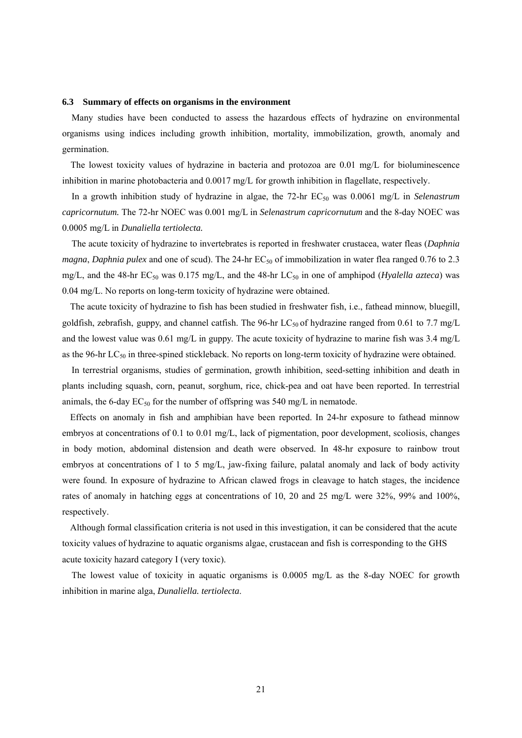### 6.3 Summary of effects on organisms in the environment

Many studies have been conducted to assess the hazardous effects of hydrazine on environmental organisms using indices including growth inhibition, mortality, immobilization, growth, anomaly and germination.

The lowest toxicity values of hydrazine in bacteria and protozoa are 0.01 mg/L for bioluminescence inhibition in marine photobacteria and 0.0017 mg/L for growth inhibition in flagellate, respectively.

In a growth inhibition study of hydrazine in algae, the 72-hr $EC_{50}$ was 0.0061 mg/L in *Selenastrum capricornutum.* The 72-hr NOEC was 0.001 mg/L in *Selenastrum capricornutum* and the 8-day NOEC was 0.0005 mg/L in *Dunaliella tertiolecta.*

The acute toxicity of hydrazine to invertebrates is reported in freshwater crustacea, water fleas (*Daphnia magna*, *Daphnia pulex* and one of scud). The 24-hr $EC_{50}$ of immobilization in water flea ranged 0.76 to 2.3 mg/L, and the 48-hr $EC_{50}$ was 0.175 mg/L, and the 48-hr $LC_{50}$ in one of amphipod (*Hyalella azteca*) was 0.04 mg/L. No reports on long-term toxicity of hydrazine were obtained.

The acute toxicity of hydrazine to fish has been studied in freshwater fish, i.e., fathead minnow, bluegill, goldfish, zebrafish, guppy, and channel catfish. The 96-hr $LC_{50}$ of hydrazine ranged from 0.61 to 7.7 mg/L and the lowest value was 0.61 mg/L in guppy. The acute toxicity of hydrazine to marine fish was 3.4 mg/L as the 96-hr $LC_{50}$ in three-spined stickleback. No reports on long-term toxicity of hydrazine were obtained.

In terrestrial organisms, studies of germination, growth inhibition, seed-setting inhibition and death in plants including squash, corn, peanut, sorghum, rice, chick-pea and oat have been reported. In terrestrial animals, the 6-day $EC_{50}$ for the number of offspring was 540 mg/L in nematode.

Effects on anomaly in fish and amphibian have been reported. In 24-hr exposure to fathead minnow embryos at concentrations of 0.1 to 0.01 mg/L, lack of pigmentation, poor development, scoliosis, changes in body motion, abdominal distension and death were observed. In 48-hr exposure to rainbow trout embryos at concentrations of 1 to 5 mg/L, jaw-fixing failure, palatal anomaly and lack of body activity were found. In exposure of hydrazine to African clawed frogs in cleavage to hatch stages, the incidence rates of anomaly in hatching eggs at concentrations of 10, 20 and 25 mg/L were 32%, 99% and 100%, respectively.

Although formal classification criteria is not used in this investigation, it can be considered that the acute toxicity values of hydrazine to aquatic organisms algae, crustacean and fish is corresponding to the GHS acute toxicity hazard category I (very toxic).

The lowest value of toxicity in aquatic organisms is 0.0005 mg/L as the 8-day NOEC for growth inhibition in marine alga, *Dunaliella. tertiolecta*.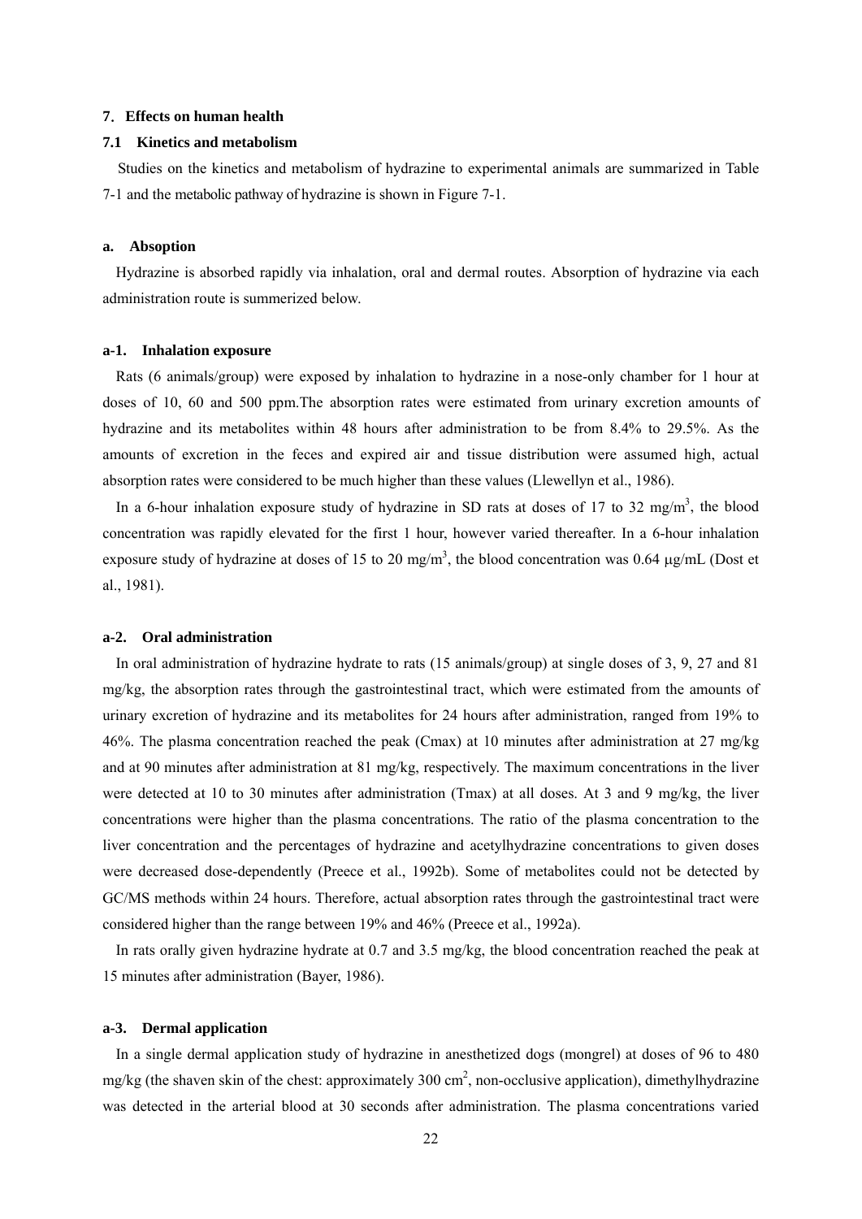## 7. Effects on human health

### 7.1 Kinetics and metabolism

Studies on the kinetics and metabolism of hydrazine to experimental animals are summarized in Table 7-1 and the metabolic pathway of hydrazine is shown in Figure 7-1.

#### a. Absoption

Hydrazine is absorbed rapidly via inhalation, oral and dermal routes. Absorption of hydrazine via each administration route is summerized below.

#### a-1. Inhalation exposure

Rats (6 animals/group) were exposed by inhalation to hydrazine in a nose-only chamber for 1 hour at doses of 10, 60 and 500 ppm.The absorption rates were estimated from urinary excretion amounts of hydrazine and its metabolites within 48 hours after administration to be from 8.4% to 29.5%. As the amounts of excretion in the feces and expired air and tissue distribution were assumed high, actual absorption rates were considered to be much higher than these values (Llewellyn et al., 1986).

In a 6-hour inhalation exposure study of hydrazine in SD rats at doses of 17 to 32 mg/m$^3$, the blood concentration was rapidly elevated for the first 1 hour, however varied thereafter. In a 6-hour inhalation exposure study of hydrazine at doses of 15 to 20 mg/m$^3$, the blood concentration was 0.64 μg/mL (Dost et al., 1981).

#### a-2. Oral administration

In oral administration of hydrazine hydrate to rats (15 animals/group) at single doses of 3, 9, 27 and 81 mg/kg, the absorption rates through the gastrointestinal tract, which were estimated from the amounts of urinary excretion of hydrazine and its metabolites for 24 hours after administration, ranged from 19% to 46%. The plasma concentration reached the peak (Cmax) at 10 minutes after administration at 27 mg/kg and at 90 minutes after administration at 81 mg/kg, respectively. The maximum concentrations in the liver were detected at 10 to 30 minutes after administration (Tmax) at all doses. At 3 and 9 mg/kg, the liver concentrations were higher than the plasma concentrations. The ratio of the plasma concentration to the liver concentration and the percentages of hydrazine and acetylhydrazine concentrations to given doses were decreased dose-dependently (Preece et al., 1992b). Some of metabolites could not be detected by GC/MS methods within 24 hours. Therefore, actual absorption rates through the gastrointestinal tract were considered higher than the range between 19% and 46% (Preece et al., 1992a).

In rats orally given hydrazine hydrate at 0.7 and 3.5 mg/kg, the blood concentration reached the peak at 15 minutes after administration (Bayer, 1986).

#### a-3. Dermal application

In a single dermal application study of hydrazine in anesthetized dogs (mongrel) at doses of 96 to 480 mg/kg (the shaven skin of the chest: approximately 300 cm$^2$, non-occlusive application), dimethylhydrazine was detected in the arterial blood at 30 seconds after administration. The plasma concentrations varied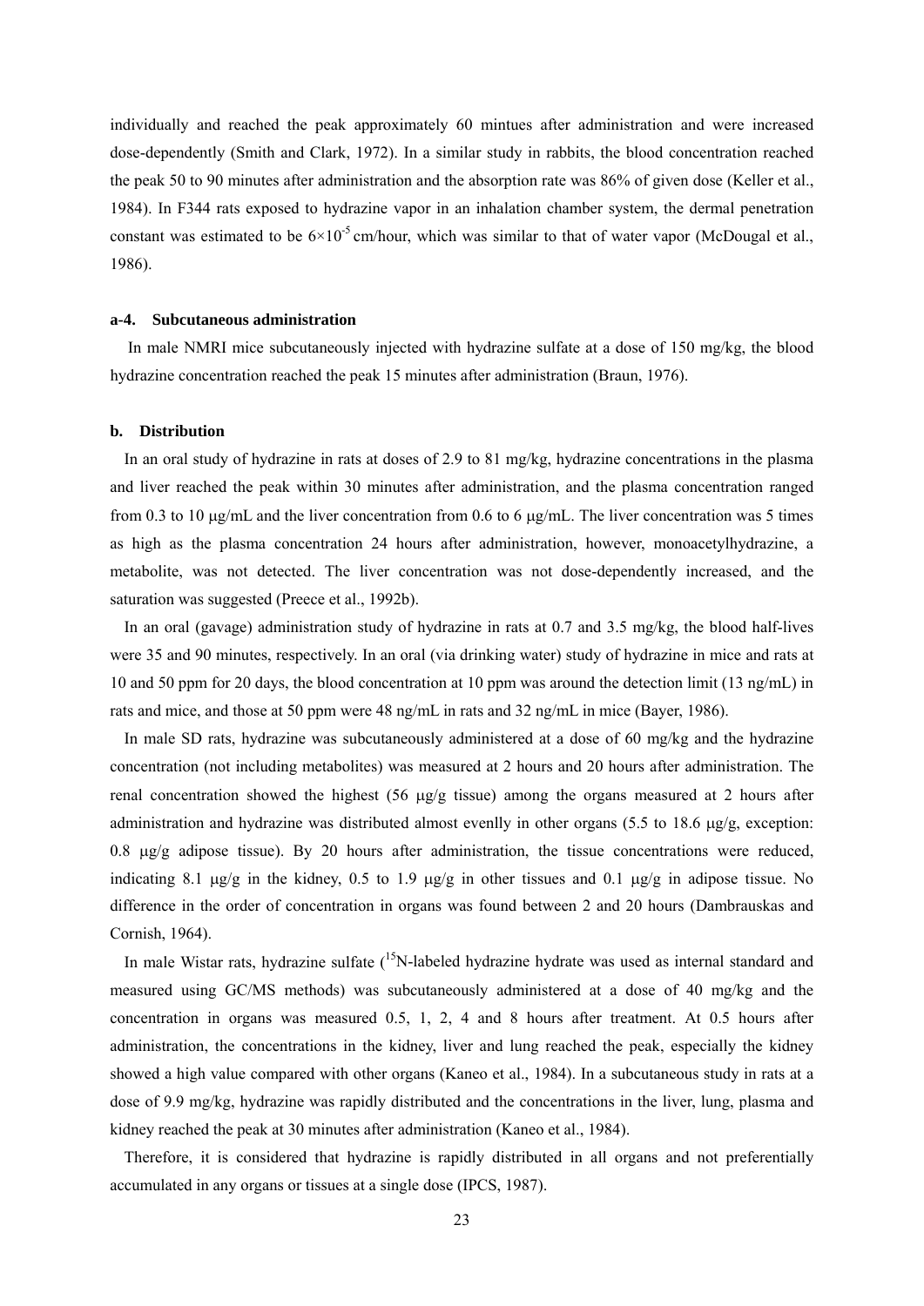individually and reached the peak approximately 60 mintues after administration and were increased dose-dependently (Smith and Clark, 1972). In a similar study in rabbits, the blood concentration reached the peak 50 to 90 minutes after administration and the absorption rate was 86% of given dose (Keller et al., 1984). In F344 rats exposed to hydrazine vapor in an inhalation chamber system, the dermal penetration constant was estimated to be $6 \times 10^{-5}$ cm/hour, which was similar to that of water vapor (McDougal et al., 1986).

### a-4. Subcutaneous administration

In male NMRI mice subcutaneously injected with hydrazine sulfate at a dose of 150 mg/kg, the blood hydrazine concentration reached the peak 15 minutes after administration (Braun, 1976).

### b. Distribution

In an oral study of hydrazine in rats at doses of 2.9 to 81 mg/kg, hydrazine concentrations in the plasma and liver reached the peak within 30 minutes after administration, and the plasma concentration ranged from 0.3 to 10 μg/mL and the liver concentration from 0.6 to 6 μg/mL. The liver concentration was 5 times as high as the plasma concentration 24 hours after administration, however, monoacetylhydrazine, a metabolite, was not detected. The liver concentration was not dose-dependently increased, and the saturation was suggested (Preece et al., 1992b).

In an oral (gavage) administration study of hydrazine in rats at 0.7 and 3.5 mg/kg, the blood half-lives were 35 and 90 minutes, respectively. In an oral (via drinking water) study of hydrazine in mice and rats at 10 and 50 ppm for 20 days, the blood concentration at 10 ppm was around the detection limit (13 ng/mL) in rats and mice, and those at 50 ppm were 48 ng/mL in rats and 32 ng/mL in mice (Bayer, 1986).

In male SD rats, hydrazine was subcutaneously administered at a dose of 60 mg/kg and the hydrazine concentration (not including metabolites) was measured at 2 hours and 20 hours after administration. The renal concentration showed the highest (56 μg/g tissue) among the organs measured at 2 hours after administration and hydrazine was distributed almost evenlly in other organs (5.5 to 18.6 μg/g, exception: 0.8 μg/g adipose tissue). By 20 hours after administration, the tissue concentrations were reduced, indicating 8.1 μg/g in the kidney, 0.5 to 1.9 μg/g in other tissues and 0.1 μg/g in adipose tissue. No difference in the order of concentration in organs was found between 2 and 20 hours (Dambrauskas and Cornish, 1964).

In male Wistar rats, hydrazine sulfate ($^{15}$N-labeled hydrazine hydrate was used as internal standard and measured using GC/MS methods) was subcutaneously administered at a dose of 40 mg/kg and the concentration in organs was measured 0.5, 1, 2, 4 and 8 hours after treatment. At 0.5 hours after administration, the concentrations in the kidney, liver and lung reached the peak, especially the kidney showed a high value compared with other organs (Kaneo et al., 1984). In a subcutaneous study in rats at a dose of 9.9 mg/kg, hydrazine was rapidly distributed and the concentrations in the liver, lung, plasma and kidney reached the peak at 30 minutes after administration (Kaneo et al., 1984).

Therefore, it is considered that hydrazine is rapidly distributed in all organs and not preferentially accumulated in any organs or tissues at a single dose (IPCS, 1987).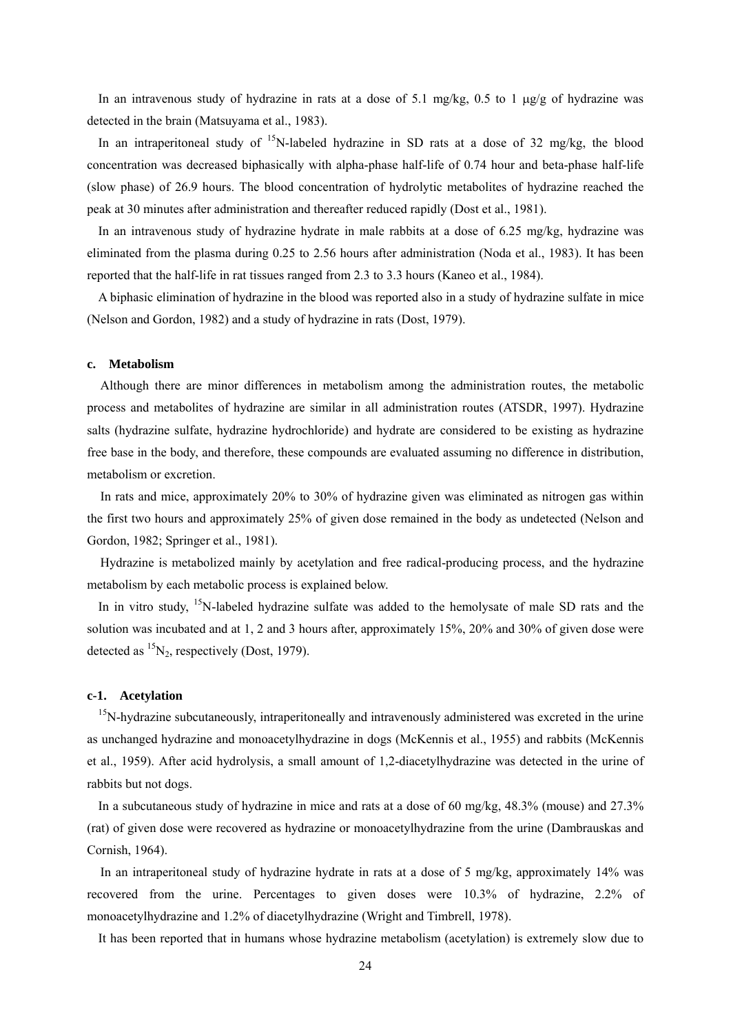In an intravenous study of hydrazine in rats at a dose of 5.1 mg/kg, 0.5 to 1 μg/g of hydrazine was detected in the brain (Matsuyama et al., 1983).

In an intraperitoneal study of $^{15}N$-labeled hydrazine in SD rats at a dose of 32 mg/kg, the blood concentration was decreased biphasically with alpha-phase half-life of 0.74 hour and beta-phase half-life (slow phase) of 26.9 hours. The blood concentration of hydrolytic metabolites of hydrazine reached the peak at 30 minutes after administration and thereafter reduced rapidly (Dost et al., 1981).

In an intravenous study of hydrazine hydrate in male rabbits at a dose of 6.25 mg/kg, hydrazine was eliminated from the plasma during 0.25 to 2.56 hours after administration (Noda et al., 1983). It has been reported that the half-life in rat tissues ranged from 2.3 to 3.3 hours (Kaneo et al., 1984).

A biphasic elimination of hydrazine in the blood was reported also in a study of hydrazine sulfate in mice (Nelson and Gordon, 1982) and a study of hydrazine in rats (Dost, 1979).

#### c. Metabolism

Although there are minor differences in metabolism among the administration routes, the metabolic process and metabolites of hydrazine are similar in all administration routes (ATSDR, 1997). Hydrazine salts (hydrazine sulfate, hydrazine hydrochloride) and hydrate are considered to be existing as hydrazine free base in the body, and therefore, these compounds are evaluated assuming no difference in distribution, metabolism or excretion.

In rats and mice, approximately 20% to 30% of hydrazine given was eliminated as nitrogen gas within the first two hours and approximately 25% of given dose remained in the body as undetected (Nelson and Gordon, 1982; Springer et al., 1981).

Hydrazine is metabolized mainly by acetylation and free radical-producing process, and the hydrazine metabolism by each metabolic process is explained below.

In in vitro study, $^{15}N$-labeled hydrazine sulfate was added to the hemolysate of male SD rats and the solution was incubated and at 1, 2 and 3 hours after, approximately 15%, 20% and 30% of given dose were detected as $^{15}N_2$, respectively (Dost, 1979).

#### c-1. Acetylation

$^{15}N$-hydrazine subcutaneously, intraperitoneally and intravenously administered was excreted in the urine as unchanged hydrazine and monoacetylhydrazine in dogs (McKennis et al., 1955) and rabbits (McKennis et al., 1959). After acid hydrolysis, a small amount of 1,2-diacetylhydrazine was detected in the urine of rabbits but not dogs.

In a subcutaneous study of hydrazine in mice and rats at a dose of 60 mg/kg, 48.3% (mouse) and 27.3% (rat) of given dose were recovered as hydrazine or monoacetylhydrazine from the urine (Dambrauskas and Cornish, 1964).

In an intraperitoneal study of hydrazine hydrate in rats at a dose of 5 mg/kg, approximately 14% was recovered from the urine. Percentages to given doses were 10.3% of hydrazine, 2.2% of monoacetylhydrazine and 1.2% of diacetylhydrazine (Wright and Timbrell, 1978).

It has been reported that in humans whose hydrazine metabolism (acetylation) is extremely slow due to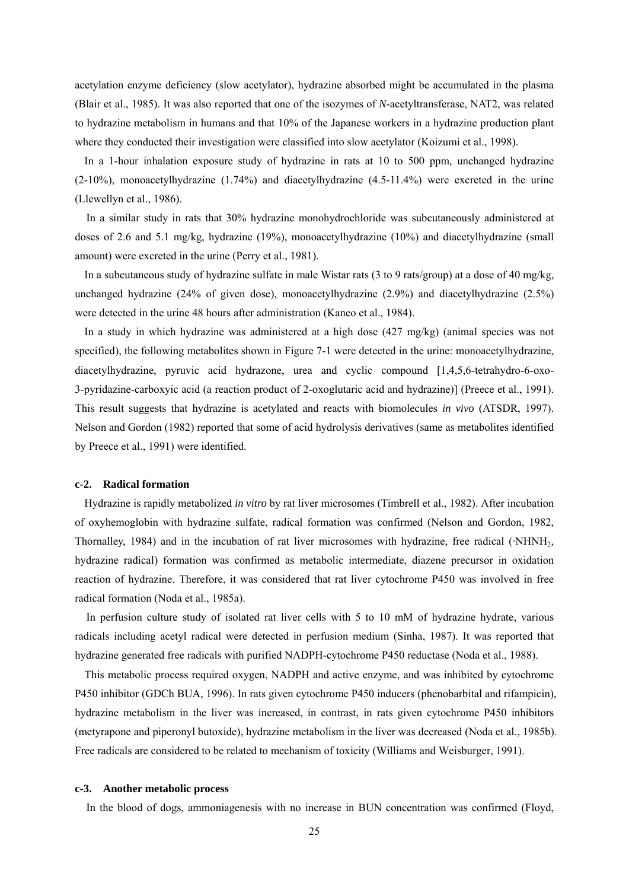acetylation enzyme deficiency (slow acetylator), hydrazine absorbed might be accumulated in the plasma (Blair et al., 1985). It was also reported that one of the isozymes of *N*-acetyltransferase, NAT2, was related to hydrazine metabolism in humans and that 10% of the Japanese workers in a hydrazine production plant where they conducted their investigation were classified into slow acetylator (Koizumi et al., 1998).

In a 1-hour inhalation exposure study of hydrazine in rats at 10 to 500 ppm, unchanged hydrazine (2-10%), monoacetylhydrazine (1.74%) and diacetylhydrazine (4.5-11.4%) were excreted in the urine (Llewellyn et al., 1986).

In a similar study in rats that 30% hydrazine monohydrochloride was subcutaneously administered at doses of 2.6 and 5.1 mg/kg, hydrazine (19%), monoacetylhydrazine (10%) and diacetylhydrazine (small amount) were excreted in the urine (Perry et al., 1981).

In a subcutaneous study of hydrazine sulfate in male Wistar rats (3 to 9 rats/group) at a dose of 40 mg/kg, unchanged hydrazine (24% of given dose), monoacetylhydrazine (2.9%) and diacetylhydrazine (2.5%) were detected in the urine 48 hours after administration (Kaneo et al., 1984).

In a study in which hydrazine was administered at a high dose (427 mg/kg) (animal species was not specified), the following metabolites shown in Figure 7-1 were detected in the urine: monoacetylhydrazine, diacetylhydrazine, pyruvic acid hydrazone, urea and cyclic compound [1,4,5,6-tetrahydro-6-oxo-3-pyridazine-carboxyic acid (a reaction product of 2-oxoglutaric acid and hydrazine)] (Preece et al., 1991). This result suggests that hydrazine is acetylated and reacts with biomolecules *in vivo* (ATSDR, 1997). Nelson and Gordon (1982) reported that some of acid hydrolysis derivatives (same as metabolites identified by Preece et al., 1991) were identified.

#### c-2. Radical formation

Hydrazine is rapidly metabolized *in vitro* by rat liver microsomes (Timbrell et al., 1982). After incubation of oxyhemoglobin with hydrazine sulfate, radical formation was confirmed (Nelson and Gordon, 1982, Thornalley, 1984) and in the incubation of rat liver microsomes with hydrazine, free radical ($\cdot NHNH_2$, hydrazine radical) formation was confirmed as metabolic intermediate, diazene precursor in oxidation reaction of hydrazine. Therefore, it was considered that rat liver cytochrome P450 was involved in free radical formation (Noda et al., 1985a).

In perfusion culture study of isolated rat liver cells with 5 to 10 mM of hydrazine hydrate, various radicals including acetyl radical were detected in perfusion medium (Sinha, 1987). It was reported that hydrazine generated free radicals with purified NADPH-cytochrome P450 reductase (Noda et al., 1988).

This metabolic process required oxygen, NADPH and active enzyme, and was inhibited by cytochrome P450 inhibitor (GDCh BUA, 1996). In rats given cytochrome P450 inducers (phenobarbital and rifampicin), hydrazine metabolism in the liver was increased, in contrast, in rats given cytochrome P450 inhibitors (metyrapone and piperonyl butoxide), hydrazine metabolism in the liver was decreased (Noda et al., 1985b). Free radicals are considered to be related to mechanism of toxicity (Williams and Weisburger, 1991).

#### c-3. Another metabolic process

In the blood of dogs, ammoniagenesis with no increase in BUN concentration was confirmed (Floyd,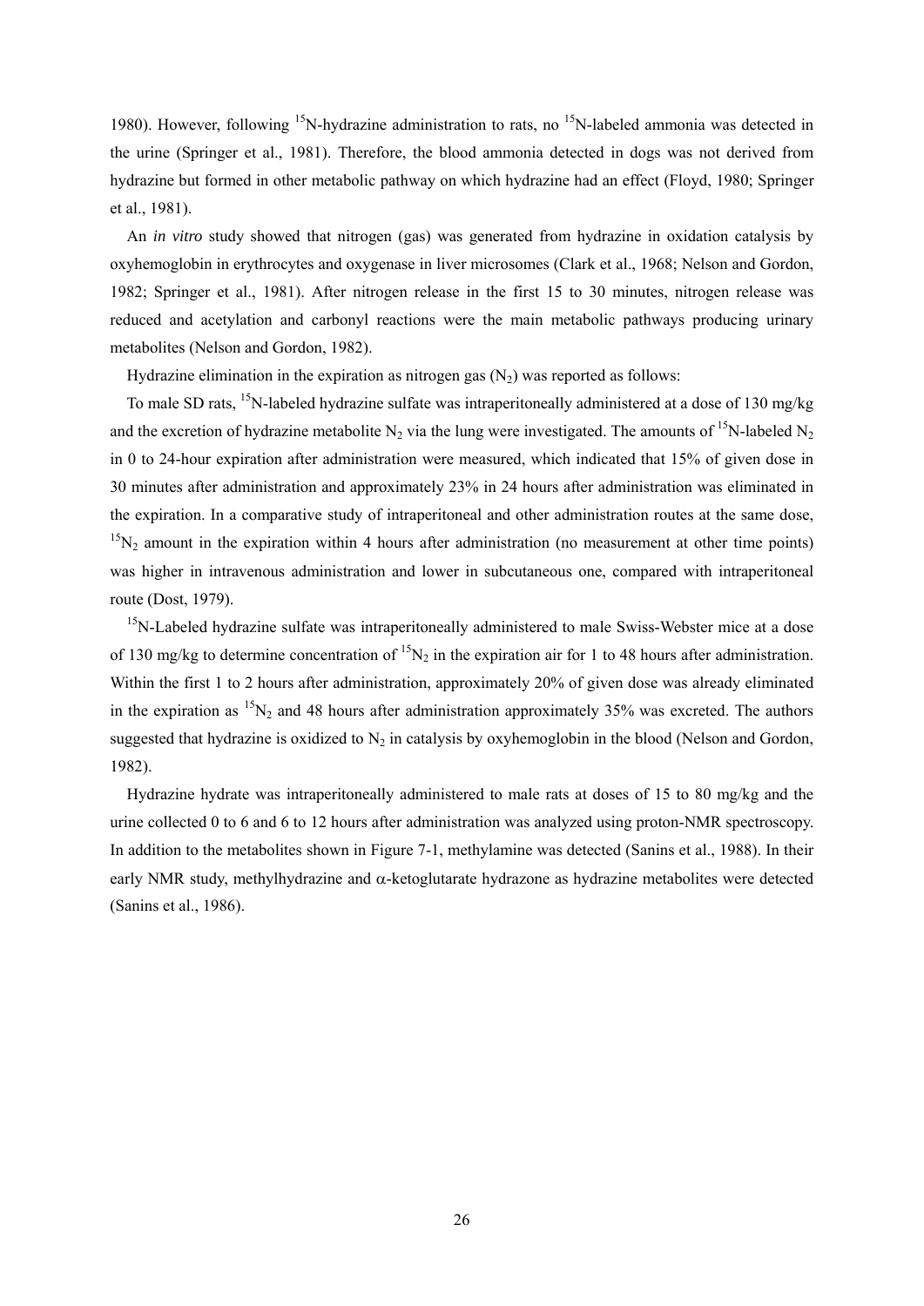1980). However, following $^{15}N$-hydrazine administration to rats, no $^{15}N$-labeled ammonia was detected in the urine (Springer et al., 1981). Therefore, the blood ammonia detected in dogs was not derived from hydrazine but formed in other metabolic pathway on which hydrazine had an effect (Floyd, 1980; Springer et al., 1981).

An *in vitro* study showed that nitrogen (gas) was generated from hydrazine in oxidation catalysis by oxyhemoglobin in erythrocytes and oxygenase in liver microsomes (Clark et al., 1968; Nelson and Gordon, 1982; Springer et al., 1981). After nitrogen release in the first 15 to 30 minutes, nitrogen release was reduced and acetylation and carbonyl reactions were the main metabolic pathways producing urinary metabolites (Nelson and Gordon, 1982).

Hydrazine elimination in the expiration as nitrogen gas ($N_2$) was reported as follows:

To male SD rats, $^{15}N$-labeled hydrazine sulfate was intraperitoneally administered at a dose of 130 mg/kg and the excretion of hydrazine metabolite $N_2$ via the lung were investigated. The amounts of $^{15}N$-labeled $N_2$ in 0 to 24-hour expiration after administration were measured, which indicated that 15% of given dose in 30 minutes after administration and approximately 23% in 24 hours after administration was eliminated in the expiration. In a comparative study of intraperitoneal and other administration routes at the same dose, $^{15}N_2$ amount in the expiration within 4 hours after administration (no measurement at other time points) was higher in intravenous administration and lower in subcutaneous one, compared with intraperitoneal route (Dost, 1979).

$^{15}N$-Labeled hydrazine sulfate was intraperitoneally administered to male Swiss-Webster mice at a dose of 130 mg/kg to determine concentration of $^{15}N_2$ in the expiration air for 1 to 48 hours after administration. Within the first 1 to 2 hours after administration, approximately 20% of given dose was already eliminated in the expiration as $^{15}N_2$ and 48 hours after administration approximately 35% was excreted. The authors suggested that hydrazine is oxidized to $N_2$ in catalysis by oxyhemoglobin in the blood (Nelson and Gordon, 1982).

Hydrazine hydrate was intraperitoneally administered to male rats at doses of 15 to 80 mg/kg and the urine collected 0 to 6 and 6 to 12 hours after administration was analyzed using proton-NMR spectroscopy. In addition to the metabolites shown in Figure 7-1, methylamine was detected (Sanins et al., 1988). In their early NMR study, methylhydrazine and $\alpha$-ketoglutarate hydrazone as hydrazine metabolites were detected (Sanins et al., 1986).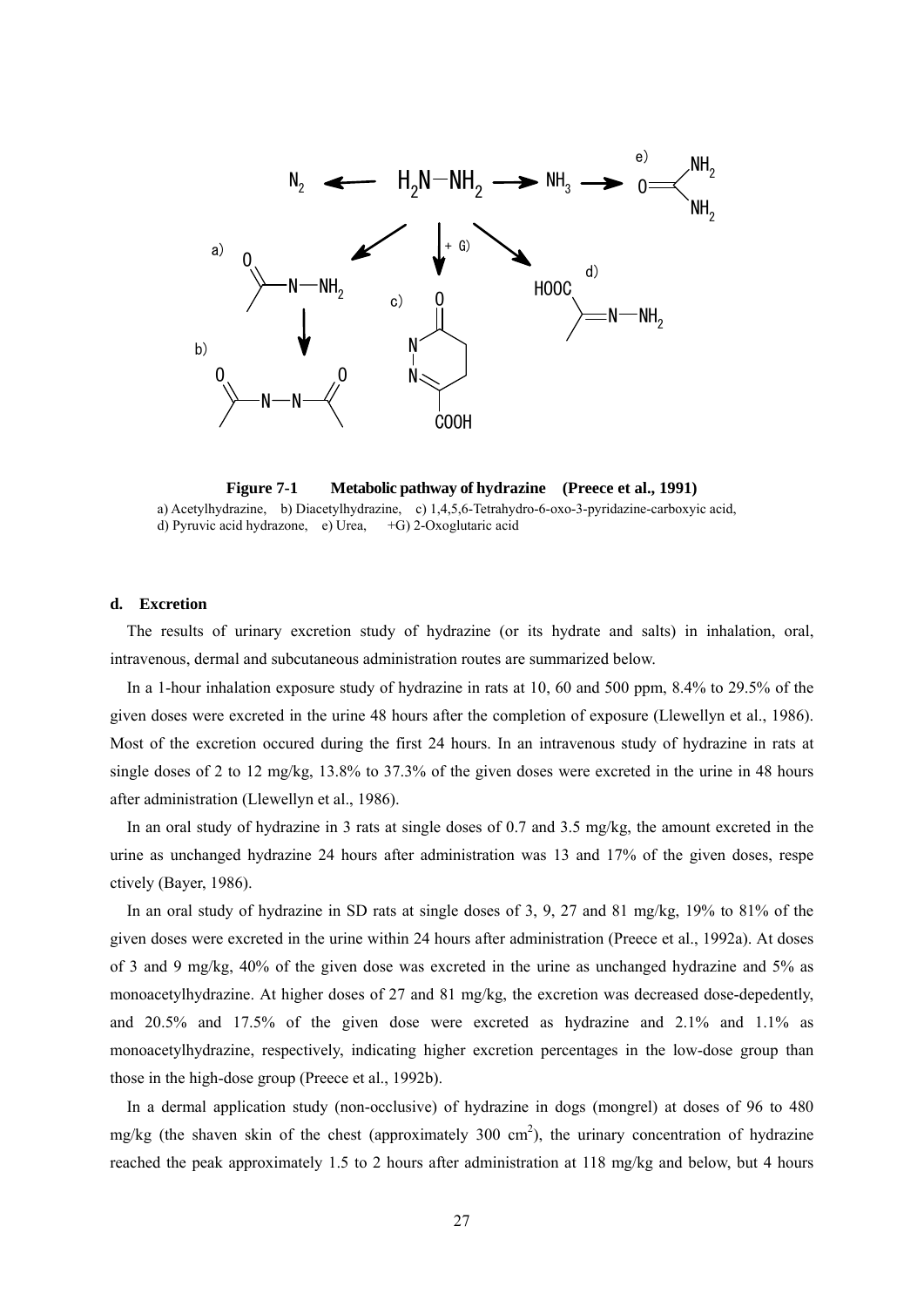**Figure 7-1 Metabolic pathway of hydrazine (Preece et al., 1991)**

a) Acetylhydrazine, b) Diacetylhydrazine, c) 1,4,5,6-Tetrahydro-6-oxo-3-pyridazine-carboxyic acid, d) Pyruvic acid hydrazone, e) Urea, +G) 2-Oxoglutaric acid

#### d. Excretion

The results of urinary excretion study of hydrazine (or its hydrate and salts) in inhalation, oral, intravenous, dermal and subcutaneous administration routes are summarized below.

In a 1-hour inhalation exposure study of hydrazine in rats at 10, 60 and 500 ppm, 8.4% to 29.5% of the given doses were excreted in the urine 48 hours after the completion of exposure (Llewellyn et al., 1986). Most of the excretion occured during the first 24 hours. In an intravenous study of hydrazine in rats at single doses of 2 to 12 mg/kg, 13.8% to 37.3% of the given doses were excreted in the urine in 48 hours after administration (Llewellyn et al., 1986).

In an oral study of hydrazine in 3 rats at single doses of 0.7 and 3.5 mg/kg, the amount excreted in the urine as unchanged hydrazine 24 hours after administration was 13 and 17% of the given doses, respe ctively (Bayer, 1986).

In an oral study of hydrazine in SD rats at single doses of 3, 9, 27 and 81 mg/kg, 19% to 81% of the given doses were excreted in the urine within 24 hours after administration (Preece et al., 1992a). At doses of 3 and 9 mg/kg, 40% of the given dose was excreted in the urine as unchanged hydrazine and 5% as monoacetylhydrazine. At higher doses of 27 and 81 mg/kg, the excretion was decreased dose-depedently, and 20.5% and 17.5% of the given dose were excreted as hydrazine and 2.1% and 1.1% as monoacetylhydrazine, respectively, indicating higher excretion percentages in the low-dose group than those in the high-dose group (Preece et al., 1992b).

In a dermal application study (non-occlusive) of hydrazine in dogs (mongrel) at doses of 96 to 480 mg/kg (the shaven skin of the chest (approximately 300 $cm^2$), the urinary concentration of hydrazine reached the peak approximately 1.5 to 2 hours after administration at 118 mg/kg and below, but 4 hours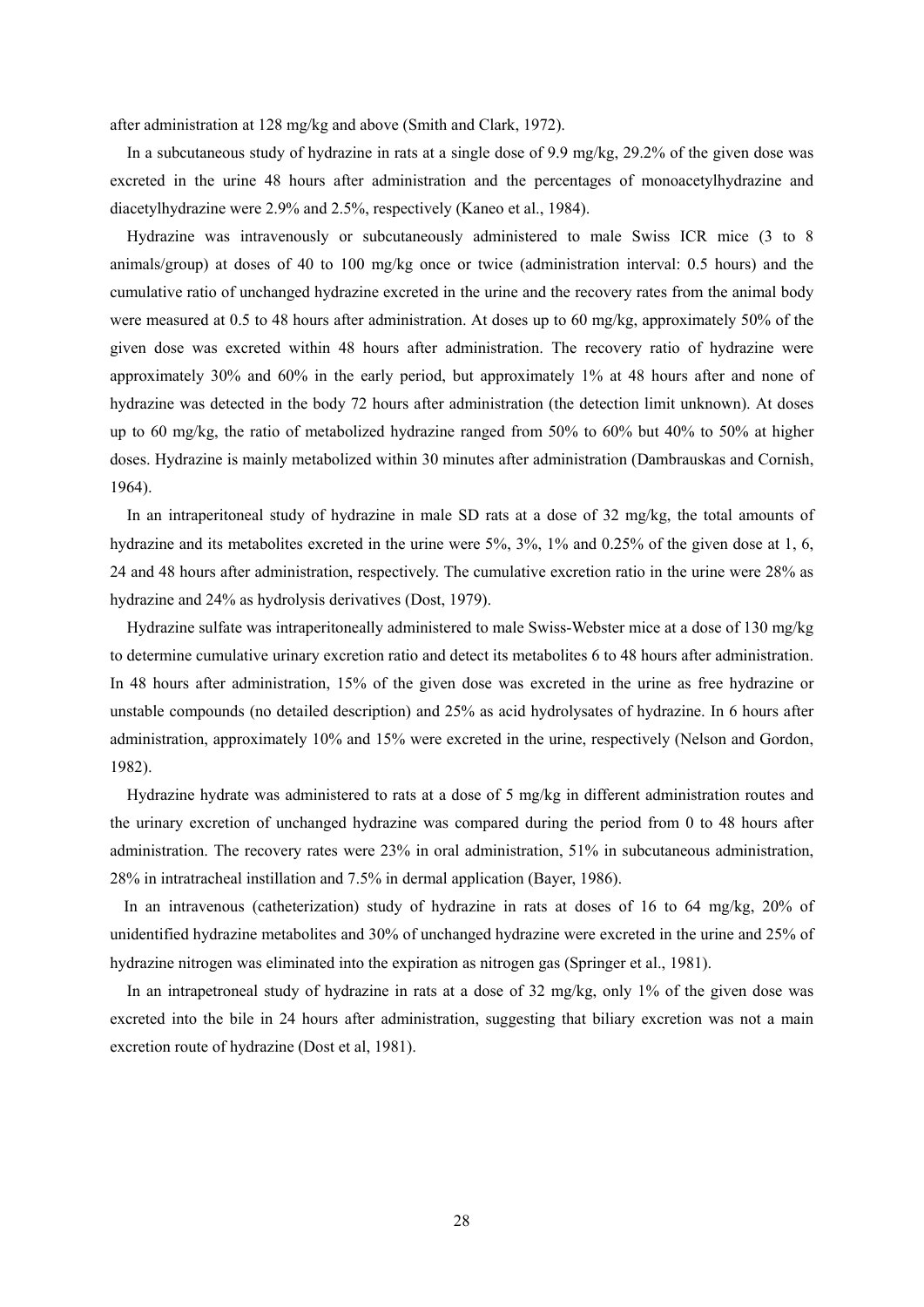after administration at 128 mg/kg and above (Smith and Clark, 1972).

In a subcutaneous study of hydrazine in rats at a single dose of 9.9 mg/kg, 29.2% of the given dose was excreted in the urine 48 hours after administration and the percentages of monoacetylhydrazine and diacetylhydrazine were 2.9% and 2.5%, respectively (Kaneo et al., 1984).

Hydrazine was intravenously or subcutaneously administered to male Swiss ICR mice (3 to 8 animals/group) at doses of 40 to 100 mg/kg once or twice (administration interval: 0.5 hours) and the cumulative ratio of unchanged hydrazine excreted in the urine and the recovery rates from the animal body were measured at 0.5 to 48 hours after administration. At doses up to 60 mg/kg, approximately 50% of the given dose was excreted within 48 hours after administration. The recovery ratio of hydrazine were approximately 30% and 60% in the early period, but approximately 1% at 48 hours after and none of hydrazine was detected in the body 72 hours after administration (the detection limit unknown). At doses up to 60 mg/kg, the ratio of metabolized hydrazine ranged from 50% to 60% but 40% to 50% at higher doses. Hydrazine is mainly metabolized within 30 minutes after administration (Dambrauskas and Cornish, 1964).

In an intraperitoneal study of hydrazine in male SD rats at a dose of 32 mg/kg, the total amounts of hydrazine and its metabolites excreted in the urine were 5%, 3%, 1% and 0.25% of the given dose at 1, 6, 24 and 48 hours after administration, respectively. The cumulative excretion ratio in the urine were 28% as hydrazine and 24% as hydrolysis derivatives (Dost, 1979).

Hydrazine sulfate was intraperitoneally administered to male Swiss-Webster mice at a dose of 130 mg/kg to determine cumulative urinary excretion ratio and detect its metabolites 6 to 48 hours after administration. In 48 hours after administration, 15% of the given dose was excreted in the urine as free hydrazine or unstable compounds (no detailed description) and 25% as acid hydrolysates of hydrazine. In 6 hours after administration, approximately 10% and 15% were excreted in the urine, respectively (Nelson and Gordon, 1982).

Hydrazine hydrate was administered to rats at a dose of 5 mg/kg in different administration routes and the urinary excretion of unchanged hydrazine was compared during the period from 0 to 48 hours after administration. The recovery rates were 23% in oral administration, 51% in subcutaneous administration, 28% in intratracheal instillation and 7.5% in dermal application (Bayer, 1986).

In an intravenous (catheterization) study of hydrazine in rats at doses of 16 to 64 mg/kg, 20% of unidentified hydrazine metabolites and 30% of unchanged hydrazine were excreted in the urine and 25% of hydrazine nitrogen was eliminated into the expiration as nitrogen gas (Springer et al., 1981).

In an intrapetroneal study of hydrazine in rats at a dose of 32 mg/kg, only 1% of the given dose was excreted into the bile in 24 hours after administration, suggesting that biliary excretion was not a main excretion route of hydrazine (Dost et al, 1981).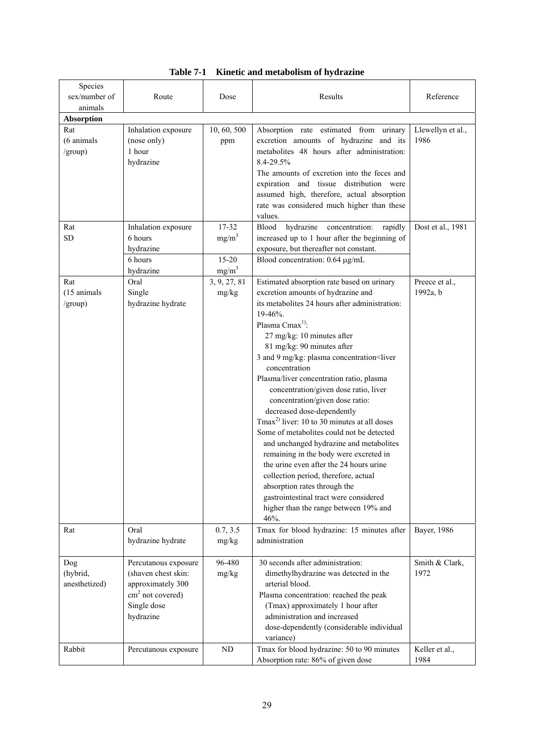**Table 7-1 Kinetic and metabolism of hydrazine**

| Species sex/number of animals | Route | Dose | Results | Reference |
|---|---|---|---|---|
| **Absorption** | | | | |
| Rat (6 animals /group) | Inhalation exposure (nose only) 1 hour hydrazine | 10, 60, 500 ppm | Absorption rate estimated from urinary excretion amounts of hydrazine and its metabolites 48 hours after administration: 8.4-29.5% The amounts of excretion into the feces and expiration and tissue distribution were assumed high, therefore, actual absorption rate was considered much higher than these values. | Llewellyn et al., 1986 |
| Rat SD | Inhalation exposure 6 hours hydrazine | 17-32 $mg/m^3$ | Blood hydrazine concentration: rapidly increased up to 1 hour after the beginning of exposure, but thereafter not constant. | Dost et al., 1981 |
| | 6 hours hydrazine | 15-20 $mg/m^3$ | Blood concentration: 0.64 μg/mL | |
| Rat (15 animals /group) | Oral Single hydrazine hydrate | 3, 9, 27, 81 mg/kg | Estimated absorption rate based on urinary excretion amounts of hydrazine and its metabolites 24 hours after administration: 19-46%. Plasma Cmax[1]: 27 mg/kg: 10 minutes after 81 mg/kg: 90 minutes after 3 and 9 mg/kg: plasma concentration<liver concentration Plasma/liver concentration ratio, plasma concentration/given dose ratio, liver concentration/given dose ratio: decreased dose-dependently Tmax[2] liver: 10 to 30 minutes at all doses Some of metabolites could not be detected and unchanged hydrazine and metabolites remaining in the body were excreted in the urine even after the 24 hours urine collection period, therefore, actual absorption rates through the gastrointestinal tract were considered higher than the range between 19% and 46%. | Preece et al., 1992a, b |
| Rat | Oral hydrazine hydrate | 0.7, 3.5 mg/kg | Tmax for blood hydrazine: 15 minutes after administration | Bayer, 1986 |
| Dog (hybrid, anesthetized) | Percutanous exposure (shaven chest skin: approximately 300 $cm^2$ not covered) Single dose hydrazine | 96-480 mg/kg | 30 seconds after administration: dimethylhydrazine was detected in the arterial blood. Plasma concentration: reached the peak (Tmax) approximately 1 hour after administration and increased dose-dependently (considerable individual variance) | Smith & Clark, 1972 |
| Rabbit | Percutanous exposure | ND | Tmax for blood hydrazine: 50 to 90 minutes Absorption rate: 86% of given dose | Keller et al., 1984 |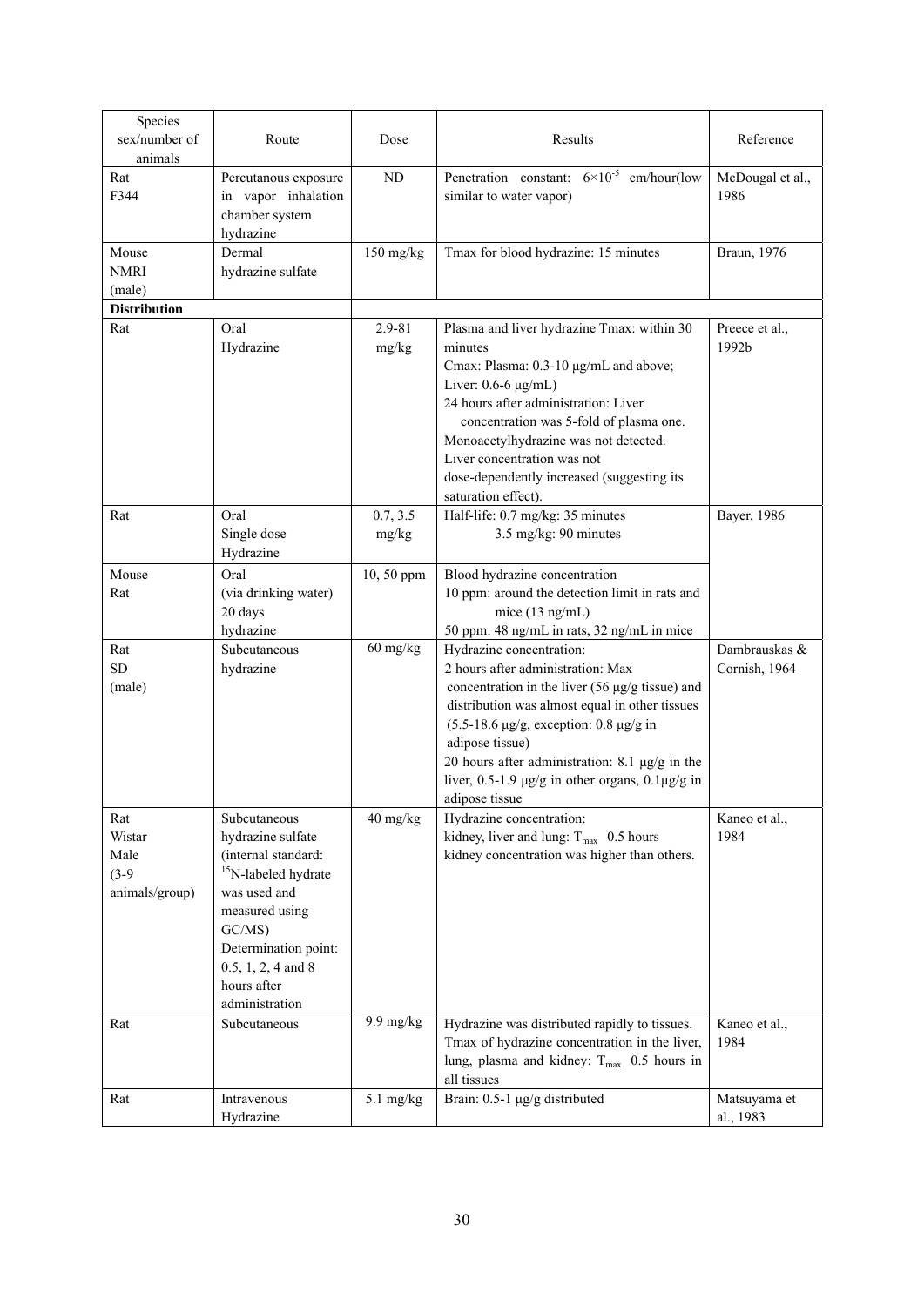| Species sex/number of animals | Route | Dose | Results | Reference |
|---|---|---|---|---|
| Rat F344 | Percutanous exposure in vapor inhalation chamber system hydrazine | ND | Penetration constant: $6\times10^{-5}$ cm/hour(low similar to water vapor) | McDougal et al., 1986 |
| Mouse NMRI (male) | Dermal hydrazine sulfate | 150 mg/kg | Tmax for blood hydrazine: 15 minutes | Braun, 1976 |
| **Distribution** | | | | |
| Rat | Oral Hydrazine | 2.9-81 mg/kg | Plasma and liver hydrazine Tmax: within 30 minutes<br>Cmax: Plasma: 0.3-10 µg/mL and above; Liver: 0.6-6 µg/mL)<br>24 hours after administration: Liver concentration was 5-fold of plasma one.<br>Monoacetylhydrazine was not detected.<br>Liver concentration was not dose-dependently increased (suggesting its saturation effect). | Preece et al., 1992b |
| Rat | Oral Single dose Hydrazine | 0.7, 3.5 mg/kg | Half-life: 0.7 mg/kg: 35 minutes<br>3.5 mg/kg: 90 minutes | Bayer, 1986 |
| Mouse Rat | Oral (via drinking water) 20 days hydrazine | 10, 50 ppm | Blood hydrazine concentration<br>10 ppm: around the detection limit in rats and mice (13 ng/mL)<br>50 ppm: 48 ng/mL in rats, 32 ng/mL in mice | |
| Rat SD (male) | Subcutaneous hydrazine | 60 mg/kg | Hydrazine concentration:<br>2 hours after administration: Max concentration in the liver (56 µg/g tissue) and distribution was almost equal in other tissues (5.5-18.6 µg/g, exception: 0.8 µg/g in adipose tissue)<br>20 hours after administration: 8.1 µg/g in the liver, 0.5-1.9 µg/g in other organs, 0.1µg/g in adipose tissue | Dambrauskas & Cornish, 1964 |
| Rat Wistar Male (3-9 animals/group) | Subcutaneous hydrazine sulfate (internal standard: $^{15}$N-labeled hydrate was used and measured using GC/MS) Determination point: 0.5, 1, 2, 4 and 8 hours after administration | 40 mg/kg | Hydrazine concentration:<br>kidney, liver and lung: $T_{max}$ 0.5 hours<br>kidney concentration was higher than others. | Kaneo et al., 1984 |
| Rat | Subcutaneous | 9.9 mg/kg | Hydrazine was distributed rapidly to tissues. Tmax of hydrazine concentration in the liver, lung, plasma and kidney: $T_{max}$ 0.5 hours in all tissues | Kaneo et al., 1984 |
| Rat | Intravenous Hydrazine | 5.1 mg/kg | Brain: 0.5-1 µg/g distributed | Matsuyama et al., 1983 |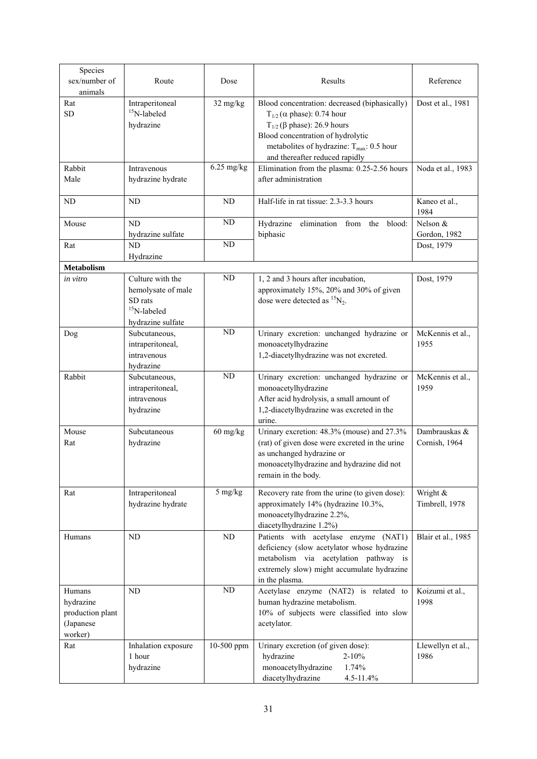| Species sex/number of animals | Route | Dose | Results | Reference |
|---|---|---|---|---|
| Rat<br>SD | Intraperitoneal<br>$^{15}$N-labeled hydrazine | 32 mg/kg | Blood concentration: decreased (biphasically)<br>$T_{1/2}$ (α phase): 0.74 hour<br>$T_{1/2}$ (β phase): 26.9 hours<br>Blood concentration of hydrolytic metabolites of hydrazine: $T_{max}$: 0.5 hour and thereafter reduced rapidly | Dost et al., 1981 |
| Rabbit<br>Male | Intravenous hydrazine hydrate | 6.25 mg/kg | Elimination from the plasma: 0.25-2.56 hours after administration | Noda et al., 1983 |
| ND | ND | ND | Half-life in rat tissue: 2.3-3.3 hours | Kaneo et al., 1984 |
| Mouse | ND<br>hydrazine sulfate | ND | Hydrazine elimination from the blood: biphasic | Nelson & Gordon, 1982 |
| Rat | ND<br>Hydrazine | ND | | Dost, 1979 |
| **Metabolism** | | | | |
| *in vitro* | Culture with the hemolysate of male SD rats<br>$^{15}$N-labeled hydrazine sulfate | ND | 1, 2 and 3 hours after incubation, approximately 15%, 20% and 30% of given dose were detected as $^{15}N_2$. | Dost, 1979 |
| Dog | Subcutaneous, intraperitoneal, intravenous hydrazine | ND | Urinary excretion: unchanged hydrazine or monoacetylhydrazine<br>1,2-diacetylhydrazine was not excreted. | McKennis et al., 1955 |
| Rabbit | Subcutaneous, intraperitoneal, intravenous hydrazine | ND | Urinary excretion: unchanged hydrazine or monoacetylhydrazine<br>After acid hydrolysis, a small amount of 1,2-diacetylhydrazine was excreted in the urine. | McKennis et al., 1959 |
| Mouse<br>Rat | Subcutaneous hydrazine | 60 mg/kg | Urinary excretion: 48.3% (mouse) and 27.3% (rat) of given dose were excreted in the urine as unchanged hydrazine or monoacetylhydrazine and hydrazine did not remain in the body. | Dambrauskas & Cornish, 1964 |
| Rat | Intraperitoneal hydrazine hydrate | 5 mg/kg | Recovery rate from the urine (to given dose): approximately 14% (hydrazine 10.3%, monoacetylhydrazine 2.2%, diacetylhydrazine 1.2%) | Wright & Timbrell, 1978 |
| Humans | ND | ND | Patients with acetylase enzyme (NAT1) deficiency (slow acetylator whose hydrazine metabolism via acetylation pathway is extremely slow) might accumulate hydrazine in the plasma. | Blair et al., 1985 |
| Humans hydrazine production plant (Japanese worker) | ND | ND | Acetylase enzyme (NAT2) is related to human hydrazine metabolism.<br>10% of subjects were classified into slow acetylator. | Koizumi et al., 1998 |
| Rat | Inhalation exposure 1 hour hydrazine | 10-500 ppm | Urinary excretion (of given dose):<br>hydrazine 2-10%<br>monoacetylhydrazine 1.74%<br>diacetylhydrazine 4.5-11.4% | Llewellyn et al., 1986 |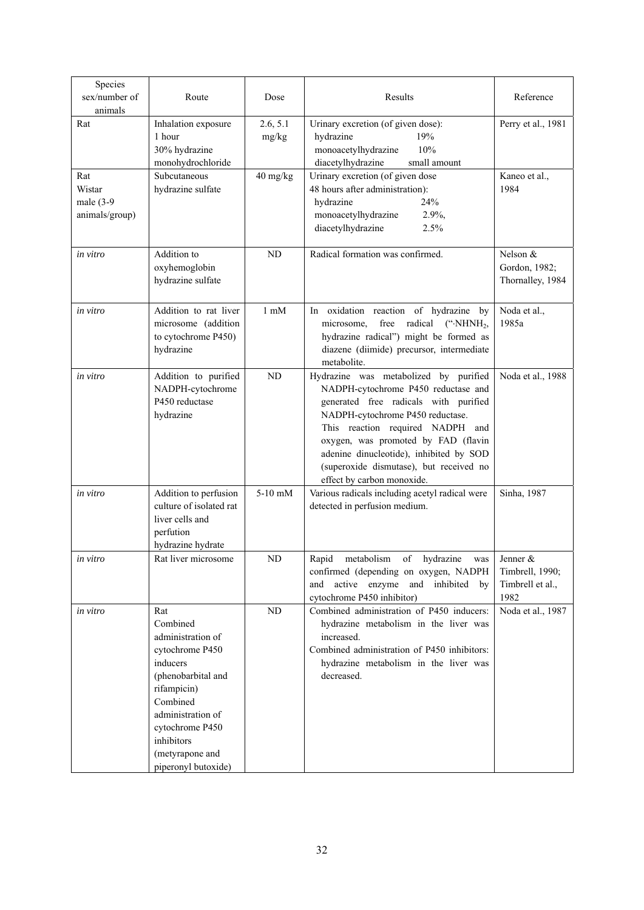| Species sex/number of animals | Route | Dose | Results | Reference |
|---|---|---|---|---|
| Rat | Inhalation exposure 1 hour 30% hydrazine monohydrochloride | 2.6, 5.1 mg/kg | Urinary excretion (of given dose): hydrazine 19% monoacetylhydrazine 10% diacetylhydrazine small amount | Perry et al., 1981 |
| Rat Wistar male (3-9 animals/group) | Subcutaneous hydrazine sulfate | 40 mg/kg | Urinary excretion (of given dose 48 hours after administration): hydrazine 24% monoacetylhydrazine 2.9%, diacetylhydrazine 2.5% | Kaneo et al., 1984 |
| *in vitro* | Addition to oxyhemoglobin hydrazine sulfate | ND | Radical formation was confirmed. | Nelson & Gordon, 1982; Thornalley, 1984 |
| *in vitro* | Addition to rat liver microsome (addition to cytochrome P450) hydrazine | 1 mM | In oxidation reaction of hydrazine by microsome, free radical ("$\cdot NHNH_2$, hydrazine radical") might be formed as diazene (diimide) precursor, intermediate metabolite. | Noda et al., 1985a |
| *in vitro* | Addition to purified NADPH-cytochrome P450 reductase hydrazine | ND | Hydrazine was metabolized by purified NADPH-cytochrome P450 reductase and generated free radicals with purified NADPH-cytochrome P450 reductase. This reaction required NADPH and oxygen, was promoted by FAD (flavin adenine dinucleotide), inhibited by SOD (superoxide dismutase), but received no effect by carbon monoxide. | Noda et al., 1988 |
| *in vitro* | Addition to perfusion culture of isolated rat liver cells and perfution hydrazine hydrate | 5-10 mM | Various radicals including acetyl radical were detected in perfusion medium. | Sinha, 1987 |
| *in vitro* | Rat liver microsome | ND | Rapid metabolism of hydrazine was confirmed (depending on oxygen, NADPH and active enzyme and inhibited by cytochrome P450 inhibitor) | Jenner & Timbrell, 1990; Timbrell et al., 1982 |
| *in vitro* | Rat Combined administration of cytochrome P450 inducers (phenobarbital and rifampicin) Combined administration of cytochrome P450 inhibitors (metyrapone and piperonyl butoxide) | ND | Combined administration of P450 inducers: hydrazine metabolism in the liver was increased. Combined administration of P450 inhibitors: hydrazine metabolism in the liver was decreased. | Noda et al., 1987 |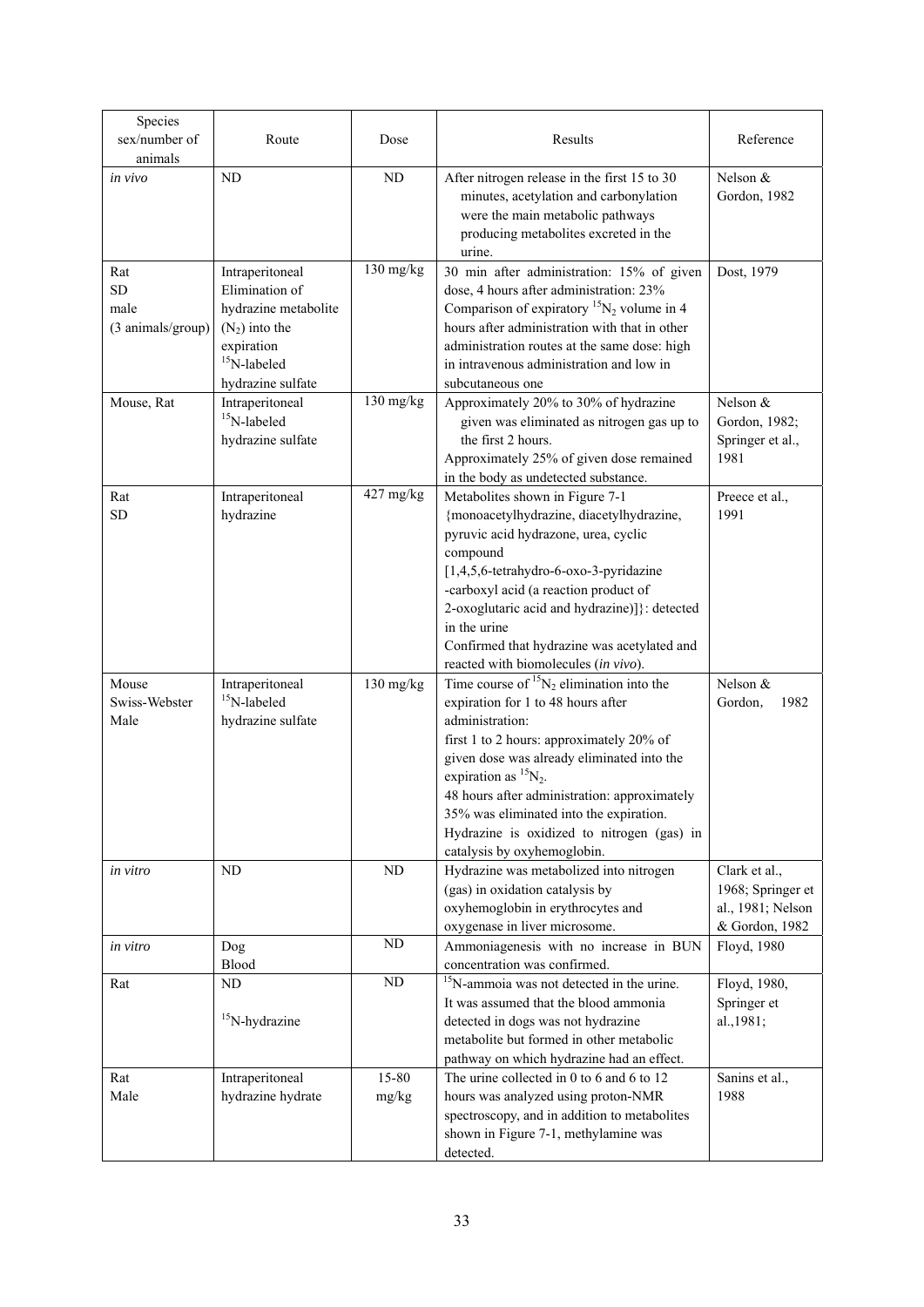| Species sex/number of animals | Route | Dose | Results | Reference |
|---|---|---|---|---|
| *in vivo* | ND | ND | After nitrogen release in the first 15 to 30 minutes, acetylation and carbonylation were the main metabolic pathways producing metabolites excreted in the urine. | Nelson & Gordon, 1982 |
| Rat SD male (3 animals/group) | Intraperitoneal Elimination of hydrazine metabolite ($N_2$) into the expiration $^{15}$N-labeled hydrazine sulfate | 130 mg/kg | 30 min after administration: 15% of given dose, 4 hours after administration: 23% Comparison of expiratory $^{15}N_2$ volume in 4 hours after administration with that in other administration routes at the same dose: high in intravenous administration and low in subcutaneous one | Dost, 1979 |
| Mouse, Rat | Intraperitoneal $^{15}$N-labeled hydrazine sulfate | 130 mg/kg | Approximately 20% to 30% of hydrazine given was eliminated as nitrogen gas up to the first 2 hours. Approximately 25% of given dose remained in the body as undetected substance. | Nelson & Gordon, 1982; Springer et al., 1981 |
| Rat SD | Intraperitoneal hydrazine | 427 mg/kg | Metabolites shown in Figure 7-1 {monoacetylhydrazine, diacetylhydrazine, pyruvic acid hydrazone, urea, cyclic compound [1,4,5,6-tetrahydro-6-oxo-3-pyridazine -carboxyl acid (a reaction product of 2-oxoglutaric acid and hydrazine)]}: detected in the urine Confirmed that hydrazine was acetylated and reacted with biomolecules (*in vivo*). | Preece et al., 1991 |
| Mouse Swiss-Webster Male | Intraperitoneal $^{15}$N-labeled hydrazine sulfate | 130 mg/kg | Time course of $^{15}N_2$ elimination into the expiration for 1 to 48 hours after administration: first 1 to 2 hours: approximately 20% of given dose was already eliminated into the expiration as $^{15}N_2$. 48 hours after administration: approximately 35% was eliminated into the expiration. Hydrazine is oxidized to nitrogen (gas) in catalysis by oxyhemoglobin. | Nelson & Gordon, 1982 |
| *in vitro* | ND | ND | Hydrazine was metabolized into nitrogen (gas) in oxidation catalysis by oxyhemoglobin in erythrocytes and oxygenase in liver microsome. | Clark et al., 1968; Springer et al., 1981; Nelson & Gordon, 1982 |
| *in vitro* | Dog Blood | ND | Ammoniagenesis with no increase in BUN concentration was confirmed. | Floyd, 1980 |
| Rat | ND $^{15}$N-hydrazine | ND | $^{15}$N-ammoia was not detected in the urine. It was assumed that the blood ammonia detected in dogs was not hydrazine metabolite but formed in other metabolic pathway on which hydrazine had an effect. | Floyd, 1980, Springer et al.,1981; |
| Rat Male | Intraperitoneal hydrazine hydrate | 15-80 mg/kg | The urine collected in 0 to 6 and 6 to 12 hours was analyzed using proton-NMR spectroscopy, and in addition to metabolites shown in Figure 7-1, methylamine was detected. | Sanins et al., 1988 |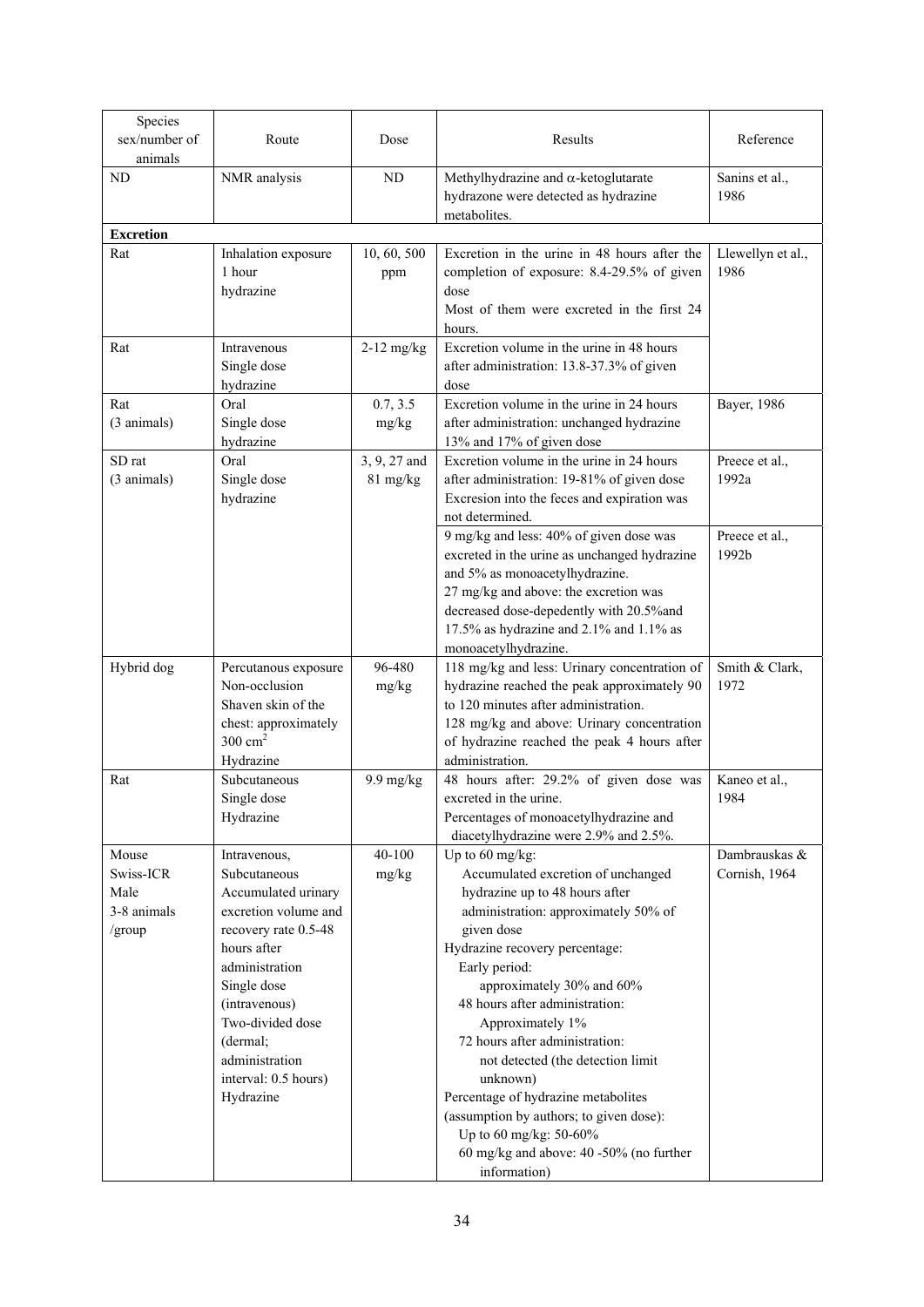| Species sex/number of animals | Route | Dose | Results | Reference |
|---|---|---|---|---|
| ND | NMR analysis | ND | Methylhydrazine and α-ketoglutarate hydrazone were detected as hydrazine metabolites. | Sanins et al., 1986 |
| **Excretion** | | | | |
| Rat | Inhalation exposure<br>1 hour<br>hydrazine | 10, 60, 500 ppm | Excretion in the urine in 48 hours after the completion of exposure: 8.4-29.5% of given dose<br>Most of them were excreted in the first 24 hours. | Llewellyn et al., 1986 |
| Rat | Intravenous<br>Single dose<br>hydrazine | 2-12 mg/kg | Excretion volume in the urine in 48 hours after administration: 13.8-37.3% of given dose | |
| Rat<br>(3 animals) | Oral<br>Single dose<br>hydrazine | 0.7, 3.5 mg/kg | Excretion volume in the urine in 24 hours after administration: unchanged hydrazine 13% and 17% of given dose | Bayer, 1986 |
| SD rat<br>(3 animals) | Oral<br>Single dose<br>hydrazine | 3, 9, 27 and 81 mg/kg | Excretion volume in the urine in 24 hours after administration: 19-81% of given dose<br>Excresion into the feces and expiration was not determined. | Preece et al., 1992a |
| | | | 9 mg/kg and less: 40% of given dose was excreted in the urine as unchanged hydrazine and 5% as monoacetylhydrazine.<br>27 mg/kg and above: the excretion was decreased dose-depedently with 20.5%and 17.5% as hydrazine and 2.1% and 1.1% as monoacetylhydrazine. | Preece et al., 1992b |
| Hybrid dog | Percutanous exposure<br>Non-occlusion<br>Shaven skin of the chest: approximately 300 $cm^2$<br>Hydrazine | 96-480 mg/kg | 118 mg/kg and less: Urinary concentration of hydrazine reached the peak approximately 90 to 120 minutes after administration.<br>128 mg/kg and above: Urinary concentration of hydrazine reached the peak 4 hours after administration. | Smith & Clark, 1972 |
| Rat | Subcutaneous<br>Single dose<br>Hydrazine | 9.9 mg/kg | 48 hours after: 29.2% of given dose was excreted in the urine.<br>Percentages of monoacetylhydrazine and diacetylhydrazine were 2.9% and 2.5%. | Kaneo et al., 1984 |
| Mouse<br>Swiss-ICR<br>Male<br>3-8 animals /group | Intravenous, Subcutaneous<br>Accumulated urinary excretion volume and recovery rate 0.5-48 hours after administration<br>Single dose (intravenous)<br>Two-divided dose (dermal; administration interval: 0.5 hours)<br>Hydrazine | 40-100 mg/kg | Up to 60 mg/kg:<br>Accumulated excretion of unchanged hydrazine up to 48 hours after administration: approximately 50% of given dose<br>Hydrazine recovery percentage:<br>Early period:<br>approximately 30% and 60%<br>48 hours after administration:<br>Approximately 1%<br>72 hours after administration:<br>not detected (the detection limit unknown)<br>Percentage of hydrazine metabolites (assumption by authors; to given dose):<br>Up to 60 mg/kg: 50-60%<br>60 mg/kg and above: 40 -50% (no further information) | Dambrauskas & Cornish, 1964 |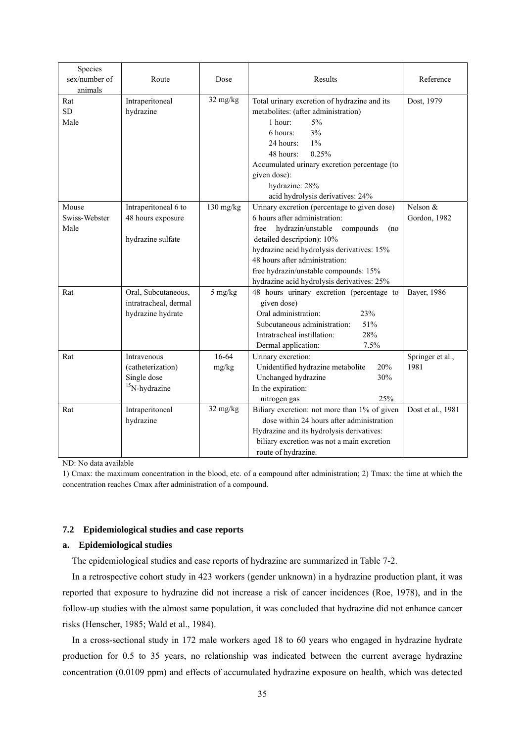| Species sex/number of animals | Route | Dose | Results | Reference |
|---|---|---|---|---|
| Rat<br>SD<br>Male | Intraperitoneal<br>hydrazine | 32 mg/kg | Total urinary excretion of hydrazine and its metabolites: (after administration)<br>1 hour: 5%<br>6 hours: 3%<br>24 hours: 1%<br>48 hours: 0.25%<br>Accumulated urinary excretion percentage (to given dose):<br>hydrazine: 28%<br>acid hydrolysis derivatives: 24% | Dost, 1979 |
| Mouse<br>Swiss-Webster<br>Male | Intraperitoneal 6 to 48 hours exposure<br><br>hydrazine sulfate | 130 mg/kg | Urinary excretion (percentage to given dose)<br>6 hours after administration:<br>free hydrazin/unstable compounds (no detailed description): 10%<br>hydrazine acid hydrolysis derivatives: 15%<br>48 hours after administration:<br>free hydrazin/unstable compounds: 15%<br>hydrazine acid hydrolysis derivatives: 25% | Nelson & Gordon, 1982 |
| Rat | Oral, Subcutaneous, intratracheal, dermal<br>hydrazine hydrate | 5 mg/kg | 48 hours urinary excretion (percentage to given dose)<br>Oral administration: 23%<br>Subcutaneous administration: 51%<br>Intratracheal instillation: 28%<br>Dermal application: 7.5% | Bayer, 1986 |
| Rat | Intravenous (catheterization)<br>Single dose<br>$^{15}$N-hydrazine | 16-64 mg/kg | Urinary excretion:<br>Unidentified hydrazine metabolite 20%<br>Unchanged hydrazine 30%<br>In the expiration:<br>nitrogen gas 25% | Springer et al., 1981 |
| Rat | Intraperitoneal<br>hydrazine | 32 mg/kg | Biliary excretion: not more than 1% of given dose within 24 hours after administration<br>Hydrazine and its hydrolysis derivatives: biliary excretion was not a main excretion route of hydrazine. | Dost et al., 1981 |

ND: No data available

1) Cmax: the maximum concentration in the blood, etc. of a compound after administration; 2) Tmax: the time at which the concentration reaches Cmax after administration of a compound.

### 7.2 Epidemiological studies and case reports

#### a. Epidemiological studies

The epidemiological studies and case reports of hydrazine are summarized in Table 7-2.

In a retrospective cohort study in 423 workers (gender unknown) in a hydrazine production plant, it was reported that exposure to hydrazine did not increase a risk of cancer incidences (Roe, 1978), and in the follow-up studies with the almost same population, it was concluded that hydrazine did not enhance cancer risks (Henscher, 1985; Wald et al., 1984).

In a cross-sectional study in 172 male workers aged 18 to 60 years who engaged in hydrazine hydrate production for 0.5 to 35 years, no relationship was indicated between the current average hydrazine concentration (0.0109 ppm) and effects of accumulated hydrazine exposure on health, which was detected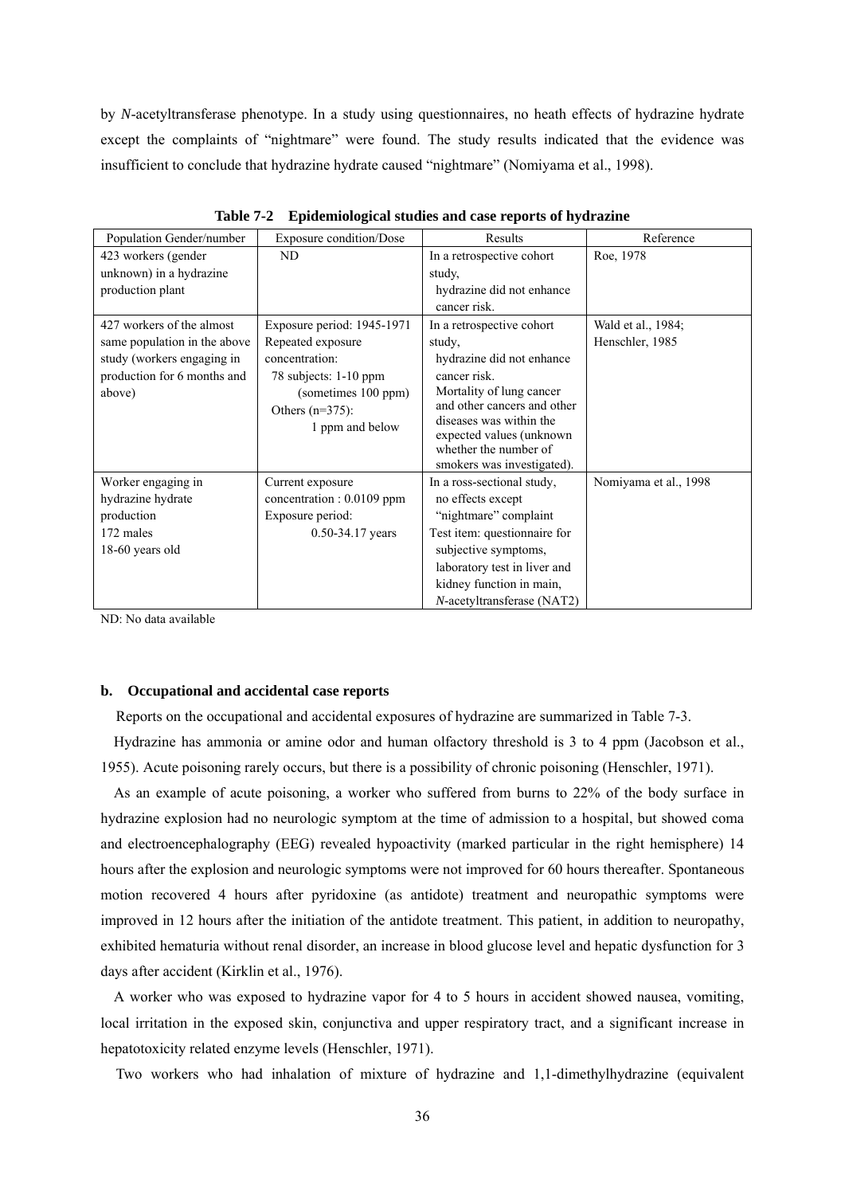by *N*-acetyltransferase phenotype. In a study using questionnaires, no heath effects of hydrazine hydrate except the complaints of "nightmare" were found. The study results indicated that the evidence was insufficient to conclude that hydrazine hydrate caused "nightmare" (Nomiyama et al., 1998).

**Table 7-2 Epidemiological studies and case reports of hydrazine**

| Population Gender/number | Exposure condition/Dose | Results | Reference |
|---|---|---|---|
| 423 workers (gender unknown) in a hydrazine production plant | ND | In a retrospective cohort study, hydrazine did not enhance cancer risk. | Roe, 1978 |
| 427 workers of the almost same population in the above study (workers engaging in production for 6 months and above) | Exposure period: 1945-1971<br>Repeated exposure concentration:<br>78 subjects: 1-10 ppm (sometimes 100 ppm)<br>Others (n=375): 1 ppm and below | In a retrospective cohort study, hydrazine did not enhance cancer risk.<br>Mortality of lung cancer and other cancers and other diseases was within the expected values (unknown whether the number of smokers was investigated). | Wald et al., 1984; Henschler, 1985 |
| Worker engaging in hydrazine hydrate production<br>172 males<br>18-60 years old | Current exposure concentration : 0.0109 ppm<br>Exposure period: 0.50-34.17 years | In a ross-sectional study, no effects except "nightmare" complaint<br>Test item: questionnaire for subjective symptoms, laboratory test in liver and kidney function in main, *N*-acetyltransferase (NAT2) | Nomiyama et al., 1998 |

ND: No data available

### b. Occupational and accidental case reports

Reports on the occupational and accidental exposures of hydrazine are summarized in Table 7-3.

Hydrazine has ammonia or amine odor and human olfactory threshold is 3 to 4 ppm (Jacobson et al., 1955). Acute poisoning rarely occurs, but there is a possibility of chronic poisoning (Henschler, 1971).

As an example of acute poisoning, a worker who suffered from burns to 22% of the body surface in hydrazine explosion had no neurologic symptom at the time of admission to a hospital, but showed coma and electroencephalography (EEG) revealed hypoactivity (marked particular in the right hemisphere) 14 hours after the explosion and neurologic symptoms were not improved for 60 hours thereafter. Spontaneous motion recovered 4 hours after pyridoxine (as antidote) treatment and neuropathic symptoms were improved in 12 hours after the initiation of the antidote treatment. This patient, in addition to neuropathy, exhibited hematuria without renal disorder, an increase in blood glucose level and hepatic dysfunction for 3 days after accident (Kirklin et al., 1976).

A worker who was exposed to hydrazine vapor for 4 to 5 hours in accident showed nausea, vomiting, local irritation in the exposed skin, conjunctiva and upper respiratory tract, and a significant increase in hepatotoxicity related enzyme levels (Henschler, 1971).

Two workers who had inhalation of mixture of hydrazine and 1,1-dimethylhydrazine (equivalent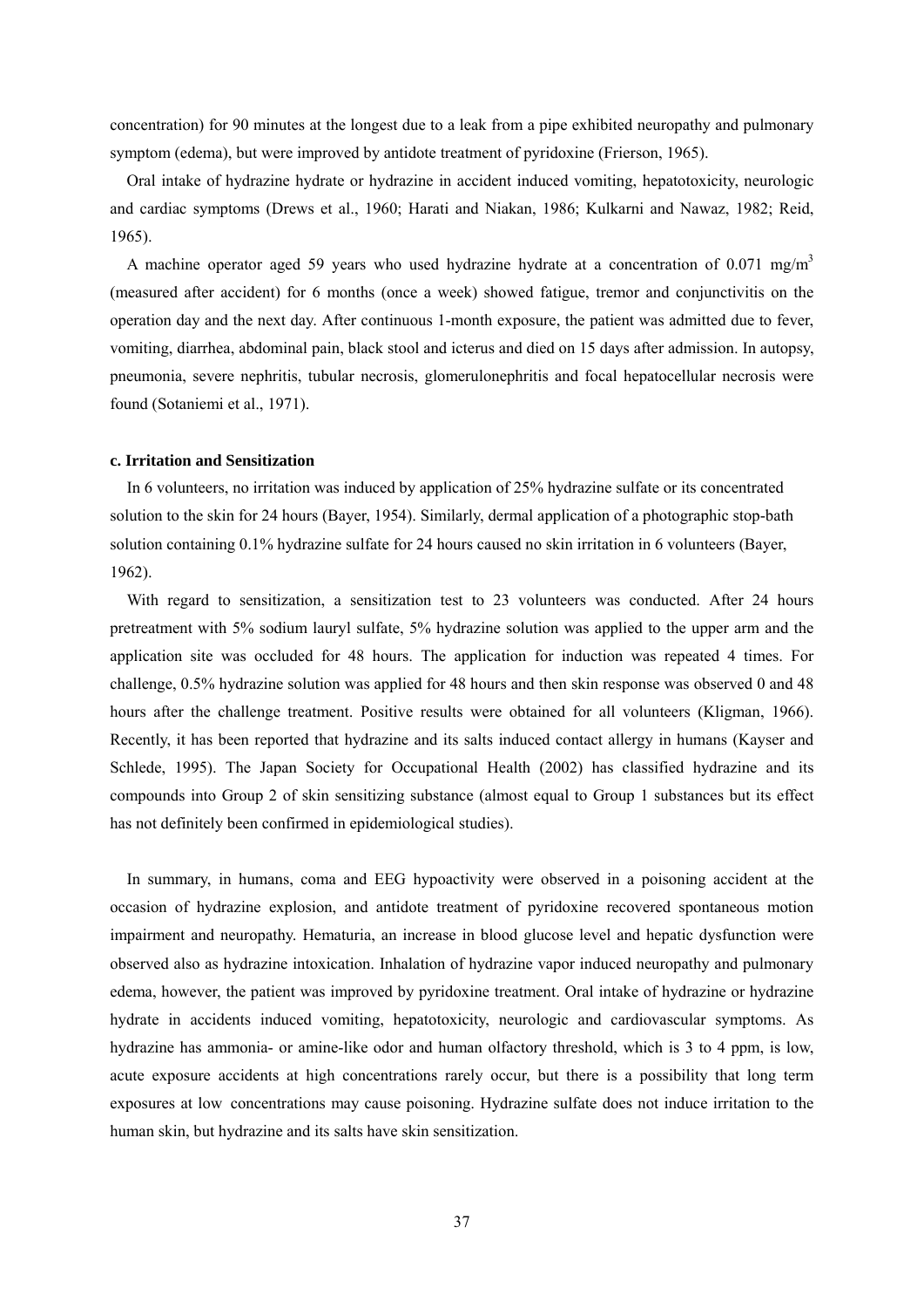concentration) for 90 minutes at the longest due to a leak from a pipe exhibited neuropathy and pulmonary symptom (edema), but were improved by antidote treatment of pyridoxine (Frierson, 1965).

Oral intake of hydrazine hydrate or hydrazine in accident induced vomiting, hepatotoxicity, neurologic and cardiac symptoms (Drews et al., 1960; Harati and Niakan, 1986; Kulkarni and Nawaz, 1982; Reid, 1965).

A machine operator aged 59 years who used hydrazine hydrate at a concentration of 0.071 mg/m$^3$ (measured after accident) for 6 months (once a week) showed fatigue, tremor and conjunctivitis on the operation day and the next day. After continuous 1-month exposure, the patient was admitted due to fever, vomiting, diarrhea, abdominal pain, black stool and icterus and died on 15 days after admission. In autopsy, pneumonia, severe nephritis, tubular necrosis, glomerulonephritis and focal hepatocellular necrosis were found (Sotaniemi et al., 1971).

#### c. Irritation and Sensitization

In 6 volunteers, no irritation was induced by application of 25% hydrazine sulfate or its concentrated solution to the skin for 24 hours (Bayer, 1954). Similarly, dermal application of a photographic stop-bath solution containing 0.1% hydrazine sulfate for 24 hours caused no skin irritation in 6 volunteers (Bayer, 1962).

With regard to sensitization, a sensitization test to 23 volunteers was conducted. After 24 hours pretreatment with 5% sodium lauryl sulfate, 5% hydrazine solution was applied to the upper arm and the application site was occluded for 48 hours. The application for induction was repeated 4 times. For challenge, 0.5% hydrazine solution was applied for 48 hours and then skin response was observed 0 and 48 hours after the challenge treatment. Positive results were obtained for all volunteers (Kligman, 1966). Recently, it has been reported that hydrazine and its salts induced contact allergy in humans (Kayser and Schlede, 1995). The Japan Society for Occupational Health (2002) has classified hydrazine and its compounds into Group 2 of skin sensitizing substance (almost equal to Group 1 substances but its effect has not definitely been confirmed in epidemiological studies).

In summary, in humans, coma and EEG hypoactivity were observed in a poisoning accident at the occasion of hydrazine explosion, and antidote treatment of pyridoxine recovered spontaneous motion impairment and neuropathy. Hematuria, an increase in blood glucose level and hepatic dysfunction were observed also as hydrazine intoxication. Inhalation of hydrazine vapor induced neuropathy and pulmonary edema, however, the patient was improved by pyridoxine treatment. Oral intake of hydrazine or hydrazine hydrate in accidents induced vomiting, hepatotoxicity, neurologic and cardiovascular symptoms. As hydrazine has ammonia- or amine-like odor and human olfactory threshold, which is 3 to 4 ppm, is low, acute exposure accidents at high concentrations rarely occur, but there is a possibility that long term exposures at low concentrations may cause poisoning. Hydrazine sulfate does not induce irritation to the human skin, but hydrazine and its salts have skin sensitization.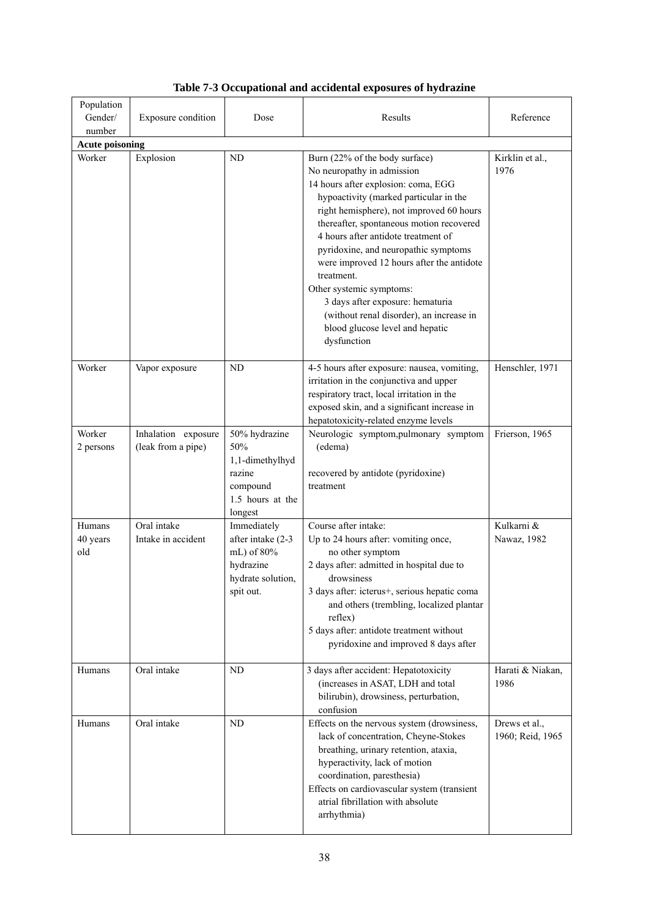**Table 7-3 Occupational and accidental exposures of hydrazine**

| Population Gender/ number | Exposure condition | Dose | Results | Reference |
|---|---|---|---|---|
| **Acute poisoning** | | | | |
| Worker | Explosion | ND | Burn (22% of the body surface)<br>No neuropathy in admission<br>14 hours after explosion: coma, EGG hypoactivity (marked particular in the right hemisphere), not improved 60 hours thereafter, spontaneous motion recovered 4 hours after antidote treatment of pyridoxine, and neuropathic symptoms were improved 12 hours after the antidote treatment.<br>Other systemic symptoms:<br>3 days after exposure: hematuria (without renal disorder), an increase in blood glucose level and hepatic dysfunction | Kirklin et al., 1976 |
| Worker | Vapor exposure | ND | 4-5 hours after exposure: nausea, vomiting, irritation in the conjunctiva and upper respiratory tract, local irritation in the exposed skin, and a significant increase in hepatotoxicity-related enzyme levels | Henschler, 1971 |
| Worker<br>2 persons | Inhalation exposure (leak from a pipe) | 50% hydrazine<br>50% 1,1-dimethylhydrazine compound<br>1.5 hours at the longest | Neurologic symptom,pulmonary symptom (edema)<br><br>recovered by antidote (pyridoxine) treatment | Frierson, 1965 |
| Humans<br>40 years old | Oral intake<br>Intake in accident | Immediately after intake (2-3 mL) of 80% hydrazine hydrate solution, spit out. | Course after intake:<br>Up to 24 hours after: vomiting once, no other symptom<br>2 days after: admitted in hospital due to drowsiness<br>3 days after: icterus+, serious hepatic coma and others (trembling, localized plantar reflex)<br>5 days after: antidote treatment without pyridoxine and improved 8 days after | Kulkarni & Nawaz, 1982 |
| Humans | Oral intake | ND | 3 days after accident: Hepatotoxicity (increases in ASAT, LDH and total bilirubin), drowsiness, perturbation, confusion | Harati & Niakan, 1986 |
| Humans | Oral intake | ND | Effects on the nervous system (drowsiness, lack of concentration, Cheyne-Stokes breathing, urinary retention, ataxia, hyperactivity, lack of motion coordination, paresthesia)<br>Effects on cardiovascular system (transient atrial fibrillation with absolute arrhythmia) | Drews et al., 1960; Reid, 1965 |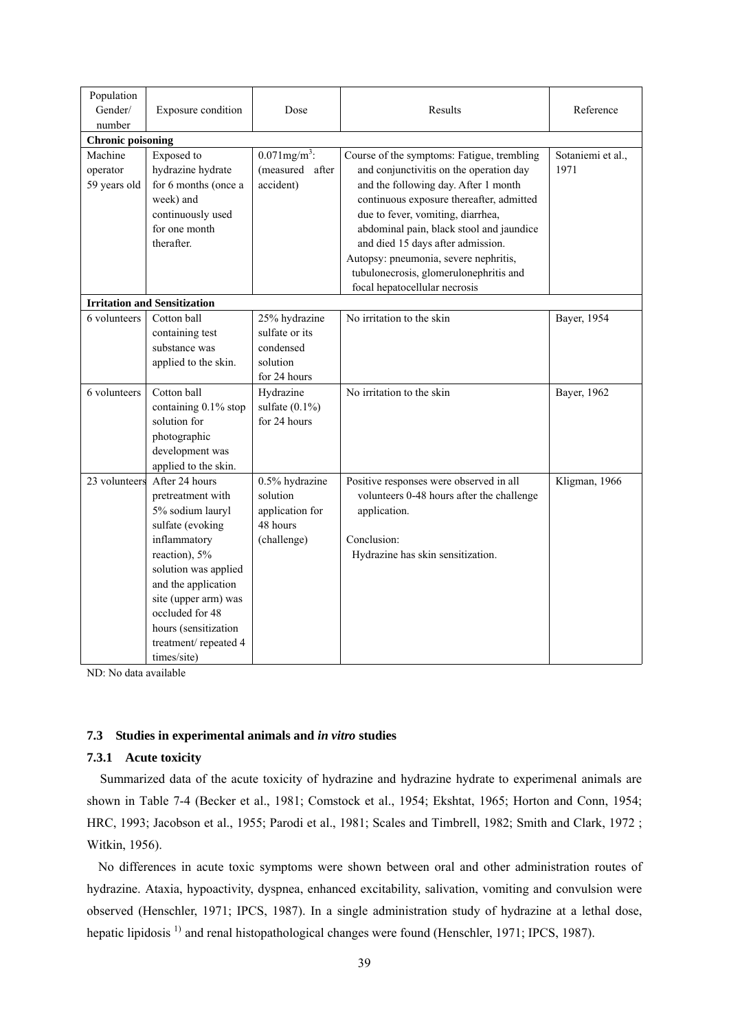| Population Gender/ number | Exposure condition | Dose | Results | Reference |
|---|---|---|---|---|
| **Chronic poisoning** | | | | |
| Machine operator 59 years old | Exposed to hydrazine hydrate for 6 months (once a week) and continuously used for one month therafter. | $0.071 mg/m^3$: (measured after accident) | Course of the symptoms: Fatigue, trembling and conjunctivitis on the operation day and the following day. After 1 month continuous exposure thereafter, admitted due to fever, vomiting, diarrhea, abdominal pain, black stool and jaundice and died 15 days after admission.<br>Autopsy: pneumonia, severe nephritis, tubulonecrosis, glomerulonephritis and focal hepatocellular necrosis | Sotaniemi et al., 1971 |
| **Irritation and Sensitization** | | | | |
| 6 volunteers | Cotton ball containing test substance was applied to the skin. | 25% hydrazine sulfate or its condensed solution for 24 hours | No irritation to the skin | Bayer, 1954 |
| 6 volunteers | Cotton ball containing 0.1% stop solution for photographic development was applied to the skin. | Hydrazine sulfate (0.1%) for 24 hours | No irritation to the skin | Bayer, 1962 |
| 23 volunteers | After 24 hours pretreatment with 5% sodium lauryl sulfate (evoking inflammatory reaction), 5% solution was applied and the application site (upper arm) was occluded for 48 hours (sensitization treatment/ repeated 4 times/site) | 0.5% hydrazine solution application for 48 hours (challenge) | Positive responses were observed in all volunteers 0-48 hours after the challenge application.<br><br>Conclusion:<br>Hydrazine has skin sensitization. | Kligman, 1966 |

ND: No data available

### 7.3 Studies in experimental animals and *in vitro* studies

#### 7.3.1 Acute toxicity

Summarized data of the acute toxicity of hydrazine and hydrazine hydrate to experimenal animals are shown in Table 7-4 (Becker et al., 1981; Comstock et al., 1954; Ekshtat, 1965; Horton and Conn, 1954; HRC, 1993; Jacobson et al., 1955; Parodi et al., 1981; Scales and Timbrell, 1982; Smith and Clark, 1972 ; Witkin, 1956).

No differences in acute toxic symptoms were shown between oral and other administration routes of hydrazine. Ataxia, hypoactivity, dyspnea, enhanced excitability, salivation, vomiting and convulsion were observed (Henschler, 1971; IPCS, 1987). In a single administration study of hydrazine at a lethal dose, hepatic lipidosis [1)] and renal histopathological changes were found (Henschler, 1971; IPCS, 1987).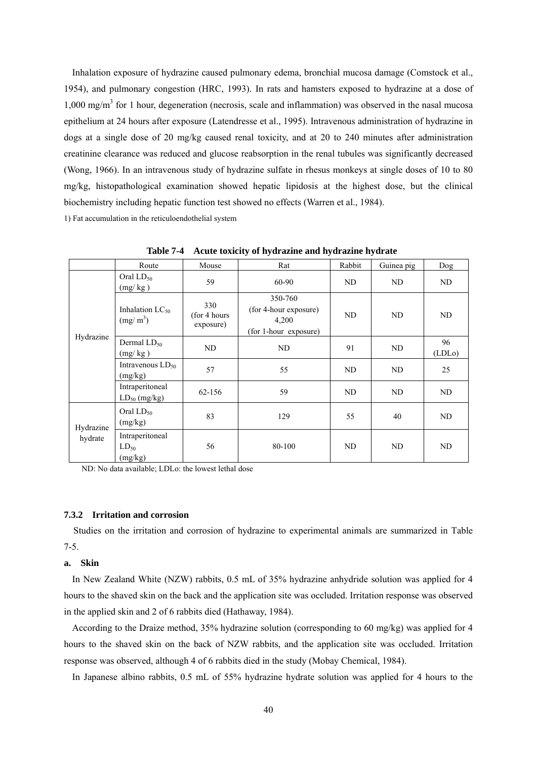Inhalation exposure of hydrazine caused pulmonary edema, bronchial mucosa damage (Comstock et al., 1954), and pulmonary congestion (HRC, 1993). In rats and hamsters exposed to hydrazine at a dose of 1,000 mg/$m^3$ for 1 hour, degeneration (necrosis, scale and inflammation) was observed in the nasal mucosa epithelium at 24 hours after exposure (Latendresse et al., 1995). Intravenous administration of hydrazine in dogs at a single dose of 20 mg/kg caused renal toxicity, and at 20 to 240 minutes after administration creatinine clearance was reduced and glucose reabsorption in the renal tubules was significantly decreased (Wong, 1966). In an intravenous study of hydrazine sulfate in rhesus monkeys at single doses of 10 to 80 mg/kg, histopathological examination showed hepatic lipidosis at the highest dose, but the clinical biochemistry including hepatic function test showed no effects (Warren et al., 1984).

1) Fat accumulation in the reticuloendothelial system

**Table 7-4 Acute toxicity of hydrazine and hydrazine hydrate**

| | Route | Mouse | Rat | Rabbit | Guinea pig | Dog |
|---|---|---|---|---|---|---|
| Hydrazine | Oral $LD_{50}$ (mg/ kg ) | 59 | 60-90 | ND | ND | ND |
| | Inhalation $LC_{50}$ (mg/ $m^3$) | 330 (for 4 hours exposure) | 350-760 (for 4-hour exposure) 4,200 (for 1-hour exposure) | ND | ND | ND |
| | Dermal $LD_{50}$ (mg/ kg ) | ND | ND | 91 | ND | 96 (LDLo) |
| | Intravenous $LD_{50}$ (mg/kg) | 57 | 55 | ND | ND | 25 |
| | Intraperitoneal $LD_{50}$ (mg/kg) | 62-156 | 59 | ND | ND | ND |
| Hydrazine hydrate | Oral $LD_{50}$ (mg/kg) | 83 | 129 | 55 | 40 | ND |
| | Intraperitoneal $LD_{50}$ (mg/kg) | 56 | 80-100 | ND | ND | ND |

ND: No data available; LDLo: the lowest lethal dose

### 7.3.2 Irritation and corrosion

Studies on the irritation and corrosion of hydrazine to experimental animals are summarized in Table 7-5.

**a. Skin**

In New Zealand White (NZW) rabbits, 0.5 mL of 35% hydrazine anhydride solution was applied for 4 hours to the shaved skin on the back and the application site was occluded. Irritation response was observed in the applied skin and 2 of 6 rabbits died (Hathaway, 1984).

According to the Draize method, 35% hydrazine solution (corresponding to 60 mg/kg) was applied for 4 hours to the shaved skin on the back of NZW rabbits, and the application site was occluded. Irritation response was observed, although 4 of 6 rabbits died in the study (Mobay Chemical, 1984).

In Japanese albino rabbits, 0.5 mL of 55% hydrazine hydrate solution was applied for 4 hours to the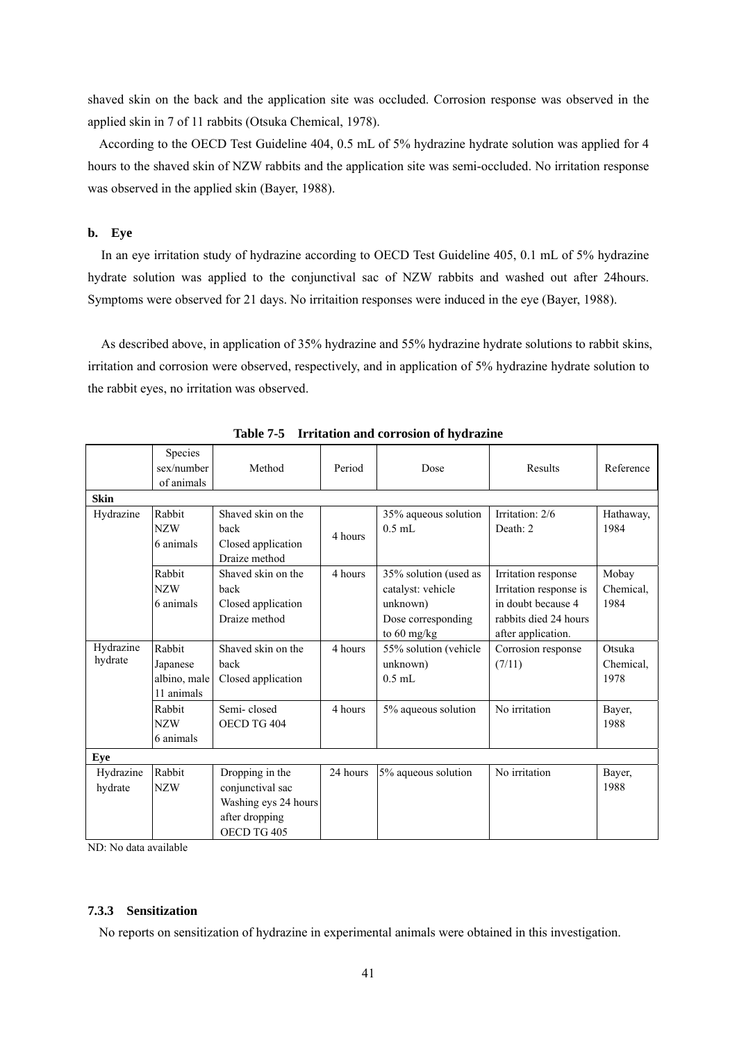shaved skin on the back and the application site was occluded. Corrosion response was observed in the applied skin in 7 of 11 rabbits (Otsuka Chemical, 1978).

According to the OECD Test Guideline 404, 0.5 mL of 5% hydrazine hydrate solution was applied for 4 hours to the shaved skin of NZW rabbits and the application site was semi-occluded. No irritation response was observed in the applied skin (Bayer, 1988).

**b. Eye**

In an eye irritation study of hydrazine according to OECD Test Guideline 405, 0.1 mL of 5% hydrazine hydrate solution was applied to the conjunctival sac of NZW rabbits and washed out after 24hours. Symptoms were observed for 21 days. No irritaition responses were induced in the eye (Bayer, 1988).

As described above, in application of 35% hydrazine and 55% hydrazine hydrate solutions to rabbit skins, irritation and corrosion were observed, respectively, and in application of 5% hydrazine hydrate solution to the rabbit eyes, no irritation was observed.

**Table 7-5 Irritation and corrosion of hydrazine**

| | Species sex/number of animals | Method | Period | Dose | Results | Reference |
|---|---|---|---|---|---|---|
| **Skin** | | | | | | |
| Hydrazine | Rabbit NZW 6 animals | Shaved skin on the back Closed application Draize method | 4 hours | 35% aqueous solution 0.5 mL | Irritation: 2/6 Death: 2 | Hathaway, 1984 |
| | Rabbit NZW 6 animals | Shaved skin on the back Closed application Draize method | 4 hours | 35% solution (used as catalyst: vehicle unknown) Dose corresponding to 60 mg/kg | Irritation response Irritation response is in doubt because 4 rabbits died 24 hours after application. | Mobay Chemical, 1984 |
| Hydrazine hydrate | Rabbit Japanese albino, male 11 animals | Shaved skin on the back Closed application | 4 hours | 55% solution (vehicle unknown) 0.5 mL | Corrosion response (7/11) | Otsuka Chemical, 1978 |
| | Rabbit NZW 6 animals | Semi- closed OECD TG 404 | 4 hours | 5% aqueous solution | No irritation | Bayer, 1988 |
| **Eye** | | | | | | |
| Hydrazine hydrate | Rabbit NZW | Dropping in the conjunctival sac Washing eys 24 hours after dropping OECD TG 405 | 24 hours | 5% aqueous solution | No irritation | Bayer, 1988 |

ND: No data available

### 7.3.3 Sensitization

No reports on sensitization of hydrazine in experimental animals were obtained in this investigation.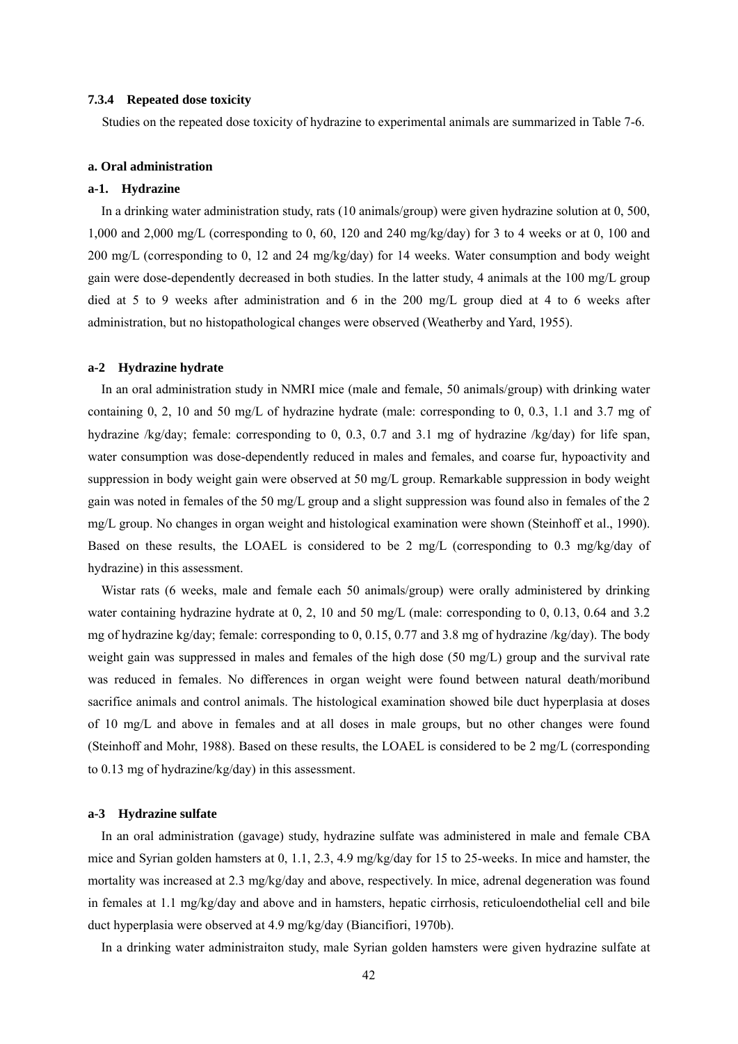### 7.3.4 Repeated dose toxicity

Studies on the repeated dose toxicity of hydrazine to experimental animals are summarized in Table 7-6.

#### a. Oral administration

#### a-1. Hydrazine

In a drinking water administration study, rats (10 animals/group) were given hydrazine solution at 0, 500, 1,000 and 2,000 mg/L (corresponding to 0, 60, 120 and 240 mg/kg/day) for 3 to 4 weeks or at 0, 100 and 200 mg/L (corresponding to 0, 12 and 24 mg/kg/day) for 14 weeks. Water consumption and body weight gain were dose-dependently decreased in both studies. In the latter study, 4 animals at the 100 mg/L group died at 5 to 9 weeks after administration and 6 in the 200 mg/L group died at 4 to 6 weeks after administration, but no histopathological changes were observed (Weatherby and Yard, 1955).

#### a-2 Hydrazine hydrate

In an oral administration study in NMRI mice (male and female, 50 animals/group) with drinking water containing 0, 2, 10 and 50 mg/L of hydrazine hydrate (male: corresponding to 0, 0.3, 1.1 and 3.7 mg of hydrazine /kg/day; female: corresponding to 0, 0.3, 0.7 and 3.1 mg of hydrazine /kg/day) for life span, water consumption was dose-dependently reduced in males and females, and coarse fur, hypoactivity and suppression in body weight gain were observed at 50 mg/L group. Remarkable suppression in body weight gain was noted in females of the 50 mg/L group and a slight suppression was found also in females of the 2 mg/L group. No changes in organ weight and histological examination were shown (Steinhoff et al., 1990). Based on these results, the LOAEL is considered to be 2 mg/L (corresponding to 0.3 mg/kg/day of hydrazine) in this assessment.

Wistar rats (6 weeks, male and female each 50 animals/group) were orally administered by drinking water containing hydrazine hydrate at 0, 2, 10 and 50 mg/L (male: corresponding to 0, 0.13, 0.64 and 3.2 mg of hydrazine kg/day; female: corresponding to 0, 0.15, 0.77 and 3.8 mg of hydrazine /kg/day). The body weight gain was suppressed in males and females of the high dose (50 mg/L) group and the survival rate was reduced in females. No differences in organ weight were found between natural death/moribund sacrifice animals and control animals. The histological examination showed bile duct hyperplasia at doses of 10 mg/L and above in females and at all doses in male groups, but no other changes were found (Steinhoff and Mohr, 1988). Based on these results, the LOAEL is considered to be 2 mg/L (corresponding to 0.13 mg of hydrazine/kg/day) in this assessment.

#### a-3 Hydrazine sulfate

In an oral administration (gavage) study, hydrazine sulfate was administered in male and female CBA mice and Syrian golden hamsters at 0, 1.1, 2.3, 4.9 mg/kg/day for 15 to 25-weeks. In mice and hamster, the mortality was increased at 2.3 mg/kg/day and above, respectively. In mice, adrenal degeneration was found in females at 1.1 mg/kg/day and above and in hamsters, hepatic cirrhosis, reticuloendothelial cell and bile duct hyperplasia were observed at 4.9 mg/kg/day (Biancifiori, 1970b).

In a drinking water administraiton study, male Syrian golden hamsters were given hydrazine sulfate at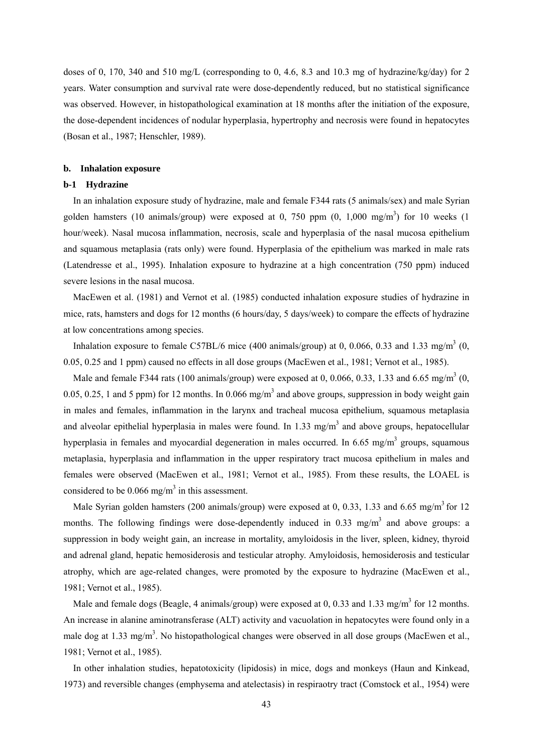doses of 0, 170, 340 and 510 mg/L (corresponding to 0, 4.6, 8.3 and 10.3 mg of hydrazine/kg/day) for 2 years. Water consumption and survival rate were dose-dependently reduced, but no statistical significance was observed. However, in histopathological examination at 18 months after the initiation of the exposure, the dose-dependent incidences of nodular hyperplasia, hypertrophy and necrosis were found in hepatocytes (Bosan et al., 1987; Henschler, 1989).

### b. Inhalation exposure

#### b-1 Hydrazine

In an inhalation exposure study of hydrazine, male and female F344 rats (5 animals/sex) and male Syrian golden hamsters (10 animals/group) were exposed at 0, 750 ppm (0, 1,000 mg/m$^3$) for 10 weeks (1 hour/week). Nasal mucosa inflammation, necrosis, scale and hyperplasia of the nasal mucosa epithelium and squamous metaplasia (rats only) were found. Hyperplasia of the epithelium was marked in male rats (Latendresse et al., 1995). Inhalation exposure to hydrazine at a high concentration (750 ppm) induced severe lesions in the nasal mucosa.

MacEwen et al. (1981) and Vernot et al. (1985) conducted inhalation exposure studies of hydrazine in mice, rats, hamsters and dogs for 12 months (6 hours/day, 5 days/week) to compare the effects of hydrazine at low concentrations among species.

Inhalation exposure to female C57BL/6 mice (400 animals/group) at 0, 0.066, 0.33 and 1.33 mg/m$^3$ (0, 0.05, 0.25 and 1 ppm) caused no effects in all dose groups (MacEwen et al., 1981; Vernot et al., 1985).

Male and female F344 rats (100 animals/group) were exposed at 0, 0.066, 0.33, 1.33 and 6.65 mg/m$^3$ (0, 0.05, 0.25, 1 and 5 ppm) for 12 months. In 0.066 mg/m$^3$ and above groups, suppression in body weight gain in males and females, inflammation in the larynx and tracheal mucosa epithelium, squamous metaplasia and alveolar epithelial hyperplasia in males were found. In 1.33 mg/m$^3$ and above groups, hepatocellular hyperplasia in females and myocardial degeneration in males occurred. In 6.65 mg/m$^3$ groups, squamous metaplasia, hyperplasia and inflammation in the upper respiratory tract mucosa epithelium in males and females were observed (MacEwen et al., 1981; Vernot et al., 1985). From these results, the LOAEL is considered to be 0.066 mg/m$^3$ in this assessment.

Male Syrian golden hamsters (200 animals/group) were exposed at 0, 0.33, 1.33 and 6.65 mg/m$^3$ for 12 months. The following findings were dose-dependently induced in 0.33 mg/m$^3$ and above groups: a suppression in body weight gain, an increase in mortality, amyloidosis in the liver, spleen, kidney, thyroid and adrenal gland, hepatic hemosiderosis and testicular atrophy. Amyloidosis, hemosiderosis and testicular atrophy, which are age-related changes, were promoted by the exposure to hydrazine (MacEwen et al., 1981; Vernot et al., 1985).

Male and female dogs (Beagle, 4 animals/group) were exposed at 0, 0.33 and 1.33 mg/m$^3$ for 12 months. An increase in alanine aminotransferase (ALT) activity and vacuolation in hepatocytes were found only in a male dog at 1.33 mg/m$^3$. No histopathological changes were observed in all dose groups (MacEwen et al., 1981; Vernot et al., 1985).

In other inhalation studies, hepatotoxicity (lipidosis) in mice, dogs and monkeys (Haun and Kinkead, 1973) and reversible changes (emphysema and atelectasis) in respiraotry tract (Comstock et al., 1954) were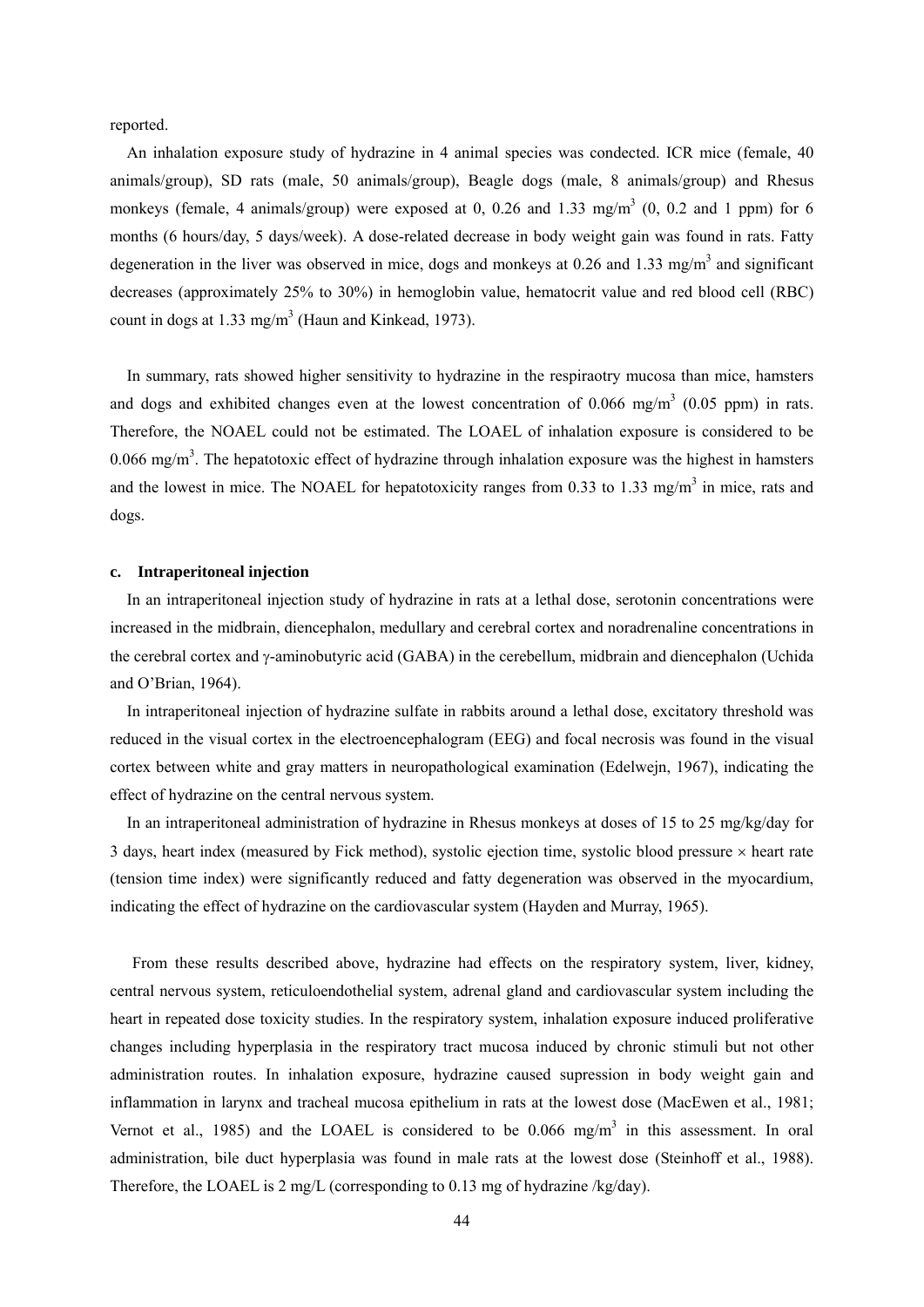reported.

An inhalation exposure study of hydrazine in 4 animal species was condected. ICR mice (female, 40 animals/group), SD rats (male, 50 animals/group), Beagle dogs (male, 8 animals/group) and Rhesus monkeys (female, 4 animals/group) were exposed at 0, 0.26 and 1.33 $mg/m^3$ (0, 0.2 and 1 ppm) for 6 months (6 hours/day, 5 days/week). A dose-related decrease in body weight gain was found in rats. Fatty degeneration in the liver was observed in mice, dogs and monkeys at 0.26 and 1.33 $mg/m^3$ and significant decreases (approximately 25% to 30%) in hemoglobin value, hematocrit value and red blood cell (RBC) count in dogs at 1.33 $mg/m^3$ (Haun and Kinkead, 1973).

In summary, rats showed higher sensitivity to hydrazine in the respiraotry mucosa than mice, hamsters and dogs and exhibited changes even at the lowest concentration of 0.066 $mg/m^3$ (0.05 ppm) in rats. Therefore, the NOAEL could not be estimated. The LOAEL of inhalation exposure is considered to be 0.066 $mg/m^3$. The hepatotoxic effect of hydrazine through inhalation exposure was the highest in hamsters and the lowest in mice. The NOAEL for hepatotoxicity ranges from 0.33 to 1.33 $mg/m^3$ in mice, rats and dogs.

#### c. Intraperitoneal injection

In an intraperitoneal injection study of hydrazine in rats at a lethal dose, serotonin concentrations were increased in the midbrain, diencephalon, medullary and cerebral cortex and noradrenaline concentrations in the cerebral cortex and γ-aminobutyric acid (GABA) in the cerebellum, midbrain and diencephalon (Uchida and O'Brian, 1964).

In intraperitoneal injection of hydrazine sulfate in rabbits around a lethal dose, excitatory threshold was reduced in the visual cortex in the electroencephalogram (EEG) and focal necrosis was found in the visual cortex between white and gray matters in neuropathological examination (Edelwejn, 1967), indicating the effect of hydrazine on the central nervous system.

In an intraperitoneal administration of hydrazine in Rhesus monkeys at doses of 15 to 25 mg/kg/day for 3 days, heart index (measured by Fick method), systolic ejection time, systolic blood pressure × heart rate (tension time index) were significantly reduced and fatty degeneration was observed in the myocardium, indicating the effect of hydrazine on the cardiovascular system (Hayden and Murray, 1965).

From these results described above, hydrazine had effects on the respiratory system, liver, kidney, central nervous system, reticuloendothelial system, adrenal gland and cardiovascular system including the heart in repeated dose toxicity studies. In the respiratory system, inhalation exposure induced proliferative changes including hyperplasia in the respiratory tract mucosa induced by chronic stimuli but not other administration routes. In inhalation exposure, hydrazine caused supression in body weight gain and inflammation in larynx and tracheal mucosa epithelium in rats at the lowest dose (MacEwen et al., 1981; Vernot et al., 1985) and the LOAEL is considered to be 0.066 $mg/m^3$ in this assessment. In oral administration, bile duct hyperplasia was found in male rats at the lowest dose (Steinhoff et al., 1988). Therefore, the LOAEL is 2 mg/L (corresponding to 0.13 mg of hydrazine /kg/day).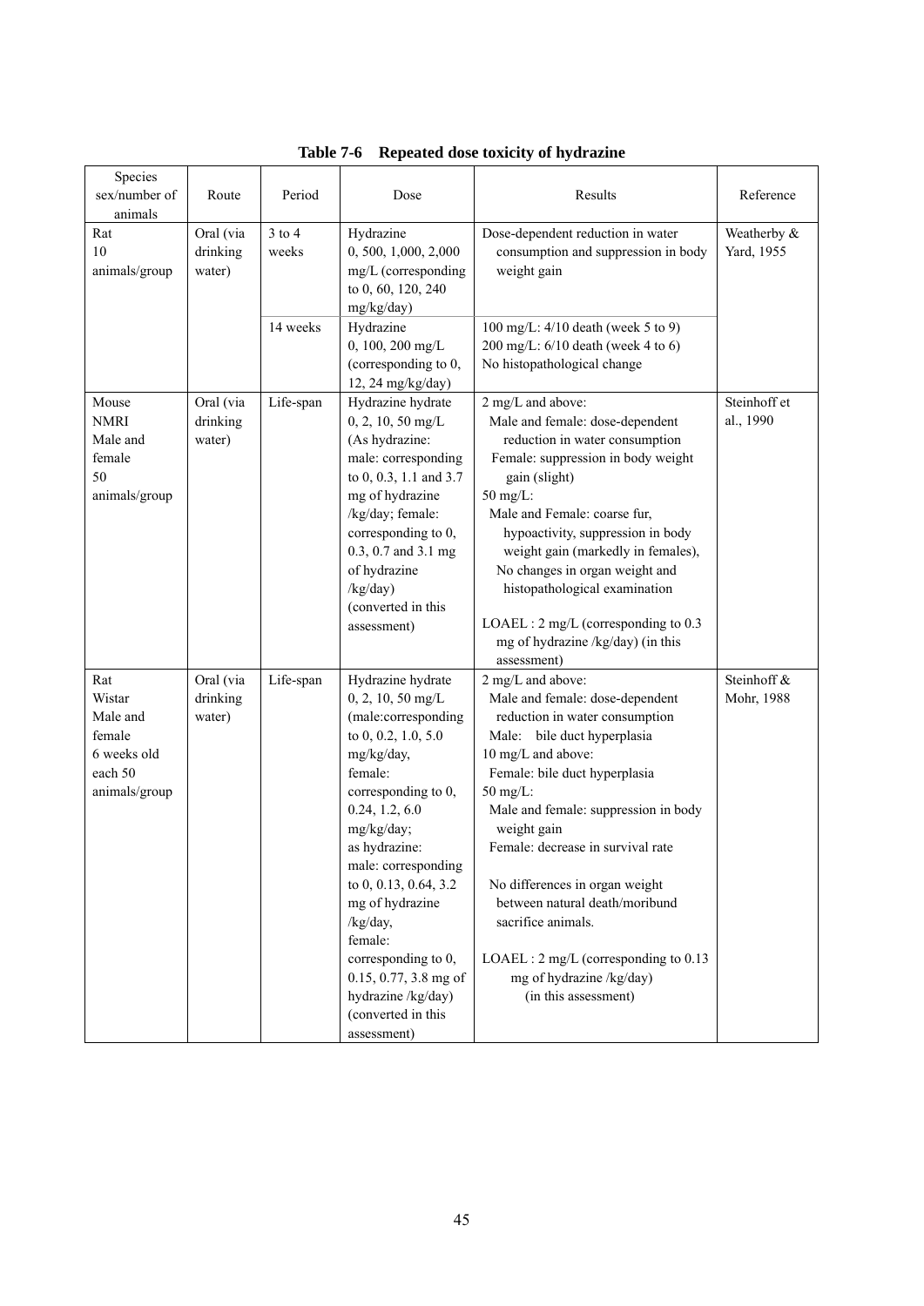**Table 7-6 Repeated dose toxicity of hydrazine**

| Species sex/number of animals | Route | Period | Dose | Results | Reference |
|---|---|---|---|---|---|
| Rat<br>10 animals/group | Oral (via drinking water) | 3 to 4 weeks | Hydrazine<br>0, 500, 1,000, 2,000 mg/L (corresponding to 0, 60, 120, 240 mg/kg/day) | Dose-dependent reduction in water consumption and suppression in body weight gain | Weatherby & Yard, 1955 |
| | | 14 weeks | Hydrazine<br>0, 100, 200 mg/L (corresponding to 0, 12, 24 mg/kg/day) | 100 mg/L: 4/10 death (week 5 to 9)<br>200 mg/L: 6/10 death (week 4 to 6)<br>No histopathological change | |
| Mouse<br>NMRI<br>Male and female<br>50 animals/group | Oral (via drinking water) | Life-span | Hydrazine hydrate<br>0, 2, 10, 50 mg/L<br>(As hydrazine: male: corresponding to 0, 0.3, 1.1 and 3.7 mg of hydrazine /kg/day; female: corresponding to 0, 0.3, 0.7 and 3.1 mg of hydrazine /kg/day)<br>(converted in this assessment) | 2 mg/L and above:<br>Male and female: dose-dependent reduction in water consumption<br>Female: suppression in body weight gain (slight)<br>50 mg/L:<br>Male and Female: coarse fur, hypoactivity, suppression in body weight gain (markedly in females),<br>No changes in organ weight and histopathological examination<br><br>LOAEL : 2 mg/L (corresponding to 0.3 mg of hydrazine /kg/day) (in this assessment) | Steinhoff et al., 1990 |
| Rat<br>Wistar<br>Male and female<br>6 weeks old<br>each 50 animals/group | Oral (via drinking water) | Life-span | Hydrazine hydrate<br>0, 2, 10, 50 mg/L (male:corresponding to 0, 0.2, 1.0, 5.0 mg/kg/day, female: corresponding to 0, 0.24, 1.2, 6.0 mg/kg/day;<br>as hydrazine: male: corresponding to 0, 0.13, 0.64, 3.2 mg of hydrazine /kg/day, female: corresponding to 0, 0.15, 0.77, 3.8 mg of hydrazine /kg/day)<br>(converted in this assessment) | 2 mg/L and above:<br>Male and female: dose-dependent reduction in water consumption<br>Male: bile duct hyperplasia<br>10 mg/L and above:<br>Female: bile duct hyperplasia<br>50 mg/L:<br>Male and female: suppression in body weight gain<br>Female: decrease in survival rate<br><br>No differences in organ weight between natural death/moribund sacrifice animals.<br><br>LOAEL : 2 mg/L (corresponding to 0.13 mg of hydrazine /kg/day) (in this assessment) | Steinhoff & Mohr, 1988 |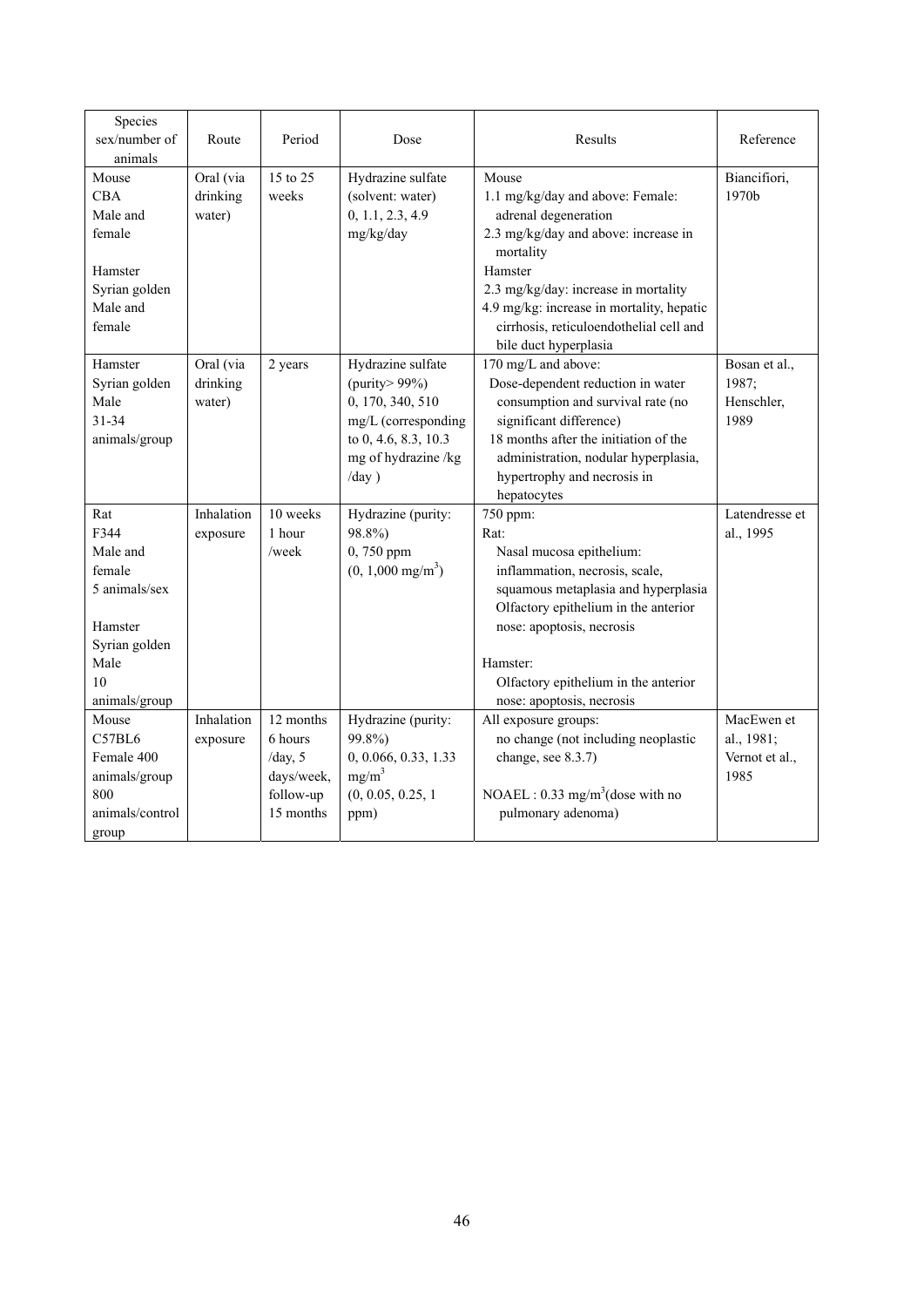| Species sex/number of animals | Route | Period | Dose | Results | Reference |
|---|---|---|---|---|---|
| Mouse<br>CBA<br>Male and female<br><br>Hamster<br>Syrian golden<br>Male and female | Oral (via drinking water) | 15 to 25 weeks | Hydrazine sulfate (solvent: water)<br>0, 1.1, 2.3, 4.9 mg/kg/day | Mouse<br>1.1 mg/kg/day and above: Female: adrenal degeneration<br>2.3 mg/kg/day and above: increase in mortality<br>Hamster<br>2.3 mg/kg/day: increase in mortality<br>4.9 mg/kg: increase in mortality, hepatic cirrhosis, reticuloendothelial cell and bile duct hyperplasia | Biancifiori, 1970b |
| Hamster<br>Syrian golden<br>Male<br>31-34 animals/group | Oral (via drinking water) | 2 years | Hydrazine sulfate (purity> 99%)<br>0, 170, 340, 510 mg/L (corresponding to 0, 4.6, 8.3, 10.3 mg of hydrazine /kg /day ) | 170 mg/L and above:<br>Dose-dependent reduction in water consumption and survival rate (no significant difference)<br>18 months after the initiation of the administration, nodular hyperplasia, hypertrophy and necrosis in hepatocytes | Bosan et al., 1987; Henschler, 1989 |
| Rat<br>F344<br>Male and female<br>5 animals/sex<br><br>Hamster<br>Syrian golden<br>Male<br>10 animals/group | Inhalation exposure | 10 weeks<br>1 hour /week | Hydrazine (purity: 98.8%)<br>0, 750 ppm<br>(0, 1,000 mg/m$^3$) | 750 ppm:<br>Rat:<br>Nasal mucosa epithelium: inflammation, necrosis, scale, squamous metaplasia and hyperplasia<br>Olfactory epithelium in the anterior nose: apoptosis, necrosis<br><br>Hamster:<br>Olfactory epithelium in the anterior nose: apoptosis, necrosis | Latendresse et al., 1995 |
| Mouse<br>C57BL6<br>Female 400 animals/group<br>800 animals/control group | Inhalation exposure | 12 months<br>6 hours /day, 5 days/week, follow-up 15 months | Hydrazine (purity: 99.8%)<br>0, 0.066, 0.33, 1.33 mg/m$^3$<br>(0, 0.05, 0.25, 1 ppm) | All exposure groups:<br>no change (not including neoplastic change, see 8.3.7)<br><br>NOAEL : 0.33 mg/m$^3$(dose with no pulmonary adenoma) | MacEwen et al., 1981; Vernot et al., 1985 |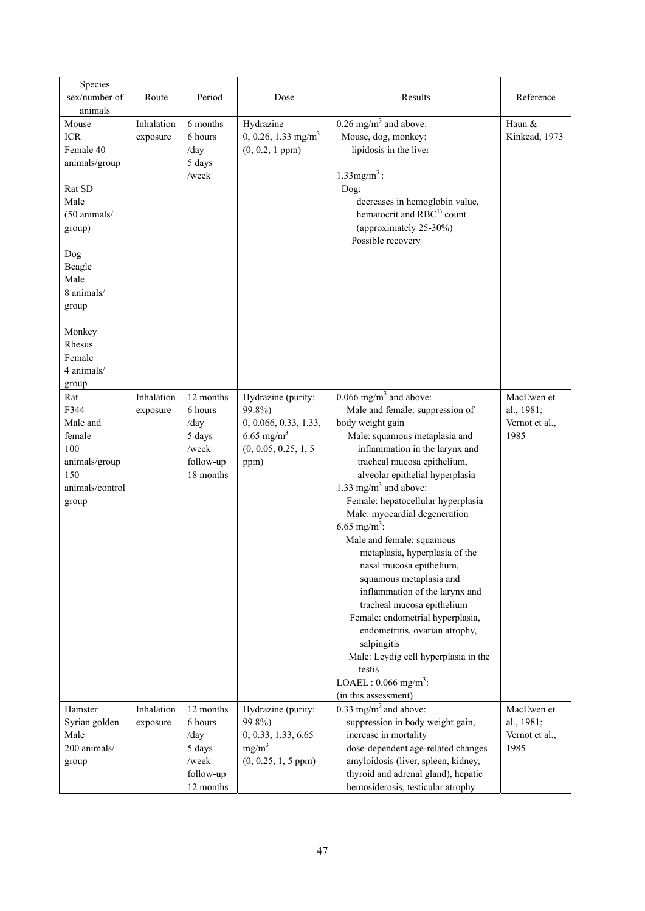| Species sex/number of animals | Route | Period | Dose | Results | Reference |
|---|---|---|---|---|---|
| Mouse<br>ICR<br>Female 40 animals/group<br><br>Rat SD<br>Male<br>(50 animals/ group)<br><br>Dog<br>Beagle<br>Male<br>8 animals/ group<br><br>Monkey<br>Rhesus<br>Female<br>4 animals/ group | Inhalation exposure | 6 months<br>6 hours /day<br>5 days /week | Hydrazine<br>0, 0.26, 1.33 $mg/m^3$<br>(0, 0.2, 1 ppm) | 0.26 $mg/m^3$ and above:<br>Mouse, dog, monkey:<br>lipidosis in the liver<br><br>1.33 $mg/m^3$ :<br>Dog:<br>decreases in hemoglobin value, hematocrit and RBC[1) ] count (approximately 25-30%)<br>Possible recovery | Haun & Kinkead, 1973 |
| Rat<br>F344<br>Male and female<br>100 animals/group<br>150 animals/control group | Inhalation exposure | 12 months<br>6 hours /day<br>5 days /week<br>follow-up 18 months | Hydrazine (purity: 99.8%)<br>0, 0.066, 0.33, 1.33, 6.65 $mg/m^3$<br>(0, 0.05, 0.25, 1, 5 ppm) | 0.066 $mg/m^3$ and above:<br>Male and female: suppression of body weight gain<br>Male: squamous metaplasia and inflammation in the larynx and tracheal mucosa epithelium, alveolar epithelial hyperplasia<br>1.33 $mg/m^3$ and above:<br>Female: hepatocellular hyperplasia<br>Male: myocardial degeneration<br>6.65 $mg/m^3$:<br>Male and female: squamous metaplasia, hyperplasia of the nasal mucosa epithelium, squamous metaplasia and inflammation of the larynx and tracheal mucosa epithelium<br>Female: endometrial hyperplasia, endometritis, ovarian atrophy, salpingitis<br>Male: Leydig cell hyperplasia in the testis<br>LOAEL : 0.066 $mg/m^3$:<br>(in this assessment) | MacEwen et al., 1981;<br>Vernot et al., 1985 |
| Hamster<br>Syrian golden<br>Male<br>200 animals/ group | Inhalation exposure | 12 months<br>6 hours /day<br>5 days /week<br>follow-up 12 months | Hydrazine (purity: 99.8%)<br>0, 0.33, 1.33, 6.65 $mg/m^3$<br>(0, 0.25, 1, 5 ppm) | 0.33 $mg/m^3$ and above:<br>suppression in body weight gain, increase in mortality<br>dose-dependent age-related changes amyloidosis (liver, spleen, kidney, thyroid and adrenal gland), hepatic hemosiderosis, testicular atrophy | MacEwen et al., 1981;<br>Vernot et al., 1985 |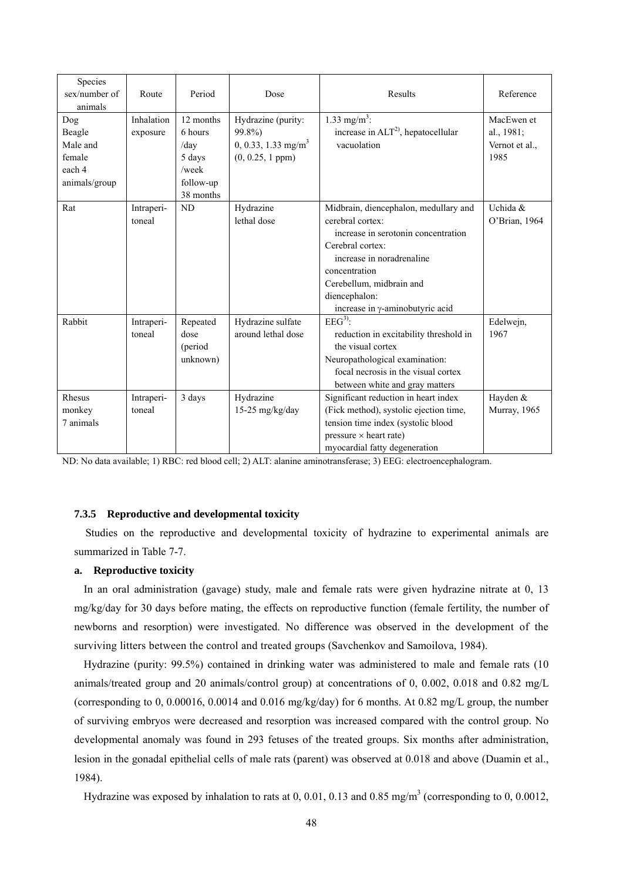| Species sex/number of animals | Route | Period | Dose | Results | Reference |
|---|---|---|---|---|---|
| Dog Beagle Male and female each 4 animals/group | Inhalation exposure | 12 months 6 hours /day 5 days /week follow-up 38 months | Hydrazine (purity: 99.8%) 0, 0.33, 1.33 mg/m$^3$ (0, 0.25, 1 ppm) | 1.33 mg/m$^3$: increase in ALT[2)], hepatocellular vacuolation | MacEwen et al., 1981; Vernot et al., 1985 |
| Rat | Intraperi-toneal | ND | Hydrazine lethal dose | Midbrain, diencephalon, medullary and cerebral cortex: increase in serotonin concentration Cerebral cortex: increase in noradrenaline concentration Cerebellum, midbrain and diencephalon: increase in γ-aminobutyric acid | Uchida & O'Brian, 1964 |
| Rabbit | Intraperi-toneal | Repeated dose (period unknown) | Hydrazine sulfate around lethal dose | EEG[3)]: reduction in excitability threshold in the visual cortex Neuropathological examination: focal necrosis in the visual cortex between white and gray matters | Edelwejn, 1967 |
| Rhesus monkey 7 animals | Intraperi-toneal | 3 days | Hydrazine 15-25 mg/kg/day | Significant reduction in heart index (Fick method), systolic ejection time, tension time index (systolic blood pressure × heart rate) myocardial fatty degeneration | Hayden & Murray, 1965 |

ND: No data available; 1) RBC: red blood cell; 2) ALT: alanine aminotransferase; 3) EEG: electroencephalogram.

### 7.3.5 Reproductive and developmental toxicity

Studies on the reproductive and developmental toxicity of hydrazine to experimental animals are summarized in Table 7-7.

#### a. Reproductive toxicity

In an oral administration (gavage) study, male and female rats were given hydrazine nitrate at 0, 13 mg/kg/day for 30 days before mating, the effects on reproductive function (female fertility, the number of newborns and resorption) were investigated. No difference was observed in the development of the surviving litters between the control and treated groups (Savchenkov and Samoilova, 1984).

Hydrazine (purity: 99.5%) contained in drinking water was administered to male and female rats (10 animals/treated group and 20 animals/control group) at concentrations of 0, 0.002, 0.018 and 0.82 mg/L (corresponding to 0, 0.00016, 0.0014 and 0.016 mg/kg/day) for 6 months. At 0.82 mg/L group, the number of surviving embryos were decreased and resorption was increased compared with the control group. No developmental anomaly was found in 293 fetuses of the treated groups. Six months after administration, lesion in the gonadal epithelial cells of male rats (parent) was observed at 0.018 and above (Duamin et al., 1984).

Hydrazine was exposed by inhalation to rats at 0, 0.01, 0.13 and 0.85 mg/m$^3$ (corresponding to 0, 0.0012,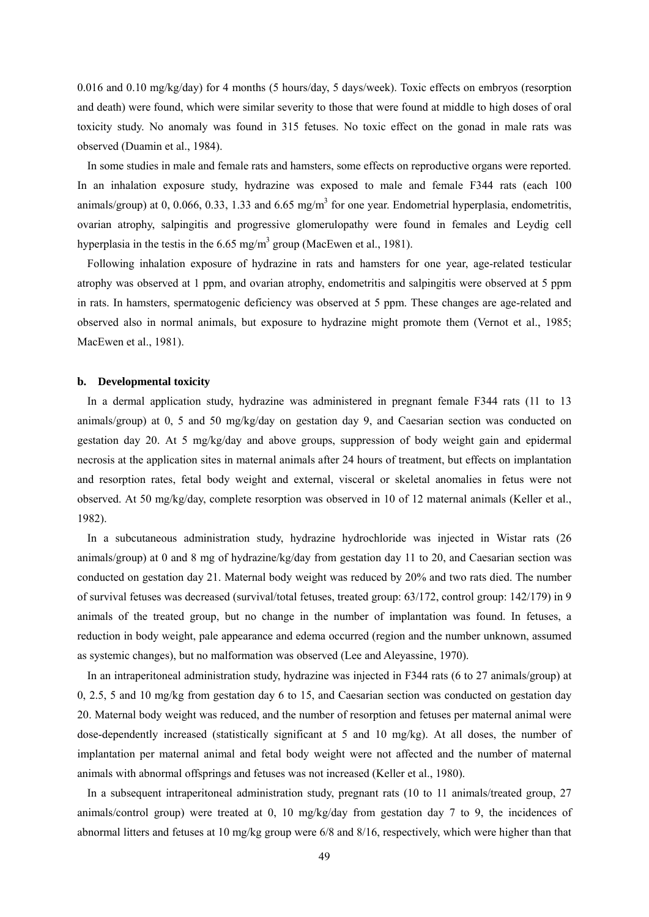0.016 and 0.10 mg/kg/day) for 4 months (5 hours/day, 5 days/week). Toxic effects on embryos (resorption and death) were found, which were similar severity to those that were found at middle to high doses of oral toxicity study. No anomaly was found in 315 fetuses. No toxic effect on the gonad in male rats was observed (Duamin et al., 1984).

In some studies in male and female rats and hamsters, some effects on reproductive organs were reported. In an inhalation exposure study, hydrazine was exposed to male and female F344 rats (each 100 animals/group) at 0, 0.066, 0.33, 1.33 and 6.65 mg/m$^3$ for one year. Endometrial hyperplasia, endometritis, ovarian atrophy, salpingitis and progressive glomerulopathy were found in females and Leydig cell hyperplasia in the testis in the 6.65 mg/m$^3$ group (MacEwen et al., 1981).

Following inhalation exposure of hydrazine in rats and hamsters for one year, age-related testicular atrophy was observed at 1 ppm, and ovarian atrophy, endometritis and salpingitis were observed at 5 ppm in rats. In hamsters, spermatogenic deficiency was observed at 5 ppm. These changes are age-related and observed also in normal animals, but exposure to hydrazine might promote them (Vernot et al., 1985; MacEwen et al., 1981).

**b. Developmental toxicity**

In a dermal application study, hydrazine was administered in pregnant female F344 rats (11 to 13 animals/group) at 0, 5 and 50 mg/kg/day on gestation day 9, and Caesarian section was conducted on gestation day 20. At 5 mg/kg/day and above groups, suppression of body weight gain and epidermal necrosis at the application sites in maternal animals after 24 hours of treatment, but effects on implantation and resorption rates, fetal body weight and external, visceral or skeletal anomalies in fetus were not observed. At 50 mg/kg/day, complete resorption was observed in 10 of 12 maternal animals (Keller et al., 1982).

In a subcutaneous administration study, hydrazine hydrochloride was injected in Wistar rats (26 animals/group) at 0 and 8 mg of hydrazine/kg/day from gestation day 11 to 20, and Caesarian section was conducted on gestation day 21. Maternal body weight was reduced by 20% and two rats died. The number of survival fetuses was decreased (survival/total fetuses, treated group: 63/172, control group: 142/179) in 9 animals of the treated group, but no change in the number of implantation was found. In fetuses, a reduction in body weight, pale appearance and edema occurred (region and the number unknown, assumed as systemic changes), but no malformation was observed (Lee and Aleyassine, 1970).

In an intraperitoneal administration study, hydrazine was injected in F344 rats (6 to 27 animals/group) at 0, 2.5, 5 and 10 mg/kg from gestation day 6 to 15, and Caesarian section was conducted on gestation day 20. Maternal body weight was reduced, and the number of resorption and fetuses per maternal animal were dose-dependently increased (statistically significant at 5 and 10 mg/kg). At all doses, the number of implantation per maternal animal and fetal body weight were not affected and the number of maternal animals with abnormal offsprings and fetuses was not increased (Keller et al., 1980).

In a subsequent intraperitoneal administration study, pregnant rats (10 to 11 animals/treated group, 27 animals/control group) were treated at 0, 10 mg/kg/day from gestation day 7 to 9, the incidences of abnormal litters and fetuses at 10 mg/kg group were 6/8 and 8/16, respectively, which were higher than that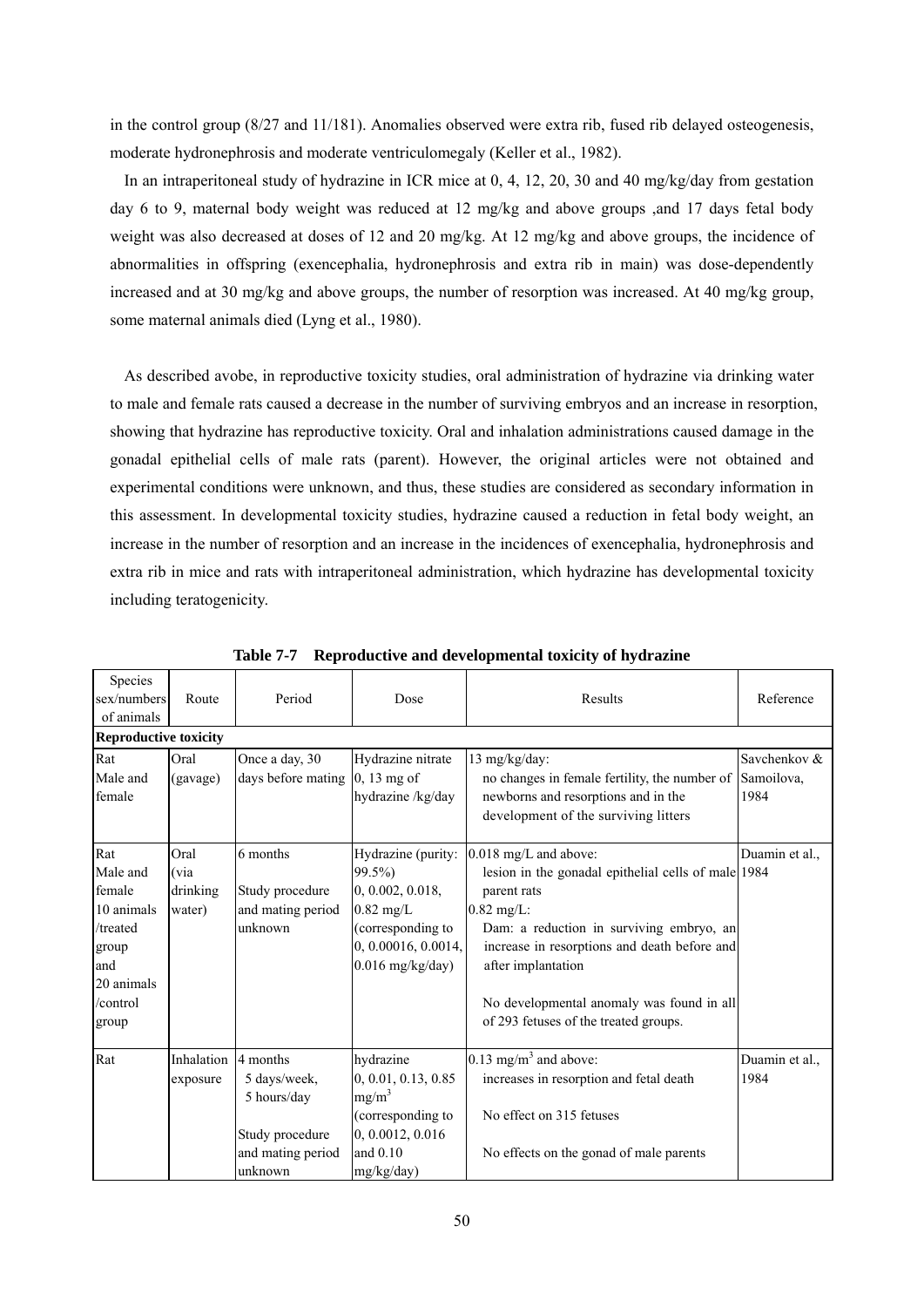in the control group (8/27 and 11/181). Anomalies observed were extra rib, fused rib delayed osteogenesis, moderate hydronephrosis and moderate ventriculomegaly (Keller et al., 1982).

In an intraperitoneal study of hydrazine in ICR mice at 0, 4, 12, 20, 30 and 40 mg/kg/day from gestation day 6 to 9, maternal body weight was reduced at 12 mg/kg and above groups ,and 17 days fetal body weight was also decreased at doses of 12 and 20 mg/kg. At 12 mg/kg and above groups, the incidence of abnormalities in offspring (exencephalia, hydronephrosis and extra rib in main) was dose-dependently increased and at 30 mg/kg and above groups, the number of resorption was increased. At 40 mg/kg group, some maternal animals died (Lyng et al., 1980).

As described avobe, in reproductive toxicity studies, oral administration of hydrazine via drinking water to male and female rats caused a decrease in the number of surviving embryos and an increase in resorption, showing that hydrazine has reproductive toxicity. Oral and inhalation administrations caused damage in the gonadal epithelial cells of male rats (parent). However, the original articles were not obtained and experimental conditions were unknown, and thus, these studies are considered as secondary information in this assessment. In developmental toxicity studies, hydrazine caused a reduction in fetal body weight, an increase in the number of resorption and an increase in the incidences of exencephalia, hydronephrosis and extra rib in mice and rats with intraperitoneal administration, which hydrazine has developmental toxicity including teratogenicity.

**Table 7-7 Reproductive and developmental toxicity of hydrazine**

| Species sex/numbers of animals | Route | Period | Dose | Results | Reference |
|---|---|---|---|---|---|
| **Reproductive toxicity** | | | | | |
| Rat<br>Male and female | Oral (gavage) | Once a day, 30 days before mating | Hydrazine nitrate 0, 13 mg of hydrazine /kg/day | 13 mg/kg/day:<br>no changes in female fertility, the number of newborns and resorptions and in the development of the surviving litters | Savchenkov & Samoilova, 1984 |
| Rat<br>Male and female<br>10 animals /treated group and 20 animals /control group | Oral (via drinking water) | 6 months<br><br>Study procedure and mating period unknown | Hydrazine (purity: 99.5%)<br>0, 0.002, 0.018, 0.82 mg/L<br>(corresponding to 0, 0.00016, 0.0014, 0.016 mg/kg/day) | 0.018 mg/L and above:<br>lesion in the gonadal epithelial cells of male parent rats<br>0.82 mg/L:<br>Dam: a reduction in surviving embryo, an increase in resorptions and death before and after implantation<br><br>No developmental anomaly was found in all of 293 fetuses of the treated groups. | Duamin et al., 1984 |
| Rat | Inhalation exposure | 4 months<br>5 days/week,<br>5 hours/day<br><br>Study procedure and mating period unknown | hydrazine<br>0, 0.01, 0.13, 0.85 $mg/m^3$<br>(corresponding to 0, 0.0012, 0.016 and 0.10 mg/kg/day) | 0.13 $mg/m^3$ and above:<br>increases in resorption and fetal death<br><br>No effect on 315 fetuses<br><br>No effects on the gonad of male parents | Duamin et al., 1984 |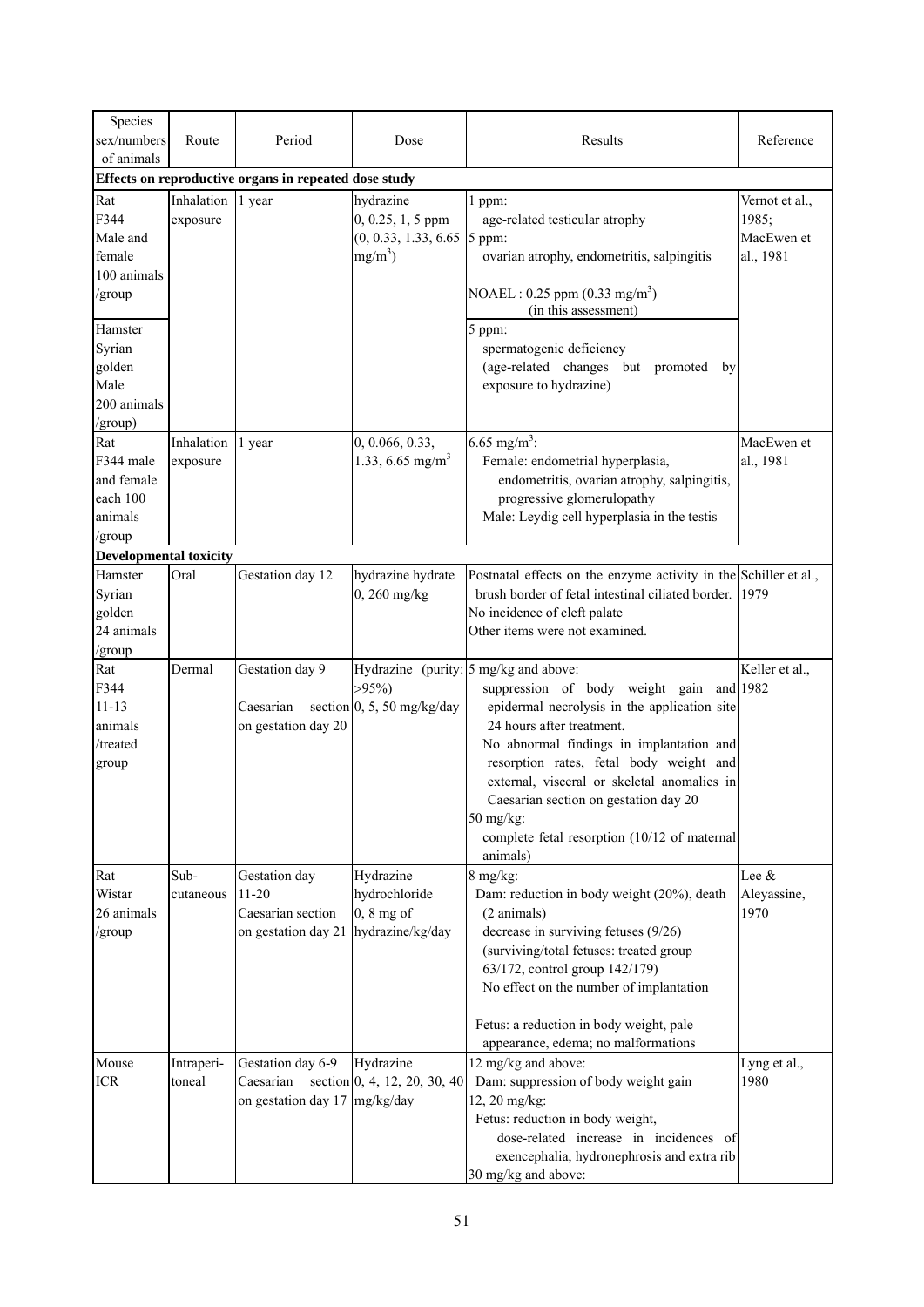| Species sex/numbers of animals | Route | Period | Dose | Results | Reference |
|---|---|---|---|---|---|
| **Effects on reproductive organs in repeated dose study** | | | | | |
| Rat F344 Male and female 100 animals /group<br><br>Hamster Syrian golden Male 200 animals /group) | Inhalation exposure | 1 year | hydrazine 0, 0.25, 1, 5 ppm (0, 0.33, 1.33, 6.65 $mg/m^3$) | 1 ppm: age-related testicular atrophy<br>5 ppm: ovarian atrophy, endometritis, salpingitis<br><br>NOAEL : 0.25 ppm (0.33 $mg/m^3$) (in this assessment)<br><br>5 ppm: spermatogenic deficiency (age-related changes but promoted by exposure to hydrazine) | Vernot et al., 1985; MacEwen et al., 1981 |
| Rat F344 male and female each 100 animals /group | Inhalation exposure | 1 year | 0, 0.066, 0.33, 1.33, 6.65 $mg/m^3$ | 6.65 $mg/m^3$:<br>Female: endometrial hyperplasia, endometritis, ovarian atrophy, salpingitis, progressive glomerulopathy<br>Male: Leydig cell hyperplasia in the testis | MacEwen et al., 1981 |
| **Developmental toxicity** | | | | | |
| Hamster Syrian golden 24 animals /group | Oral | Gestation day 12 | hydrazine hydrate 0, 260 mg/kg | Postnatal effects on the enzyme activity in the brush border of fetal intestinal ciliated border.<br>No incidence of cleft palate<br>Other items were not examined. | Schiller et al., 1979 |
| Rat F344 11-13 animals /treated group | Dermal | Gestation day 9<br><br>Caesarian section on gestation day 20 | Hydrazine (purity: >95%)<br>0, 5, 50 mg/kg/day | 5 mg/kg and above: suppression of body weight gain and epidermal necrolysis in the application site 24 hours after treatment.<br>No abnormal findings in implantation and resorption rates, fetal body weight and external, visceral or skeletal anomalies in Caesarian section on gestation day 20<br>50 mg/kg: complete fetal resorption (10/12 of maternal animals) | Keller et al., 1982 |
| Rat Wistar 26 animals /group | Sub-cutaneous | Gestation day 11-20<br>Caesarian section on gestation day 21 | Hydrazine hydrochloride 0, 8 mg of hydrazine/kg/day | 8 mg/kg:<br>Dam: reduction in body weight (20%), death (2 animals)<br>decrease in surviving fetuses (9/26) (surviving/total fetuses: treated group 63/172, control group 142/179)<br>No effect on the number of implantation<br><br>Fetus: a reduction in body weight, pale appearance, edema; no malformations | Lee & Aleyassine, 1970 |
| Mouse ICR | Intraperi-toneal | Gestation day 6-9<br>Caesarian section on gestation day 17 | Hydrazine 0, 4, 12, 20, 30, 40 mg/kg/day | 12 mg/kg and above:<br>Dam: suppression of body weight gain<br>12, 20 mg/kg:<br>Fetus: reduction in body weight, dose-related increase in incidences of exencephalia, hydronephrosis and extra rib<br>30 mg/kg and above: | Lyng et al., 1980 |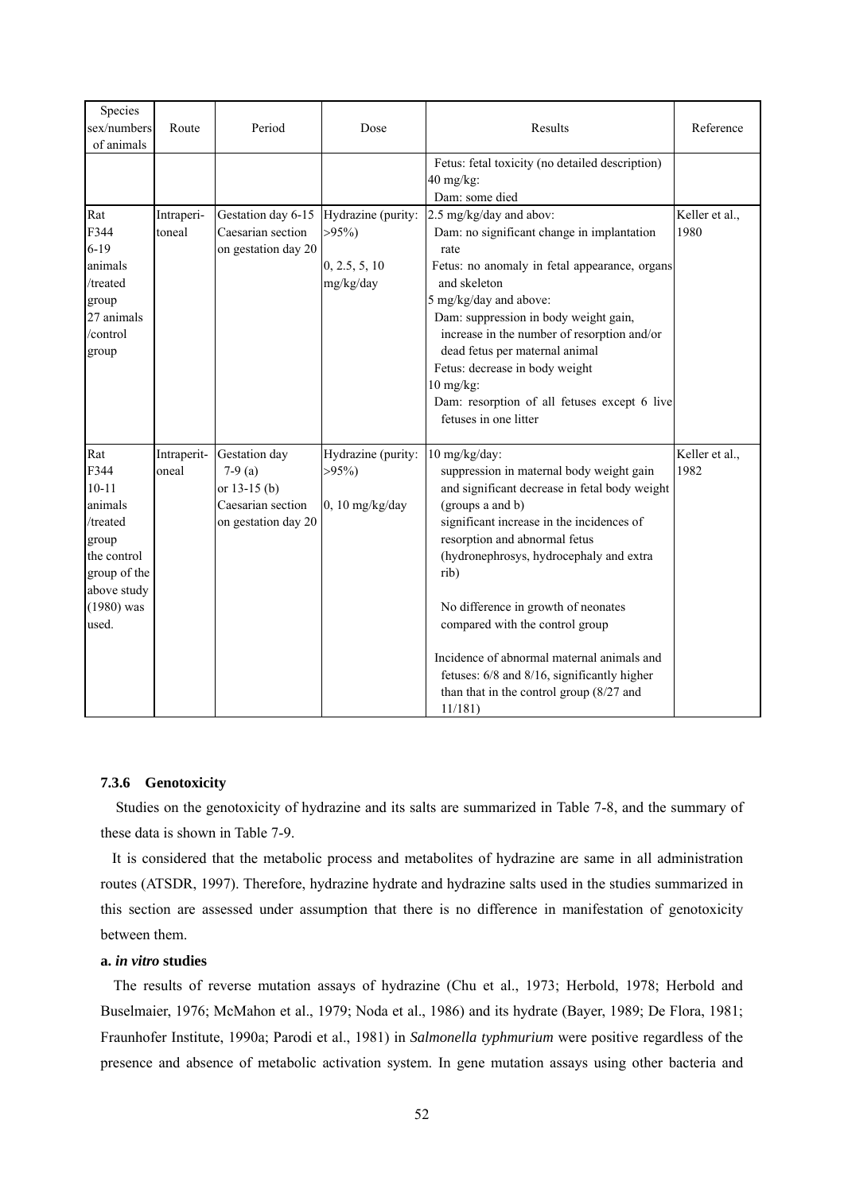| Species sex/numbers of animals | Route | Period | Dose | Results | Reference |
|---|---|---|---|---|---|
| | | | | Fetus: fetal toxicity (no detailed description)<br>40 mg/kg:<br>Dam: some died | |
| Rat<br>F344<br>6-19 animals /treated group<br>27 animals /control group | Intraperi-toneal | Gestation day 6-15<br>Caesarian section on gestation day 20 | Hydrazine (purity: >95%)<br><br>0, 2.5, 5, 10 mg/kg/day | 2.5 mg/kg/day and abov:<br>Dam: no significant change in implantation rate<br>Fetus: no anomaly in fetal appearance, organs and skeleton<br>5 mg/kg/day and above:<br>Dam: suppression in body weight gain, increase in the number of resorption and/or dead fetus per maternal animal<br>Fetus: decrease in body weight<br>10 mg/kg:<br>Dam: resorption of all fetuses except 6 live fetuses in one litter | Keller et al., 1980 |
| Rat<br>F344<br>10-11 animals /treated group<br>the control group of the above study (1980) was used. | Intraperit-oneal | Gestation day 7-9 (a) or 13-15 (b)<br>Caesarian section on gestation day 20 | Hydrazine (purity: >95%)<br><br>0, 10 mg/kg/day | 10 mg/kg/day:<br>suppression in maternal body weight gain and significant decrease in fetal body weight (groups a and b)<br>significant increase in the incidences of resorption and abnormal fetus (hydronephrosys, hydrocephaly and extra rib)<br><br>No difference in growth of neonates compared with the control group<br><br>Incidence of abnormal maternal animals and fetuses: 6/8 and 8/16, significantly higher than that in the control group (8/27 and 11/181) | Keller et al., 1982 |

### 7.3.6 Genotoxicity

Studies on the genotoxicity of hydrazine and its salts are summarized in Table 7-8, and the summary of these data is shown in Table 7-9.

It is considered that the metabolic process and metabolites of hydrazine are same in all administration routes (ATSDR, 1997). Therefore, hydrazine hydrate and hydrazine salts used in the studies summarized in this section are assessed under assumption that there is no difference in manifestation of genotoxicity between them.

**a. *in vitro* studies**

The results of reverse mutation assays of hydrazine (Chu et al., 1973; Herbold, 1978; Herbold and Buselmaier, 1976; McMahon et al., 1979; Noda et al., 1986) and its hydrate (Bayer, 1989; De Flora, 1981; Fraunhofer Institute, 1990a; Parodi et al., 1981) in *Salmonella typhmurium* were positive regardless of the presence and absence of metabolic activation system. In gene mutation assays using other bacteria and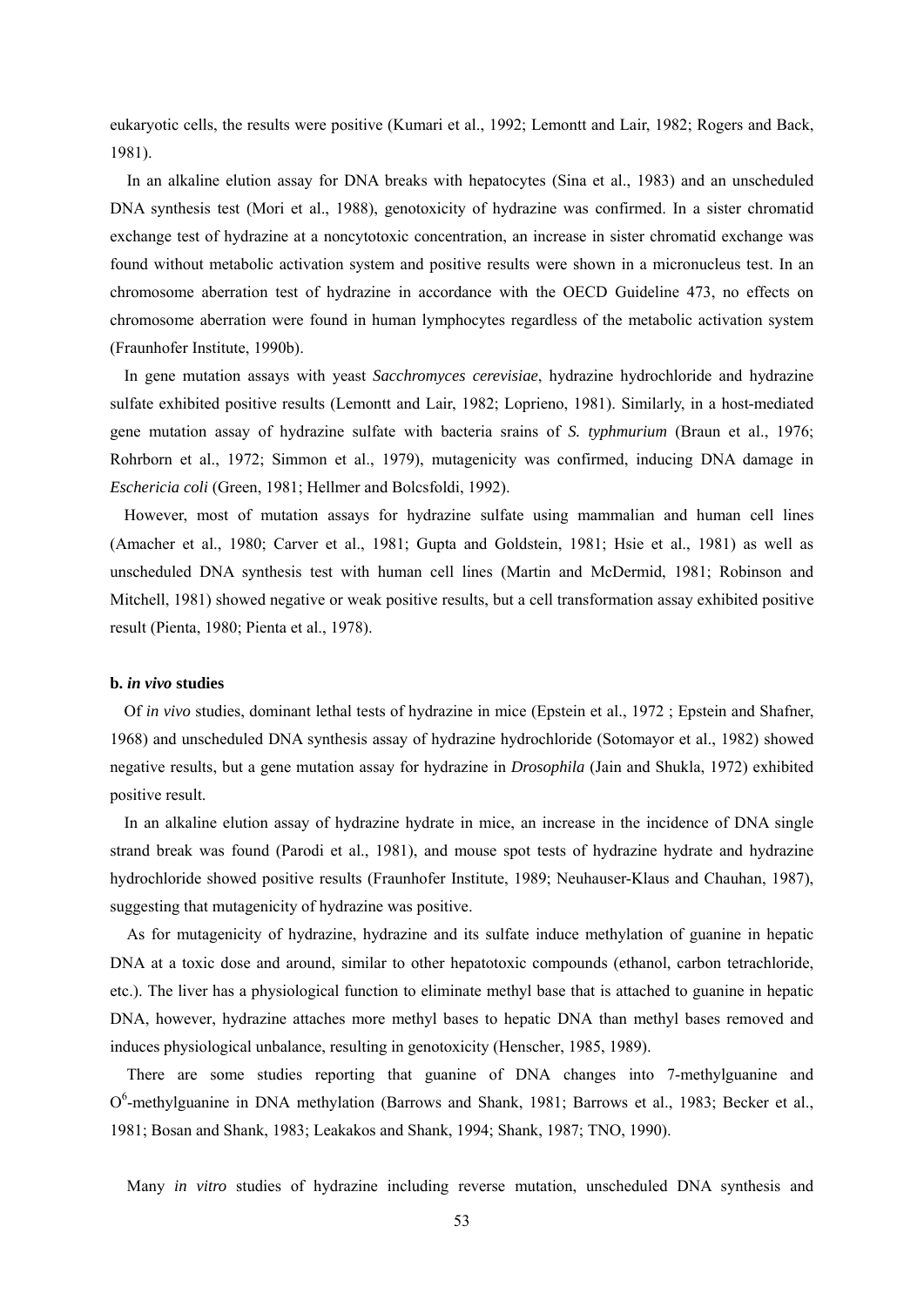eukaryotic cells, the results were positive (Kumari et al., 1992; Lemontt and Lair, 1982; Rogers and Back, 1981).

In an alkaline elution assay for DNA breaks with hepatocytes (Sina et al., 1983) and an unscheduled DNA synthesis test (Mori et al., 1988), genotoxicity of hydrazine was confirmed. In a sister chromatid exchange test of hydrazine at a noncytotoxic concentration, an increase in sister chromatid exchange was found without metabolic activation system and positive results were shown in a micronucleus test. In an chromosome aberration test of hydrazine in accordance with the OECD Guideline 473, no effects on chromosome aberration were found in human lymphocytes regardless of the metabolic activation system (Fraunhofer Institute, 1990b).

In gene mutation assays with yeast *Sacchromyces cerevisiae*, hydrazine hydrochloride and hydrazine sulfate exhibited positive results (Lemontt and Lair, 1982; Loprieno, 1981). Similarly, in a host-mediated gene mutation assay of hydrazine sulfate with bacteria srains of *S. typhmurium* (Braun et al., 1976; Rohrborn et al., 1972; Simmon et al., 1979), mutagenicity was confirmed, inducing DNA damage in *Eschericia coli* (Green, 1981; Hellmer and Bolcsfoldi, 1992).

However, most of mutation assays for hydrazine sulfate using mammalian and human cell lines (Amacher et al., 1980; Carver et al., 1981; Gupta and Goldstein, 1981; Hsie et al., 1981) as well as unscheduled DNA synthesis test with human cell lines (Martin and McDermid, 1981; Robinson and Mitchell, 1981) showed negative or weak positive results, but a cell transformation assay exhibited positive result (Pienta, 1980; Pienta et al., 1978).

**b. *in vivo* studies**

Of *in vivo* studies, dominant lethal tests of hydrazine in mice (Epstein et al., 1972 ; Epstein and Shafner, 1968) and unscheduled DNA synthesis assay of hydrazine hydrochloride (Sotomayor et al., 1982) showed negative results, but a gene mutation assay for hydrazine in *Drosophila* (Jain and Shukla, 1972) exhibited positive result.

In an alkaline elution assay of hydrazine hydrate in mice, an increase in the incidence of DNA single strand break was found (Parodi et al., 1981), and mouse spot tests of hydrazine hydrate and hydrazine hydrochloride showed positive results (Fraunhofer Institute, 1989; Neuhauser-Klaus and Chauhan, 1987), suggesting that mutagenicity of hydrazine was positive.

As for mutagenicity of hydrazine, hydrazine and its sulfate induce methylation of guanine in hepatic DNA at a toxic dose and around, similar to other hepatotoxic compounds (ethanol, carbon tetrachloride, etc.). The liver has a physiological function to eliminate methyl base that is attached to guanine in hepatic DNA, however, hydrazine attaches more methyl bases to hepatic DNA than methyl bases removed and induces physiological unbalance, resulting in genotoxicity (Henscher, 1985, 1989).

There are some studies reporting that guanine of DNA changes into 7-methylguanine and $O^6$-methylguanine in DNA methylation (Barrows and Shank, 1981; Barrows et al., 1983; Becker et al., 1981; Bosan and Shank, 1983; Leakakos and Shank, 1994; Shank, 1987; TNO, 1990).

Many *in vitro* studies of hydrazine including reverse mutation, unscheduled DNA synthesis and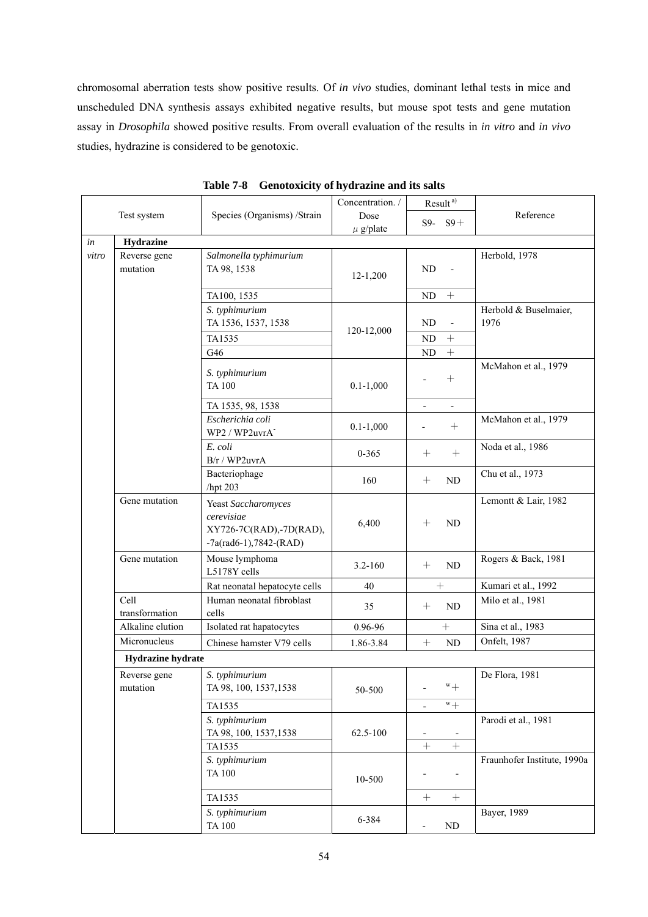chromosomal aberration tests show positive results. Of *in vivo* studies, dominant lethal tests in mice and unscheduled DNA synthesis assays exhibited negative results, but mouse spot tests and gene mutation assay in *Drosophila* showed positive results. From overall evaluation of the results in *in vitro* and *in vivo* studies, hydrazine is considered to be genotoxic.

**Table 7-8 Genotoxicity of hydrazine and its salts**

| Test system | | Species (Organisms) /Strain | Concentration. / Dose μ g/plate | Result[a)] S9- | Result[a)] S9+ | Reference |
|---|---|---|---|---|---|---|
| *in vitro* | **Hydrazine** | | | | | |
| | Reverse gene mutation | *Salmonella typhimurium* TA 98, 1538 | 12-1,200 | ND | - | Herbold, 1978 |
| | | TA100, 1535 | | ND | + | |
| | | *S. typhimurium* TA 1536, 1537, 1538 | 120-12,000 | ND | - | Herbold & Buselmaier, 1976 |
| | | TA1535 | | ND | + | |
| | | G46 | | ND | + | |
| | | *S. typhimurium* TA 100 | 0.1-1,000 | - | + | McMahon et al., 1979 |
| | | TA 1535, 98, 1538 | | - | - | |
| | | *Escherichia coli* WP2 / WP2uvrA$^-$ | 0.1-1,000 | - | + | McMahon et al., 1979 |
| | | *E. coli* B/r / WP2uvrA | 0-365 | + | + | Noda et al., 1986 |
| | | Bacteriophage /hpt 203 | 160 | + | ND | Chu et al., 1973 |
| | Gene mutation | Yeast *Saccharomyces cerevisiae* XY726-7C(RAD),-7D(RAD), -7a(rad6-1),7842-(RAD) | 6,400 | + | ND | Lemontt & Lair, 1982 |
| | Gene mutation | Mouse lymphoma L5178Y cells | 3.2-160 | + | ND | Rogers & Back, 1981 |
| | | Rat neonatal hepatocyte cells | 40 | + | | Kumari et al., 1992 |
| | Cell transformation | Human neonatal fibroblast cells | 35 | + | ND | Milo et al., 1981 |
| | Alkaline elution | Isolated rat hapatocytes | 0.96-96 | + | | Sina et al., 1983 |
| | Micronucleus | Chinese hamster V79 cells | 1.86-3.84 | + | ND | Onfelt, 1987 |
| | **Hydrazine hydrate** | | | | | |
| | Reverse gene mutation | *S. typhimurium* TA 98, 100, 1537,1538 | 50-500 | - | $^{w}$+ | De Flora, 1981 |
| | | TA1535 | | - | $^{w}$+ | |
| | | *S. typhimurium* TA 98, 100, 1537,1538 | 62.5-100 | - | - | Parodi et al., 1981 |
| | | TA1535 | | + | + | |
| | | *S. typhimurium* TA 100 | 10-500 | - | - | Fraunhofer Institute, 1990a |
| | | TA1535 | | + | + | |
| | | *S. typhimurium* TA 100 | 6-384 | - | ND | Bayer, 1989 |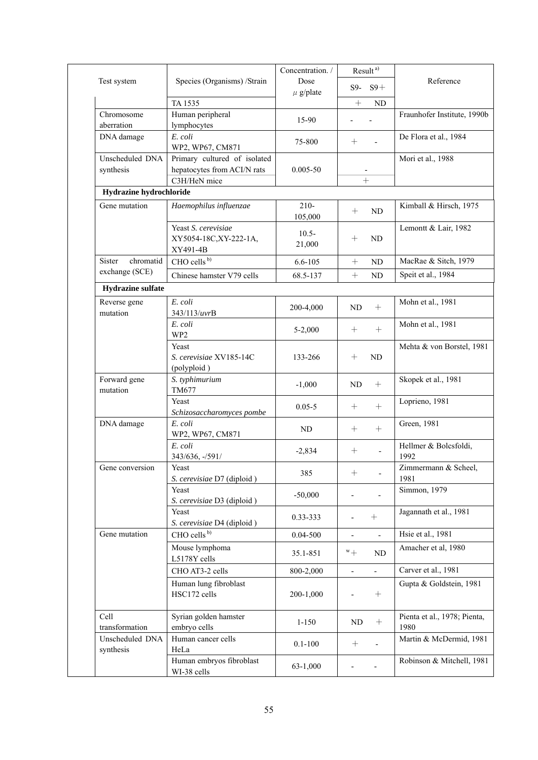| Test system | Species (Organisms) /Strain | Concentration. / Dose μg/plate | Result [a) ] S9- | S9+ | Reference |
|---|---|---|---|---|---|
| | TA 1535 | | + | ND | |
| Chromosome aberration | Human peripheral lymphocytes | 15-90 | - | - | Fraunhofer Institute, 1990b |
| DNA damage | *E. coli* WP2, WP67, CM871 | 75-800 | + | - | De Flora et al., 1984 |
| Unscheduled DNA synthesis | Primary cultured of isolated hepatocytes from ACI/N rats | 0.005-50 | - | | Mori et al., 1988 |
| | C3H/HeN mice | | + | | |
| **Hydrazine hydrochloride** | | | | | |
| Gene mutation | *Haemophilus influenzae* | 210-105,000 | + | ND | Kimball & Hirsch, 1975 |
| | Yeast *S. cerevisiae* XY5054-18C,XY-222-1A, XY491-4B | 10.5-21,000 | + | ND | Lemontt & Lair, 1982 |
| Sister chromatid exchange (SCE) | CHO cells [b)] | 6.6-105 | + | ND | MacRae & Sitch, 1979 |
| | Chinese hamster V79 cells | 68.5-137 | + | ND | Speit et al., 1984 |
| **Hydrazine sulfate** | | | | | |
| Reverse gene mutation | *E. coli* 343/113/*uvr*B | 200-4,000 | ND | + | Mohn et al., 1981 |
| | *E. coli* WP2 | 5-2,000 | + | + | Mohn et al., 1981 |
| | Yeast *S. cerevisiae* XV185-14C (polyploid ) | 133-266 | + | ND | Mehta & von Borstel, 1981 |
| Forward gene mutation | *S. typhimurium* TM677 | -1,000 | ND | + | Skopek et al., 1981 |
| | Yeast *Schizosaccharomyces pombe* | 0.05-5 | + | + | Loprieno, 1981 |
| DNA damage | *E. coli* WP2, WP67, CM871 | ND | + | + | Green, 1981 |
| | *E. coli* 343/636, -/591/ | -2,834 | + | - | Hellmer & Bolcsfoldi, 1992 |
| Gene conversion | Yeast *S. cerevisiae* D7 (diploid ) | 385 | + | - | Zimmermann & Scheel, 1981 |
| | Yeast *S. cerevisiae* D3 (diploid ) | -50,000 | - | - | Simmon, 1979 |
| | Yeast *S. cerevisiae* D4 (diploid ) | 0.33-333 | - | + | Jagannath et al., 1981 |
| Gene mutation | CHO cells [b)] | 0.04-500 | - | - | Hsie et al., 1981 |
| | Mouse lymphoma L5178Y cells | 35.1-851 | [w]+ | ND | Amacher et al, 1980 |
| | CHO AT3-2 cells | 800-2,000 | - | - | Carver et al., 1981 |
| | Human lung fibroblast HSC172 cells | 200-1,000 | - | + | Gupta & Goldstein, 1981 |
| Cell transformation | Syrian golden hamster embryo cells | 1-150 | ND | + | Pienta et al., 1978; Pienta, 1980 |
| Unscheduled DNA synthesis | Human cancer cells HeLa | 0.1-100 | + | - | Martin & McDermid, 1981 |
| | Human embryos fibroblast WI-38 cells | 63-1,000 | - | - | Robinson & Mitchell, 1981 |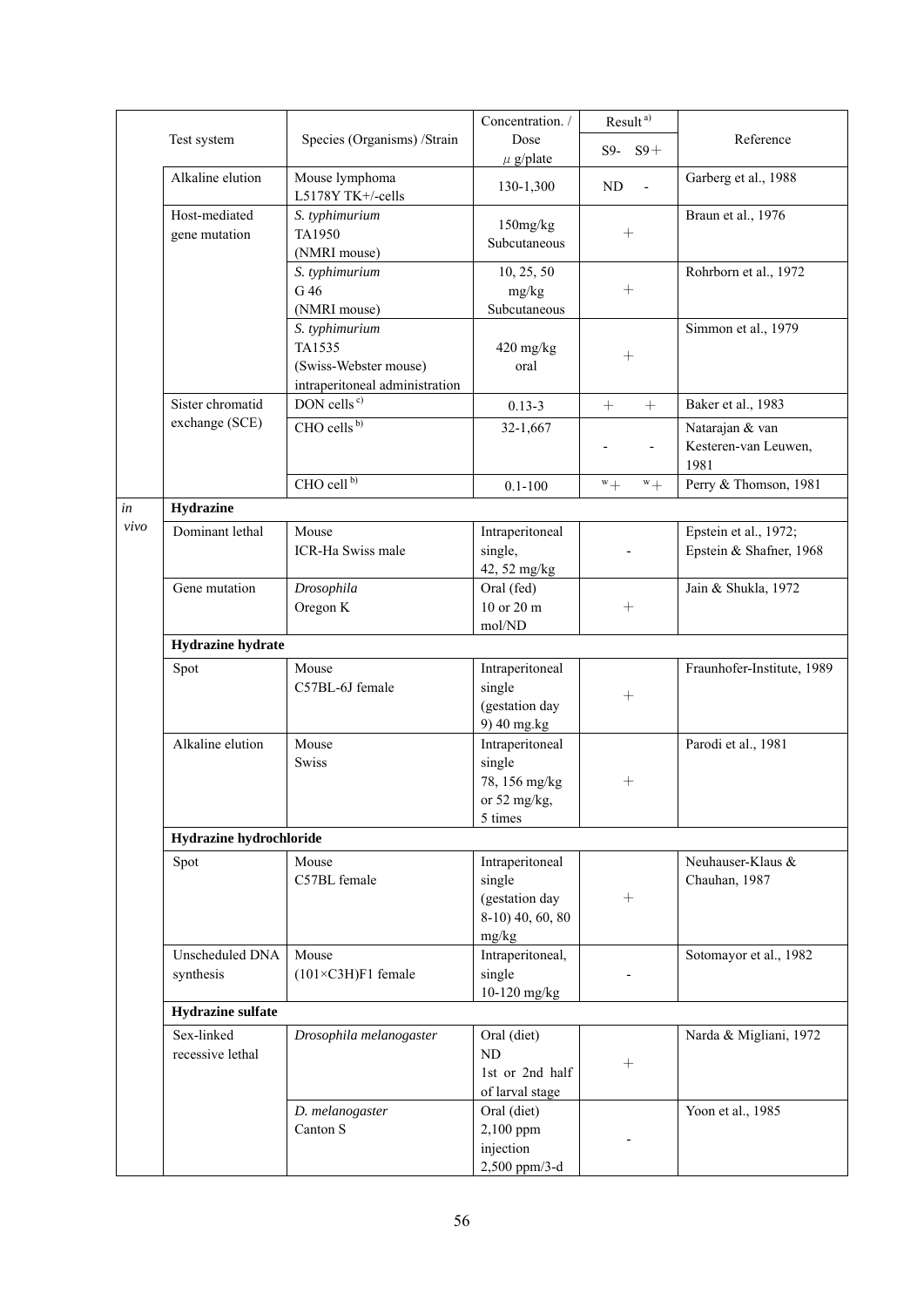| Test system | | Species (Organisms) /Strain | Concentration. / Dose μ g/plate | Result [a] S9- S9+ | Reference |
|---|---|---|---|---|---|
| | Alkaline elution | Mouse lymphoma L5178Y TK+/-cells | 130-1,300 | ND - | Garberg et al., 1988 |
| | Host-mediated gene mutation | *S. typhimurium* TA1950 (NMRI mouse) | 150mg/kg Subcutaneous | + | Braun et al., 1976 |
| | | *S. typhimurium* G 46 (NMRI mouse) | 10, 25, 50 mg/kg Subcutaneous | + | Rohrborn et al., 1972 |
| | | *S. typhimurium* TA1535 (Swiss-Webster mouse) intraperitoneal administration | 420 mg/kg oral | + | Simmon et al., 1979 |
| | Sister chromatid exchange (SCE) | DON cells [c] | 0.13-3 | + + | Baker et al., 1983 |
| | | CHO cells [b] | 32-1,667 | - - | Natarajan & van Kesteren-van Leuwen, 1981 |
| | | CHO cell [b] | 0.1-100 | w+ w+ | Perry & Thomson, 1981 |
| *in vivo* | **Hydrazine** | | | | |
| | Dominant lethal | Mouse ICR-Ha Swiss male | Intraperitoneal single, 42, 52 mg/kg | - | Epstein et al., 1972; Epstein & Shafner, 1968 |
| | Gene mutation | *Drosophila* Oregon K | Oral (fed) 10 or 20 m mol/ND | + | Jain & Shukla, 1972 |
| | **Hydrazine hydrate** | | | | |
| | Spot | Mouse C57BL-6J female | Intraperitoneal single (gestation day 9) 40 mg.kg | + | Fraunhofer-Institute, 1989 |
| | Alkaline elution | Mouse Swiss | Intraperitoneal single 78, 156 mg/kg or 52 mg/kg, 5 times | + | Parodi et al., 1981 |
| | **Hydrazine hydrochloride** | | | | |
| | Spot | Mouse C57BL female | Intraperitoneal single (gestation day 8-10) 40, 60, 80 mg/kg | + | Neuhauser-Klaus & Chauhan, 1987 |
| | Unscheduled DNA synthesis | Mouse (101×C3H)F1 female | Intraperitoneal, single 10-120 mg/kg | - | Sotomayor et al., 1982 |
| | **Hydrazine sulfate** | | | | |
| | Sex-linked recessive lethal | *Drosophila melanogaster* | Oral (diet) ND 1st or 2nd half of larval stage | + | Narda & Migliani, 1972 |
| | | *D. melanogaster* Canton S | Oral (diet) 2,100 ppm injection 2,500 ppm/3-d | - | Yoon et al., 1985 |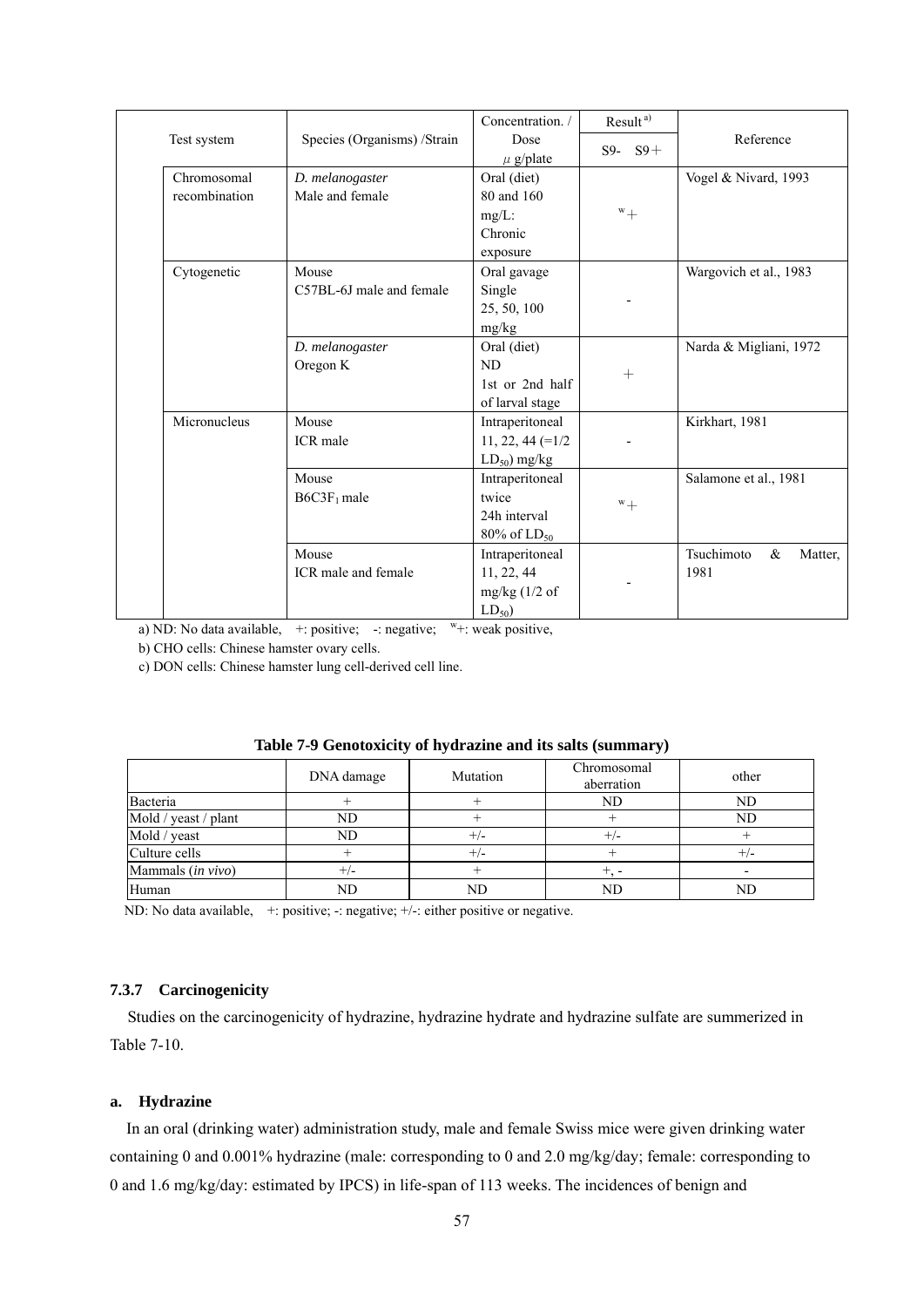| Test system | | Species (Organisms) /Strain | Concentration. / Dose μ g/plate | Result [a)] S9- S9+ | Reference |
|---|---|---|---|---|---|
| | Chromosomal recombination | *D. melanogaster* Male and female | Oral (diet) 80 and 160 mg/L: Chronic exposure | ${}^{w}+$ | Vogel & Nivard, 1993 |
| | Cytogenetic | Mouse C57BL-6J male and female | Oral gavage Single 25, 50, 100 mg/kg | - | Wargovich et al., 1983 |
| | | *D. melanogaster* Oregon K | Oral (diet) ND 1st or 2nd half of larval stage | + | Narda & Migliani, 1972 |
| | Micronucleus | Mouse ICR male | Intraperitoneal 11, 22, 44 (=1/2 $LD_{50}$) mg/kg | - | Kirkhart, 1981 |
| | | Mouse $B6C3F_1$ male | Intraperitoneal twice 24h interval 80% of $LD_{50}$ | ${}^{w}+$ | Salamone et al., 1981 |
| | | Mouse ICR male and female | Intraperitoneal 11, 22, 44 mg/kg (1/2 of $LD_{50}$) | - | Tsuchimoto & Matter, 1981 |

a) ND: No data available, +: positive; -: negative; ${}^{w}+$: weak positive,

b) CHO cells: Chinese hamster ovary cells.

c) DON cells: Chinese hamster lung cell-derived cell line.

**Table 7-9 Genotoxicity of hydrazine and its salts (summary)**

| | DNA damage | Mutation | Chromosomal aberration | other |
|---|---|---|---|---|
| Bacteria | + | + | ND | ND |
| Mold / yeast / plant | ND | + | + | ND |
| Mold / yeast | ND | +/- | +/- | + |
| Culture cells | + | +/- | + | +/- |
| Mammals (*in vivo*) | +/- | + | +, - | - |
| Human | ND | ND | ND | ND |

ND: No data available, +: positive; -: negative; +/-: either positive or negative.

### 7.3.7 Carcinogenicity

Studies on the carcinogenicity of hydrazine, hydrazine hydrate and hydrazine sulfate are summerized in Table 7-10.

#### a. Hydrazine

In an oral (drinking water) administration study, male and female Swiss mice were given drinking water containing 0 and 0.001% hydrazine (male: corresponding to 0 and 2.0 mg/kg/day; female: corresponding to 0 and 1.6 mg/kg/day: estimated by IPCS) in life-span of 113 weeks. The incidences of benign and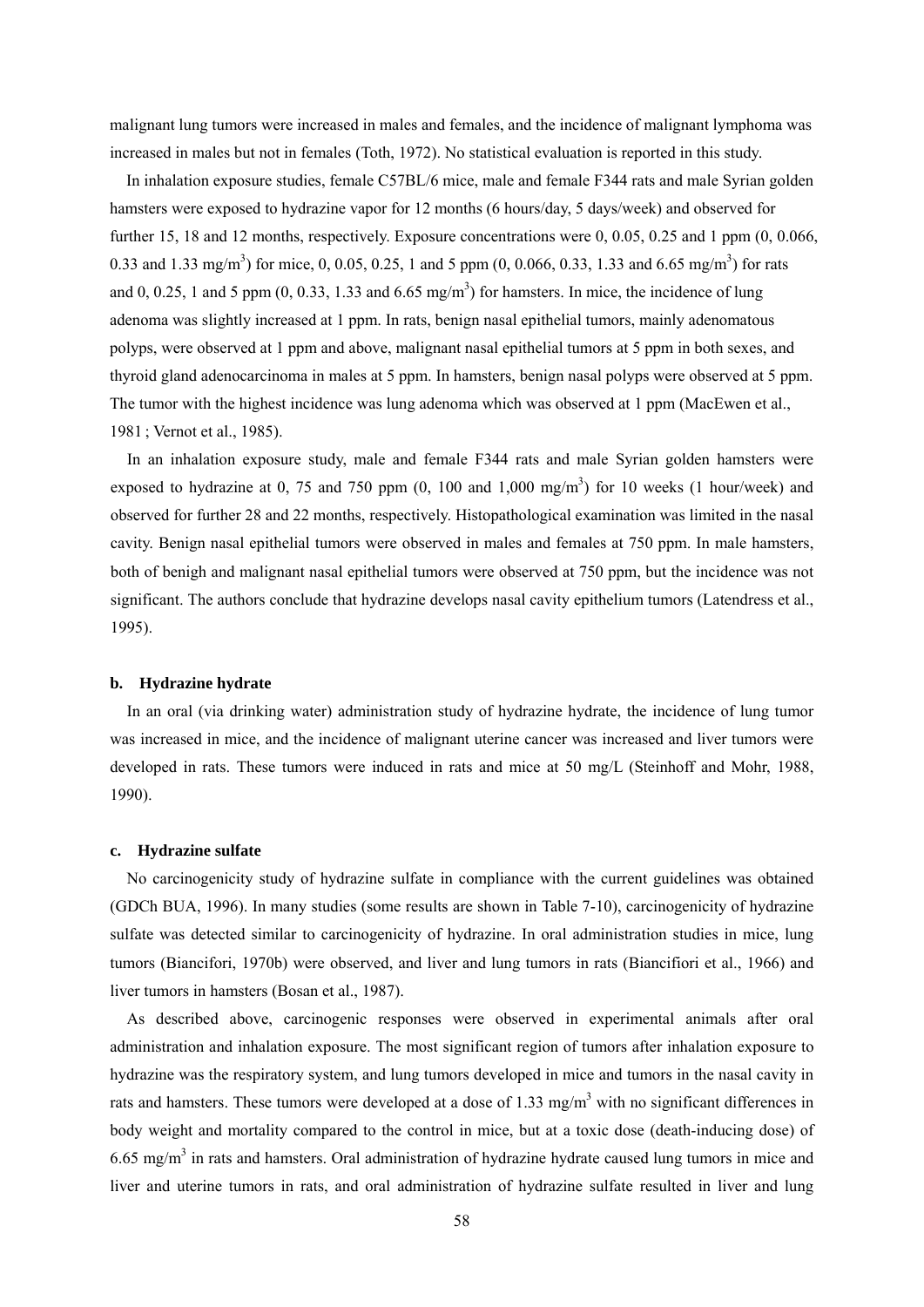malignant lung tumors were increased in males and females, and the incidence of malignant lymphoma was increased in males but not in females (Toth, 1972). No statistical evaluation is reported in this study.

In inhalation exposure studies, female C57BL/6 mice, male and female F344 rats and male Syrian golden hamsters were exposed to hydrazine vapor for 12 months (6 hours/day, 5 days/week) and observed for further 15, 18 and 12 months, respectively. Exposure concentrations were 0, 0.05, 0.25 and 1 ppm (0, 0.066, 0.33 and 1.33 mg/m$^3$) for mice, 0, 0.05, 0.25, 1 and 5 ppm (0, 0.066, 0.33, 1.33 and 6.65 mg/m$^3$) for rats and 0, 0.25, 1 and 5 ppm (0, 0.33, 1.33 and 6.65 mg/m$^3$) for hamsters. In mice, the incidence of lung adenoma was slightly increased at 1 ppm. In rats, benign nasal epithelial tumors, mainly adenomatous polyps, were observed at 1 ppm and above, malignant nasal epithelial tumors at 5 ppm in both sexes, and thyroid gland adenocarcinoma in males at 5 ppm. In hamsters, benign nasal polyps were observed at 5 ppm. The tumor with the highest incidence was lung adenoma which was observed at 1 ppm (MacEwen et al., 1981 ; Vernot et al., 1985).

In an inhalation exposure study, male and female F344 rats and male Syrian golden hamsters were exposed to hydrazine at 0, 75 and 750 ppm (0, 100 and 1,000 mg/m$^3$) for 10 weeks (1 hour/week) and observed for further 28 and 22 months, respectively. Histopathological examination was limited in the nasal cavity. Benign nasal epithelial tumors were observed in males and females at 750 ppm. In male hamsters, both of benigh and malignant nasal epithelial tumors were observed at 750 ppm, but the incidence was not significant. The authors conclude that hydrazine develops nasal cavity epithelium tumors (Latendress et al., 1995).

#### b. Hydrazine hydrate

In an oral (via drinking water) administration study of hydrazine hydrate, the incidence of lung tumor was increased in mice, and the incidence of malignant uterine cancer was increased and liver tumors were developed in rats. These tumors were induced in rats and mice at 50 mg/L (Steinhoff and Mohr, 1988, 1990).

#### c. Hydrazine sulfate

No carcinogenicity study of hydrazine sulfate in compliance with the current guidelines was obtained (GDCh BUA, 1996). In many studies (some results are shown in Table 7-10), carcinogenicity of hydrazine sulfate was detected similar to carcinogenicity of hydrazine. In oral administration studies in mice, lung tumors (Biancifori, 1970b) were observed, and liver and lung tumors in rats (Biancifiori et al., 1966) and liver tumors in hamsters (Bosan et al., 1987).

As described above, carcinogenic responses were observed in experimental animals after oral administration and inhalation exposure. The most significant region of tumors after inhalation exposure to hydrazine was the respiratory system, and lung tumors developed in mice and tumors in the nasal cavity in rats and hamsters. These tumors were developed at a dose of 1.33 mg/m$^3$ with no significant differences in body weight and mortality compared to the control in mice, but at a toxic dose (death-inducing dose) of 6.65 mg/m$^3$ in rats and hamsters. Oral administration of hydrazine hydrate caused lung tumors in mice and liver and uterine tumors in rats, and oral administration of hydrazine sulfate resulted in liver and lung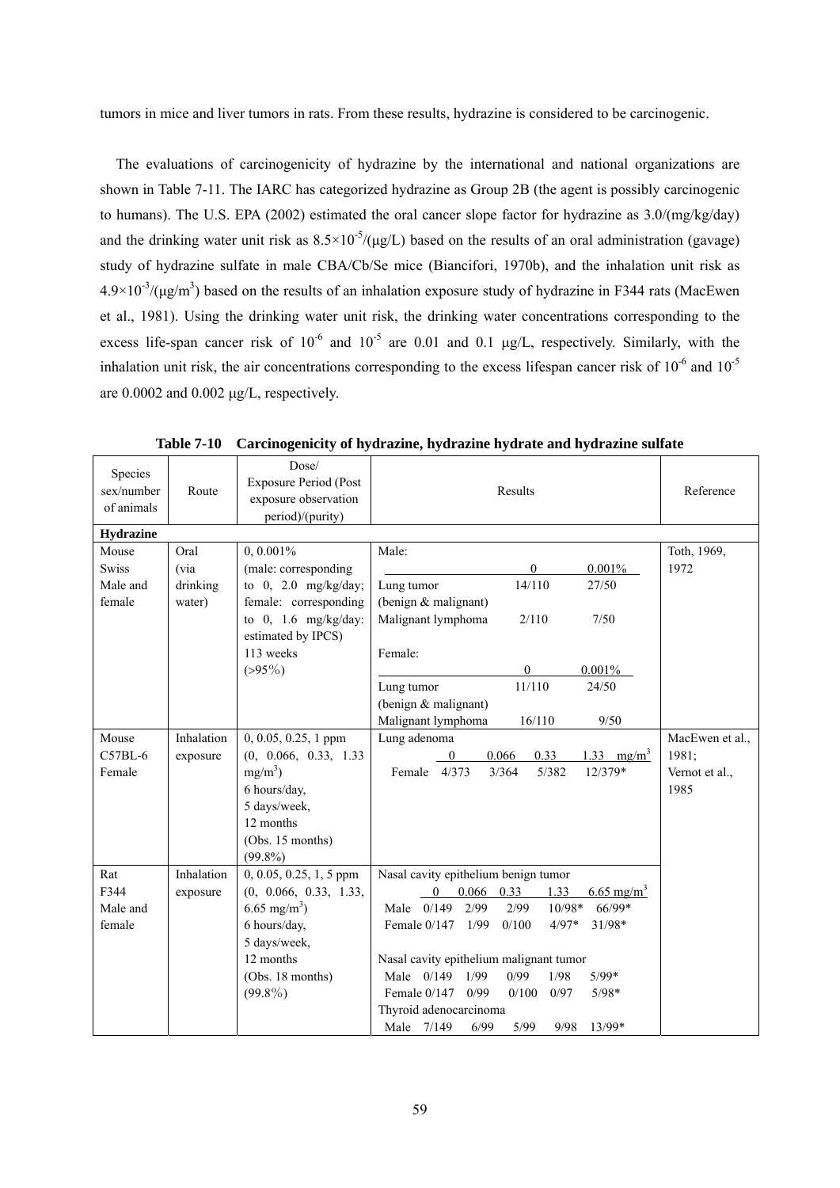tumors in mice and liver tumors in rats. From these results, hydrazine is considered to be carcinogenic.

The evaluations of carcinogenicity of hydrazine by the international and national organizations are shown in Table 7-11. The IARC has categorized hydrazine as Group 2B (the agent is possibly carcinogenic to humans). The U.S. EPA (2002) estimated the oral cancer slope factor for hydrazine as 3.0/(mg/kg/day) and the drinking water unit risk as $8.5\times10^{-5}$/(μg/L) based on the results of an oral administration (gavage) study of hydrazine sulfate in male CBA/Cb/Se mice (Biancifori, 1970b), and the inhalation unit risk as $4.9\times10^{-3}$/(μg/m$^3$) based on the results of an inhalation exposure study of hydrazine in F344 rats (MacEwen et al., 1981). Using the drinking water unit risk, the drinking water concentrations corresponding to the excess life-span cancer risk of $10^{-6}$ and $10^{-5}$ are 0.01 and 0.1 μg/L, respectively. Similarly, with the inhalation unit risk, the air concentrations corresponding to the excess lifespan cancer risk of $10^{-6}$ and $10^{-5}$ are 0.0002 and 0.002 μg/L, respectively.

**Table 7-10 Carcinogenicity of hydrazine, hydrazine hydrate and hydrazine sulfate**

| Species sex/number of animals | Route | Dose/ Exposure Period (Post exposure observation period)/(purity) | Results | Reference |
|---|---|---|---|---|
| **Hydrazine** | | | | |
| Mouse Swiss Male and female | Oral (via drinking water) | 0, 0.001% (male: corresponding to 0, 2.0 mg/kg/day; female: corresponding to 0, 1.6 mg/kg/day: estimated by IPCS) 113 weeks (>95%) | Male:<br>(0 / 0.001%)<br>Lung tumor (benign & malignant): 14/110, 27/50<br>Malignant lymphoma: 2/110, 7/50<br>Female:<br>(0 / 0.001%)<br>Lung tumor (benign & malignant): 11/110, 24/50<br>Malignant lymphoma: 16/110, 9/50 | Toth, 1969, 1972 |
| Mouse C57BL-6 Female | Inhalation exposure | 0, 0.05, 0.25, 1 ppm (0, 0.066, 0.33, 1.33 mg/m$^3$) 6 hours/day, 5 days/week, 12 months (Obs. 15 months) (99.8%) | Lung adenoma<br>(0 / 0.066 / 0.33 / 1.33 mg/m$^3$)<br>Female: 4/373, 3/364, 5/382, 12/379* | MacEwen et al., 1981; Vernot et al., 1985 |
| Rat F344 Male and female | Inhalation exposure | 0, 0.05, 0.25, 1, 5 ppm (0, 0.066, 0.33, 1.33, 6.65 mg/m$^3$) 6 hours/day, 5 days/week, 12 months (Obs. 18 months) (99.8%) | Nasal cavity epithelium benign tumor<br>(0 / 0.066 / 0.33 / 1.33 / 6.65 mg/m$^3$)<br>Male: 0/149, 2/99, 2/99, 10/98*, 66/99*<br>Female: 0/147, 1/99, 0/100, 4/97*, 31/98*<br>Nasal cavity epithelium malignant tumor<br>Male: 0/149, 1/99, 0/99, 1/98, 5/99*<br>Female: 0/147, 0/99, 0/100, 0/97, 5/98*<br>Thyroid adenocarcinoma<br>Male: 7/149, 6/99, 5/99, 9/98, 13/99* | |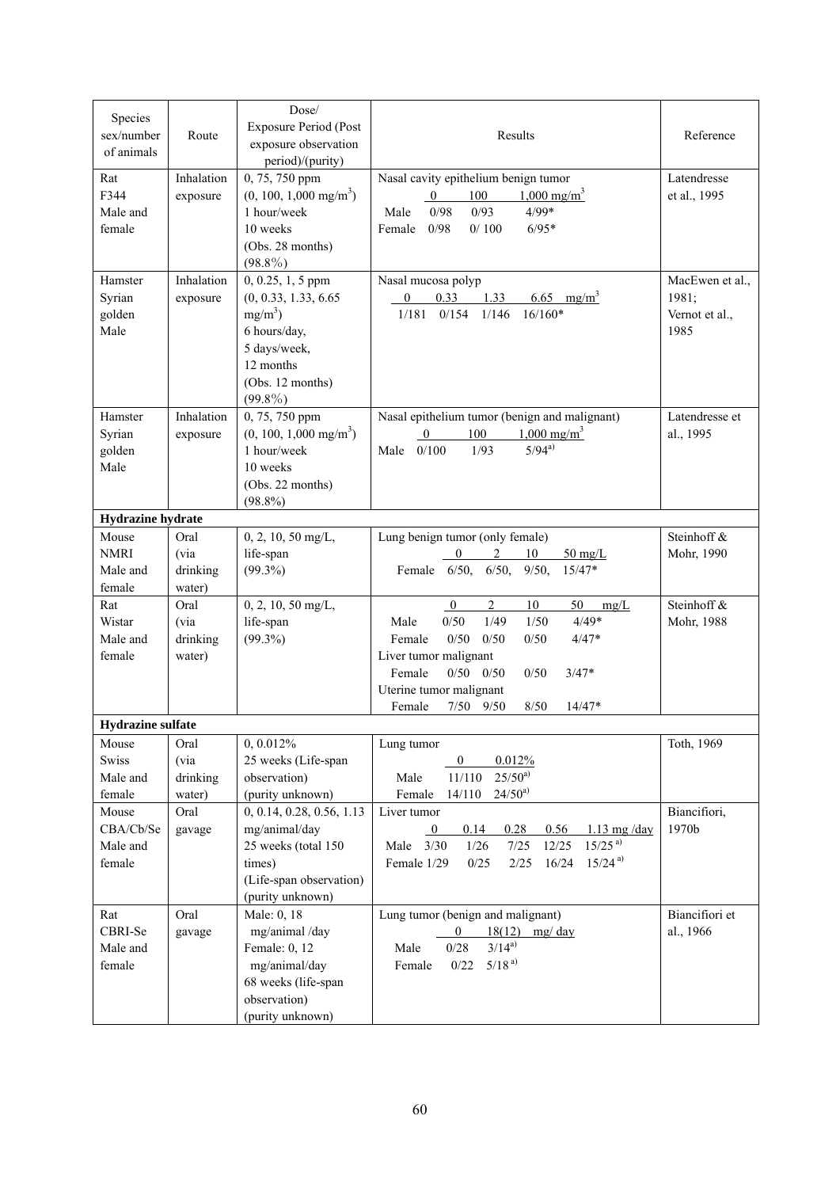| Species sex/number of animals | Route | Dose/ Exposure Period (Post exposure observation period)/(purity) | Results | Reference |
|---|---|---|---|---|
| Rat F344 Male and female | Inhalation exposure | 0, 75, 750 ppm (0, 100, 1,000 mg/m$^3$) 1 hour/week 10 weeks (Obs. 28 months) (98.8%) | Nasal cavity epithelium benign tumor<br>0 / 100 / 1,000 mg/m$^3$<br>Male 0/98 0/93 4/99*<br>Female 0/98 0/ 100 6/95* | Latendresse et al., 1995 |
| Hamster Syrian golden Male | Inhalation exposure | 0, 0.25, 1, 5 ppm (0, 0.33, 1.33, 6.65 mg/m$^3$) 6 hours/day, 5 days/week, 12 months (Obs. 12 months) (99.8%) | Nasal mucosa polyp<br>0 / 0.33 / 1.33 / 6.65 mg/m$^3$<br>1/181 0/154 1/146 16/160* | MacEwen et al., 1981; Vernot et al., 1985 |
| Hamster Syrian golden Male | Inhalation exposure | 0, 75, 750 ppm (0, 100, 1,000 mg/m$^3$) 1 hour/week 10 weeks (Obs. 22 months) (98.8%) | Nasal epithelium tumor (benign and malignant)<br>0 / 100 / 1,000 mg/m$^3$<br>Male 0/100 1/93 5/94[a)] | Latendresse et al., 1995 |
| **Hydrazine hydrate** | | | | |
| Mouse NMRI Male and female | Oral (via drinking water) | 0, 2, 10, 50 mg/L, life-span (99.3%) | Lung benign tumor (only female)<br>0 / 2 / 10 / 50 mg/L<br>Female 6/50, 6/50, 9/50, 15/47* | Steinhoff & Mohr, 1990 |
| Rat Wistar Male and female | Oral (via drinking water) | 0, 2, 10, 50 mg/L, life-span (99.3%) | 0 / 2 / 10 / 50 mg/L<br>Male 0/50 1/49 1/50 4/49*<br>Female 0/50 0/50 0/50 4/47*<br>Liver tumor malignant<br>Female 0/50 0/50 0/50 3/47*<br>Uterine tumor malignant<br>Female 7/50 9/50 8/50 14/47* | Steinhoff & Mohr, 1988 |
| **Hydrazine sulfate** | | | | |
| Mouse Swiss Male and female | Oral (via drinking water) | 0, 0.012% 25 weeks (Life-span observation) (purity unknown) | Lung tumor<br>0 / 0.012%<br>Male 11/110 25/50[a)]<br>Female 14/110 24/50[a)] | Toth, 1969 |
| Mouse CBA/Cb/Se Male and female | Oral gavage | 0, 0.14, 0.28, 0.56, 1.13 mg/animal/day 25 weeks (total 150 times) (Life-span observation) (purity unknown) | Liver tumor<br>0 / 0.14 / 0.28 / 0.56 / 1.13 mg /day<br>Male 3/30 1/26 7/25 12/25 15/25[a)]<br>Female 1/29 0/25 2/25 16/24 15/24[a)] | Biancifiori, 1970b |
| Rat CBRI-Se Male and female | Oral gavage | Male: 0, 18 mg/animal /day<br>Female: 0, 12 mg/animal/day<br>68 weeks (life-span observation) (purity unknown) | Lung tumor (benign and malignant)<br>0 / 18(12) mg/ day<br>Male 0/28 3/14[a)]<br>Female 0/22 5/18[a)] | Biancifiori et al., 1966 |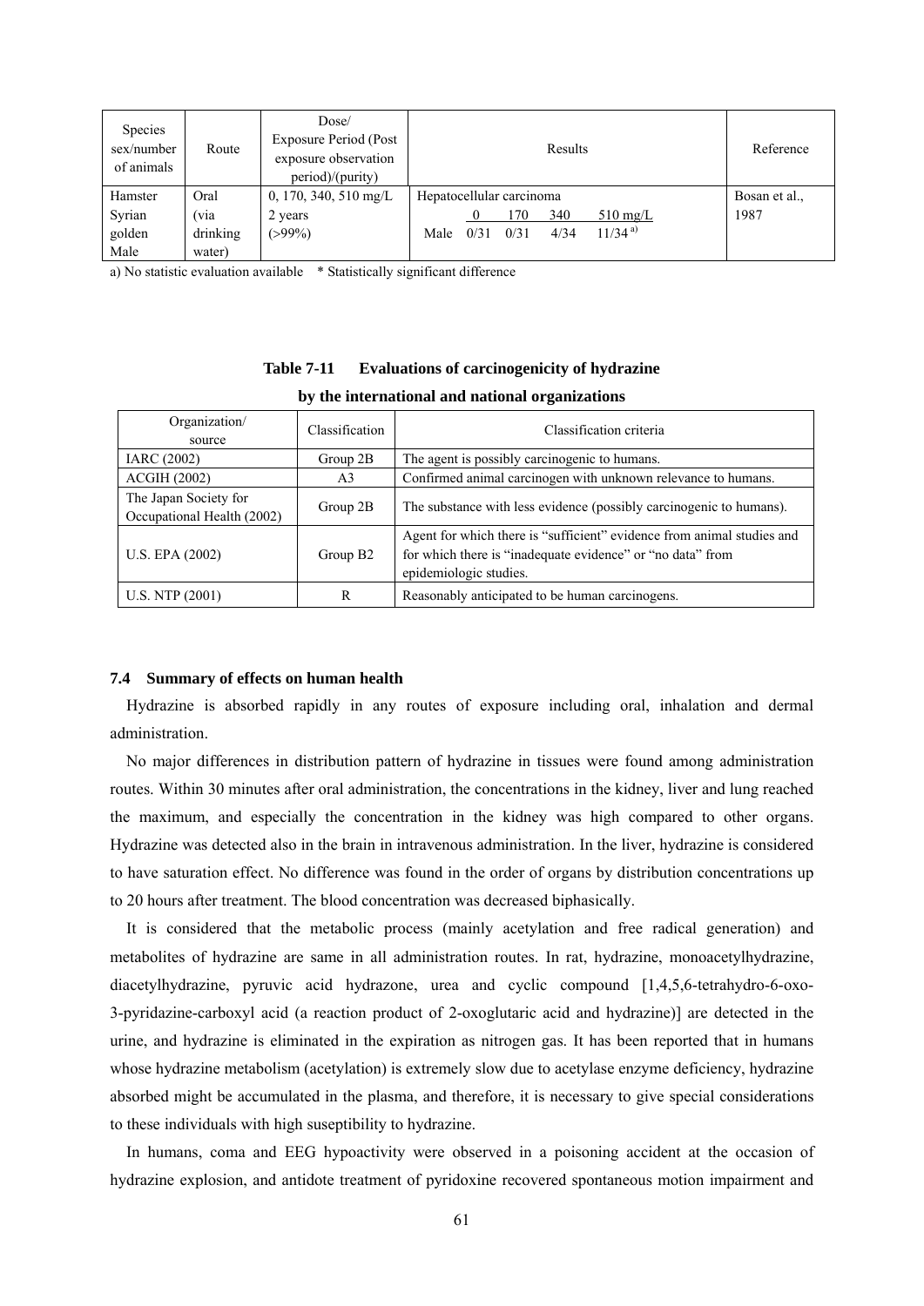| Species sex/number of animals | Route | Dose/ Exposure Period (Post exposure observation period)/(purity) | Results | Reference |
|---|---|---|---|---|
| Hamster Syrian golden Male | Oral (via drinking water) | 0, 170, 340, 510 mg/L 2 years (>99%) | Hepatocellular carcinoma<br>0 170 340 510 mg/L<br>Male 0/31 0/31 4/34 11/34 [a)] | Bosan et al., 1987 |

a) No statistic evaluation available * Statistically significant difference

**Table 7-11 Evaluations of carcinogenicity of hydrazine by the international and national organizations**

| Organization/ source | Classification | Classification criteria |
|---|---|---|
| IARC (2002) | Group 2B | The agent is possibly carcinogenic to humans. |
| ACGIH (2002) | A3 | Confirmed animal carcinogen with unknown relevance to humans. |
| The Japan Society for Occupational Health (2002) | Group 2B | The substance with less evidence (possibly carcinogenic to humans). |
| U.S. EPA (2002) | Group B2 | Agent for which there is "sufficient" evidence from animal studies and for which there is "inadequate evidence" or "no data" from epidemiologic studies. |
| U.S. NTP (2001) | R | Reasonably anticipated to be human carcinogens. |

### 7.4 Summary of effects on human health

Hydrazine is absorbed rapidly in any routes of exposure including oral, inhalation and dermal administration.

No major differences in distribution pattern of hydrazine in tissues were found among administration routes. Within 30 minutes after oral administration, the concentrations in the kidney, liver and lung reached the maximum, and especially the concentration in the kidney was high compared to other organs. Hydrazine was detected also in the brain in intravenous administration. In the liver, hydrazine is considered to have saturation effect. No difference was found in the order of organs by distribution concentrations up to 20 hours after treatment. The blood concentration was decreased biphasically.

It is considered that the metabolic process (mainly acetylation and free radical generation) and metabolites of hydrazine are same in all administration routes. In rat, hydrazine, monoacetylhydrazine, diacetylhydrazine, pyruvic acid hydrazone, urea and cyclic compound [1,4,5,6-tetrahydro-6-oxo-3-pyridazine-carboxyl acid (a reaction product of 2-oxoglutaric acid and hydrazine)] are detected in the urine, and hydrazine is eliminated in the expiration as nitrogen gas. It has been reported that in humans whose hydrazine metabolism (acetylation) is extremely slow due to acetylase enzyme deficiency, hydrazine absorbed might be accumulated in the plasma, and therefore, it is necessary to give special considerations to these individuals with high suseptibility to hydrazine.

In humans, coma and EEG hypoactivity were observed in a poisoning accident at the occasion of hydrazine explosion, and antidote treatment of pyridoxine recovered spontaneous motion impairment and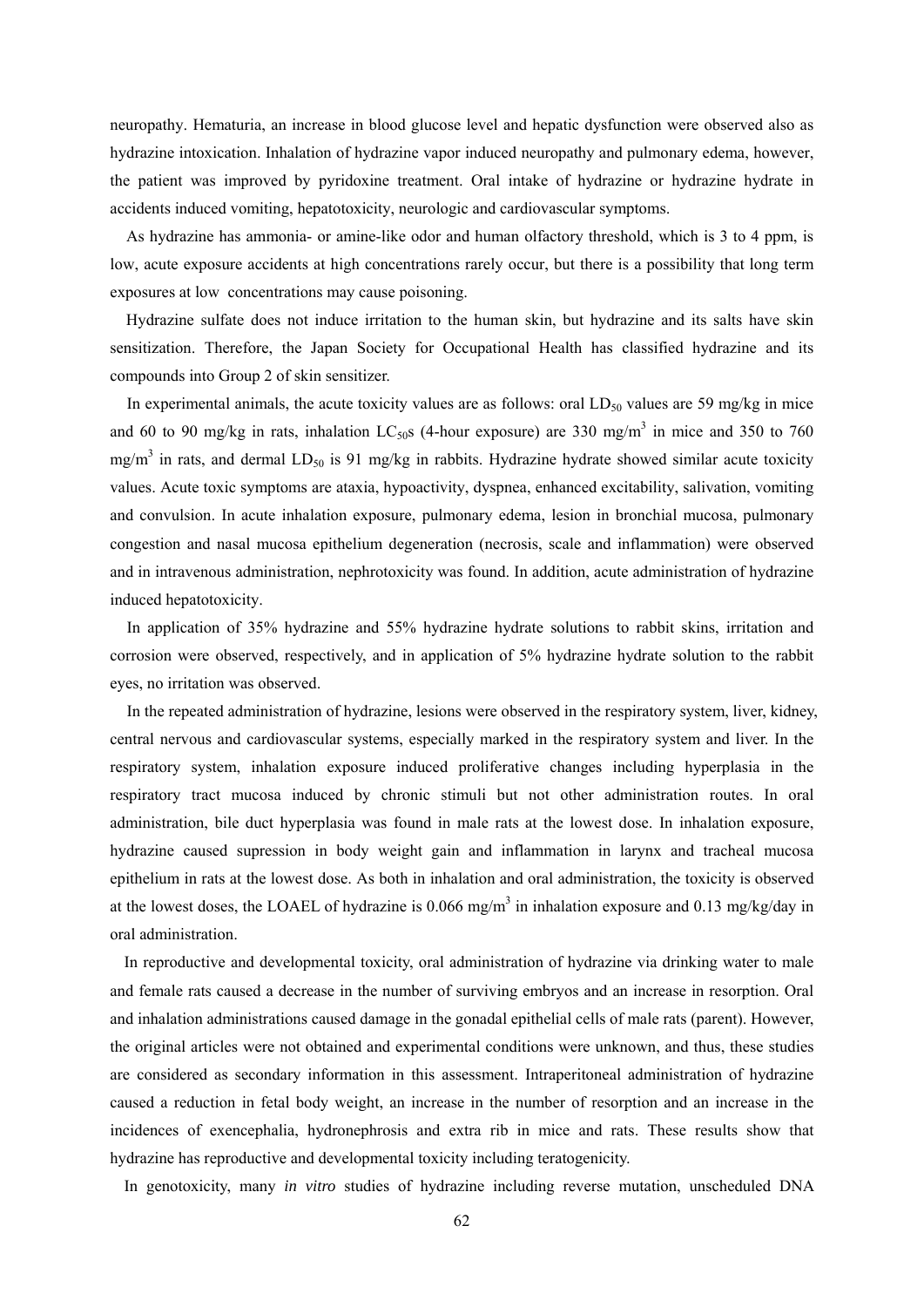neuropathy. Hematuria, an increase in blood glucose level and hepatic dysfunction were observed also as hydrazine intoxication. Inhalation of hydrazine vapor induced neuropathy and pulmonary edema, however, the patient was improved by pyridoxine treatment. Oral intake of hydrazine or hydrazine hydrate in accidents induced vomiting, hepatotoxicity, neurologic and cardiovascular symptoms.

As hydrazine has ammonia- or amine-like odor and human olfactory threshold, which is 3 to 4 ppm, is low, acute exposure accidents at high concentrations rarely occur, but there is a possibility that long term exposures at low concentrations may cause poisoning.

Hydrazine sulfate does not induce irritation to the human skin, but hydrazine and its salts have skin sensitization. Therefore, the Japan Society for Occupational Health has classified hydrazine and its compounds into Group 2 of skin sensitizer.

In experimental animals, the acute toxicity values are as follows: oral $LD_{50}$ values are 59 mg/kg in mice and 60 to 90 mg/kg in rats, inhalation $LC_{50}$s (4-hour exposure) are 330 mg/m$^3$ in mice and 350 to 760 mg/m$^3$ in rats, and dermal $LD_{50}$ is 91 mg/kg in rabbits. Hydrazine hydrate showed similar acute toxicity values. Acute toxic symptoms are ataxia, hypoactivity, dyspnea, enhanced excitability, salivation, vomiting and convulsion. In acute inhalation exposure, pulmonary edema, lesion in bronchial mucosa, pulmonary congestion and nasal mucosa epithelium degeneration (necrosis, scale and inflammation) were observed and in intravenous administration, nephrotoxicity was found. In addition, acute administration of hydrazine induced hepatotoxicity.

In application of 35% hydrazine and 55% hydrazine hydrate solutions to rabbit skins, irritation and corrosion were observed, respectively, and in application of 5% hydrazine hydrate solution to the rabbit eyes, no irritation was observed.

In the repeated administration of hydrazine, lesions were observed in the respiratory system, liver, kidney, central nervous and cardiovascular systems, especially marked in the respiratory system and liver. In the respiratory system, inhalation exposure induced proliferative changes including hyperplasia in the respiratory tract mucosa induced by chronic stimuli but not other administration routes. In oral administration, bile duct hyperplasia was found in male rats at the lowest dose. In inhalation exposure, hydrazine caused supression in body weight gain and inflammation in larynx and tracheal mucosa epithelium in rats at the lowest dose. As both in inhalation and oral administration, the toxicity is observed at the lowest doses, the LOAEL of hydrazine is 0.066 mg/m$^3$ in inhalation exposure and 0.13 mg/kg/day in oral administration.

In reproductive and developmental toxicity, oral administration of hydrazine via drinking water to male and female rats caused a decrease in the number of surviving embryos and an increase in resorption. Oral and inhalation administrations caused damage in the gonadal epithelial cells of male rats (parent). However, the original articles were not obtained and experimental conditions were unknown, and thus, these studies are considered as secondary information in this assessment. Intraperitoneal administration of hydrazine caused a reduction in fetal body weight, an increase in the number of resorption and an increase in the incidences of exencephalia, hydronephrosis and extra rib in mice and rats. These results show that hydrazine has reproductive and developmental toxicity including teratogenicity.

In genotoxicity, many *in vitro* studies of hydrazine including reverse mutation, unscheduled DNA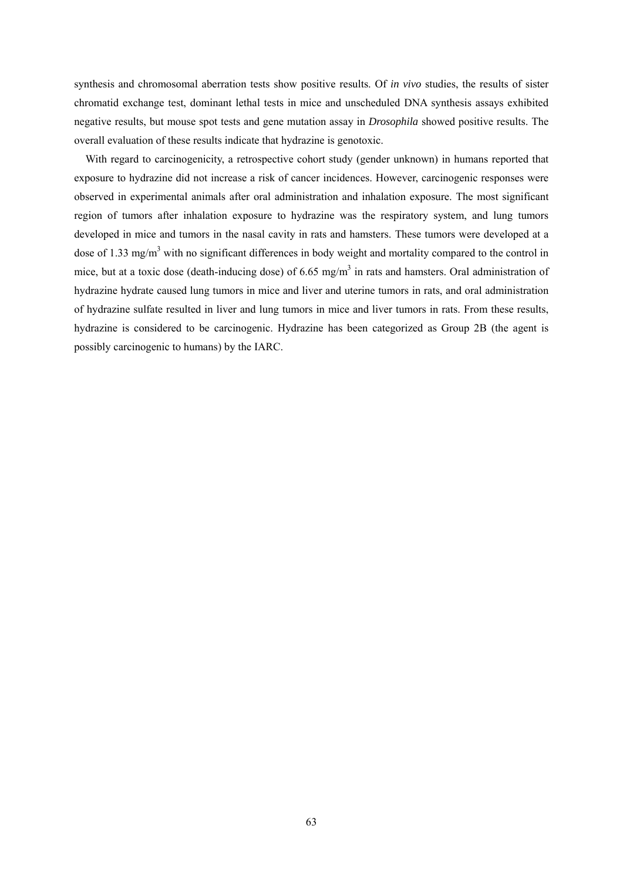synthesis and chromosomal aberration tests show positive results. Of *in vivo* studies, the results of sister chromatid exchange test, dominant lethal tests in mice and unscheduled DNA synthesis assays exhibited negative results, but mouse spot tests and gene mutation assay in *Drosophila* showed positive results. The overall evaluation of these results indicate that hydrazine is genotoxic.

With regard to carcinogenicity, a retrospective cohort study (gender unknown) in humans reported that exposure to hydrazine did not increase a risk of cancer incidences. However, carcinogenic responses were observed in experimental animals after oral administration and inhalation exposure. The most significant region of tumors after inhalation exposure to hydrazine was the respiratory system, and lung tumors developed in mice and tumors in the nasal cavity in rats and hamsters. These tumors were developed at a dose of 1.33 mg/m$^3$ with no significant differences in body weight and mortality compared to the control in mice, but at a toxic dose (death-inducing dose) of 6.65 mg/m$^3$ in rats and hamsters. Oral administration of hydrazine hydrate caused lung tumors in mice and liver and uterine tumors in rats, and oral administration of hydrazine sulfate resulted in liver and lung tumors in mice and liver tumors in rats. From these results, hydrazine is considered to be carcinogenic. Hydrazine has been categorized as Group 2B (the agent is possibly carcinogenic to humans) by the IARC.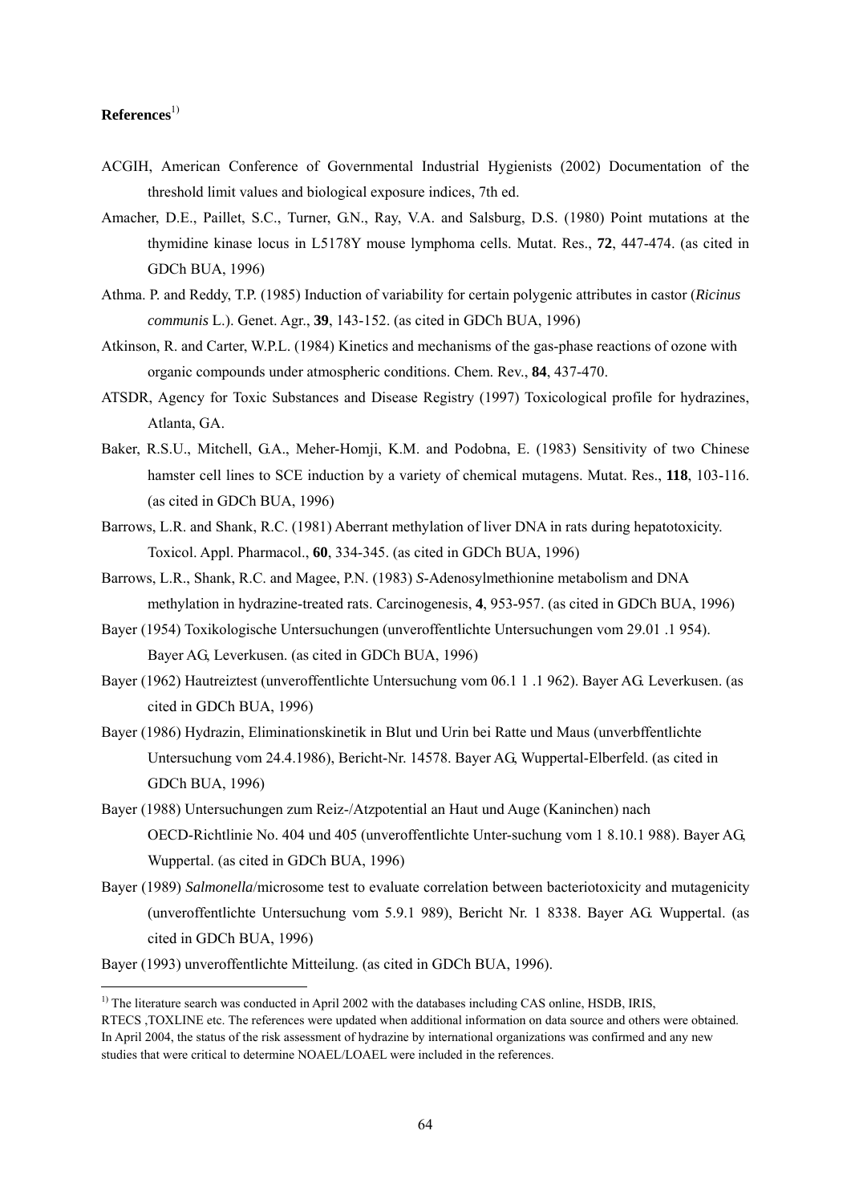**References**[1)]

ACGIH, American Conference of Governmental Industrial Hygienists (2002) Documentation of the threshold limit values and biological exposure indices, 7th ed.

Amacher, D.E., Paillet, S.C., Turner, G.N., Ray, V.A. and Salsburg, D.S. (1980) Point mutations at the thymidine kinase locus in L5178Y mouse lymphoma cells. Mutat. Res., **72**, 447-474. (as cited in GDCh BUA, 1996)

Athma. P. and Reddy, T.P. (1985) Induction of variability for certain polygenic attributes in castor (*Ricinus communis* L.). Genet. Agr., **39**, 143-152. (as cited in GDCh BUA, 1996)

Atkinson, R. and Carter, W.P.L. (1984) Kinetics and mechanisms of the gas-phase reactions of ozone with organic compounds under atmospheric conditions. Chem. Rev., **84**, 437-470.

ATSDR, Agency for Toxic Substances and Disease Registry (1997) Toxicological profile for hydrazines, Atlanta, GA.

Baker, R.S.U., Mitchell, G.A., Meher-Homji, K.M. and Podobna, E. (1983) Sensitivity of two Chinese hamster cell lines to SCE induction by a variety of chemical mutagens. Mutat. Res., **118**, 103-116. (as cited in GDCh BUA, 1996)

Barrows, L.R. and Shank, R.C. (1981) Aberrant methylation of liver DNA in rats during hepatotoxicity. Toxicol. Appl. Pharmacol., **60**, 334-345. (as cited in GDCh BUA, 1996)

Barrows, L.R., Shank, R.C. and Magee, P.N. (1983) *S*-Adenosylmethionine metabolism and DNA methylation in hydrazine-treated rats. Carcinogenesis, **4**, 953-957. (as cited in GDCh BUA, 1996)

Bayer (1954) Toxikologische Untersuchungen (unveroffentlichte Untersuchungen vom 29.01 .1 954). Bayer AG, Leverkusen. (as cited in GDCh BUA, 1996)

Bayer (1962) Hautreiztest (unveroffentlichte Untersuchung vom 06.1 1 .1 962). Bayer AG. Leverkusen. (as cited in GDCh BUA, 1996)

Bayer (1986) Hydrazin, Eliminationskinetik in Blut und Urin bei Ratte und Maus (unverbffentlichte Untersuchung vom 24.4.1986), Bericht-Nr. 14578. Bayer AG, Wuppertal-Elberfeld. (as cited in GDCh BUA, 1996)

Bayer (1988) Untersuchungen zum Reiz-/Atzpotential an Haut und Auge (Kaninchen) nach OECD-Richtlinie No. 404 und 405 (unveroffentlichte Unter-suchung vom 1 8.10.1 988). Bayer AG, Wuppertal. (as cited in GDCh BUA, 1996)

Bayer (1989) *Salmonella*/microsome test to evaluate correlation between bacteriotoxicity and mutagenicity (unveroffentlichte Untersuchung vom 5.9.1 989), Bericht Nr. 1 8338. Bayer AG. Wuppertal. (as cited in GDCh BUA, 1996)

Bayer (1993) unveroffentlichte Mitteilung. (as cited in GDCh BUA, 1996).

---

[1)] The literature search was conducted in April 2002 with the databases including CAS online, HSDB, IRIS, RTECS ,TOXLINE etc. The references were updated when additional information on data source and others were obtained. In April 2004, the status of the risk assessment of hydrazine by international organizations was confirmed and any new studies that were critical to determine NOAEL/LOAEL were included in the references.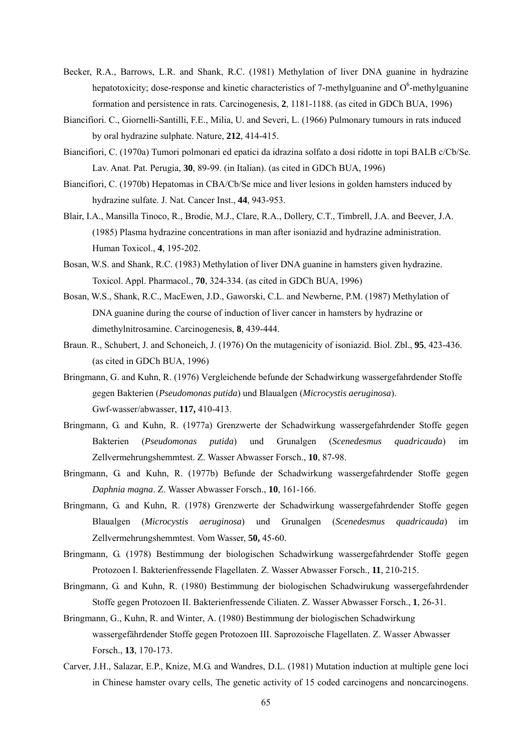Becker, R.A., Barrows, L.R. and Shank, R.C. (1981) Methylation of liver DNA guanine in hydrazine hepatotoxicity; dose-response and kinetic characteristics of 7-methylguanine and $O^6$-methylguanine formation and persistence in rats. Carcinogenesis, **2**, 1181-1188. (as cited in GDCh BUA, 1996)

Biancifiori. C., Giornelli-Santilli, F.E., Milia, U. and Severi, L. (1966) Pulmonary tumours in rats induced by oral hydrazine sulphate. Nature, **212**, 414-415.

Biancifiori, C. (1970a) Tumori polmonari ed epatici da idrazina solfato a dosi ridotte in topi BALB c/Cb/Se. Lav. Anat. Pat. Perugia, **30**, 89-99. (in Italian). (as cited in GDCh BUA, 1996)

Biancifiori, C. (1970b) Hepatomas in CBA/Cb/Se mice and liver lesions in golden hamsters induced by hydrazine sulfate. J. Nat. Cancer Inst., **44**, 943-953.

Blair, I.A., Mansilla Tinoco, R., Brodie, M.J., Clare, R.A., Dollery, C.T., Timbrell, J.A. and Beever, J.A. (1985) Plasma hydrazine concentrations in man after isoniazid and hydrazine administration. Human Toxicol., **4**, 195-202.

Bosan, W.S. and Shank, R.C. (1983) Methylation of liver DNA guanine in hamsters given hydrazine. Toxicol. Appl. Pharmacol., **70**, 324-334. (as cited in GDCh BUA, 1996)

Bosan, W.S., Shank, R.C., MacEwen, J.D., Gaworski, C.L. and Newberne, P.M. (1987) Methylation of DNA guanine during the course of induction of liver cancer in hamsters by hydrazine or dimethylnitrosamine. Carcinogenesis, **8**, 439-444.

Braun. R., Schubert, J. and Schoneich, J. (1976) On the mutagenicity of isoniazid. Biol. Zbl., **95**, 423-436. (as cited in GDCh BUA, 1996)

Bringmann, G. and Kuhn, R. (1976) Vergleichende befunde der Schadwirkung wassergefahrdender Stoffe gegen Bakterien (*Pseudomonas putida*) und Blaualgen (*Microcystis aeruginosa*). Gwf-wasser/abwasser, **117,** 410-413.

Bringmann, G. and Kuhn, R. (1977a) Grenzwerte der Schadwirkung wassergefahrdender Stoffe gegen Bakterien (*Pseudomonas putida*) und Grunalgen (*Scenedesmus quadricauda*) im Zellvermehrungshemmtest. Z. Wasser Abwasser Forsch., **10**, 87-98.

Bringmann, G. and Kuhn, R. (1977b) Befunde der Schadwirkung wassergefahrdender Stoffe gegen *Daphnia magna*. Z. Wasser Abwasser Forsch., **10**, 161-166.

Bringmann, G. and Kuhn, R. (1978) Grenzwerte der Schadwirkung wassergefahrdender Stoffe gegen Blaualgen (*Microcystis aeruginosa*) und Grunalgen (*Scenedesmus quadricauda*) im Zellvermehrungshemmtest. Vom Wasser, **50,** 45-60.

Bringmann, G. (1978) Bestimmung der biologischen Schadwirkung wassergefahrdender Stoffe gegen Protozoen I. Bakterienfressende Flagellaten. Z. Wasser Abwasser Forsch., **11**, 210-215.

Bringmann, G. and Kuhn, R. (1980) Bestimmung der biologischen Schadwirukung wassergefahrdender Stoffe gegen Protozoen II. Bakterienfressende Ciliaten. Z. Wasser Abwasser Forsch., **1**, 26-31.

Bringmann, G., Kuhn, R. and Winter, A. (1980) Bestimmung der biologischen Schadwirkung wassergefährdender Stoffe gegen Protozoen III. Saprozoische Flagellaten. Z. Wasser Abwasser Forsch., **13**, 170-173.

Carver, J.H., Salazar, E.P., Knize, M.G. and Wandres, D.L. (1981) Mutation induction at multiple gene loci in Chinese hamster ovary cells, The genetic activity of 15 coded carcinogens and noncarcinogens.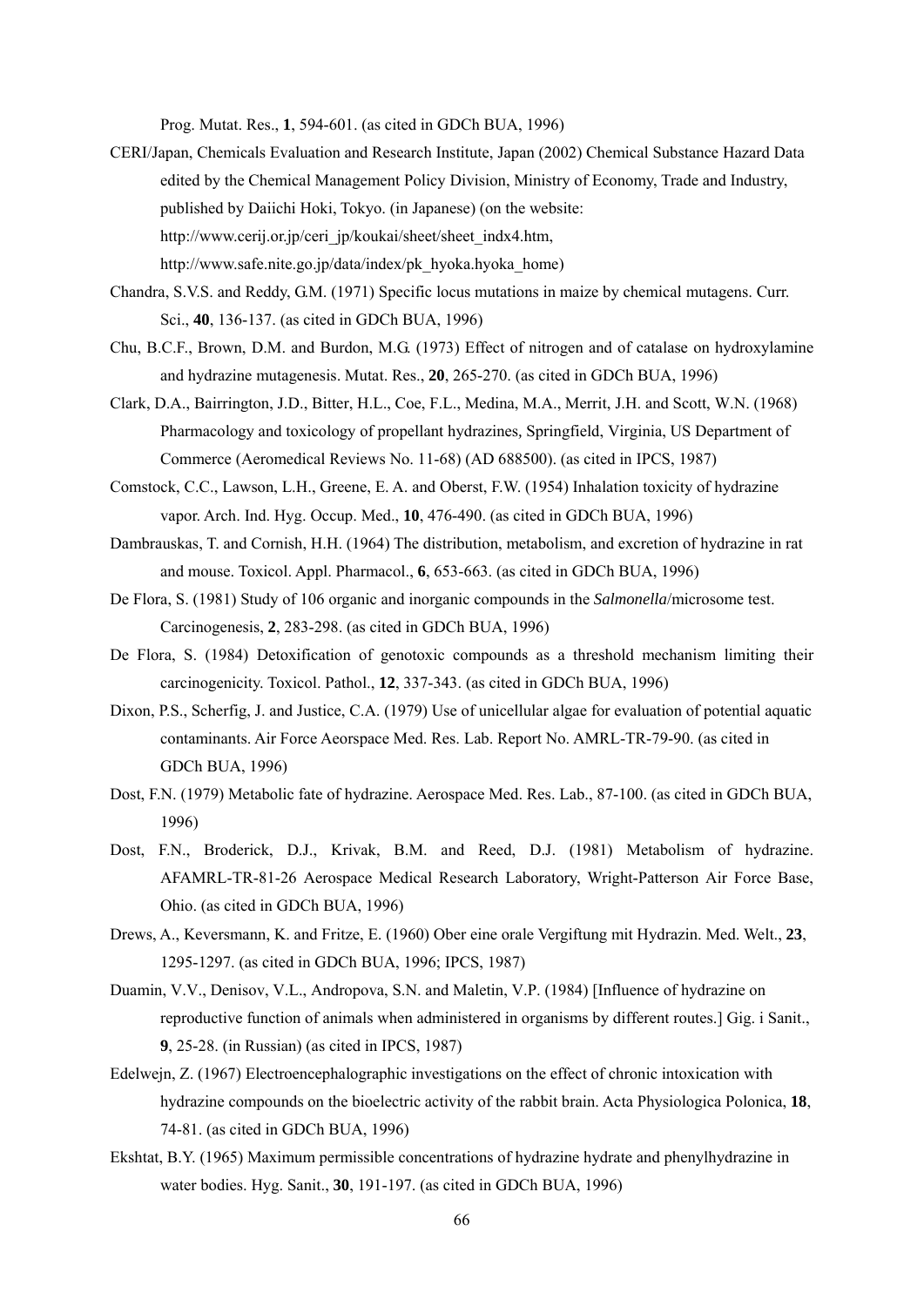Prog. Mutat. Res., **1**, 594-601. (as cited in GDCh BUA, 1996)

CERI/Japan, Chemicals Evaluation and Research Institute, Japan (2002) Chemical Substance Hazard Data edited by the Chemical Management Policy Division, Ministry of Economy, Trade and Industry, published by Daiichi Hoki, Tokyo. (in Japanese) (on the website: http://www.cerij.or.jp/ceri_jp/koukai/sheet/sheet_indx4.htm, http://www.safe.nite.go.jp/data/index/pk_hyoka.hyoka_home)

Chandra, S.V.S. and Reddy, G.M. (1971) Specific locus mutations in maize by chemical mutagens. Curr. Sci., **40**, 136-137. (as cited in GDCh BUA, 1996)

Chu, B.C.F., Brown, D.M. and Burdon, M.G. (1973) Effect of nitrogen and of catalase on hydroxylamine and hydrazine mutagenesis. Mutat. Res., **20**, 265-270. (as cited in GDCh BUA, 1996)

Clark, D.A., Bairrington, J.D., Bitter, H.L., Coe, F.L., Medina, M.A., Merrit, J.H. and Scott, W.N. (1968) Pharmacology and toxicology of propellant hydrazines, Springfield, Virginia, US Department of Commerce (Aeromedical Reviews No. 11-68) (AD 688500). (as cited in IPCS, 1987)

Comstock, C.C., Lawson, L.H., Greene, E. A. and Oberst, F.W. (1954) Inhalation toxicity of hydrazine vapor. Arch. Ind. Hyg. Occup. Med., **10**, 476-490. (as cited in GDCh BUA, 1996)

Dambrauskas, T. and Cornish, H.H. (1964) The distribution, metabolism, and excretion of hydrazine in rat and mouse. Toxicol. Appl. Pharmacol., **6**, 653-663. (as cited in GDCh BUA, 1996)

De Flora, S. (1981) Study of 106 organic and inorganic compounds in the *Salmonella*/microsome test. Carcinogenesis, **2**, 283-298. (as cited in GDCh BUA, 1996)

De Flora, S. (1984) Detoxification of genotoxic compounds as a threshold mechanism limiting their carcinogenicity. Toxicol. Pathol., **12**, 337-343. (as cited in GDCh BUA, 1996)

Dixon, P.S., Scherfig, J. and Justice, C.A. (1979) Use of unicellular algae for evaluation of potential aquatic contaminants. Air Force Aeorspace Med. Res. Lab. Report No. AMRL-TR-79-90. (as cited in GDCh BUA, 1996)

Dost, F.N. (1979) Metabolic fate of hydrazine. Aerospace Med. Res. Lab., 87-100. (as cited in GDCh BUA, 1996)

Dost, F.N., Broderick, D.J., Krivak, B.M. and Reed, D.J. (1981) Metabolism of hydrazine. AFAMRL-TR-81-26 Aerospace Medical Research Laboratory, Wright-Patterson Air Force Base, Ohio. (as cited in GDCh BUA, 1996)

Drews, A., Keversmann, K. and Fritze, E. (1960) Ober eine orale Vergiftung mit Hydrazin. Med. Welt., **23**, 1295-1297. (as cited in GDCh BUA, 1996; IPCS, 1987)

Duamin, V.V., Denisov, V.L., Andropova, S.N. and Maletin, V.P. (1984) [Influence of hydrazine on reproductive function of animals when administered in organisms by different routes.] Gig. i Sanit., **9**, 25-28. (in Russian) (as cited in IPCS, 1987)

Edelwejn, Z. (1967) Electroencephalographic investigations on the effect of chronic intoxication with hydrazine compounds on the bioelectric activity of the rabbit brain. Acta Physiologica Polonica, **18**, 74-81. (as cited in GDCh BUA, 1996)

Ekshtat, B.Y. (1965) Maximum permissible concentrations of hydrazine hydrate and phenylhydrazine in water bodies. Hyg. Sanit., **30**, 191-197. (as cited in GDCh BUA, 1996)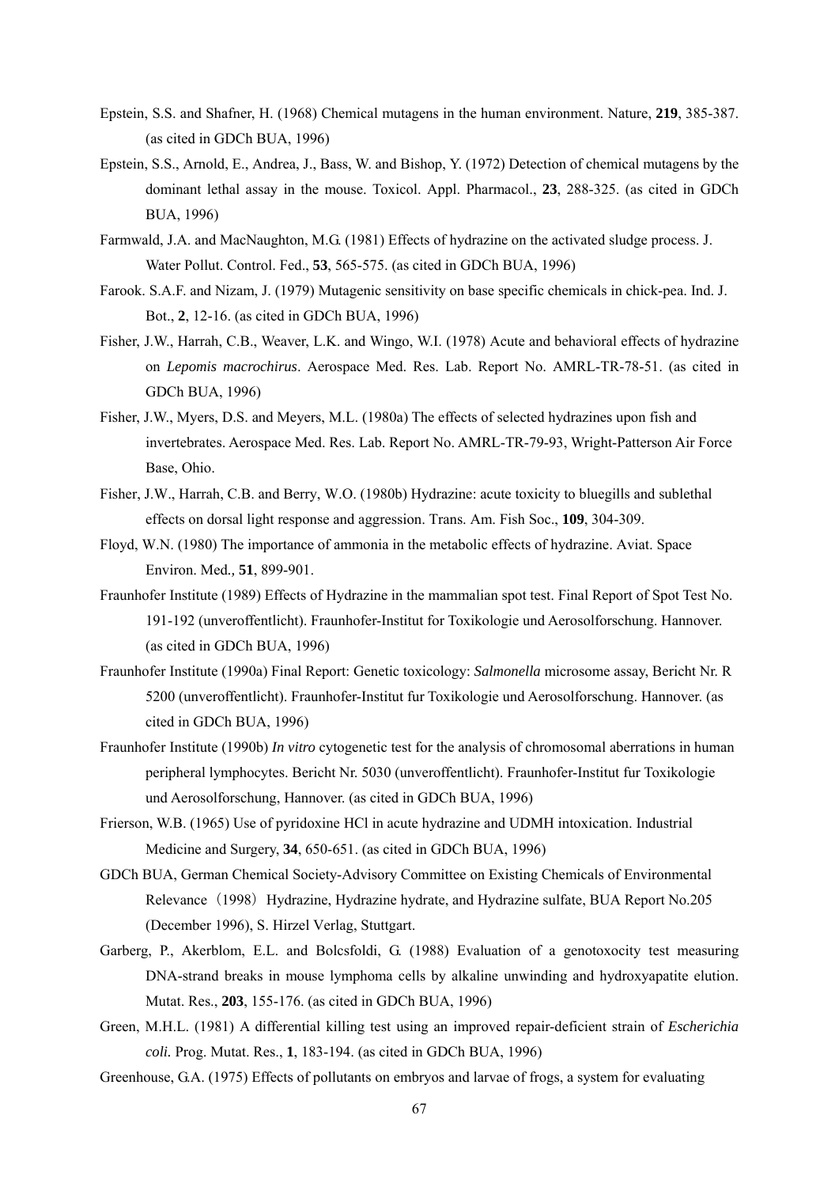Epstein, S.S. and Shafner, H. (1968) Chemical mutagens in the human environment. Nature, **219**, 385-387. (as cited in GDCh BUA, 1996)

Epstein, S.S., Arnold, E., Andrea, J., Bass, W. and Bishop, Y. (1972) Detection of chemical mutagens by the dominant lethal assay in the mouse. Toxicol. Appl. Pharmacol., **23**, 288-325. (as cited in GDCh BUA, 1996)

Farmwald, J.A. and MacNaughton, M.G. (1981) Effects of hydrazine on the activated sludge process. J. Water Pollut. Control. Fed., **53**, 565-575. (as cited in GDCh BUA, 1996)

Farook. S.A.F. and Nizam, J. (1979) Mutagenic sensitivity on base specific chemicals in chick-pea. Ind. J. Bot., **2**, 12-16. (as cited in GDCh BUA, 1996)

Fisher, J.W., Harrah, C.B., Weaver, L.K. and Wingo, W.I. (1978) Acute and behavioral effects of hydrazine on *Lepomis macrochirus*. Aerospace Med. Res. Lab. Report No. AMRL-TR-78-51. (as cited in GDCh BUA, 1996)

Fisher, J.W., Myers, D.S. and Meyers, M.L. (1980a) The effects of selected hydrazines upon fish and invertebrates. Aerospace Med. Res. Lab. Report No. AMRL-TR-79-93, Wright-Patterson Air Force Base, Ohio.

Fisher, J.W., Harrah, C.B. and Berry, W.O. (1980b) Hydrazine: acute toxicity to bluegills and sublethal effects on dorsal light response and aggression. Trans. Am. Fish Soc., **109**, 304-309.

Floyd, W.N. (1980) The importance of ammonia in the metabolic effects of hydrazine. Aviat. Space Environ. Med., **51**, 899-901.

Fraunhofer Institute (1989) Effects of Hydrazine in the mammalian spot test. Final Report of Spot Test No. 191-192 (unveroffentlicht). Fraunhofer-Institut for Toxikologie und Aerosolforschung. Hannover. (as cited in GDCh BUA, 1996)

Fraunhofer Institute (1990a) Final Report: Genetic toxicology: *Salmonella* microsome assay, Bericht Nr. R 5200 (unveroffentlicht). Fraunhofer-Institut fur Toxikologie und Aerosolforschung. Hannover. (as cited in GDCh BUA, 1996)

Fraunhofer Institute (1990b) *In vitro* cytogenetic test for the analysis of chromosomal aberrations in human peripheral lymphocytes. Bericht Nr. 5030 (unveroffentlicht). Fraunhofer-Institut fur Toxikologie und Aerosolforschung, Hannover. (as cited in GDCh BUA, 1996)

Frierson, W.B. (1965) Use of pyridoxine HCl in acute hydrazine and UDMH intoxication. Industrial Medicine and Surgery, **34**, 650-651. (as cited in GDCh BUA, 1996)

GDCh BUA, German Chemical Society-Advisory Committee on Existing Chemicals of Environmental Relevance（1998）Hydrazine, Hydrazine hydrate, and Hydrazine sulfate, BUA Report No.205 (December 1996), S. Hirzel Verlag, Stuttgart.

Garberg, P., Akerblom, E.L. and Bolcsfoldi, G. (1988) Evaluation of a genotoxocity test measuring DNA-strand breaks in mouse lymphoma cells by alkaline unwinding and hydroxyapatite elution. Mutat. Res., **203**, 155-176. (as cited in GDCh BUA, 1996)

Green, M.H.L. (1981) A differential killing test using an improved repair-deficient strain of *Escherichia coli.* Prog. Mutat. Res., **1**, 183-194. (as cited in GDCh BUA, 1996)

Greenhouse, G.A. (1975) Effects of pollutants on embryos and larvae of frogs, a system for evaluating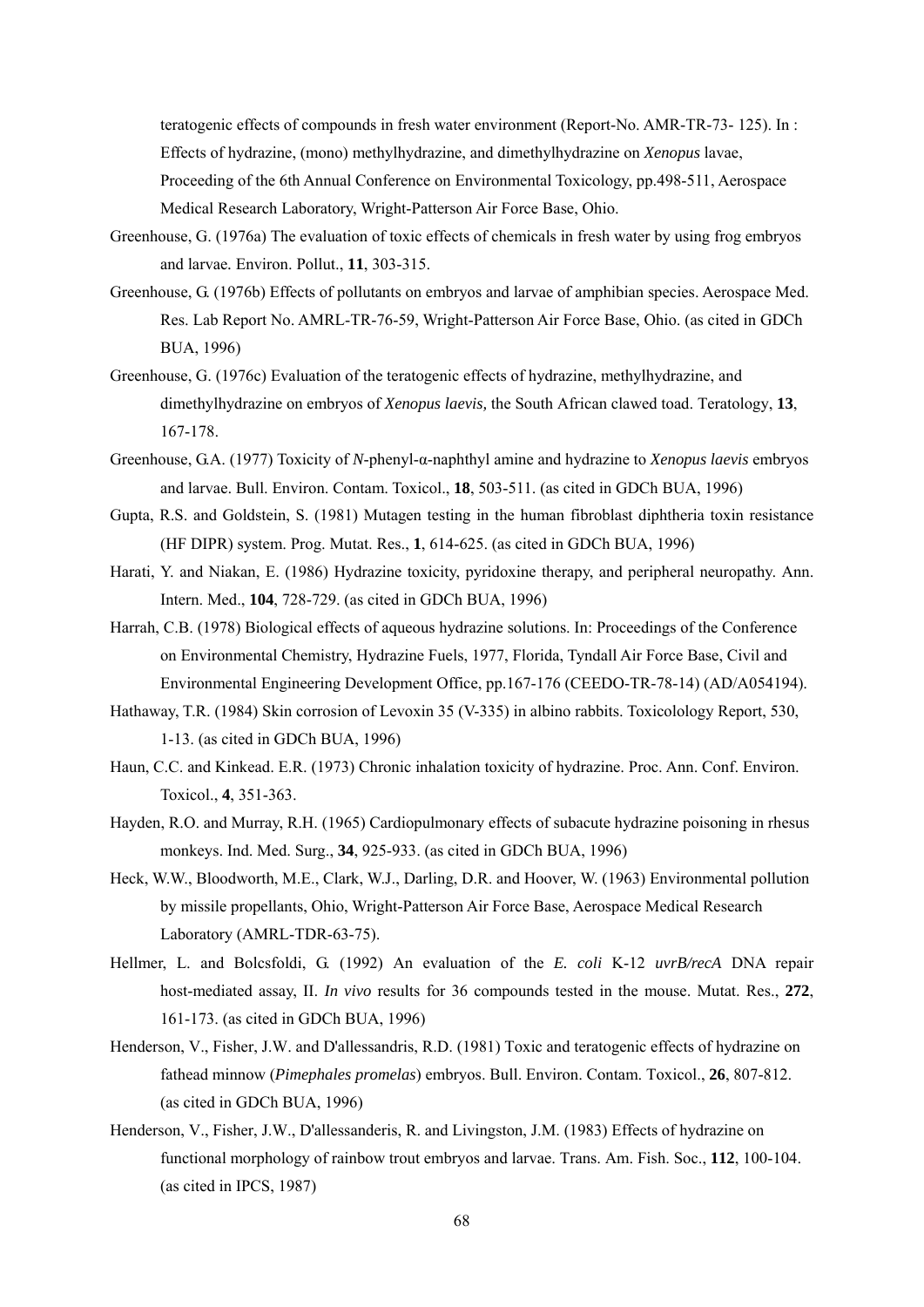teratogenic effects of compounds in fresh water environment (Report-No. AMR-TR-73- 125). In : Effects of hydrazine, (mono) methylhydrazine, and dimethylhydrazine on *Xenopus* lavae, Proceeding of the 6th Annual Conference on Environmental Toxicology, pp.498-511, Aerospace Medical Research Laboratory, Wright-Patterson Air Force Base, Ohio.

Greenhouse, G. (1976a) The evaluation of toxic effects of chemicals in fresh water by using frog embryos and larvae. Environ. Pollut., **11**, 303-315.

Greenhouse, G. (1976b) Effects of pollutants on embryos and larvae of amphibian species. Aerospace Med. Res. Lab Report No. AMRL-TR-76-59, Wright-Patterson Air Force Base, Ohio. (as cited in GDCh BUA, 1996)

Greenhouse, G. (1976c) Evaluation of the teratogenic effects of hydrazine, methylhydrazine, and dimethylhydrazine on embryos of *Xenopus laevis,* the South African clawed toad. Teratology, **13**, 167-178.

Greenhouse, G.A. (1977) Toxicity of *N*-phenyl-α-naphthyl amine and hydrazine to *Xenopus laevis* embryos and larvae. Bull. Environ. Contam. Toxicol., **18**, 503-511. (as cited in GDCh BUA, 1996)

Gupta, R.S. and Goldstein, S. (1981) Mutagen testing in the human fibroblast diphtheria toxin resistance (HF DIPR) system. Prog. Mutat. Res., **1**, 614-625. (as cited in GDCh BUA, 1996)

Harati, Y. and Niakan, E. (1986) Hydrazine toxicity, pyridoxine therapy, and peripheral neuropathy. Ann. Intern. Med., **104**, 728-729. (as cited in GDCh BUA, 1996)

Harrah, C.B. (1978) Biological effects of aqueous hydrazine solutions. In: Proceedings of the Conference on Environmental Chemistry, Hydrazine Fuels, 1977, Florida, Tyndall Air Force Base, Civil and Environmental Engineering Development Office, pp.167-176 (CEEDO-TR-78-14) (AD/A054194).

Hathaway, T.R. (1984) Skin corrosion of Levoxin 35 (V-335) in albino rabbits. Toxicolology Report, 530, 1-13. (as cited in GDCh BUA, 1996)

Haun, C.C. and Kinkead. E.R. (1973) Chronic inhalation toxicity of hydrazine. Proc. Ann. Conf. Environ. Toxicol., **4**, 351-363.

Hayden, R.O. and Murray, R.H. (1965) Cardiopulmonary effects of subacute hydrazine poisoning in rhesus monkeys. Ind. Med. Surg., **34**, 925-933. (as cited in GDCh BUA, 1996)

Heck, W.W., Bloodworth, M.E., Clark, W.J., Darling, D.R. and Hoover, W. (1963) Environmental pollution by missile propellants, Ohio, Wright-Patterson Air Force Base, Aerospace Medical Research Laboratory (AMRL-TDR-63-75).

Hellmer, L. and Bolcsfoldi, G. (1992) An evaluation of the *E. coli* K-12 *uvrB/recA* DNA repair host-mediated assay, II. *In vivo* results for 36 compounds tested in the mouse. Mutat. Res., **272**, 161-173. (as cited in GDCh BUA, 1996)

Henderson, V., Fisher, J.W. and D'allessandris, R.D. (1981) Toxic and teratogenic effects of hydrazine on fathead minnow (*Pimephales promelas*) embryos. Bull. Environ. Contam. Toxicol., **26**, 807-812. (as cited in GDCh BUA, 1996)

Henderson, V., Fisher, J.W., D'allessanderis, R. and Livingston, J.M. (1983) Effects of hydrazine on functional morphology of rainbow trout embryos and larvae. Trans. Am. Fish. Soc., **112**, 100-104. (as cited in IPCS, 1987)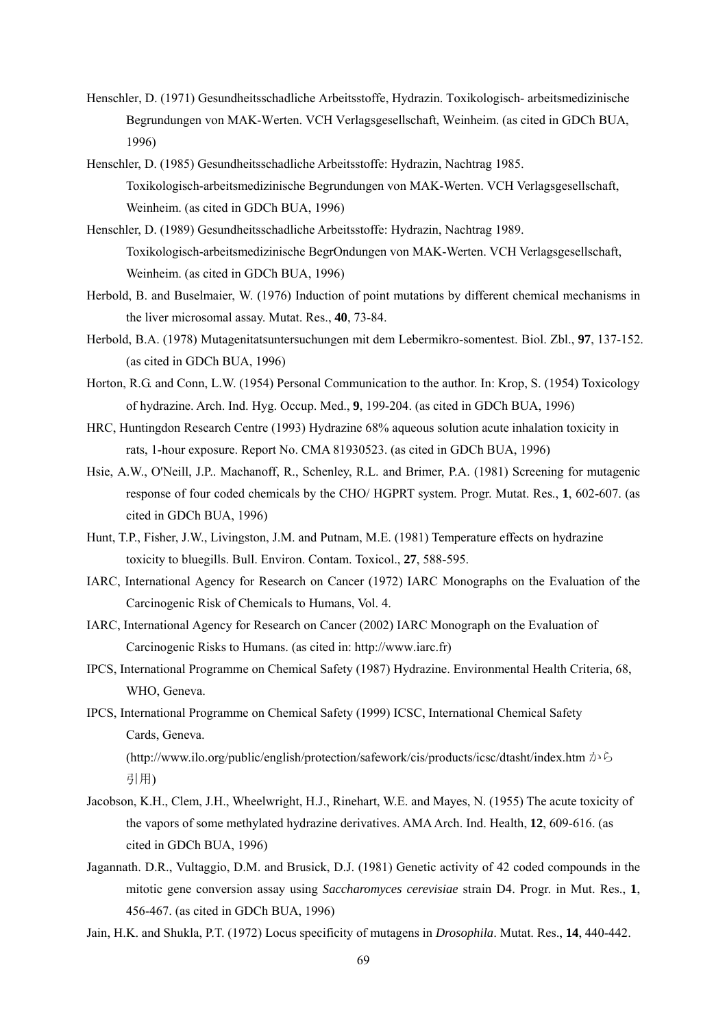Henschler, D. (1971) Gesundheitsschadliche Arbeitsstoffe, Hydrazin. Toxikologisch- arbeitsmedizinische Begrundungen von MAK-Werten. VCH Verlagsgesellschaft, Weinheim. (as cited in GDCh BUA, 1996)

Henschler, D. (1985) Gesundheitsschadliche Arbeitsstoffe: Hydrazin, Nachtrag 1985. Toxikologisch-arbeitsmedizinische Begrundungen von MAK-Werten. VCH Verlagsgesellschaft, Weinheim. (as cited in GDCh BUA, 1996)

Henschler, D. (1989) Gesundheitsschadliche Arbeitsstoffe: Hydrazin, Nachtrag 1989. Toxikologisch-arbeitsmedizinische BegrOndungen von MAK-Werten. VCH Verlagsgesellschaft, Weinheim. (as cited in GDCh BUA, 1996)

Herbold, B. and Buselmaier, W. (1976) Induction of point mutations by different chemical mechanisms in the liver microsomal assay. Mutat. Res., **40**, 73-84.

Herbold, B.A. (1978) Mutagenitatsuntersuchungen mit dem Lebermikro-somentest. Biol. Zbl., **97**, 137-152. (as cited in GDCh BUA, 1996)

Horton, R.G. and Conn, L.W. (1954) Personal Communication to the author. In: Krop, S. (1954) Toxicology of hydrazine. Arch. Ind. Hyg. Occup. Med., **9**, 199-204. (as cited in GDCh BUA, 1996)

HRC, Huntingdon Research Centre (1993) Hydrazine 68% aqueous solution acute inhalation toxicity in rats, 1-hour exposure. Report No. CMA 81930523. (as cited in GDCh BUA, 1996)

Hsie, A.W., O'Neill, J.P.. Machanoff, R., Schenley, R.L. and Brimer, P.A. (1981) Screening for mutagenic response of four coded chemicals by the CHO/ HGPRT system. Progr. Mutat. Res., **1**, 602-607. (as cited in GDCh BUA, 1996)

Hunt, T.P., Fisher, J.W., Livingston, J.M. and Putnam, M.E. (1981) Temperature effects on hydrazine toxicity to bluegills. Bull. Environ. Contam. Toxicol., **27**, 588-595.

IARC, International Agency for Research on Cancer (1972) IARC Monographs on the Evaluation of the Carcinogenic Risk of Chemicals to Humans, Vol. 4.

IARC, International Agency for Research on Cancer (2002) IARC Monograph on the Evaluation of Carcinogenic Risks to Humans. (as cited in: http://www.iarc.fr)

IPCS, International Programme on Chemical Safety (1987) Hydrazine. Environmental Health Criteria, 68, WHO, Geneva.

IPCS, International Programme on Chemical Safety (1999) ICSC, International Chemical Safety Cards, Geneva. (http://www.ilo.org/public/english/protection/safework/cis/products/icsc/dtasht/index.htm から引用)

Jacobson, K.H., Clem, J.H., Wheelwright, H.J., Rinehart, W.E. and Mayes, N. (1955) The acute toxicity of the vapors of some methylated hydrazine derivatives. AMA Arch. Ind. Health, **12**, 609-616. (as cited in GDCh BUA, 1996)

Jagannath. D.R., Vultaggio, D.M. and Brusick, D.J. (1981) Genetic activity of 42 coded compounds in the mitotic gene conversion assay using *Saccharomyces cerevisiae* strain D4. Progr. in Mut. Res., **1**, 456-467. (as cited in GDCh BUA, 1996)

Jain, H.K. and Shukla, P.T. (1972) Locus specificity of mutagens in *Drosophila*. Mutat. Res., **14**, 440-442.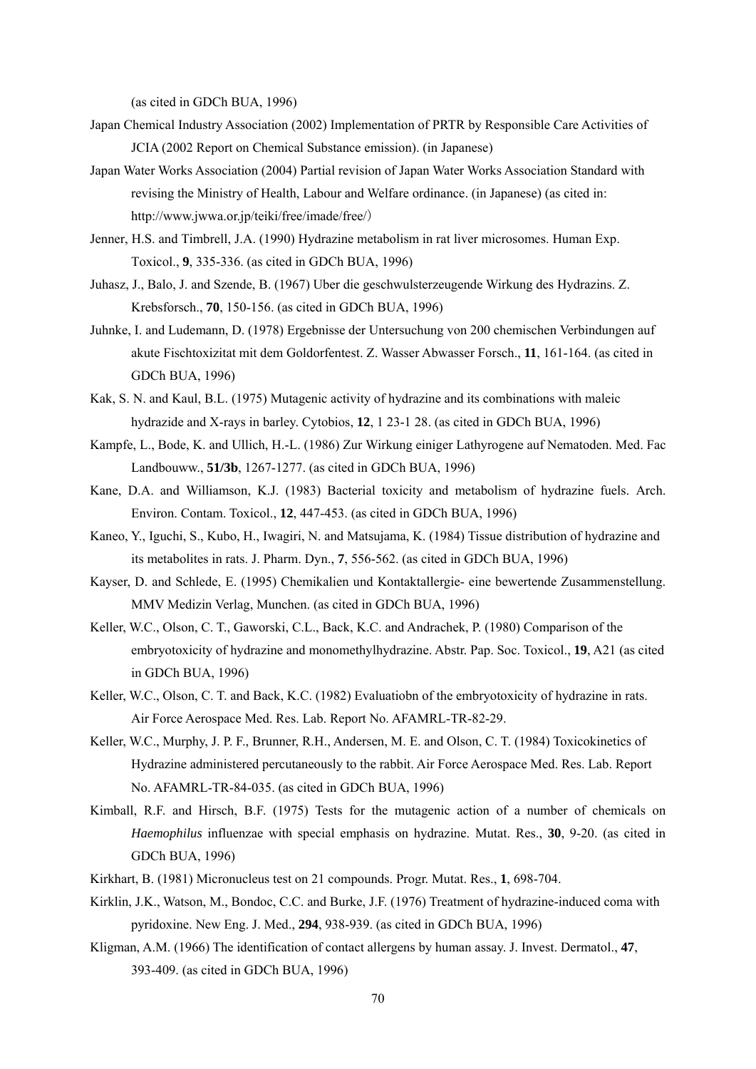(as cited in GDCh BUA, 1996)

Japan Chemical Industry Association (2002) Implementation of PRTR by Responsible Care Activities of JCIA (2002 Report on Chemical Substance emission). (in Japanese)

Japan Water Works Association (2004) Partial revision of Japan Water Works Association Standard with revising the Ministry of Health, Labour and Welfare ordinance. (in Japanese) (as cited in: http://www.jwwa.or.jp/teiki/free/imade/free/）

Jenner, H.S. and Timbrell, J.A. (1990) Hydrazine metabolism in rat liver microsomes. Human Exp. Toxicol., **9**, 335-336. (as cited in GDCh BUA, 1996)

Juhasz, J., Balo, J. and Szende, B. (1967) Uber die geschwulsterzeugende Wirkung des Hydrazins. Z. Krebsforsch., **70**, 150-156. (as cited in GDCh BUA, 1996)

Juhnke, I. and Ludemann, D. (1978) Ergebnisse der Untersuchung von 200 chemischen Verbindungen auf akute Fischtoxizitat mit dem Goldorfentest. Z. Wasser Abwasser Forsch., **11**, 161-164. (as cited in GDCh BUA, 1996)

Kak, S. N. and Kaul, B.L. (1975) Mutagenic activity of hydrazine and its combinations with maleic hydrazide and X-rays in barley. Cytobios, **12**, 1 23-1 28. (as cited in GDCh BUA, 1996)

Kampfe, L., Bode, K. and Ullich, H.-L. (1986) Zur Wirkung einiger Lathyrogene auf Nematoden. Med. Fac Landbouww., **51/3b**, 1267-1277. (as cited in GDCh BUA, 1996)

Kane, D.A. and Williamson, K.J. (1983) Bacterial toxicity and metabolism of hydrazine fuels. Arch. Environ. Contam. Toxicol., **12**, 447-453. (as cited in GDCh BUA, 1996)

Kaneo, Y., Iguchi, S., Kubo, H., Iwagiri, N. and Matsujama, K. (1984) Tissue distribution of hydrazine and its metabolites in rats. J. Pharm. Dyn., **7**, 556-562. (as cited in GDCh BUA, 1996)

Kayser, D. and Schlede, E. (1995) Chemikalien und Kontaktallergie- eine bewertende Zusammenstellung. MMV Medizin Verlag, Munchen. (as cited in GDCh BUA, 1996)

Keller, W.C., Olson, C. T., Gaworski, C.L., Back, K.C. and Andrachek, P. (1980) Comparison of the embryotoxicity of hydrazine and monomethylhydrazine. Abstr. Pap. Soc. Toxicol., **19**, A21 (as cited in GDCh BUA, 1996)

Keller, W.C., Olson, C. T. and Back, K.C. (1982) Evaluatiobn of the embryotoxicity of hydrazine in rats. Air Force Aerospace Med. Res. Lab. Report No. AFAMRL-TR-82-29.

Keller, W.C., Murphy, J. P. F., Brunner, R.H., Andersen, M. E. and Olson, C. T. (1984) Toxicokinetics of Hydrazine administered percutaneously to the rabbit. Air Force Aerospace Med. Res. Lab. Report No. AFAMRL-TR-84-035. (as cited in GDCh BUA, 1996)

Kimball, R.F. and Hirsch, B.F. (1975) Tests for the mutagenic action of a number of chemicals on *Haemophilus* influenzae with special emphasis on hydrazine. Mutat. Res., **30**, 9-20. (as cited in GDCh BUA, 1996)

Kirkhart, B. (1981) Micronucleus test on 21 compounds. Progr. Mutat. Res., **1**, 698-704.

Kirklin, J.K., Watson, M., Bondoc, C.C. and Burke, J.F. (1976) Treatment of hydrazine-induced coma with pyridoxine. New Eng. J. Med., **294**, 938-939. (as cited in GDCh BUA, 1996)

Kligman, A.M. (1966) The identification of contact allergens by human assay. J. Invest. Dermatol., **47**, 393-409. (as cited in GDCh BUA, 1996)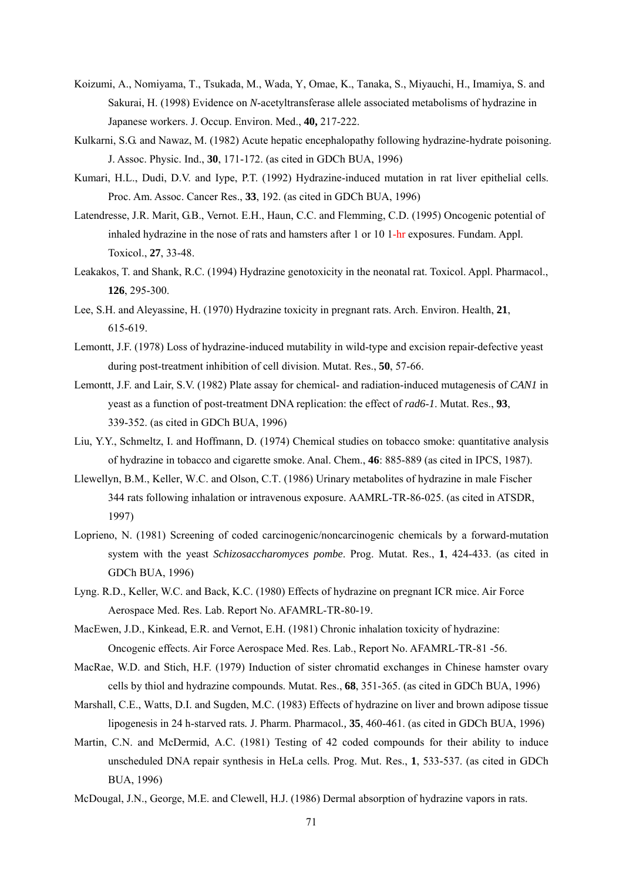Koizumi, A., Nomiyama, T., Tsukada, M., Wada, Y, Omae, K., Tanaka, S., Miyauchi, H., Imamiya, S. and Sakurai, H. (1998) Evidence on *N*-acetyltransferase allele associated metabolisms of hydrazine in Japanese workers. J. Occup. Environ. Med., **40,** 217-222.

Kulkarni, S.G. and Nawaz, M. (1982) Acute hepatic encephalopathy following hydrazine-hydrate poisoning. J. Assoc. Physic. Ind., **30**, 171-172. (as cited in GDCh BUA, 1996)

Kumari, H.L., Dudi, D.V. and Iype, P.T. (1992) Hydrazine-induced mutation in rat liver epithelial cells. Proc. Am. Assoc. Cancer Res., **33**, 192. (as cited in GDCh BUA, 1996)

Latendresse, J.R. Marit, G.B., Vernot. E.H., Haun, C.C. and Flemming, C.D. (1995) Oncogenic potential of inhaled hydrazine in the nose of rats and hamsters after 1 or 10 1-hr exposures. Fundam. Appl. Toxicol., **27**, 33-48.

Leakakos, T. and Shank, R.C. (1994) Hydrazine genotoxicity in the neonatal rat. Toxicol. Appl. Pharmacol., **126**, 295-300.

Lee, S.H. and Aleyassine, H. (1970) Hydrazine toxicity in pregnant rats. Arch. Environ. Health, **21**, 615-619.

Lemontt, J.F. (1978) Loss of hydrazine-induced mutability in wild-type and excision repair-defective yeast during post-treatment inhibition of cell division. Mutat. Res., **50**, 57-66.

Lemontt, J.F. and Lair, S.V. (1982) Plate assay for chemical- and radiation-induced mutagenesis of *CAN1* in yeast as a function of post-treatment DNA replication: the effect of *rad6-1*. Mutat. Res., **93**, 339-352. (as cited in GDCh BUA, 1996)

Liu, Y.Y., Schmeltz, I. and Hoffmann, D. (1974) Chemical studies on tobacco smoke: quantitative analysis of hydrazine in tobacco and cigarette smoke. Anal. Chem., **46**: 885-889 (as cited in IPCS, 1987).

Llewellyn, B.M., Keller, W.C. and Olson, C.T. (1986) Urinary metabolites of hydrazine in male Fischer 344 rats following inhalation or intravenous exposure. AAMRL-TR-86-025. (as cited in ATSDR, 1997)

Loprieno, N. (1981) Screening of coded carcinogenic/noncarcinogenic chemicals by a forward-mutation system with the yeast *Schizosaccharomyces pombe*. Prog. Mutat. Res., **1**, 424-433. (as cited in GDCh BUA, 1996)

Lyng. R.D., Keller, W.C. and Back, K.C. (1980) Effects of hydrazine on pregnant ICR mice. Air Force Aerospace Med. Res. Lab. Report No. AFAMRL-TR-80-19.

MacEwen, J.D., Kinkead, E.R. and Vernot, E.H. (1981) Chronic inhalation toxicity of hydrazine: Oncogenic effects. Air Force Aerospace Med. Res. Lab., Report No. AFAMRL-TR-81 -56.

MacRae, W.D. and Stich, H.F. (1979) Induction of sister chromatid exchanges in Chinese hamster ovary cells by thiol and hydrazine compounds. Mutat. Res., **68**, 351-365. (as cited in GDCh BUA, 1996)

Marshall, C.E., Watts, D.I. and Sugden, M.C. (1983) Effects of hydrazine on liver and brown adipose tissue lipogenesis in 24 h-starved rats. J. Pharm. Pharmacol., **35**, 460-461. (as cited in GDCh BUA, 1996)

Martin, C.N. and McDermid, A.C. (1981) Testing of 42 coded compounds for their ability to induce unscheduled DNA repair synthesis in HeLa cells. Prog. Mut. Res., **1**, 533-537. (as cited in GDCh BUA, 1996)

McDougal, J.N., George, M.E. and Clewell, H.J. (1986) Dermal absorption of hydrazine vapors in rats.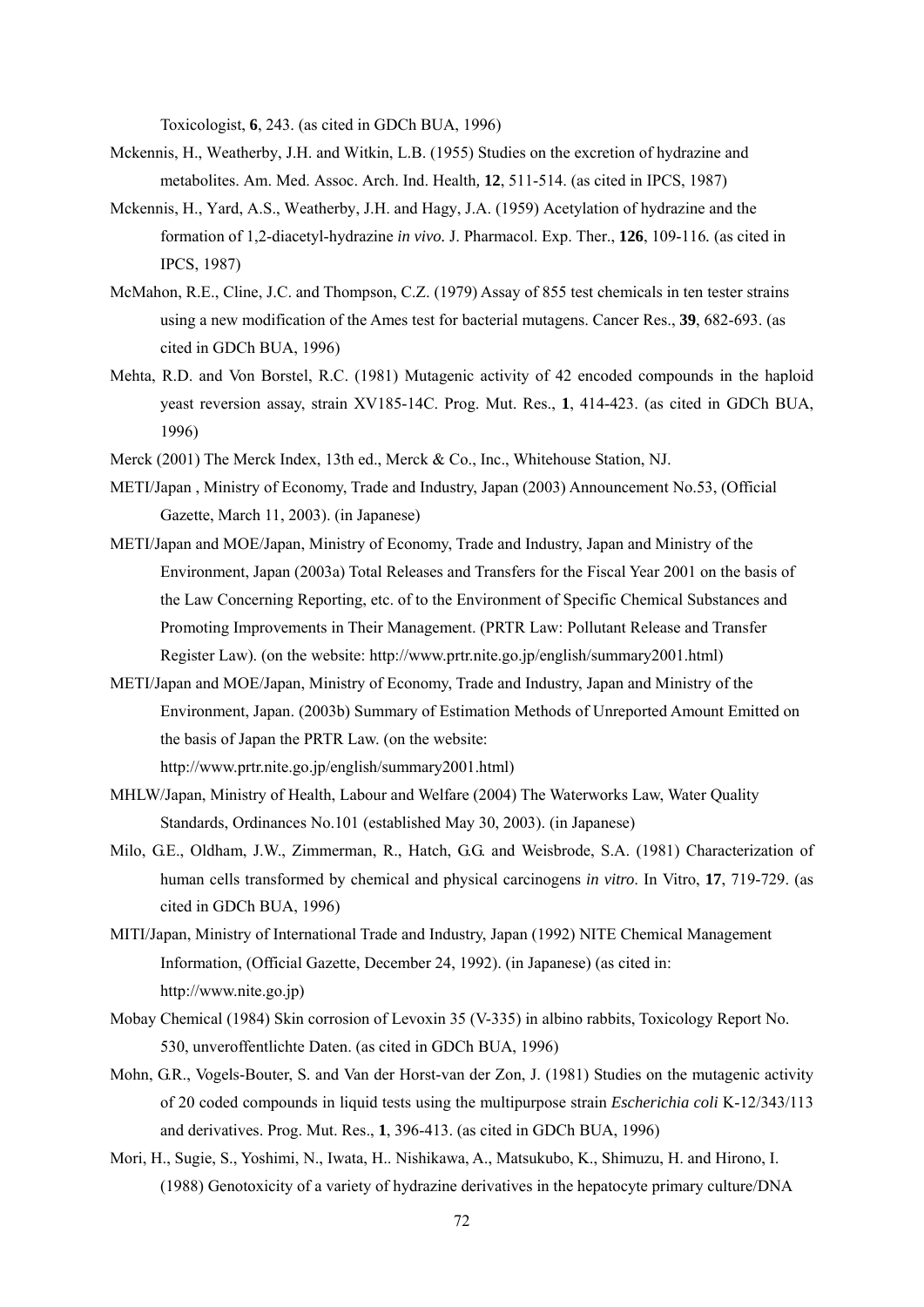Toxicologist, **6**, 243. (as cited in GDCh BUA, 1996)

Mckennis, H., Weatherby, J.H. and Witkin, L.B. (1955) Studies on the excretion of hydrazine and metabolites. Am. Med. Assoc. Arch. Ind. Health, **12**, 511-514. (as cited in IPCS, 1987)

Mckennis, H., Yard, A.S., Weatherby, J.H. and Hagy, J.A. (1959) Acetylation of hydrazine and the formation of 1,2-diacetyl-hydrazine *in vivo*. J. Pharmacol. Exp. Ther., **126**, 109-116. (as cited in IPCS, 1987)

McMahon, R.E., Cline, J.C. and Thompson, C.Z. (1979) Assay of 855 test chemicals in ten tester strains using a new modification of the Ames test for bacterial mutagens. Cancer Res., **39**, 682-693. (as cited in GDCh BUA, 1996)

Mehta, R.D. and Von Borstel, R.C. (1981) Mutagenic activity of 42 encoded compounds in the haploid yeast reversion assay, strain XV185-14C. Prog. Mut. Res., **1**, 414-423. (as cited in GDCh BUA, 1996)

Merck (2001) The Merck Index, 13th ed., Merck & Co., Inc., Whitehouse Station, NJ.

METI/Japan , Ministry of Economy, Trade and Industry, Japan (2003) Announcement No.53, (Official Gazette, March 11, 2003). (in Japanese)

METI/Japan and MOE/Japan, Ministry of Economy, Trade and Industry, Japan and Ministry of the Environment, Japan (2003a) Total Releases and Transfers for the Fiscal Year 2001 on the basis of the Law Concerning Reporting, etc. of to the Environment of Specific Chemical Substances and Promoting Improvements in Their Management. (PRTR Law: Pollutant Release and Transfer Register Law). (on the website: http://www.prtr.nite.go.jp/english/summary2001.html)

METI/Japan and MOE/Japan, Ministry of Economy, Trade and Industry, Japan and Ministry of the Environment, Japan. (2003b) Summary of Estimation Methods of Unreported Amount Emitted on the basis of Japan the PRTR Law. (on the website: http://www.prtr.nite.go.jp/english/summary2001.html)

MHLW/Japan, Ministry of Health, Labour and Welfare (2004) The Waterworks Law, Water Quality Standards, Ordinances No.101 (established May 30, 2003). (in Japanese)

Milo, G.E., Oldham, J.W., Zimmerman, R., Hatch, G.G. and Weisbrode, S.A. (1981) Characterization of human cells transformed by chemical and physical carcinogens *in vitro*. In Vitro, **17**, 719-729. (as cited in GDCh BUA, 1996)

MITI/Japan, Ministry of International Trade and Industry, Japan (1992) NITE Chemical Management Information, (Official Gazette, December 24, 1992). (in Japanese) (as cited in: http://www.nite.go.jp)

Mobay Chemical (1984) Skin corrosion of Levoxin 35 (V-335) in albino rabbits, Toxicology Report No. 530, unveroffentlichte Daten. (as cited in GDCh BUA, 1996)

Mohn, G.R., Vogels-Bouter, S. and Van der Horst-van der Zon, J. (1981) Studies on the mutagenic activity of 20 coded compounds in liquid tests using the multipurpose strain *Escherichia coli* K-12/343/113 and derivatives. Prog. Mut. Res., **1**, 396-413. (as cited in GDCh BUA, 1996)

Mori, H., Sugie, S., Yoshimi, N., Iwata, H.. Nishikawa, A., Matsukubo, K., Shimuzu, H. and Hirono, I. (1988) Genotoxicity of a variety of hydrazine derivatives in the hepatocyte primary culture/DNA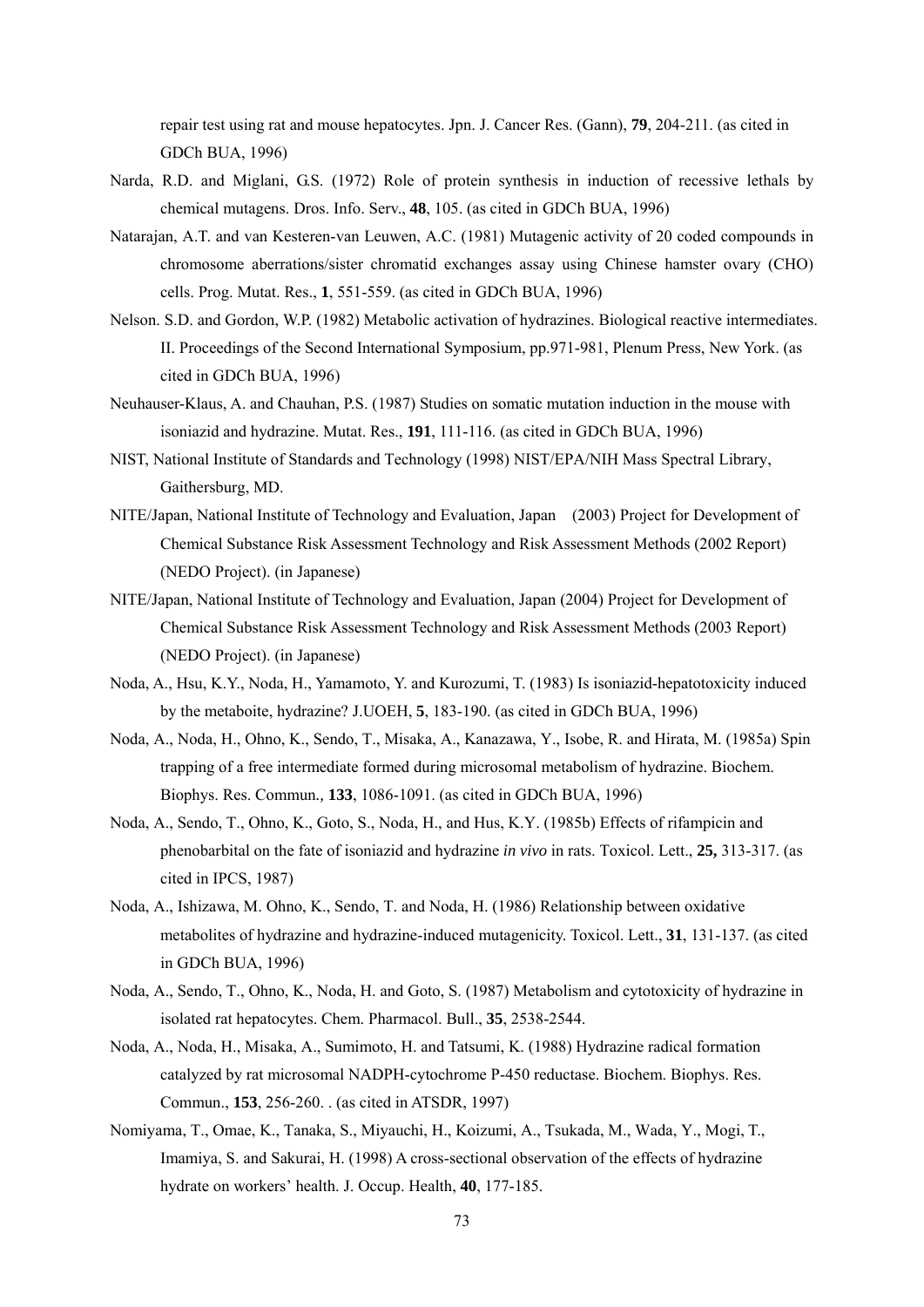repair test using rat and mouse hepatocytes. Jpn. J. Cancer Res. (Gann), **79**, 204-211. (as cited in GDCh BUA, 1996)

Narda, R.D. and Miglani, G.S. (1972) Role of protein synthesis in induction of recessive lethals by chemical mutagens. Dros. Info. Serv., **48**, 105. (as cited in GDCh BUA, 1996)

Natarajan, A.T. and van Kesteren-van Leuwen, A.C. (1981) Mutagenic activity of 20 coded compounds in chromosome aberrations/sister chromatid exchanges assay using Chinese hamster ovary (CHO) cells. Prog. Mutat. Res., **1**, 551-559. (as cited in GDCh BUA, 1996)

Nelson. S.D. and Gordon, W.P. (1982) Metabolic activation of hydrazines. Biological reactive intermediates. II. Proceedings of the Second International Symposium, pp.971-981, Plenum Press, New York. (as cited in GDCh BUA, 1996)

Neuhauser-Klaus, A. and Chauhan, P.S. (1987) Studies on somatic mutation induction in the mouse with isoniazid and hydrazine. Mutat. Res., **191**, 111-116. (as cited in GDCh BUA, 1996)

NIST, National Institute of Standards and Technology (1998) NIST/EPA/NIH Mass Spectral Library, Gaithersburg, MD.

NITE/Japan, National Institute of Technology and Evaluation, Japan (2003) Project for Development of Chemical Substance Risk Assessment Technology and Risk Assessment Methods (2002 Report) (NEDO Project). (in Japanese)

NITE/Japan, National Institute of Technology and Evaluation, Japan (2004) Project for Development of Chemical Substance Risk Assessment Technology and Risk Assessment Methods (2003 Report) (NEDO Project). (in Japanese)

Noda, A., Hsu, K.Y., Noda, H., Yamamoto, Y. and Kurozumi, T. (1983) Is isoniazid-hepatotoxicity induced by the metaboite, hydrazine? J.UOEH, **5**, 183-190. (as cited in GDCh BUA, 1996)

Noda, A., Noda, H., Ohno, K., Sendo, T., Misaka, A., Kanazawa, Y., Isobe, R. and Hirata, M. (1985a) Spin trapping of a free intermediate formed during microsomal metabolism of hydrazine. Biochem. Biophys. Res. Commun., **133**, 1086-1091. (as cited in GDCh BUA, 1996)

Noda, A., Sendo, T., Ohno, K., Goto, S., Noda, H., and Hus, K.Y. (1985b) Effects of rifampicin and phenobarbital on the fate of isoniazid and hydrazine *in vivo* in rats. Toxicol. Lett., **25,** 313-317. (as cited in IPCS, 1987)

Noda, A., Ishizawa, M. Ohno, K., Sendo, T. and Noda, H. (1986) Relationship between oxidative metabolites of hydrazine and hydrazine-induced mutagenicity. Toxicol. Lett., **31**, 131-137. (as cited in GDCh BUA, 1996)

Noda, A., Sendo, T., Ohno, K., Noda, H. and Goto, S. (1987) Metabolism and cytotoxicity of hydrazine in isolated rat hepatocytes. Chem. Pharmacol. Bull., **35**, 2538-2544.

Noda, A., Noda, H., Misaka, A., Sumimoto, H. and Tatsumi, K. (1988) Hydrazine radical formation catalyzed by rat microsomal NADPH-cytochrome P-450 reductase. Biochem. Biophys. Res. Commun., **153**, 256-260. . (as cited in ATSDR, 1997)

Nomiyama, T., Omae, K., Tanaka, S., Miyauchi, H., Koizumi, A., Tsukada, M., Wada, Y., Mogi, T., Imamiya, S. and Sakurai, H. (1998) A cross-sectional observation of the effects of hydrazine hydrate on workers' health. J. Occup. Health, **40**, 177-185.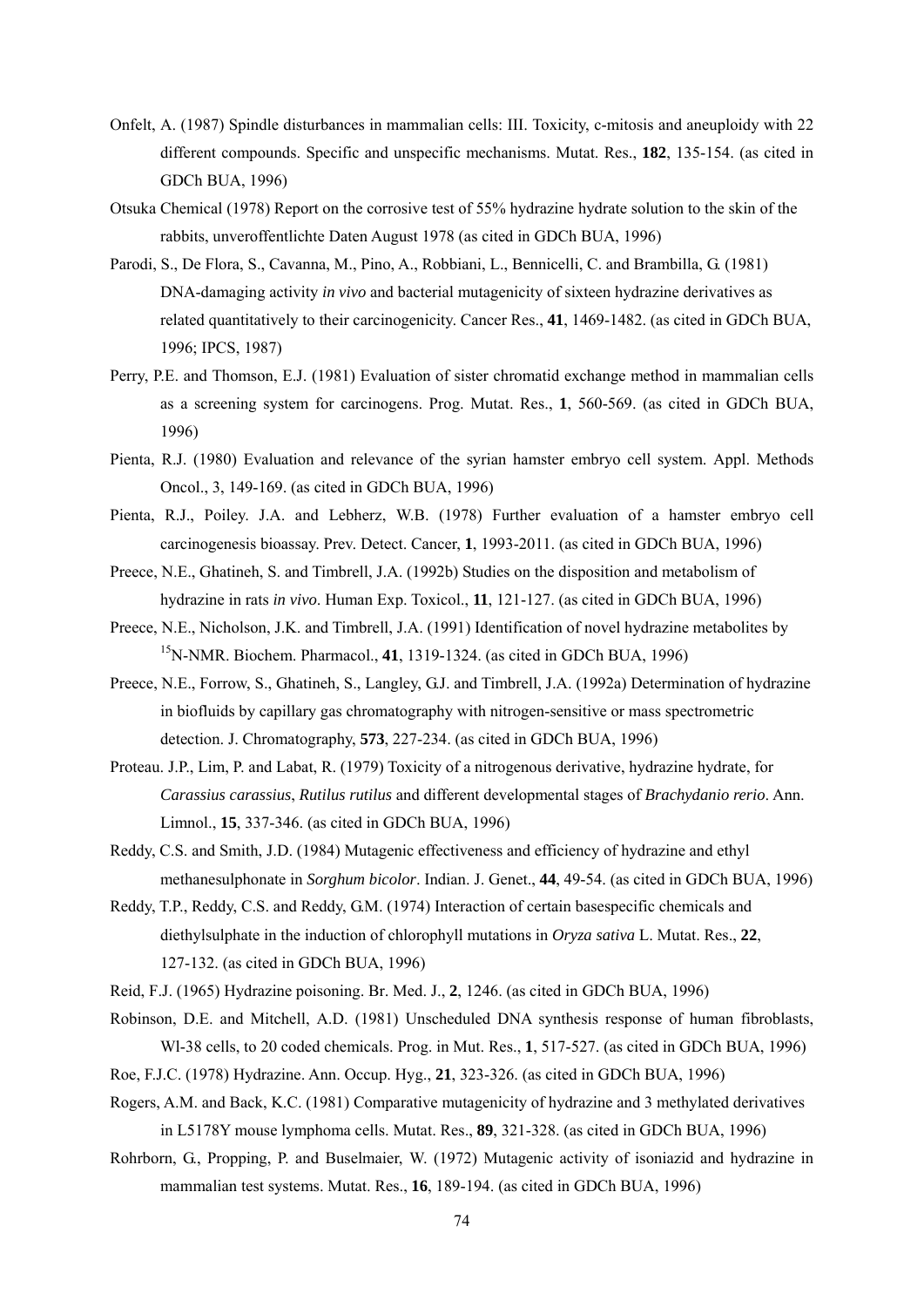Onfelt, A. (1987) Spindle disturbances in mammalian cells: III. Toxicity, c-mitosis and aneuploidy with 22 different compounds. Specific and unspecific mechanisms. Mutat. Res., **182**, 135-154. (as cited in GDCh BUA, 1996)

Otsuka Chemical (1978) Report on the corrosive test of 55% hydrazine hydrate solution to the skin of the rabbits, unveroffentlichte Daten August 1978 (as cited in GDCh BUA, 1996)

Parodi, S., De Flora, S., Cavanna, M., Pino, A., Robbiani, L., Bennicelli, C. and Brambilla, G. (1981) DNA-damaging activity *in vivo* and bacterial mutagenicity of sixteen hydrazine derivatives as related quantitatively to their carcinogenicity. Cancer Res., **41**, 1469-1482. (as cited in GDCh BUA, 1996; IPCS, 1987)

Perry, P.E. and Thomson, E.J. (1981) Evaluation of sister chromatid exchange method in mammalian cells as a screening system for carcinogens. Prog. Mutat. Res., **1**, 560-569. (as cited in GDCh BUA, 1996)

Pienta, R.J. (1980) Evaluation and relevance of the syrian hamster embryo cell system. Appl. Methods Oncol., 3, 149-169. (as cited in GDCh BUA, 1996)

Pienta, R.J., Poiley. J.A. and Lebherz, W.B. (1978) Further evaluation of a hamster embryo cell carcinogenesis bioassay. Prev. Detect. Cancer, **1**, 1993-2011. (as cited in GDCh BUA, 1996)

Preece, N.E., Ghatineh, S. and Timbrell, J.A. (1992b) Studies on the disposition and metabolism of hydrazine in rats *in vivo*. Human Exp. Toxicol., **11**, 121-127. (as cited in GDCh BUA, 1996)

Preece, N.E., Nicholson, J.K. and Timbrell, J.A. (1991) Identification of novel hydrazine metabolites by $^{15}$N-NMR. Biochem. Pharmacol., **41**, 1319-1324. (as cited in GDCh BUA, 1996)

Preece, N.E., Forrow, S., Ghatineh, S., Langley, G.J. and Timbrell, J.A. (1992a) Determination of hydrazine in biofluids by capillary gas chromatography with nitrogen-sensitive or mass spectrometric detection. J. Chromatography, **573**, 227-234. (as cited in GDCh BUA, 1996)

Proteau. J.P., Lim, P. and Labat, R. (1979) Toxicity of a nitrogenous derivative, hydrazine hydrate, for *Carassius carassius*, *Rutilus rutilus* and different developmental stages of *Brachydanio rerio*. Ann. Limnol., **15**, 337-346. (as cited in GDCh BUA, 1996)

Reddy, C.S. and Smith, J.D. (1984) Mutagenic effectiveness and efficiency of hydrazine and ethyl methanesulphonate in *Sorghum bicolor*. Indian. J. Genet., **44**, 49-54. (as cited in GDCh BUA, 1996)

Reddy, T.P., Reddy, C.S. and Reddy, G.M. (1974) Interaction of certain basespecific chemicals and diethylsulphate in the induction of chlorophyll mutations in *Oryza sativa* L. Mutat. Res., **22**, 127-132. (as cited in GDCh BUA, 1996)

Reid, F.J. (1965) Hydrazine poisoning. Br. Med. J., **2**, 1246. (as cited in GDCh BUA, 1996)

Robinson, D.E. and Mitchell, A.D. (1981) Unscheduled DNA synthesis response of human fibroblasts, Wl-38 cells, to 20 coded chemicals. Prog. in Mut. Res., **1**, 517-527. (as cited in GDCh BUA, 1996)

Roe, F.J.C. (1978) Hydrazine. Ann. Occup. Hyg., **21**, 323-326. (as cited in GDCh BUA, 1996)

Rogers, A.M. and Back, K.C. (1981) Comparative mutagenicity of hydrazine and 3 methylated derivatives in L5178Y mouse lymphoma cells. Mutat. Res., **89**, 321-328. (as cited in GDCh BUA, 1996)

Rohrborn, G., Propping, P. and Buselmaier, W. (1972) Mutagenic activity of isoniazid and hydrazine in mammalian test systems. Mutat. Res., **16**, 189-194. (as cited in GDCh BUA, 1996)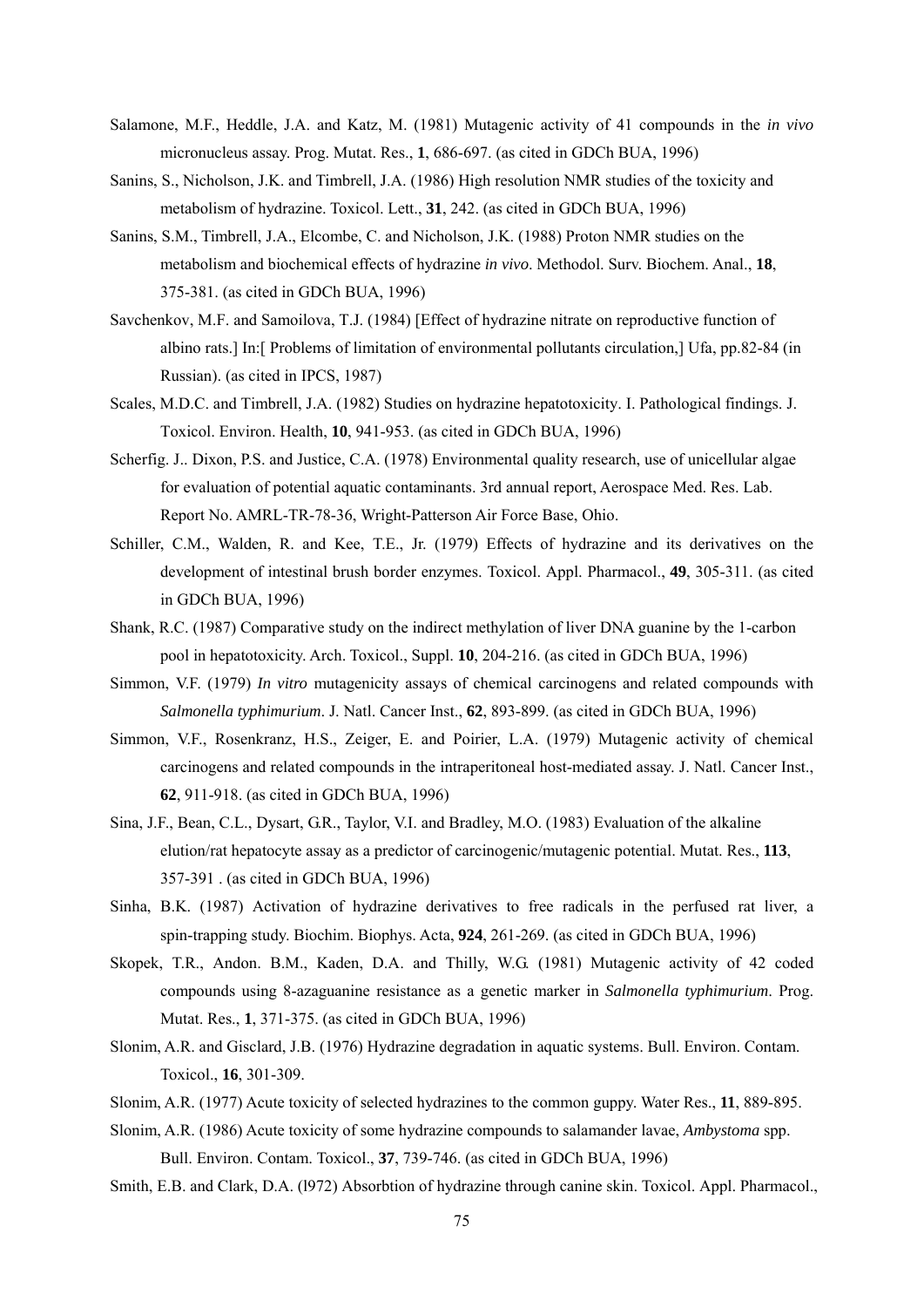Salamone, M.F., Heddle, J.A. and Katz, M. (1981) Mutagenic activity of 41 compounds in the *in vivo* micronucleus assay. Prog. Mutat. Res., **1**, 686-697. (as cited in GDCh BUA, 1996)

Sanins, S., Nicholson, J.K. and Timbrell, J.A. (1986) High resolution NMR studies of the toxicity and metabolism of hydrazine. Toxicol. Lett., **31**, 242. (as cited in GDCh BUA, 1996)

Sanins, S.M., Timbrell, J.A., Elcombe, C. and Nicholson, J.K. (1988) Proton NMR studies on the metabolism and biochemical effects of hydrazine *in vivo*. Methodol. Surv. Biochem. Anal., **18**, 375-381. (as cited in GDCh BUA, 1996)

Savchenkov, M.F. and Samoilova, T.J. (1984) [Effect of hydrazine nitrate on reproductive function of albino rats.] In:[ Problems of limitation of environmental pollutants circulation,] Ufa, pp.82-84 (in Russian). (as cited in IPCS, 1987)

Scales, M.D.C. and Timbrell, J.A. (1982) Studies on hydrazine hepatotoxicity. I. Pathological findings. J. Toxicol. Environ. Health, **10**, 941-953. (as cited in GDCh BUA, 1996)

Scherfig. J.. Dixon, P.S. and Justice, C.A. (1978) Environmental quality research, use of unicellular algae for evaluation of potential aquatic contaminants. 3rd annual report, Aerospace Med. Res. Lab. Report No. AMRL-TR-78-36, Wright-Patterson Air Force Base, Ohio.

Schiller, C.M., Walden, R. and Kee, T.E., Jr. (1979) Effects of hydrazine and its derivatives on the development of intestinal brush border enzymes. Toxicol. Appl. Pharmacol., **49**, 305-311. (as cited in GDCh BUA, 1996)

Shank, R.C. (1987) Comparative study on the indirect methylation of liver DNA guanine by the 1-carbon pool in hepatotoxicity. Arch. Toxicol., Suppl. **10**, 204-216. (as cited in GDCh BUA, 1996)

Simmon, V.F. (1979) *In vitro* mutagenicity assays of chemical carcinogens and related compounds with *Salmonella typhimurium*. J. Natl. Cancer Inst., **62**, 893-899. (as cited in GDCh BUA, 1996)

Simmon, V.F., Rosenkranz, H.S., Zeiger, E. and Poirier, L.A. (1979) Mutagenic activity of chemical carcinogens and related compounds in the intraperitoneal host-mediated assay. J. Natl. Cancer Inst., **62**, 911-918. (as cited in GDCh BUA, 1996)

Sina, J.F., Bean, C.L., Dysart, G.R., Taylor, V.I. and Bradley, M.O. (1983) Evaluation of the alkaline elution/rat hepatocyte assay as a predictor of carcinogenic/mutagenic potential. Mutat. Res., **113**, 357-391 . (as cited in GDCh BUA, 1996)

Sinha, B.K. (1987) Activation of hydrazine derivatives to free radicals in the perfused rat liver, a spin-trapping study. Biochim. Biophys. Acta, **924**, 261-269. (as cited in GDCh BUA, 1996)

Skopek, T.R., Andon. B.M., Kaden, D.A. and Thilly, W.G. (1981) Mutagenic activity of 42 coded compounds using 8-azaguanine resistance as a genetic marker in *Salmonella typhimurium*. Prog. Mutat. Res., **1**, 371-375. (as cited in GDCh BUA, 1996)

Slonim, A.R. and Gisclard, J.B. (1976) Hydrazine degradation in aquatic systems. Bull. Environ. Contam. Toxicol., **16**, 301-309.

Slonim, A.R. (1977) Acute toxicity of selected hydrazines to the common guppy. Water Res., **11**, 889-895.

Slonim, A.R. (1986) Acute toxicity of some hydrazine compounds to salamander lavae, *Ambystoma* spp. Bull. Environ. Contam. Toxicol., **37**, 739-746. (as cited in GDCh BUA, 1996)

Smith, E.B. and Clark, D.A. (l972) Absorbtion of hydrazine through canine skin. Toxicol. Appl. Pharmacol.,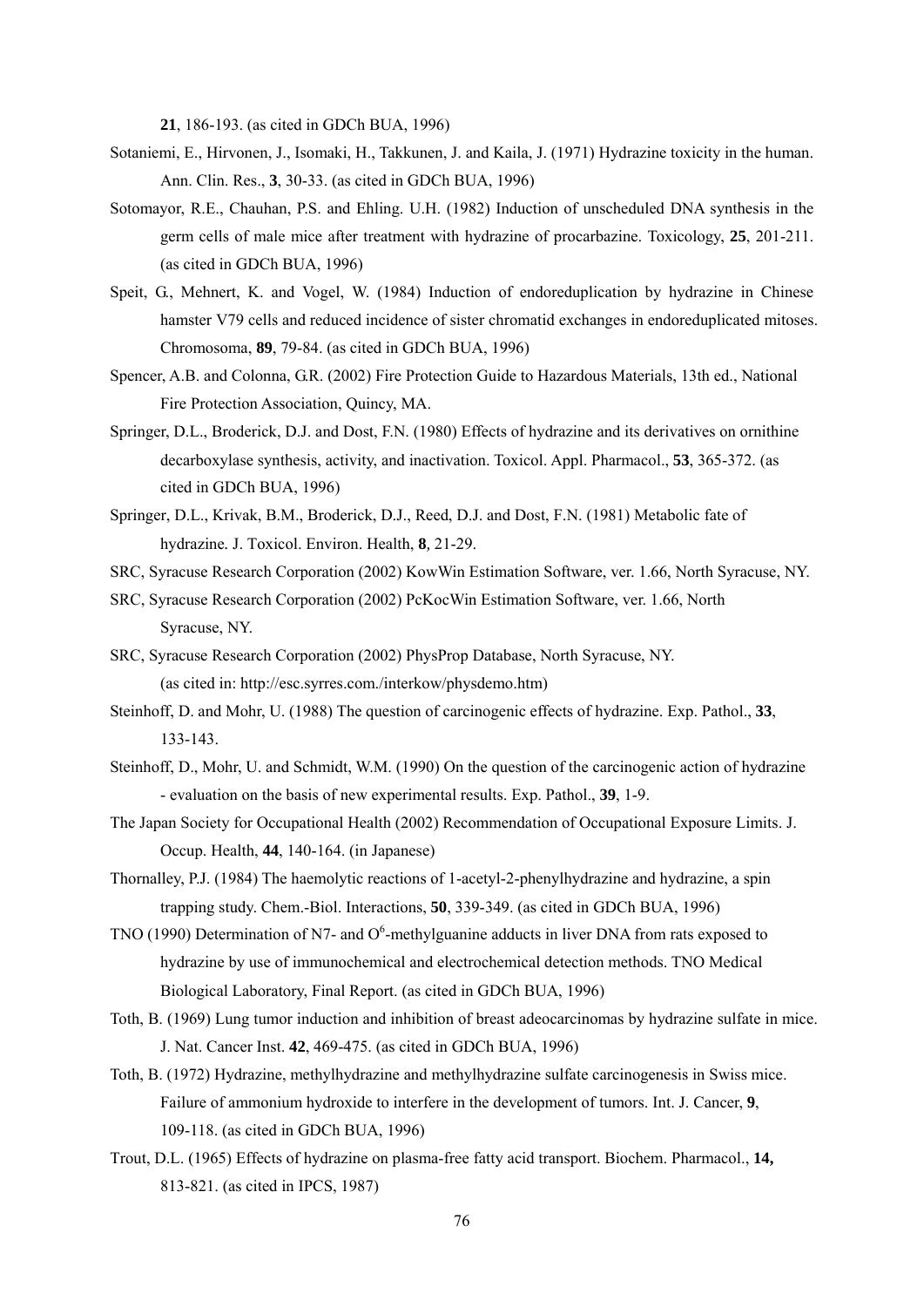**21**, 186-193. (as cited in GDCh BUA, 1996)

Sotaniemi, E., Hirvonen, J., Isomaki, H., Takkunen, J. and Kaila, J. (1971) Hydrazine toxicity in the human. Ann. Clin. Res., **3**, 30-33. (as cited in GDCh BUA, 1996)

Sotomayor, R.E., Chauhan, P.S. and Ehling. U.H. (1982) Induction of unscheduled DNA synthesis in the germ cells of male mice after treatment with hydrazine of procarbazine. Toxicology, **25**, 201-211. (as cited in GDCh BUA, 1996)

Speit, G., Mehnert, K. and Vogel, W. (1984) Induction of endoreduplication by hydrazine in Chinese hamster V79 cells and reduced incidence of sister chromatid exchanges in endoreduplicated mitoses. Chromosoma, **89**, 79-84. (as cited in GDCh BUA, 1996)

Spencer, A.B. and Colonna, G.R. (2002) Fire Protection Guide to Hazardous Materials, 13th ed., National Fire Protection Association, Quincy, MA.

Springer, D.L., Broderick, D.J. and Dost, F.N. (1980) Effects of hydrazine and its derivatives on ornithine decarboxylase synthesis, activity, and inactivation. Toxicol. Appl. Pharmacol., **53**, 365-372. (as cited in GDCh BUA, 1996)

Springer, D.L., Krivak, B.M., Broderick, D.J., Reed, D.J. and Dost, F.N. (1981) Metabolic fate of hydrazine. J. Toxicol. Environ. Health, **8**, 21-29.

SRC, Syracuse Research Corporation (2002) KowWin Estimation Software, ver. 1.66, North Syracuse, NY.

SRC, Syracuse Research Corporation (2002) PcKocWin Estimation Software, ver. 1.66, North Syracuse, NY.

SRC, Syracuse Research Corporation (2002) PhysProp Database, North Syracuse, NY. (as cited in: http://esc.syrres.com./interkow/physdemo.htm)

Steinhoff, D. and Mohr, U. (1988) The question of carcinogenic effects of hydrazine. Exp. Pathol., **33**, 133-143.

Steinhoff, D., Mohr, U. and Schmidt, W.M. (1990) On the question of the carcinogenic action of hydrazine - evaluation on the basis of new experimental results. Exp. Pathol., **39**, 1-9.

The Japan Society for Occupational Health (2002) Recommendation of Occupational Exposure Limits. J. Occup. Health, **44**, 140-164. (in Japanese)

Thornalley, P.J. (1984) The haemolytic reactions of 1-acetyl-2-phenylhydrazine and hydrazine, a spin trapping study. Chem.-Biol. Interactions, **50**, 339-349. (as cited in GDCh BUA, 1996)

TNO (1990) Determination of N7- and $O^6$-methylguanine adducts in liver DNA from rats exposed to hydrazine by use of immunochemical and electrochemical detection methods. TNO Medical Biological Laboratory, Final Report. (as cited in GDCh BUA, 1996)

Toth, B. (1969) Lung tumor induction and inhibition of breast adeocarcinomas by hydrazine sulfate in mice. J. Nat. Cancer Inst. **42**, 469-475. (as cited in GDCh BUA, 1996)

Toth, B. (1972) Hydrazine, methylhydrazine and methylhydrazine sulfate carcinogenesis in Swiss mice. Failure of ammonium hydroxide to interfere in the development of tumors. Int. J. Cancer, **9**, 109-118. (as cited in GDCh BUA, 1996)

Trout, D.L. (1965) Effects of hydrazine on plasma-free fatty acid transport. Biochem. Pharmacol., **14,** 813-821. (as cited in IPCS, 1987)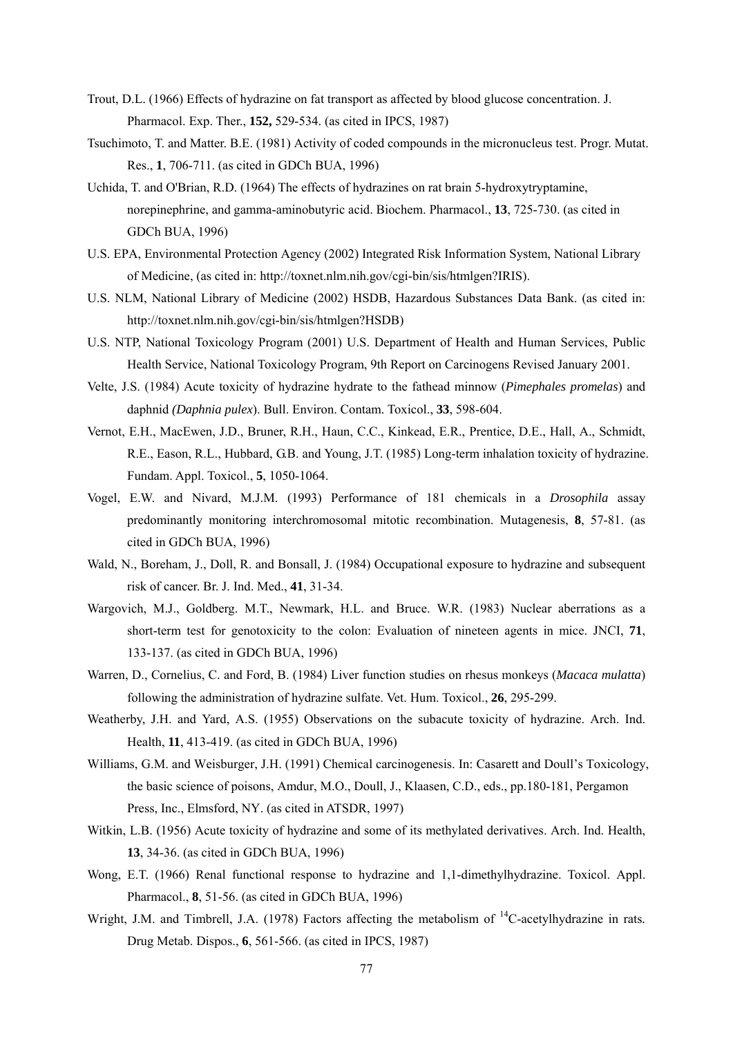Trout, D.L. (1966) Effects of hydrazine on fat transport as affected by blood glucose concentration. J. Pharmacol. Exp. Ther., **152,** 529-534. (as cited in IPCS, 1987)

Tsuchimoto, T. and Matter. B.E. (1981) Activity of coded compounds in the micronucleus test. Progr. Mutat. Res., **1**, 706-711. (as cited in GDCh BUA, 1996)

Uchida, T. and O'Brian, R.D. (1964) The effects of hydrazines on rat brain 5-hydroxytryptamine, norepinephrine, and gamma-aminobutyric acid. Biochem. Pharmacol., **13**, 725-730. (as cited in GDCh BUA, 1996)

U.S. EPA, Environmental Protection Agency (2002) Integrated Risk Information System, National Library of Medicine, (as cited in: http://toxnet.nlm.nih.gov/cgi-bin/sis/htmlgen?IRIS).

U.S. NLM, National Library of Medicine (2002) HSDB, Hazardous Substances Data Bank. (as cited in: http://toxnet.nlm.nih.gov/cgi-bin/sis/htmlgen?HSDB)

U.S. NTP, National Toxicology Program (2001) U.S. Department of Health and Human Services, Public Health Service, National Toxicology Program, 9th Report on Carcinogens Revised January 2001.

Velte, J.S. (1984) Acute toxicity of hydrazine hydrate to the fathead minnow (*Pimephales promelas*) and daphnid *(Daphnia pulex*). Bull. Environ. Contam. Toxicol., **33**, 598-604.

Vernot, E.H., MacEwen, J.D., Bruner, R.H., Haun, C.C., Kinkead, E.R., Prentice, D.E., Hall, A., Schmidt, R.E., Eason, R.L., Hubbard, G.B. and Young, J.T. (1985) Long-term inhalation toxicity of hydrazine. Fundam. Appl. Toxicol., **5**, 1050-1064.

Vogel, E.W. and Nivard, M.J.M. (1993) Performance of 181 chemicals in a *Drosophila* assay predominantly monitoring interchromosomal mitotic recombination. Mutagenesis, **8**, 57-81. (as cited in GDCh BUA, 1996)

Wald, N., Boreham, J., Doll, R. and Bonsall, J. (1984) Occupational exposure to hydrazine and subsequent risk of cancer. Br. J. Ind. Med., **41**, 31-34.

Wargovich, M.J., Goldberg. M.T., Newmark, H.L. and Bruce. W.R. (1983) Nuclear aberrations as a short-term test for genotoxicity to the colon: Evaluation of nineteen agents in mice. JNCI, **71**, 133-137. (as cited in GDCh BUA, 1996)

Warren, D., Cornelius, C. and Ford, B. (1984) Liver function studies on rhesus monkeys (*Macaca mulatta*) following the administration of hydrazine sulfate. Vet. Hum. Toxicol., **26**, 295-299.

Weatherby, J.H. and Yard, A.S. (1955) Observations on the subacute toxicity of hydrazine. Arch. Ind. Health, **11**, 413-419. (as cited in GDCh BUA, 1996)

Williams, G.M. and Weisburger, J.H. (1991) Chemical carcinogenesis. In: Casarett and Doull's Toxicology, the basic science of poisons, Amdur, M.O., Doull, J., Klaasen, C.D., eds., pp.180-181, Pergamon Press, Inc., Elmsford, NY. (as cited in ATSDR, 1997)

Witkin, L.B. (1956) Acute toxicity of hydrazine and some of its methylated derivatives. Arch. Ind. Health, **13**, 34-36. (as cited in GDCh BUA, 1996)

Wong, E.T. (1966) Renal functional response to hydrazine and 1,1-dimethylhydrazine. Toxicol. Appl. Pharmacol., **8**, 51-56. (as cited in GDCh BUA, 1996)

Wright, J.M. and Timbrell, J.A. (1978) Factors affecting the metabolism of $^{14}$C-acetylhydrazine in rats. Drug Metab. Dispos., **6**, 561-566. (as cited in IPCS, 1987)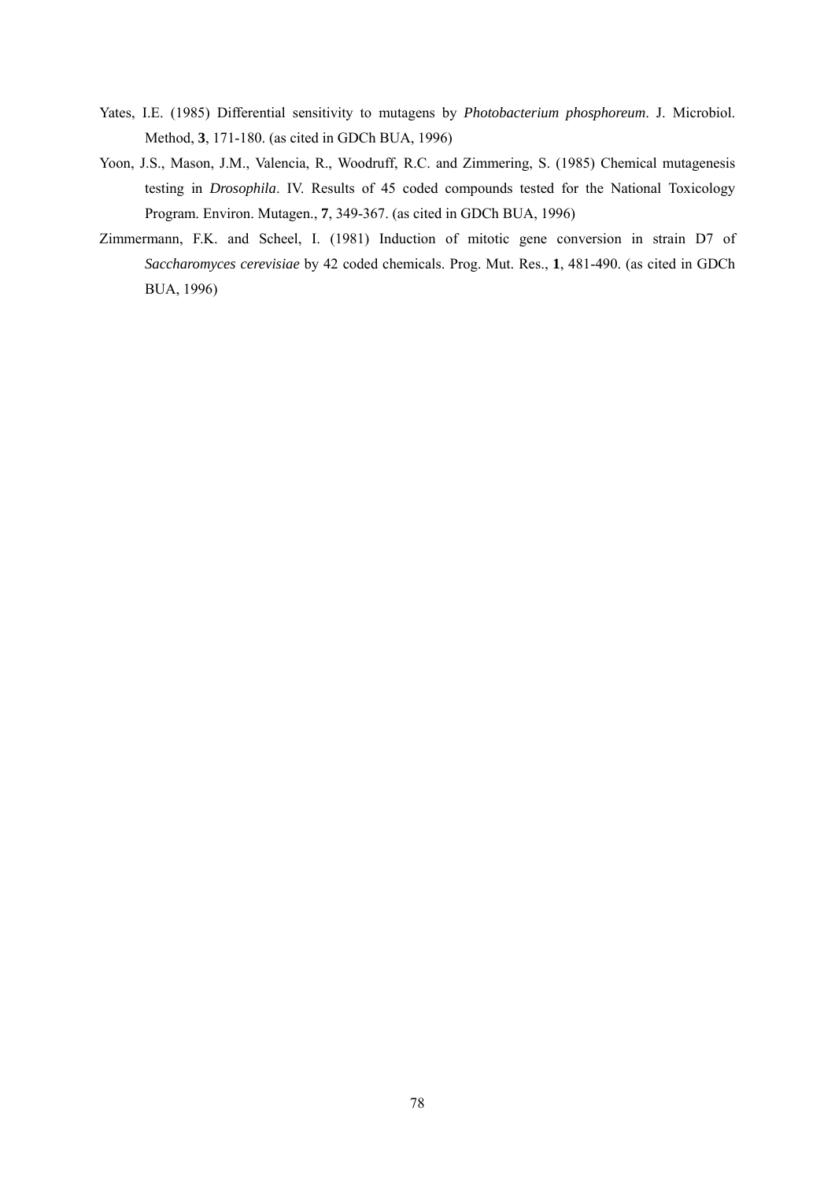Yates, I.E. (1985) Differential sensitivity to mutagens by *Photobacterium phosphoreum*. J. Microbiol. Method, **3**, 171-180. (as cited in GDCh BUA, 1996)

Yoon, J.S., Mason, J.M., Valencia, R., Woodruff, R.C. and Zimmering, S. (1985) Chemical mutagenesis testing in *Drosophila*. IV. Results of 45 coded compounds tested for the National Toxicology Program. Environ. Mutagen., **7**, 349-367. (as cited in GDCh BUA, 1996)

Zimmermann, F.K. and Scheel, I. (1981) Induction of mitotic gene conversion in strain D7 of *Saccharomyces cerevisiae* by 42 coded chemicals. Prog. Mut. Res., **1**, 481-490. (as cited in GDCh BUA, 1996)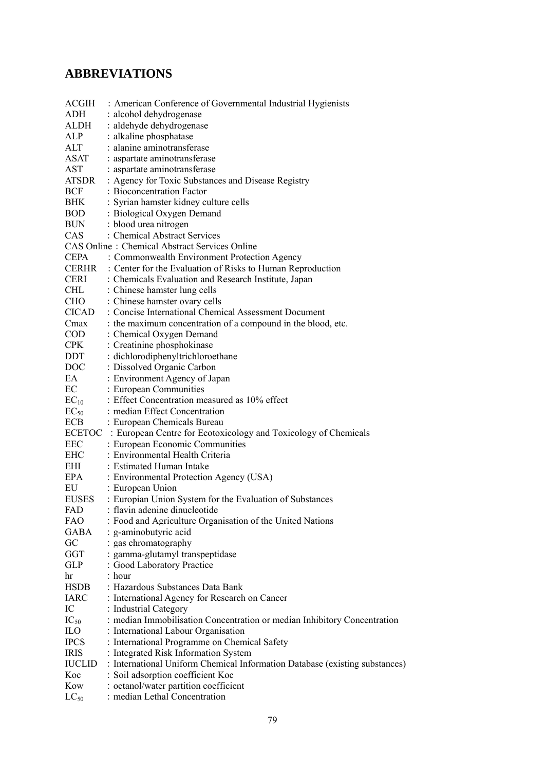## ABBREVIATIONS

ACGIH : American Conference of Governmental Industrial Hygienists
ADH : alcohol dehydrogenase
ALDH : aldehyde dehydrogenase
ALP : alkaline phosphatase
ALT : alanine aminotransferase
ASAT : aspartate aminotransferase
AST : aspartate aminotransferase
ATSDR : Agency for Toxic Substances and Disease Registry
BCF : Bioconcentration Factor
BHK : Syrian hamster kidney culture cells
BOD : Biological Oxygen Demand
BUN : blood urea nitrogen
CAS : Chemical Abstract Services
CAS Online : Chemical Abstract Services Online
CEPA : Commonwealth Environment Protection Agency
CERHR : Center for the Evaluation of Risks to Human Reproduction
CERI : Chemicals Evaluation and Research Institute, Japan
CHL : Chinese hamster lung cells
CHO : Chinese hamster ovary cells
CICAD : Concise International Chemical Assessment Document
Cmax : the maximum concentration of a compound in the blood, etc.
COD : Chemical Oxygen Demand
CPK : Creatinine phosphokinase
DDT : dichlorodiphenyltrichloroethane
DOC : Dissolved Organic Carbon
EA : Environment Agency of Japan
EC : European Communities
$EC_{10}$ : Effect Concentration measured as 10% effect
$EC_{50}$ : median Effect Concentration
ECB : European Chemicals Bureau
ECETOC : European Centre for Ecotoxicology and Toxicology of Chemicals
EEC : European Economic Communities
EHC : Environmental Health Criteria
EHI : Estimated Human Intake
EPA : Environmental Protection Agency (USA)
EU : European Union
EUSES : Europian Union System for the Evaluation of Substances
FAD : flavin adenine dinucleotide
FAO : Food and Agriculture Organisation of the United Nations
GABA : g-aminobutyric acid
GC : gas chromatography
GGT : gamma-glutamyl transpeptidase
GLP : Good Laboratory Practice
hr : hour
HSDB : Hazardous Substances Data Bank
IARC : International Agency for Research on Cancer
IC : Industrial Category
$IC_{50}$ : median Immobilisation Concentration or median Inhibitory Concentration
ILO : International Labour Organisation
IPCS : International Programme on Chemical Safety
IRIS : Integrated Risk Information System
IUCLID : International Uniform Chemical Information Database (existing substances)
Koc : Soil adsorption coefficient Koc
Kow : octanol/water partition coefficient
$LC_{50}$ : median Lethal Concentration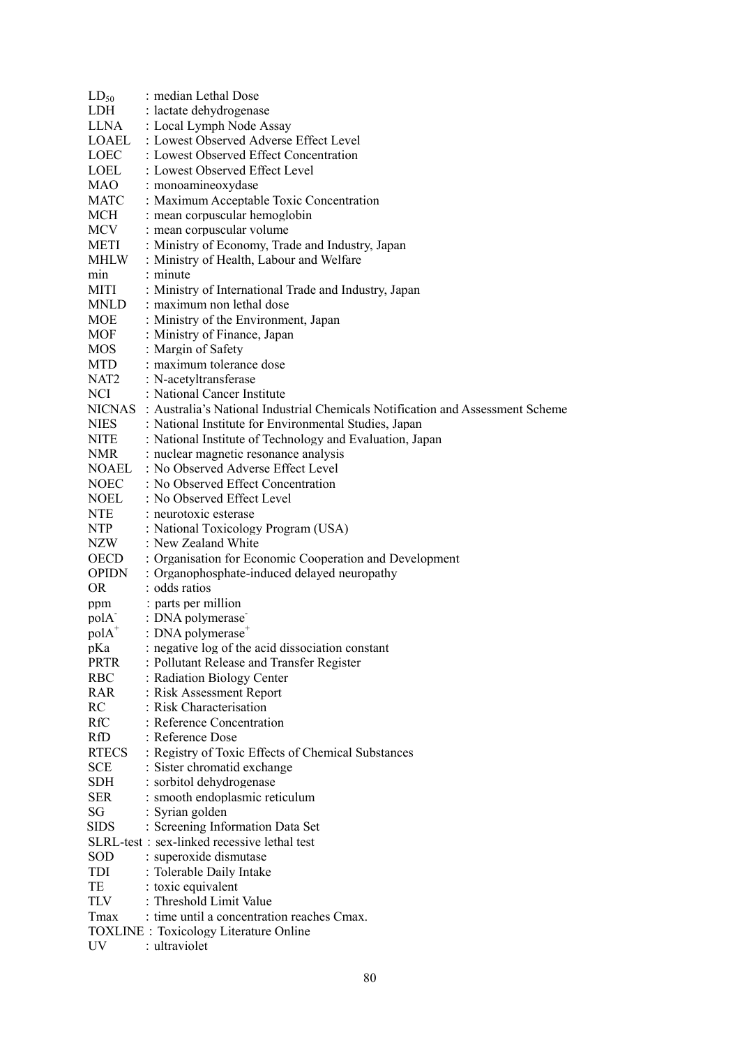$LD_{50}$ : median Lethal Dose
LDH : lactate dehydrogenase
LLNA : Local Lymph Node Assay
LOAEL : Lowest Observed Adverse Effect Level
LOEC : Lowest Observed Effect Concentration
LOEL : Lowest Observed Effect Level
MAO : monoamineoxydase
MATC : Maximum Acceptable Toxic Concentration
MCH : mean corpuscular hemoglobin
MCV : mean corpuscular volume
METI : Ministry of Economy, Trade and Industry, Japan
MHLW : Ministry of Health, Labour and Welfare
min : minute
MITI : Ministry of International Trade and Industry, Japan
MNLD : maximum non lethal dose
MOE : Ministry of the Environment, Japan
MOF : Ministry of Finance, Japan
MOS : Margin of Safety
MTD : maximum tolerance dose
NAT2 : N-acetyltransferase
NCI : National Cancer Institute
NICNAS : Australia's National Industrial Chemicals Notification and Assessment Scheme
NIES : National Institute for Environmental Studies, Japan
NITE : National Institute of Technology and Evaluation, Japan
NMR : nuclear magnetic resonance analysis
NOAEL : No Observed Adverse Effect Level
NOEC : No Observed Effect Concentration
NOEL : No Observed Effect Level
NTE : neurotoxic esterase
NTP : National Toxicology Program (USA)
NZW : New Zealand White
OECD : Organisation for Economic Cooperation and Development
OPIDN : Organophosphate-induced delayed neuropathy
OR : odds ratios
ppm : parts per million
$polA^-$ : DNA polymerase$^-$
$polA^+$ : DNA polymerase$^+$
pKa : negative log of the acid dissociation constant
PRTR : Pollutant Release and Transfer Register
RBC : Radiation Biology Center
RAR : Risk Assessment Report
RC : Risk Characterisation
RfC : Reference Concentration
RfD : Reference Dose
RTECS : Registry of Toxic Effects of Chemical Substances
SCE : Sister chromatid exchange
SDH : sorbitol dehydrogenase
SER : smooth endoplasmic reticulum
SG : Syrian golden
SIDS : Screening Information Data Set
SLRL-test : sex-linked recessive lethal test
SOD : superoxide dismutase
TDI : Tolerable Daily Intake
TE : toxic equivalent
TLV : Threshold Limit Value
Tmax : time until a concentration reaches Cmax.
TOXLINE : Toxicology Literature Online
UV : ultraviolet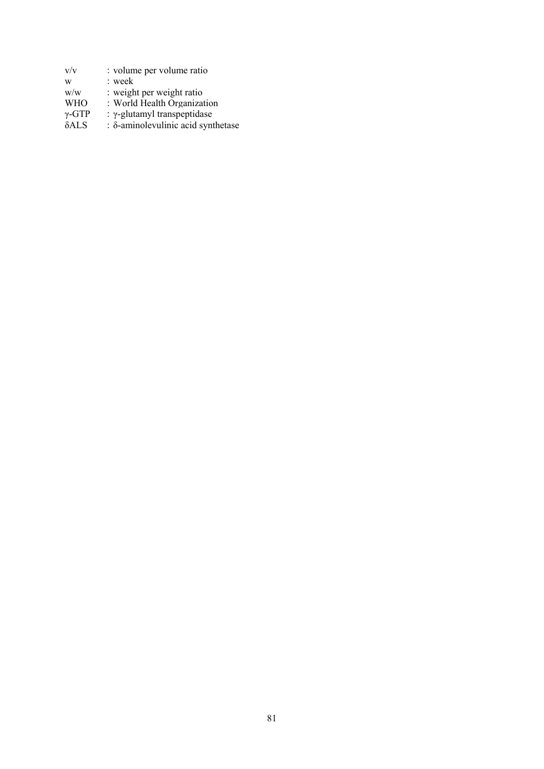| | |
|---|---|
| v/v | : volume per volume ratio |
| w | : week |
| w/w | : weight per weight ratio |
| WHO | : World Health Organization |
| γ-GTP | : γ-glutamyl transpeptidase |
| δALS | : δ-aminolevulinic acid synthetase |